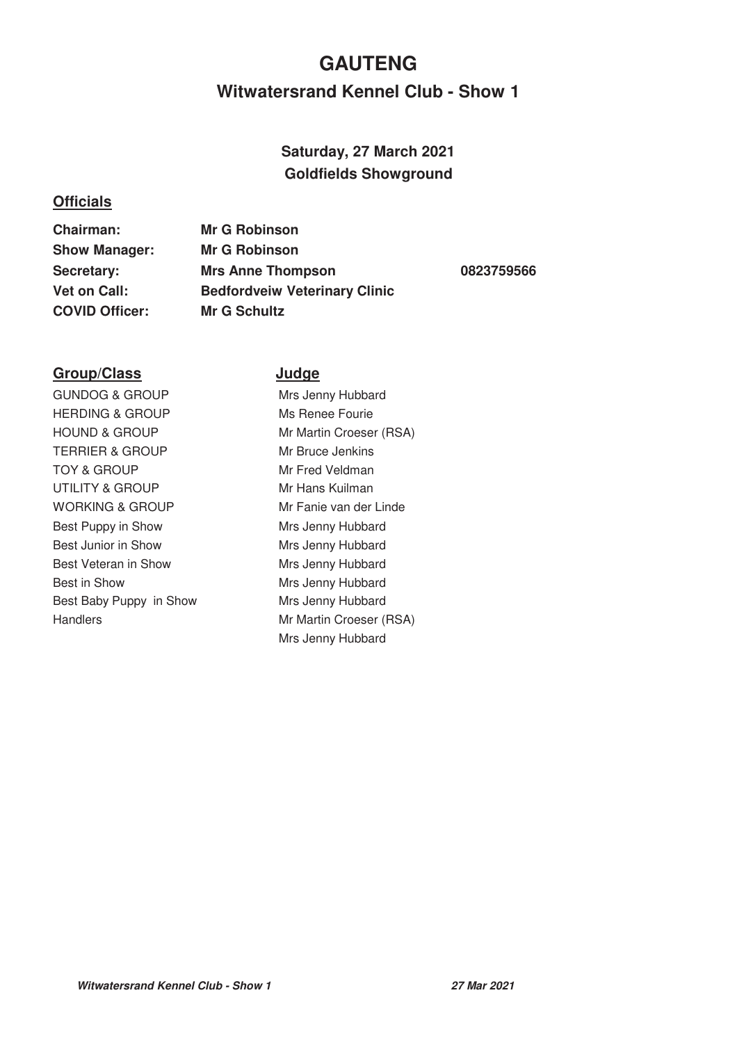# GAUTENG

## Witwatersrand Kennel Club - Show 1

**Saturday, 27 March 2021**
**Goldfields Showground**

### Officials

| | | |
|---|---|---|
| **Chairman:** | **Mr G Robinson** | |
| **Show Manager:** | **Mr G Robinson** | |
| **Secretary:** | **Mrs Anne Thompson** | **0823759566** |
| **Vet on Call:** | **Bedfordveiw Veterinary Clinic** | |
| **COVID Officer:** | **Mr G Schultz** | |

| Group/Class | Judge |
|---|---|
| GUNDOG & GROUP | Mrs Jenny Hubbard |
| HERDING & GROUP | Ms Renee Fourie |
| HOUND & GROUP | Mr Martin Croeser (RSA) |
| TERRIER & GROUP | Mr Bruce Jenkins |
| TOY & GROUP | Mr Fred Veldman |
| UTILITY & GROUP | Mr Hans Kuilman |
| WORKING & GROUP | Mr Fanie van der Linde |
| Best Puppy in Show | Mrs Jenny Hubbard |
| Best Junior in Show | Mrs Jenny Hubbard |
| Best Veteran in Show | Mrs Jenny Hubbard |
| Best in Show | Mrs Jenny Hubbard |
| Best Baby Puppy in Show | Mrs Jenny Hubbard |
| Handlers | Mr Martin Croeser (RSA) |
| | Mrs Jenny Hubbard |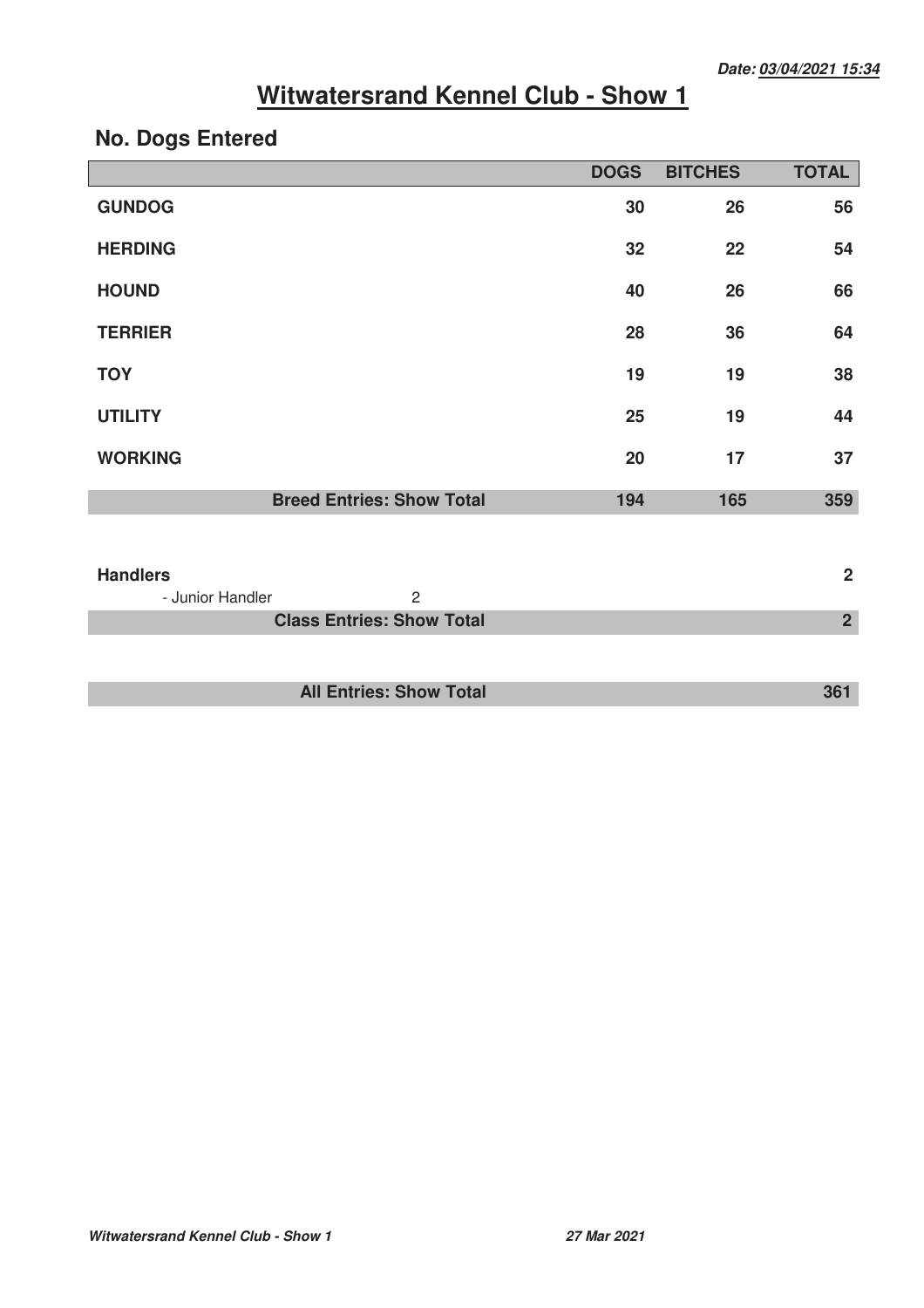*Date: 03/04/2021 15:34*

# Witwatersrand Kennel Club - Show 1

## No. Dogs Entered

| | DOGS | BITCHES | TOTAL |
|---|---|---|---|
| **GUNDOG** | 30 | 26 | 56 |
| **HERDING** | 32 | 22 | 54 |
| **HOUND** | 40 | 26 | 66 |
| **TERRIER** | 28 | 36 | 64 |
| **TOY** | 19 | 19 | 38 |
| **UTILITY** | 25 | 19 | 44 |
| **WORKING** | 20 | 17 | 37 |
| **Breed Entries: Show Total** | **194** | **165** | **359** |

| | | |
|---|---|---|
| **Handlers** | | **2** |
| - Junior Handler | 2 | |
| **Class Entries: Show Total** | | **2** |

| | |
|---|---|
| **All Entries: Show Total** | **361** |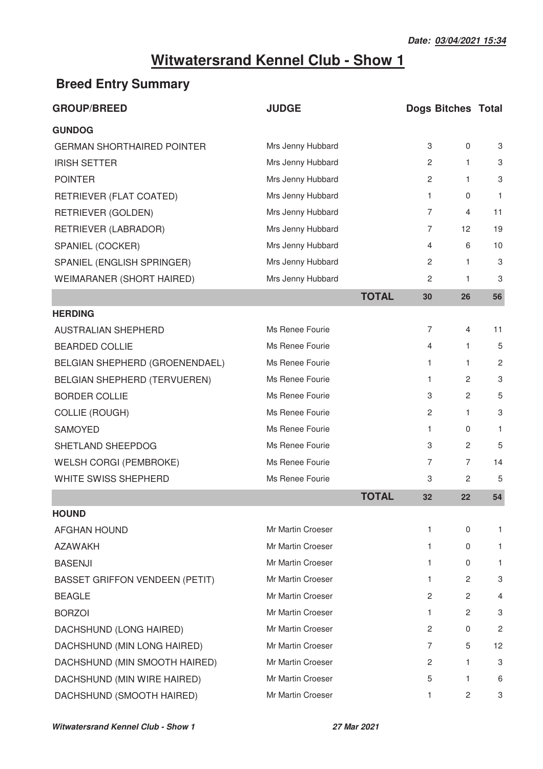**Date: 03/04/2021 15:34**

# Witwatersrand Kennel Club - Show 1

## Breed Entry Summary

| GROUP/BREED | JUDGE | | Dogs | Bitches | Total |
|---|---|---|---|---|---|
| **GUNDOG** | | | | | |
| GERMAN SHORTHAIRED POINTER | Mrs Jenny Hubbard | | 3 | 0 | 3 |
| IRISH SETTER | Mrs Jenny Hubbard | | 2 | 1 | 3 |
| POINTER | Mrs Jenny Hubbard | | 2 | 1 | 3 |
| RETRIEVER (FLAT COATED) | Mrs Jenny Hubbard | | 1 | 0 | 1 |
| RETRIEVER (GOLDEN) | Mrs Jenny Hubbard | | 7 | 4 | 11 |
| RETRIEVER (LABRADOR) | Mrs Jenny Hubbard | | 7 | 12 | 19 |
| SPANIEL (COCKER) | Mrs Jenny Hubbard | | 4 | 6 | 10 |
| SPANIEL (ENGLISH SPRINGER) | Mrs Jenny Hubbard | | 2 | 1 | 3 |
| WEIMARANER (SHORT HAIRED) | Mrs Jenny Hubbard | | 2 | 1 | 3 |
| | | **TOTAL** | **30** | **26** | **56** |
| **HERDING** | | | | | |
| AUSTRALIAN SHEPHERD | Ms Renee Fourie | | 7 | 4 | 11 |
| BEARDED COLLIE | Ms Renee Fourie | | 4 | 1 | 5 |
| BELGIAN SHEPHERD (GROENENDAEL) | Ms Renee Fourie | | 1 | 1 | 2 |
| BELGIAN SHEPHERD (TERVUEREN) | Ms Renee Fourie | | 1 | 2 | 3 |
| BORDER COLLIE | Ms Renee Fourie | | 3 | 2 | 5 |
| COLLIE (ROUGH) | Ms Renee Fourie | | 2 | 1 | 3 |
| SAMOYED | Ms Renee Fourie | | 1 | 0 | 1 |
| SHETLAND SHEEPDOG | Ms Renee Fourie | | 3 | 2 | 5 |
| WELSH CORGI (PEMBROKE) | Ms Renee Fourie | | 7 | 7 | 14 |
| WHITE SWISS SHEPHERD | Ms Renee Fourie | | 3 | 2 | 5 |
| | | **TOTAL** | **32** | **22** | **54** |
| **HOUND** | | | | | |
| AFGHAN HOUND | Mr Martin Croeser | | 1 | 0 | 1 |
| AZAWAKH | Mr Martin Croeser | | 1 | 0 | 1 |
| BASENJI | Mr Martin Croeser | | 1 | 0 | 1 |
| BASSET GRIFFON VENDEEN (PETIT) | Mr Martin Croeser | | 1 | 2 | 3 |
| BEAGLE | Mr Martin Croeser | | 2 | 2 | 4 |
| BORZOI | Mr Martin Croeser | | 1 | 2 | 3 |
| DACHSHUND (LONG HAIRED) | Mr Martin Croeser | | 2 | 0 | 2 |
| DACHSHUND (MIN LONG HAIRED) | Mr Martin Croeser | | 7 | 5 | 12 |
| DACHSHUND (MIN SMOOTH HAIRED) | Mr Martin Croeser | | 2 | 1 | 3 |
| DACHSHUND (MIN WIRE HAIRED) | Mr Martin Croeser | | 5 | 1 | 6 |
| DACHSHUND (SMOOTH HAIRED) | Mr Martin Croeser | | 1 | 2 | 3 |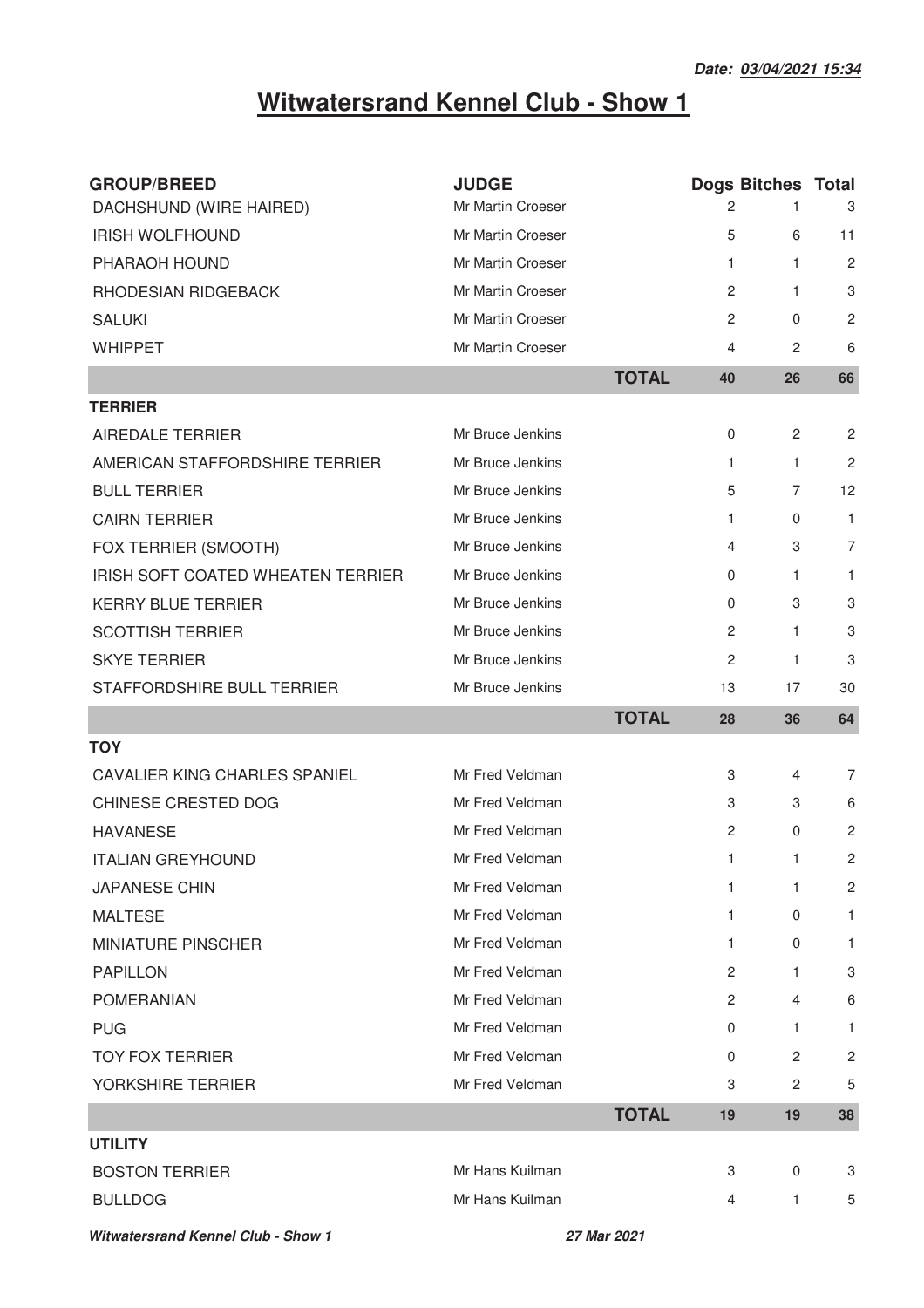**Date: 03/04/2021 15:34**

# Witwatersrand Kennel Club - Show 1

| GROUP/BREED | JUDGE | | Dogs | Bitches | Total |
|---|---|---|---|---|---|
| DACHSHUND (WIRE HAIRED) | Mr Martin Croeser | | 2 | 1 | 3 |
| IRISH WOLFHOUND | Mr Martin Croeser | | 5 | 6 | 11 |
| PHARAOH HOUND | Mr Martin Croeser | | 1 | 1 | 2 |
| RHODESIAN RIDGEBACK | Mr Martin Croeser | | 2 | 1 | 3 |
| SALUKI | Mr Martin Croeser | | 2 | 0 | 2 |
| WHIPPET | Mr Martin Croeser | | 4 | 2 | 6 |
| | | **TOTAL** | **40** | **26** | **66** |
| **TERRIER** | | | | | |
| AIREDALE TERRIER | Mr Bruce Jenkins | | 0 | 2 | 2 |
| AMERICAN STAFFORDSHIRE TERRIER | Mr Bruce Jenkins | | 1 | 1 | 2 |
| BULL TERRIER | Mr Bruce Jenkins | | 5 | 7 | 12 |
| CAIRN TERRIER | Mr Bruce Jenkins | | 1 | 0 | 1 |
| FOX TERRIER (SMOOTH) | Mr Bruce Jenkins | | 4 | 3 | 7 |
| IRISH SOFT COATED WHEATEN TERRIER | Mr Bruce Jenkins | | 0 | 1 | 1 |
| KERRY BLUE TERRIER | Mr Bruce Jenkins | | 0 | 3 | 3 |
| SCOTTISH TERRIER | Mr Bruce Jenkins | | 2 | 1 | 3 |
| SKYE TERRIER | Mr Bruce Jenkins | | 2 | 1 | 3 |
| STAFFORDSHIRE BULL TERRIER | Mr Bruce Jenkins | | 13 | 17 | 30 |
| | | **TOTAL** | **28** | **36** | **64** |
| **TOY** | | | | | |
| CAVALIER KING CHARLES SPANIEL | Mr Fred Veldman | | 3 | 4 | 7 |
| CHINESE CRESTED DOG | Mr Fred Veldman | | 3 | 3 | 6 |
| HAVANESE | Mr Fred Veldman | | 2 | 0 | 2 |
| ITALIAN GREYHOUND | Mr Fred Veldman | | 1 | 1 | 2 |
| JAPANESE CHIN | Mr Fred Veldman | | 1 | 1 | 2 |
| MALTESE | Mr Fred Veldman | | 1 | 0 | 1 |
| MINIATURE PINSCHER | Mr Fred Veldman | | 1 | 0 | 1 |
| PAPILLON | Mr Fred Veldman | | 2 | 1 | 3 |
| POMERANIAN | Mr Fred Veldman | | 2 | 4 | 6 |
| PUG | Mr Fred Veldman | | 0 | 1 | 1 |
| TOY FOX TERRIER | Mr Fred Veldman | | 0 | 2 | 2 |
| YORKSHIRE TERRIER | Mr Fred Veldman | | 3 | 2 | 5 |
| | | **TOTAL** | **19** | **19** | **38** |
| **UTILITY** | | | | | |
| BOSTON TERRIER | Mr Hans Kuilman | | 3 | 0 | 3 |
| BULLDOG | Mr Hans Kuilman | | 4 | 1 | 5 |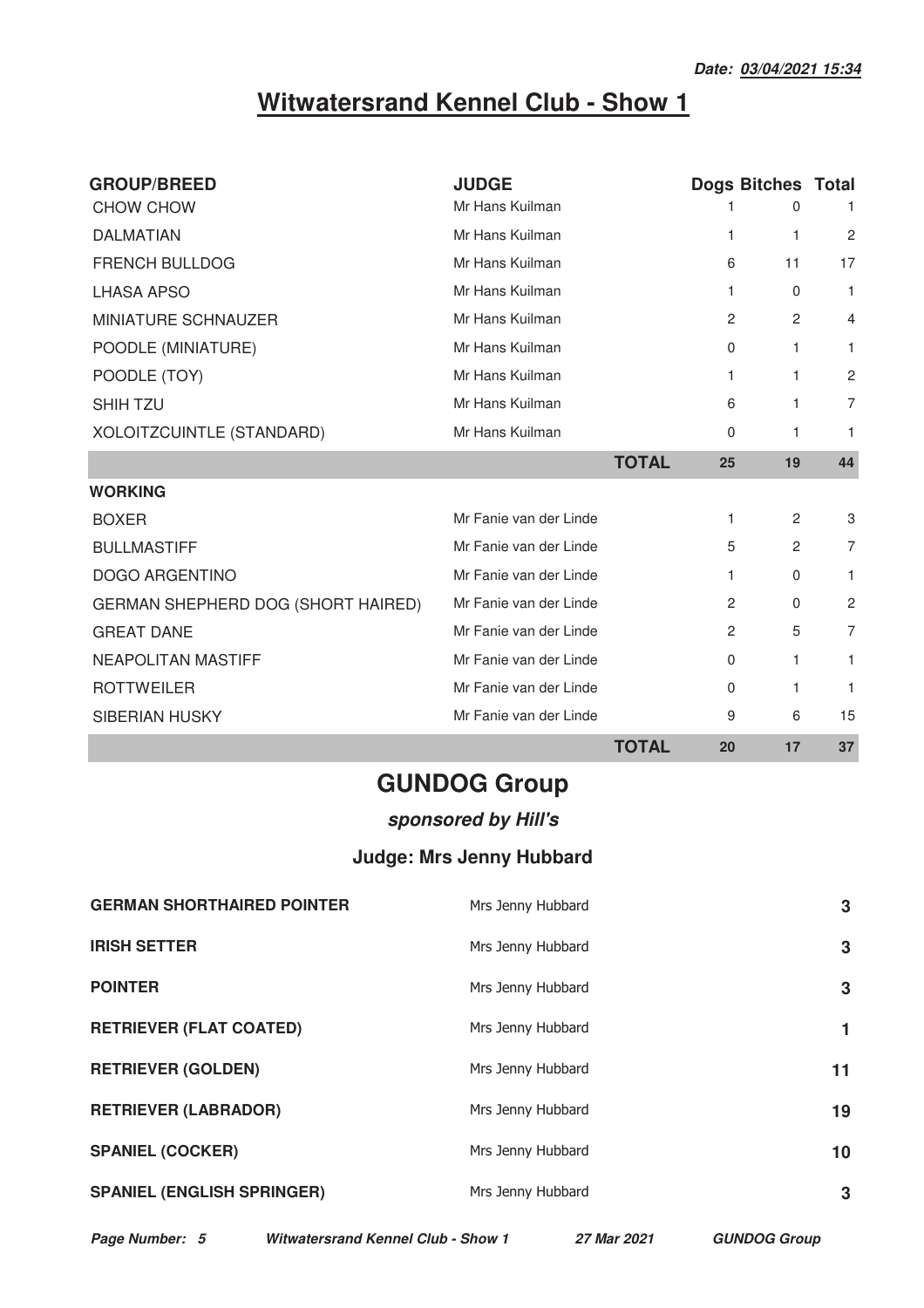# Witwatersrand Kennel Club - Show 1

| GROUP/BREED | JUDGE | | Dogs | Bitches | Total |
|---|---|---|---|---|---|
| CHOW CHOW | Mr Hans Kuilman | | 1 | 0 | 1 |
| DALMATIAN | Mr Hans Kuilman | | 1 | 1 | 2 |
| FRENCH BULLDOG | Mr Hans Kuilman | | 6 | 11 | 17 |
| LHASA APSO | Mr Hans Kuilman | | 1 | 0 | 1 |
| MINIATURE SCHNAUZER | Mr Hans Kuilman | | 2 | 2 | 4 |
| POODLE (MINIATURE) | Mr Hans Kuilman | | 0 | 1 | 1 |
| POODLE (TOY) | Mr Hans Kuilman | | 1 | 1 | 2 |
| SHIH TZU | Mr Hans Kuilman | | 6 | 1 | 7 |
| XOLOITZCUINTLE (STANDARD) | Mr Hans Kuilman | | 0 | 1 | 1 |
| | | **TOTAL** | **25** | **19** | **44** |
| **WORKING** | | | | | |
| BOXER | Mr Fanie van der Linde | | 1 | 2 | 3 |
| BULLMASTIFF | Mr Fanie van der Linde | | 5 | 2 | 7 |
| DOGO ARGENTINO | Mr Fanie van der Linde | | 1 | 0 | 1 |
| GERMAN SHEPHERD DOG (SHORT HAIRED) | Mr Fanie van der Linde | | 2 | 0 | 2 |
| GREAT DANE | Mr Fanie van der Linde | | 2 | 5 | 7 |
| NEAPOLITAN MASTIFF | Mr Fanie van der Linde | | 0 | 1 | 1 |
| ROTTWEILER | Mr Fanie van der Linde | | 0 | 1 | 1 |
| SIBERIAN HUSKY | Mr Fanie van der Linde | | 9 | 6 | 15 |
| | | **TOTAL** | **20** | **17** | **37** |

## GUNDOG Group

***sponsored by Hill's***

### Judge: Mrs Jenny Hubbard

| | | |
|---|---|---|
| **GERMAN SHORTHAIRED POINTER** | Mrs Jenny Hubbard | **3** |
| **IRISH SETTER** | Mrs Jenny Hubbard | **3** |
| **POINTER** | Mrs Jenny Hubbard | **3** |
| **RETRIEVER (FLAT COATED)** | Mrs Jenny Hubbard | **1** |
| **RETRIEVER (GOLDEN)** | Mrs Jenny Hubbard | **11** |
| **RETRIEVER (LABRADOR)** | Mrs Jenny Hubbard | **19** |
| **SPANIEL (COCKER)** | Mrs Jenny Hubbard | **10** |
| **SPANIEL (ENGLISH SPRINGER)** | Mrs Jenny Hubbard | **3** |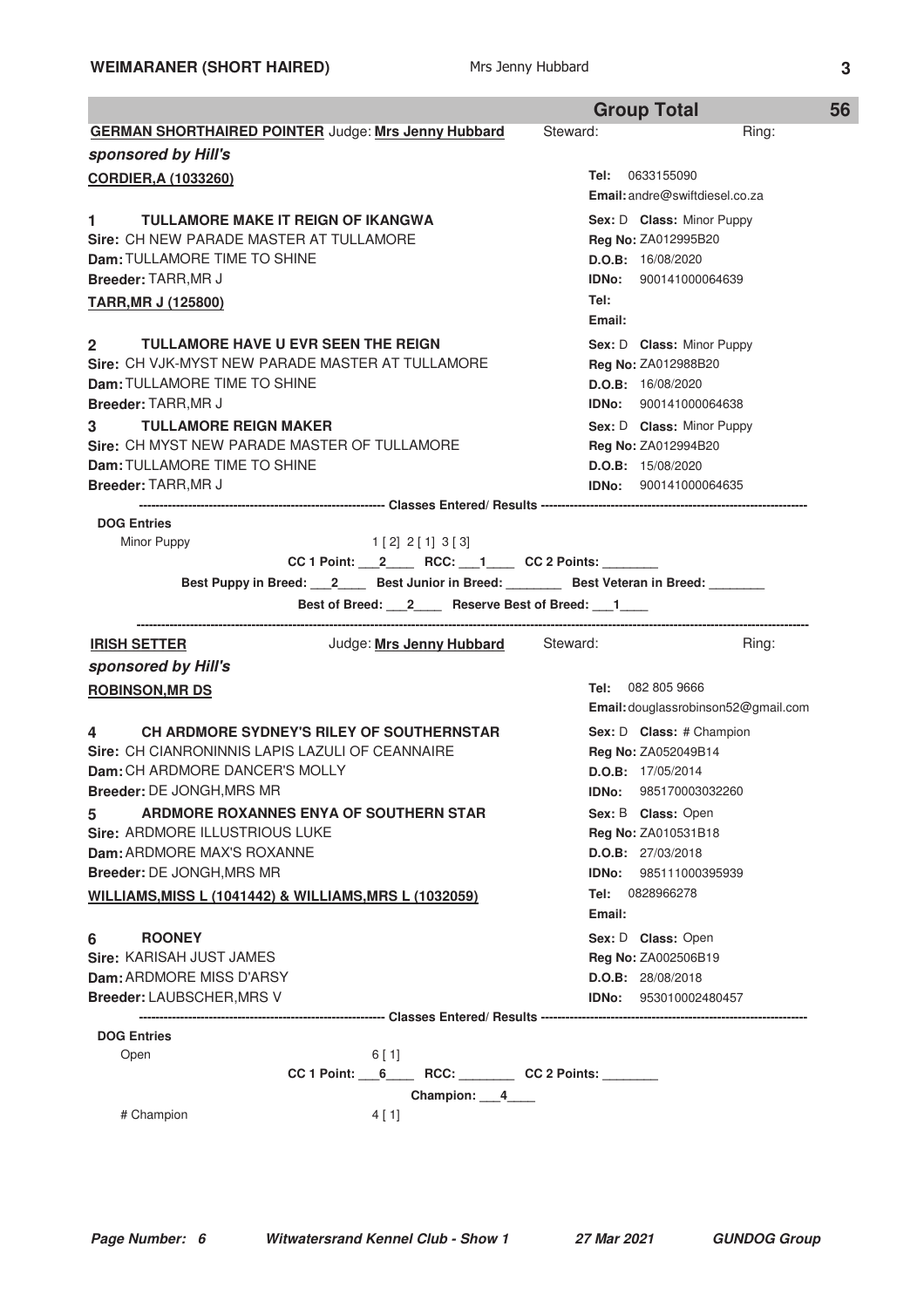**Group Total** 56

## GERMAN SHORTHAIRED POINTER Judge: Mrs Jenny Hubbard

Steward: Ring:

***sponsored by Hill's***

**CORDIER,A (1033260)**

Tel: 0633155090
Email: andre@swiftdiesel.co.za

**1 TULLAMORE MAKE IT REIGN OF IKANGWA**
Sire: CH NEW PARADE MASTER AT TULLAMORE
Dam: TULLAMORE TIME TO SHINE
Breeder: TARR,MR J
Sex: D Class: Minor Puppy
Reg No: ZA012995B20
D.O.B: 16/08/2020
IDNo: 900141000064639

**TARR,MR J (125800)**

Tel:
Email:

**2 TULLAMORE HAVE U EVR SEEN THE REIGN**
Sire: CH VJK-MYST NEW PARADE MASTER AT TULLAMORE
Dam: TULLAMORE TIME TO SHINE
Breeder: TARR,MR J
Sex: D Class: Minor Puppy
Reg No: ZA012988B20
D.O.B: 16/08/2020
IDNo: 900141000064638

**3 TULLAMORE REIGN MAKER**
Sire: CH MYST NEW PARADE MASTER OF TULLAMORE
Dam: TULLAMORE TIME TO SHINE
Breeder: TARR,MR J
Sex: D Class: Minor Puppy
Reg No: ZA012994B20
D.O.B: 15/08/2020
IDNo: 900141000064635

---------- Classes Entered/ Results ----------

**DOG Entries**

Minor Puppy 1 [2] 2 [1] 3 [3]

CC 1 Point: \_\_\_2\_\_\_\_ RCC: \_\_\_1\_\_\_\_ CC 2 Points: \_\_\_\_\_\_\_\_

Best Puppy in Breed: \_\_\_2\_\_\_\_ Best Junior in Breed: \_\_\_\_\_\_\_\_ Best Veteran in Breed: \_\_\_\_\_\_\_\_

Best of Breed: \_\_\_2\_\_\_\_ Reserve Best of Breed: \_\_\_1\_\_\_\_

---

## IRISH SETTER Judge: Mrs Jenny Hubbard

Steward: Ring:

***sponsored by Hill's***

**ROBINSON,MR DS**

Tel: 082 805 9666
Email: douglassrobinson52@gmail.com

**4 CH ARDMORE SYDNEY'S RILEY OF SOUTHERNSTAR**
Sire: CH CIANRONINNIS LAPIS LAZULI OF CEANNAIRE
Dam: CH ARDMORE DANCER'S MOLLY
Breeder: DE JONGH,MRS MR
Sex: D Class: # Champion
Reg No: ZA052049B14
D.O.B: 17/05/2014
IDNo: 985170003032260

**5 ARDMORE ROXANNES ENYA OF SOUTHERN STAR**
Sire: ARDMORE ILLUSTRIOUS LUKE
Dam: ARDMORE MAX'S ROXANNE
Breeder: DE JONGH,MRS MR
Sex: B Class: Open
Reg No: ZA010531B18
D.O.B: 27/03/2018
IDNo: 985111000395939

**WILLIAMS,MISS L (1041442) & WILLIAMS,MRS L (1032059)**

Tel: 0828966278
Email:

**6 ROONEY**
Sire: KARISAH JUST JAMES
Dam: ARDMORE MISS D'ARSY
Breeder: LAUBSCHER,MRS V
Sex: D Class: Open
Reg No: ZA002506B19
D.O.B: 28/08/2018
IDNo: 953010002480457

---------- Classes Entered/ Results ----------

**DOG Entries**

Open 6 [1]

CC 1 Point: \_\_\_6\_\_\_\_ RCC: \_\_\_\_\_\_\_\_ CC 2 Points: \_\_\_\_\_\_\_\_

Champion: \_\_\_4\_\_\_\_

# Champion 4 [1]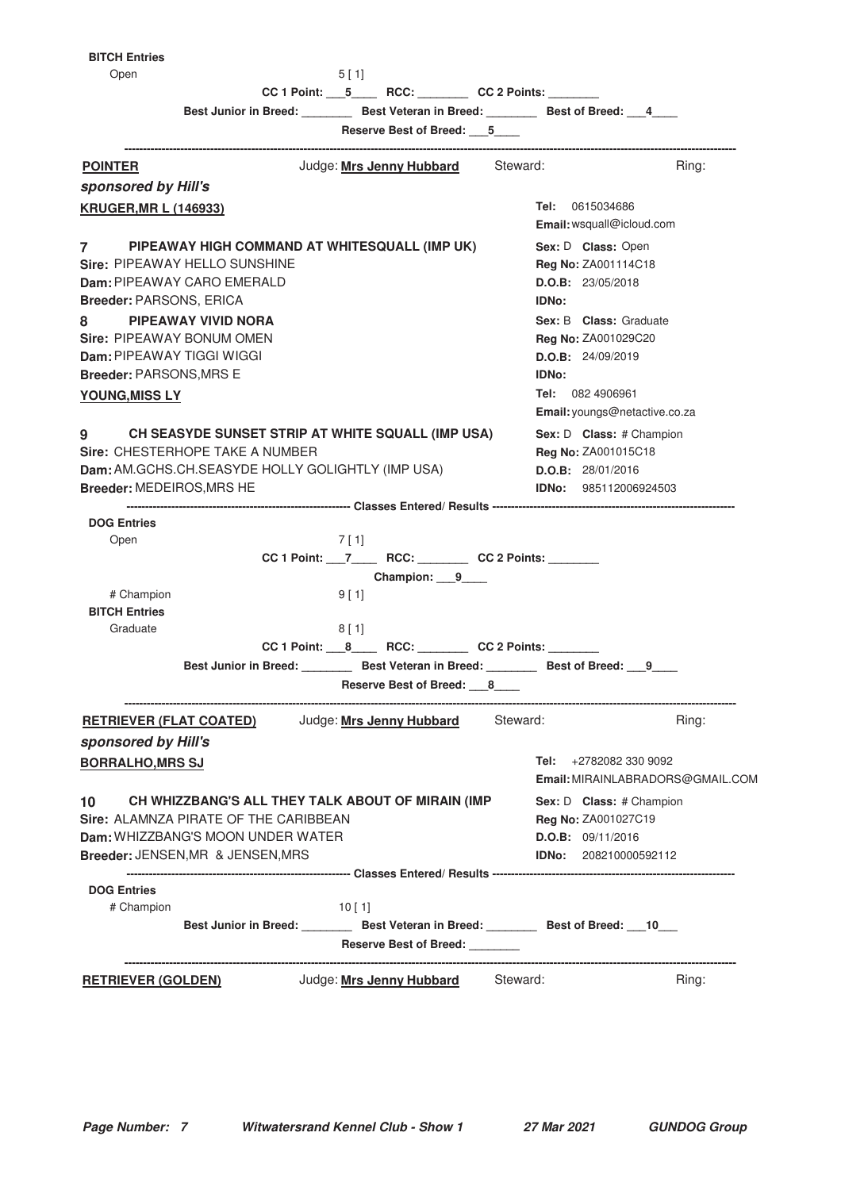**BITCH Entries**

Open 5 [ 1]

**CC 1 Point: \_\_\_5\_\_\_\_ RCC: \_\_\_\_\_\_\_\_ CC 2 Points: \_\_\_\_\_\_\_\_**

**Best Junior in Breed: \_\_\_\_\_\_\_\_ Best Veteran in Breed: \_\_\_\_\_\_\_\_ Best of Breed: \_\_\_4\_\_\_\_**

**Reserve Best of Breed: \_\_\_5\_\_\_\_**

---

## POINTER

Judge: **Mrs Jenny Hubbard** Steward: Ring:

***sponsored by Hill's***

**KRUGER,MR L (146933)**

**Tel:** 0615034686
**Email:** wsquall@icloud.com

**7 PIPEAWAY HIGH COMMAND AT WHITESQUALL (IMP UK)**
**Sire:** PIPEAWAY HELLO SUNSHINE
**Dam:** PIPEAWAY CARO EMERALD
**Breeder:** PARSONS, ERICA
**Sex:** D **Class:** Open
**Reg No:** ZA001114C18
**D.O.B:** 23/05/2018
**IDNo:**

**8 PIPEAWAY VIVID NORA**
**Sire:** PIPEAWAY BONUM OMEN
**Dam:** PIPEAWAY TIGGI WIGGI
**Breeder:** PARSONS,MRS E
**Sex:** B **Class:** Graduate
**Reg No:** ZA001029C20
**D.O.B:** 24/09/2019
**IDNo:**

**YOUNG,MISS LY**

**Tel:** 082 4906961
**Email:** youngs@netactive.co.za

**9 CH SEASYDE SUNSET STRIP AT WHITE SQUALL (IMP USA)**
**Sire:** CHESTERHOPE TAKE A NUMBER
**Dam:** AM.GCHS.CH.SEASYDE HOLLY GOLIGHTLY (IMP USA)
**Breeder:** MEDEIROS,MRS HE
**Sex:** D **Class:** # Champion
**Reg No:** ZA001015C18
**D.O.B:** 28/01/2016
**IDNo:** 985112006924503

**Classes Entered/ Results**

**DOG Entries**

Open 7 [ 1]

**CC 1 Point: \_\_\_7\_\_\_\_ RCC: \_\_\_\_\_\_\_\_ CC 2 Points: \_\_\_\_\_\_\_\_**

**Champion: \_\_\_9\_\_\_\_**

# Champion 9 [ 1]

**BITCH Entries**

Graduate 8 [ 1]

**CC 1 Point: \_\_\_8\_\_\_\_ RCC: \_\_\_\_\_\_\_\_ CC 2 Points: \_\_\_\_\_\_\_\_**

**Best Junior in Breed: \_\_\_\_\_\_\_\_ Best Veteran in Breed: \_\_\_\_\_\_\_\_ Best of Breed: \_\_\_9\_\_\_\_**

**Reserve Best of Breed: \_\_\_8\_\_\_\_**

---

## RETRIEVER (FLAT COATED)

Judge: **Mrs Jenny Hubbard** Steward: Ring:

***sponsored by Hill's***

**BORRALHO,MRS SJ**

**Tel:** +2782082 330 9092
**Email:** MIRAINLABRADORS@GMAIL.COM

**10 CH WHIZZBANG'S ALL THEY TALK ABOUT OF MIRAIN (IMP**
**Sire:** ALAMNZA PIRATE OF THE CARIBBEAN
**Dam:** WHIZZBANG'S MOON UNDER WATER
**Breeder:** JENSEN,MR & JENSEN,MRS
**Sex:** D **Class:** # Champion
**Reg No:** ZA001027C19
**D.O.B:** 09/11/2016
**IDNo:** 208210000592112

**Classes Entered/ Results**

**DOG Entries**

# Champion 10 [ 1]

**Best Junior in Breed: \_\_\_\_\_\_\_\_ Best Veteran in Breed: \_\_\_\_\_\_\_\_ Best of Breed: \_\_\_10\_\_\_**

**Reserve Best of Breed: \_\_\_\_\_\_\_\_**

---

## RETRIEVER (GOLDEN)

Judge: **Mrs Jenny Hubbard** Steward: Ring: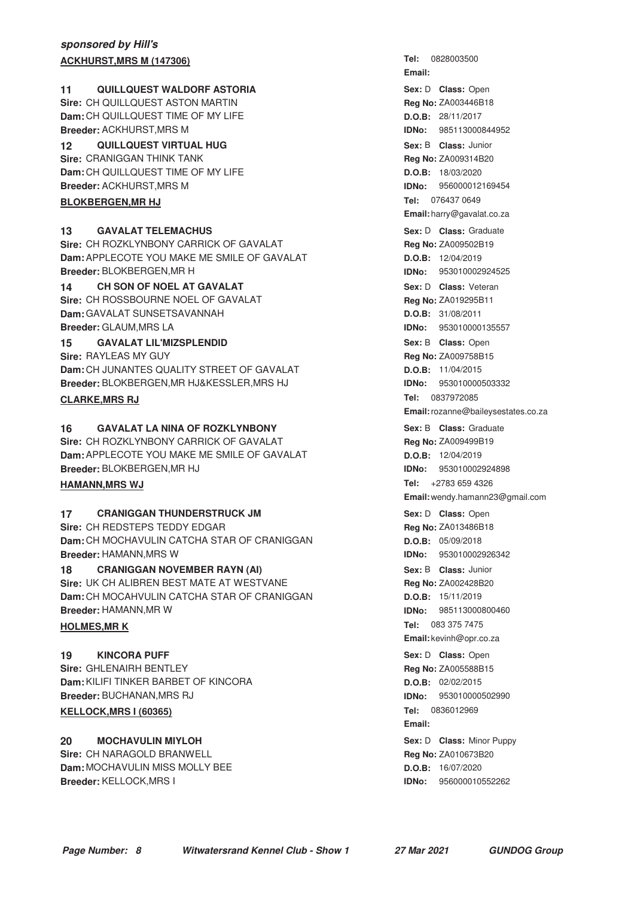***sponsored by Hill's***

**ACKHURST,MRS M (147306)**

**Tel:** 0828003500
**Email:**

**11 QUILLQUEST WALDORF ASTORIA**
**Sire:** CH QUILLQUEST ASTON MARTIN
**Dam:** CH QUILLQUEST TIME OF MY LIFE
**Breeder:** ACKHURST,MRS M
**Sex:** D **Class:** Open
**Reg No:** ZA003446B18
**D.O.B:** 28/11/2017
**IDNo:** 985113000844952

**12 QUILLQUEST VIRTUAL HUG**
**Sire:** CRANIGGAN THINK TANK
**Dam:** CH QUILLQUEST TIME OF MY LIFE
**Breeder:** ACKHURST,MRS M
**Sex:** B **Class:** Junior
**Reg No:** ZA009314B20
**D.O.B:** 18/03/2020
**IDNo:** 956000012169454

**BLOKBERGEN,MR HJ**

**Tel:** 076437 0649
**Email:** harry@gavalat.co.za

**13 GAVALAT TELEMACHUS**
**Sire:** CH ROZKLYNBONY CARRICK OF GAVALAT
**Dam:** APPLECOTE YOU MAKE ME SMILE OF GAVALAT
**Breeder:** BLOKBERGEN,MR H
**Sex:** D **Class:** Graduate
**Reg No:** ZA009502B19
**D.O.B:** 12/04/2019
**IDNo:** 953010002924525

**14 CH SON OF NOEL AT GAVALAT**
**Sire:** CH ROSSBOURNE NOEL OF GAVALAT
**Dam:** GAVALAT SUNSETSAVANNAH
**Breeder:** GLAUM,MRS LA
**Sex:** D **Class:** Veteran
**Reg No:** ZA019295B11
**D.O.B:** 31/08/2011
**IDNo:** 953010000135557

**15 GAVALAT LIL'MIZSPLENDID**
**Sire:** RAYLEAS MY GUY
**Dam:** CH JUNANTES QUALITY STREET OF GAVALAT
**Breeder:** BLOKBERGEN,MR HJ&KESSLER,MRS HJ
**Sex:** B **Class:** Open
**Reg No:** ZA009758B15
**D.O.B:** 11/04/2015
**IDNo:** 953010000503332

**CLARKE,MRS RJ**

**Tel:** 0837972085
**Email:** rozanne@baileysestates.co.za

**16 GAVALAT LA NINA OF ROZKLYNBONY**
**Sire:** CH ROZKLYNBONY CARRICK OF GAVALAT
**Dam:** APPLECOTE YOU MAKE ME SMILE OF GAVALAT
**Breeder:** BLOKBERGEN,MR HJ
**Sex:** B **Class:** Graduate
**Reg No:** ZA009499B19
**D.O.B:** 12/04/2019
**IDNo:** 953010002924898

**HAMANN,MRS WJ**

**Tel:** +2783 659 4326
**Email:** wendy.hamann23@gmail.com

**17 CRANIGGAN THUNDERSTRUCK JM**
**Sire:** CH REDSTEPS TEDDY EDGAR
**Dam:** CH MOCHAVULIN CATCHA STAR OF CRANIGGAN
**Breeder:** HAMANN,MRS W
**Sex:** D **Class:** Open
**Reg No:** ZA013486B18
**D.O.B:** 05/09/2018
**IDNo:** 953010002926342

**18 CRANIGGAN NOVEMBER RAYN (AI)**
**Sire:** UK CH ALIBREN BEST MATE AT WESTVANE
**Dam:** CH MOCAHVULIN CATCHA STAR OF CRANIGGAN
**Breeder:** HAMANN,MR W
**Sex:** B **Class:** Junior
**Reg No:** ZA002428B20
**D.O.B:** 15/11/2019
**IDNo:** 985113000800460

**HOLMES,MR K**

**Tel:** 083 375 7475
**Email:** kevinh@opr.co.za

**19 KINCORA PUFF**
**Sire:** GHLENAIRH BENTLEY
**Dam:** KILIFI TINKER BARBET OF KINCORA
**Breeder:** BUCHANAN,MRS RJ
**Sex:** D **Class:** Open
**Reg No:** ZA005588B15
**D.O.B:** 02/02/2015
**IDNo:** 953010000502990

**KELLOCK,MRS I (60365)**

**Tel:** 0836012969
**Email:**

**20 MOCHAVULIN MIYLOH**
**Sire:** CH NARAGOLD BRANWELL
**Dam:** MOCHAVULIN MISS MOLLY BEE
**Breeder:** KELLOCK,MRS I
**Sex:** D **Class:** Minor Puppy
**Reg No:** ZA010673B20
**D.O.B:** 16/07/2020
**IDNo:** 956000010552262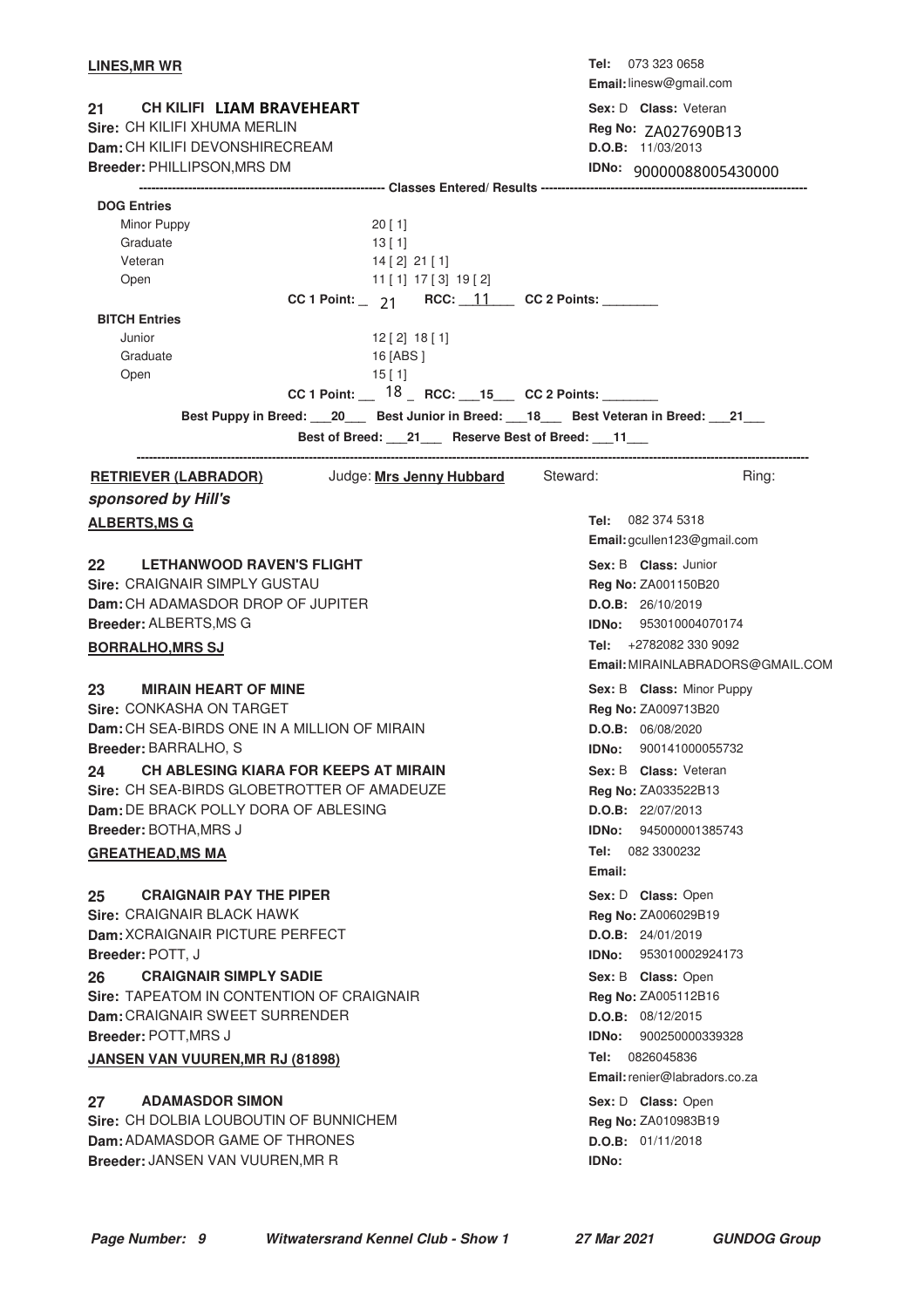**LINES,MR WR**

Tel: 073 323 0658
Email: linesw@gmail.com

**21 CH KILIFI LIAM BRAVEHEART**
Sire: CH KILIFI XHUMA MERLIN
Dam: CH KILIFI DEVONSHIRECREAM
Breeder: PHILLIPSON,MRS DM

Sex: D Class: Veteran
Reg No: ZA027690B13
D.O.B: 11/03/2013
IDNo: 90000088005430000

---------- Classes Entered/ Results ----------

**DOG Entries**

| Class | Results |
|---|---|
| Minor Puppy | 20 [ 1] |
| Graduate | 13 [ 1] |
| Veteran | 14 [ 2] 21 [ 1] |
| Open | 11 [ 1] 17 [ 3] 19 [ 2] |

CC 1 Point: 21 RCC: 11 CC 2 Points: ________

**BITCH Entries**

| Class | Results |
|---|---|
| Junior | 12 [ 2] 18 [ 1] |
| Graduate | 16 [ABS ] |
| Open | 15 [ 1] |

CC 1 Point: 18 RCC: 15 CC 2 Points: ________

Best Puppy in Breed: 20 Best Junior in Breed: 18 Best Veteran in Breed: 21

Best of Breed: 21 Reserve Best of Breed: 11

---

## RETRIEVER (LABRADOR)

Judge: **Mrs Jenny Hubbard** Steward: Ring:

***sponsored by Hill's***

**ALBERTS,MS G**

Tel: 082 374 5318
Email: gcullen123@gmail.com

**22 LETHANWOOD RAVEN'S FLIGHT**
Sire: CRAIGNAIR SIMPLY GUSTAU
Dam: CH ADAMASDOR DROP OF JUPITER
Breeder: ALBERTS,MS G

Sex: B Class: Junior
Reg No: ZA001150B20
D.O.B: 26/10/2019
IDNo: 953010004070174

**BORRALHO,MRS SJ**

Tel: +2782082 330 9092
Email: MIRAINLABRADORS@GMAIL.COM

**23 MIRAIN HEART OF MINE**
Sire: CONKASHA ON TARGET
Dam: CH SEA-BIRDS ONE IN A MILLION OF MIRAIN
Breeder: BARRALHO, S

Sex: B Class: Minor Puppy
Reg No: ZA009713B20
D.O.B: 06/08/2020
IDNo: 900141000055732

**24 CH ABLESING KIARA FOR KEEPS AT MIRAIN**
Sire: CH SEA-BIRDS GLOBETROTTER OF AMADEUZE
Dam: DE BRACK POLLY DORA OF ABLESING
Breeder: BOTHA,MRS J

Sex: B Class: Veteran
Reg No: ZA033522B13
D.O.B: 22/07/2013
IDNo: 945000001385743

**GREATHEAD,MS MA**

Tel: 082 3300232
Email:

**25 CRAIGNAIR PAY THE PIPER**
Sire: CRAIGNAIR BLACK HAWK
Dam: XCRAIGNAIR PICTURE PERFECT
Breeder: POTT, J

Sex: D Class: Open
Reg No: ZA006029B19
D.O.B: 24/01/2019
IDNo: 953010002924173

**26 CRAIGNAIR SIMPLY SADIE**
Sire: TAPEATOM IN CONTENTION OF CRAIGNAIR
Dam: CRAIGNAIR SWEET SURRENDER
Breeder: POTT,MRS J

Sex: B Class: Open
Reg No: ZA005112B16
D.O.B: 08/12/2015
IDNo: 900250000339328

**JANSEN VAN VUUREN,MR RJ (81898)**

Tel: 0826045836
Email: renier@labradors.co.za

**27 ADAMASDOR SIMON**
Sire: CH DOLBIA LOUBOUTIN OF BUNNICHEM
Dam: ADAMASDOR GAME OF THRONES
Breeder: JANSEN VAN VUUREN,MR R

Sex: D Class: Open
Reg No: ZA010983B19
D.O.B: 01/11/2018
IDNo: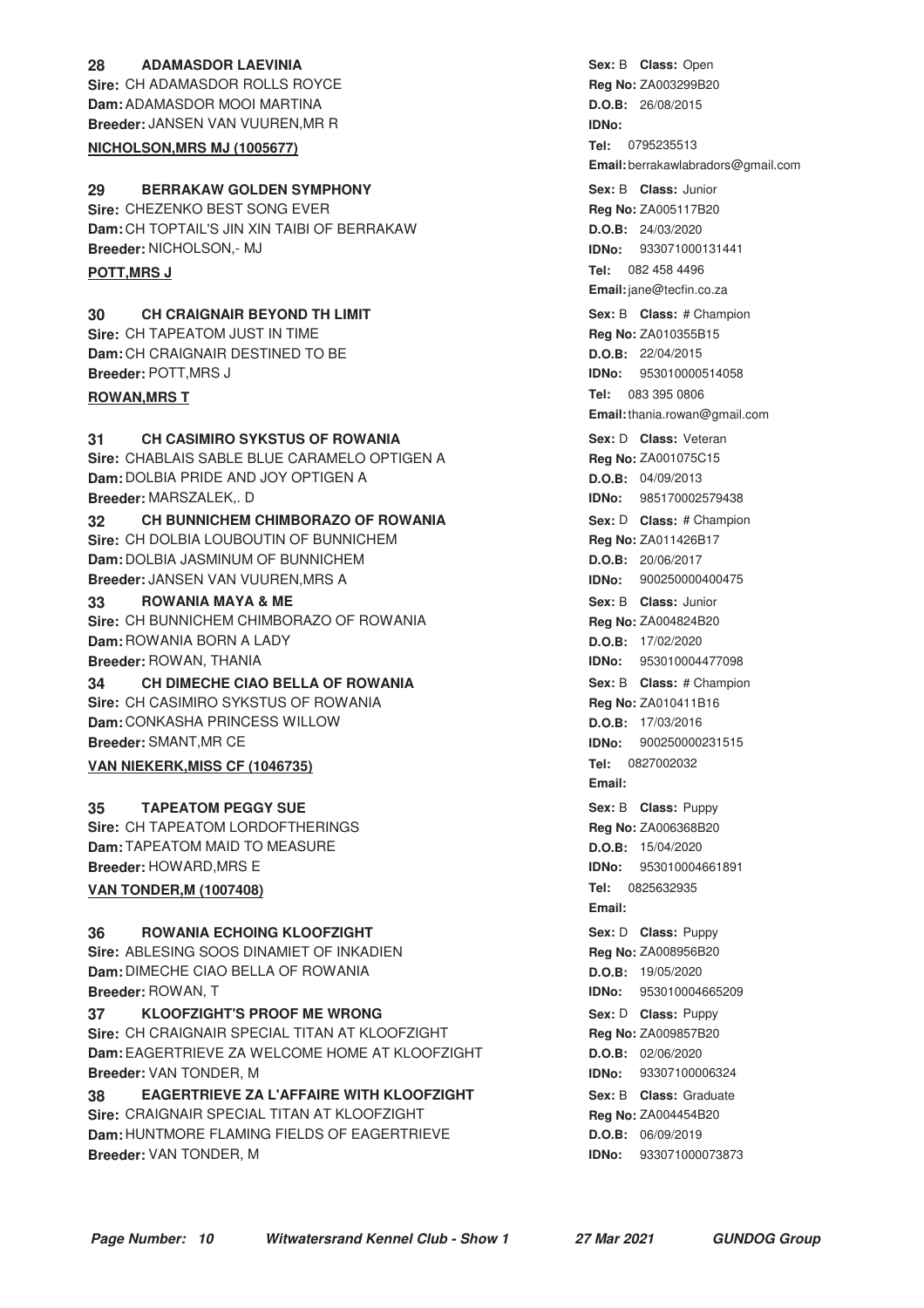**28 ADAMASDOR LAEVINIA**
**Sire:** CH ADAMASDOR ROLLS ROYCE
**Dam:** ADAMASDOR MOOI MARTINA
**Breeder:** JANSEN VAN VUUREN,MR R

**Sex:** B **Class:** Open
**Reg No:** ZA003299B20
**D.O.B:** 26/08/2015
**IDNo:**

**NICHOLSON,MRS MJ (1005677)**

**Tel:** 0795235513
**Email:** berrakawlabradors@gmail.com

**29 BERRAKAW GOLDEN SYMPHONY**
**Sire:** CHEZENKO BEST SONG EVER
**Dam:** CH TOPTAIL'S JIN XIN TAIBI OF BERRAKAW
**Breeder:** NICHOLSON,- MJ

**Sex:** B **Class:** Junior
**Reg No:** ZA005117B20
**D.O.B:** 24/03/2020
**IDNo:** 933071000131441

**POTT,MRS J**

**Tel:** 082 458 4496
**Email:** jane@tecfin.co.za

**30 CH CRAIGNAIR BEYOND TH LIMIT**
**Sire:** CH TAPEATOM JUST IN TIME
**Dam:** CH CRAIGNAIR DESTINED TO BE
**Breeder:** POTT,MRS J

**Sex:** B **Class:** # Champion
**Reg No:** ZA010355B15
**D.O.B:** 22/04/2015
**IDNo:** 953010000514058

**ROWAN,MRS T**

**Tel:** 083 395 0806
**Email:** thania.rowan@gmail.com

**31 CH CASIMIRO SYKSTUS OF ROWANIA**
**Sire:** CHABLAIS SABLE BLUE CARAMELO OPTIGEN A
**Dam:** DOLBIA PRIDE AND JOY OPTIGEN A
**Breeder:** MARSZALEK,. D

**Sex:** D **Class:** Veteran
**Reg No:** ZA001075C15
**D.O.B:** 04/09/2013
**IDNo:** 985170002579438

**32 CH BUNNICHEM CHIMBORAZO OF ROWANIA**
**Sire:** CH DOLBIA LOUBOUTIN OF BUNNICHEM
**Dam:** DOLBIA JASMINUM OF BUNNICHEM
**Breeder:** JANSEN VAN VUUREN,MRS A

**Sex:** D **Class:** # Champion
**Reg No:** ZA011426B17
**D.O.B:** 20/06/2017
**IDNo:** 900250000400475

**33 ROWANIA MAYA & ME**
**Sire:** CH BUNNICHEM CHIMBORAZO OF ROWANIA
**Dam:** ROWANIA BORN A LADY
**Breeder:** ROWAN, THANIA

**Sex:** B **Class:** Junior
**Reg No:** ZA004824B20
**D.O.B:** 17/02/2020
**IDNo:** 953010004477098

**34 CH DIMECHE CIAO BELLA OF ROWANIA**
**Sire:** CH CASIMIRO SYKSTUS OF ROWANIA
**Dam:** CONKASHA PRINCESS WILLOW
**Breeder:** SMANT,MR CE

**Sex:** B **Class:** # Champion
**Reg No:** ZA010411B16
**D.O.B:** 17/03/2016
**IDNo:** 900250000231515

**VAN NIEKERK,MISS CF (1046735)**

**Tel:** 0827002032
**Email:**

**35 TAPEATOM PEGGY SUE**
**Sire:** CH TAPEATOM LORDOFTHERINGS
**Dam:** TAPEATOM MAID TO MEASURE
**Breeder:** HOWARD,MRS E

**Sex:** B **Class:** Puppy
**Reg No:** ZA006368B20
**D.O.B:** 15/04/2020
**IDNo:** 953010004661891

**VAN TONDER,M (1007408)**

**Tel:** 0825632935
**Email:**

**36 ROWANIA ECHOING KLOOFZIGHT**
**Sire:** ABLESING SOOS DINAMIET OF INKADIEN
**Dam:** DIMECHE CIAO BELLA OF ROWANIA
**Breeder:** ROWAN, T

**Sex:** D **Class:** Puppy
**Reg No:** ZA008956B20
**D.O.B:** 19/05/2020
**IDNo:** 953010004665209

**37 KLOOFZIGHT'S PROOF ME WRONG**
**Sire:** CH CRAIGNAIR SPECIAL TITAN AT KLOOFZIGHT
**Dam:** EAGERTRIEVE ZA WELCOME HOME AT KLOOFZIGHT
**Breeder:** VAN TONDER, M

**Sex:** D **Class:** Puppy
**Reg No:** ZA009857B20
**D.O.B:** 02/06/2020
**IDNo:** 93307100006324

**38 EAGERTRIEVE ZA L'AFFAIRE WITH KLOOFZIGHT**
**Sire:** CRAIGNAIR SPECIAL TITAN AT KLOOFZIGHT
**Dam:** HUNTMORE FLAMING FIELDS OF EAGERTRIEVE
**Breeder:** VAN TONDER, M

**Sex:** B **Class:** Graduate
**Reg No:** ZA004454B20
**D.O.B:** 06/09/2019
**IDNo:** 933071000073873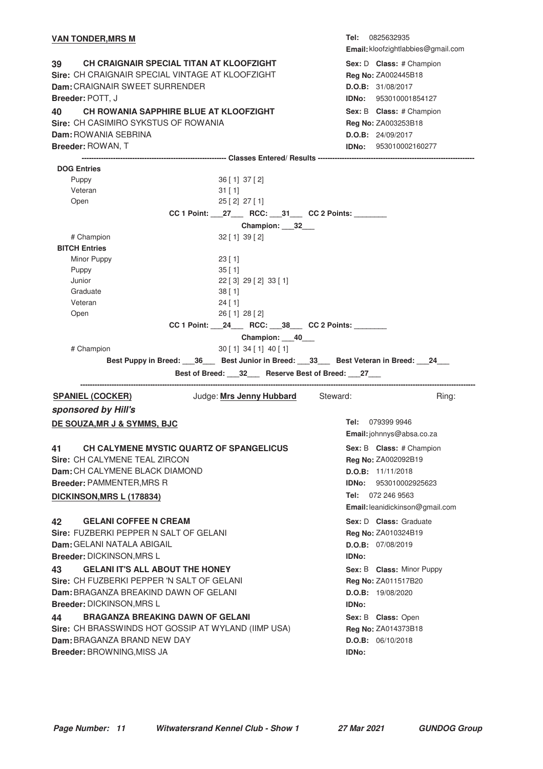**VAN TONDER,MRS M**

**Tel:** 0825632935
**Email:** kloofzightlabbies@gmail.com

**39 CH CRAIGNAIR SPECIAL TITAN AT KLOOFZIGHT**
**Sire:** CH CRAIGNAIR SPECIAL VINTAGE AT KLOOFZIGHT
**Dam:** CRAIGNAIR SWEET SURRENDER
**Breeder:** POTT, J

**Sex:** D **Class:** # Champion
**Reg No:** ZA002445B18
**D.O.B:** 31/08/2017
**IDNo:** 953010001854127

**40 CH ROWANIA SAPPHIRE BLUE AT KLOOFZIGHT**
**Sire:** CH CASIMIRO SYKSTUS OF ROWANIA
**Dam:** ROWANIA SEBRINA
**Breeder:** ROWAN, T

**Sex:** B **Class:** # Champion
**Reg No:** ZA003253B18
**D.O.B:** 24/09/2017
**IDNo:** 953010002160277

---------- **Classes Entered/ Results** ----------

**DOG Entries**

| Class | Results |
|---|---|
| Puppy | 36 [ 1] 37 [ 2] |
| Veteran | 31 [ 1] |
| Open | 25 [ 2] 27 [ 1] |

**CC 1 Point:** ___27___ **RCC:** ___31___ **CC 2 Points:** ________

**Champion:** ___32___

| Class | Results |
|---|---|
| # Champion | 32 [ 1] 39 [ 2] |

**BITCH Entries**

| Class | Results |
|---|---|
| Minor Puppy | 23 [ 1] |
| Puppy | 35 [ 1] |
| Junior | 22 [ 3] 29 [ 2] 33 [ 1] |
| Graduate | 38 [ 1] |
| Veteran | 24 [ 1] |
| Open | 26 [ 1] 28 [ 2] |

**CC 1 Point:** ___24___ **RCC:** ___38___ **CC 2 Points:** ________

**Champion:** ___40___

| Class | Results |
|---|---|
| # Champion | 30 [ 1] 34 [ 1] 40 [ 1] |

**Best Puppy in Breed:** ___36___ **Best Junior in Breed:** ___33___ **Best Veteran in Breed:** ___24___

**Best of Breed:** ___32___ **Reserve Best of Breed:** ___27___

---

**SPANIEL (COCKER)** Judge: **Mrs Jenny Hubbard** Steward: Ring:

***sponsored by Hill's***

**DE SOUZA,MR J & SYMMS, BJC**

**Tel:** 079399 9946
**Email:** johnnys@absa.co.za

**41 CH CALYMENE MYSTIC QUARTZ OF SPANGELICUS**
**Sire:** CH CALYMENE TEAL ZIRCON
**Dam:** CH CALYMENE BLACK DIAMOND
**Breeder:** PAMMENTER,MRS R

**Sex:** B **Class:** # Champion
**Reg No:** ZA002092B19
**D.O.B:** 11/11/2018
**IDNo:** 953010002925623

**DICKINSON,MRS L (178834)**

**Tel:** 072 246 9563
**Email:** leanidickinson@gmail.com

**42 GELANI COFFEE N CREAM**
**Sire:** FUZBERKI PEPPER N SALT OF GELANI
**Dam:** GELANI NATALA ABIGAIL
**Breeder:** DICKINSON,MRS L

**Sex:** D **Class:** Graduate
**Reg No:** ZA010324B19
**D.O.B:** 07/08/2019
**IDNo:**

**43 GELANI IT'S ALL ABOUT THE HONEY**
**Sire:** CH FUZBERKI PEPPER 'N SALT OF GELANI
**Dam:** BRAGANZA BREAKIND DAWN OF GELANI
**Breeder:** DICKINSON,MRS L

**Sex:** B **Class:** Minor Puppy
**Reg No:** ZA011517B20
**D.O.B:** 19/08/2020
**IDNo:**

**44 BRAGANZA BREAKING DAWN OF GELANI**
**Sire:** CH BRASSWINDS HOT GOSSIP AT WYLAND (IIMP USA)
**Dam:** BRAGANZA BRAND NEW DAY
**Breeder:** BROWNING,MISS JA

**Sex:** B **Class:** Open
**Reg No:** ZA014373B18
**D.O.B:** 06/10/2018
**IDNo:**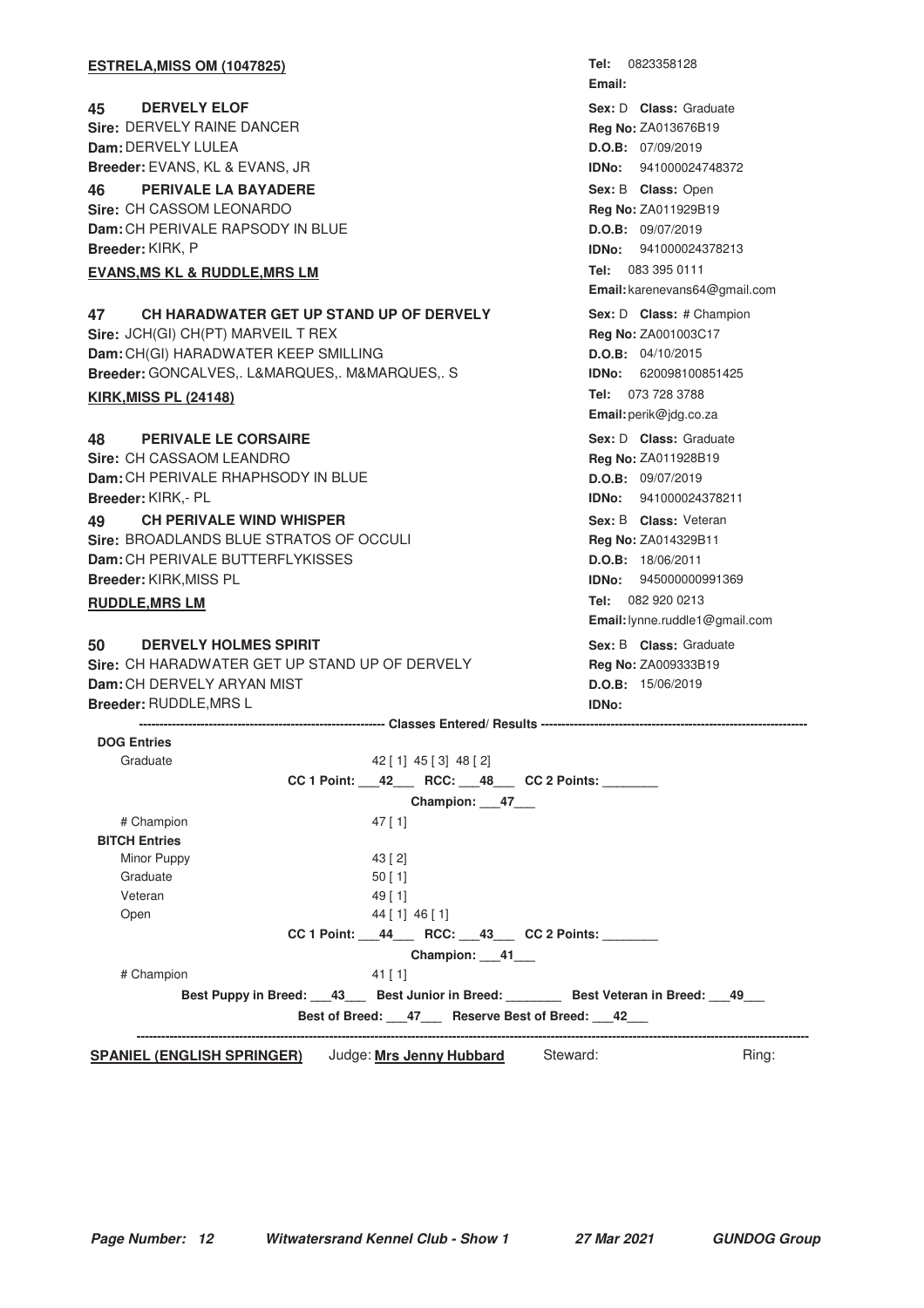**ESTRELA,MISS OM (1047825)**
Tel: 0823358128
Email:

**45 DERVELY ELOF**
Sex: D Class: Graduate
Sire: DERVELY RAINE DANCER
Reg No: ZA013676B19
Dam: DERVELY LULEA
D.O.B: 07/09/2019
Breeder: EVANS, KL & EVANS, JR
IDNo: 941000024748372

**46 PERIVALE LA BAYADERE**
Sex: B Class: Open
Sire: CH CASSOM LEONARDO
Reg No: ZA011929B19
Dam: CH PERIVALE RAPSODY IN BLUE
D.O.B: 09/07/2019
Breeder: KIRK, P
IDNo: 941000024378213

**EVANS,MS KL & RUDDLE,MRS LM**
Tel: 083 395 0111
Email: karenevans64@gmail.com

**47 CH HARADWATER GET UP STAND UP OF DERVELY**
Sex: D Class: # Champion
Sire: JCH(GI) CH(PT) MARVEIL T REX
Reg No: ZA001003C17
Dam: CH(GI) HARADWATER KEEP SMILLING
D.O.B: 04/10/2015
Breeder: GONCALVES,. L&MARQUES,. M&MARQUES,. S
IDNo: 620098100851425

**KIRK,MISS PL (24148)**
Tel: 073 728 3788
Email: perik@jdg.co.za

**48 PERIVALE LE CORSAIRE**
Sex: D Class: Graduate
Sire: CH CASSAOM LEANDRO
Reg No: ZA011928B19
Dam: CH PERIVALE RHAPHSODY IN BLUE
D.O.B: 09/07/2019
Breeder: KIRK,- PL
IDNo: 941000024378211

**49 CH PERIVALE WIND WHISPER**
Sex: B Class: Veteran
Sire: BROADLANDS BLUE STRATOS OF OCCULI
Reg No: ZA014329B11
Dam: CH PERIVALE BUTTERFLYKISSES
D.O.B: 18/06/2011
Breeder: KIRK,MISS PL
IDNo: 945000000991369

**RUDDLE,MRS LM**
Tel: 082 920 0213
Email: lynne.ruddle1@gmail.com

**50 DERVELY HOLMES SPIRIT**
Sex: B Class: Graduate
Sire: CH HARADWATER GET UP STAND UP OF DERVELY
Reg No: ZA009333B19
Dam: CH DERVELY ARYAN MIST
D.O.B: 15/06/2019
Breeder: RUDDLE,MRS L
IDNo:

---------- Classes Entered/ Results ----------

**DOG Entries**

| Class | Entries |
|---|---|
| Graduate | 42 [ 1] 45 [ 3] 48 [ 2] |

CC 1 Point: \_\_\_42\_\_\_ RCC: \_\_\_48\_\_\_ CC 2 Points: \_\_\_\_\_\_\_\_

Champion: \_\_\_47\_\_\_

| Class | Entries |
|---|---|
| # Champion | 47 [ 1] |

**BITCH Entries**

| Class | Entries |
|---|---|
| Minor Puppy | 43 [ 2] |
| Graduate | 50 [ 1] |
| Veteran | 49 [ 1] |
| Open | 44 [ 1] 46 [ 1] |

CC 1 Point: \_\_\_44\_\_\_ RCC: \_\_\_43\_\_\_ CC 2 Points: \_\_\_\_\_\_\_\_

Champion: \_\_\_41\_\_\_

| Class | Entries |
|---|---|
| # Champion | 41 [ 1] |

Best Puppy in Breed: \_\_\_43\_\_\_ Best Junior in Breed: \_\_\_\_\_\_\_\_ Best Veteran in Breed: \_\_\_49\_\_\_

Best of Breed: \_\_\_47\_\_\_ Reserve Best of Breed: \_\_\_42\_\_\_

**SPANIEL (ENGLISH SPRINGER)** Judge: **Mrs Jenny Hubbard** Steward: Ring: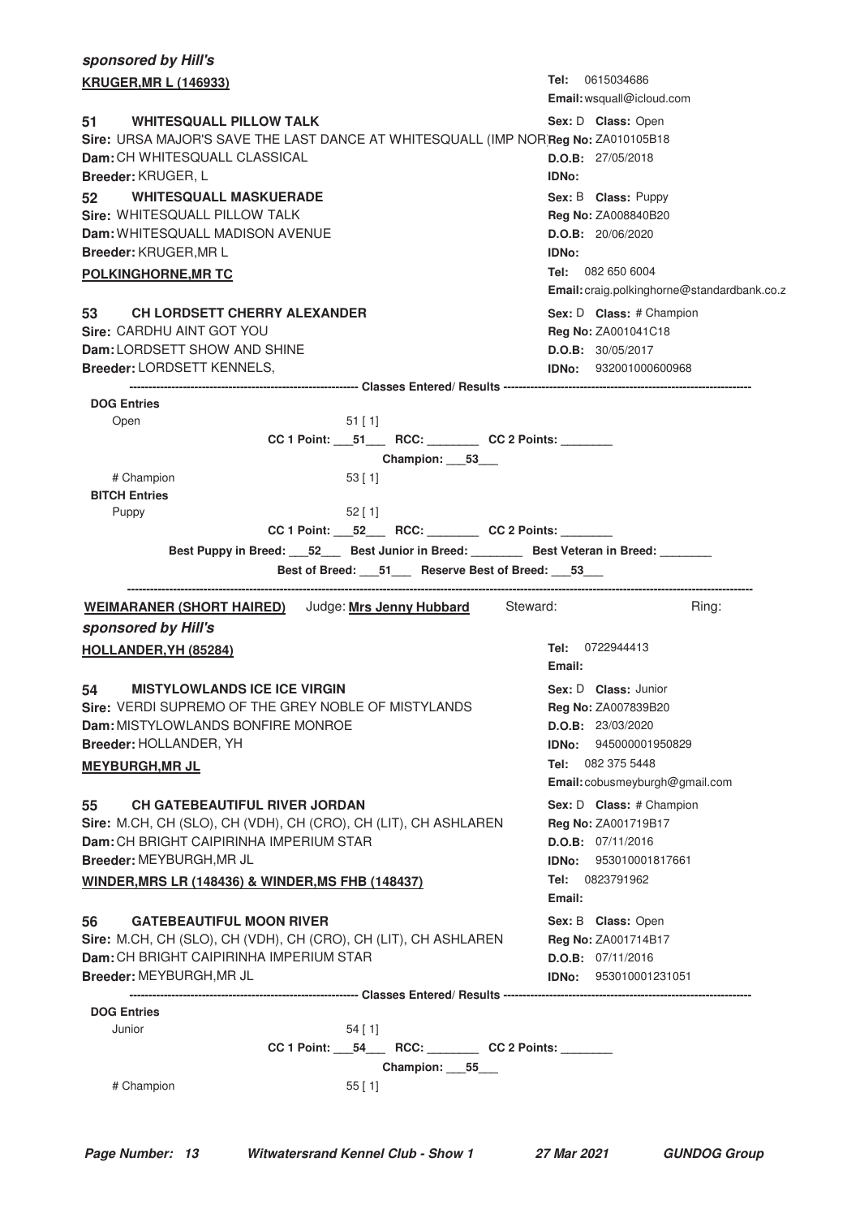***sponsored by Hill's***

**KRUGER,MR L (146933)**

**Tel:** 0615034686
**Email:** wsquall@icloud.com

**51 WHITESQUALL PILLOW TALK**
**Sex:** D **Class:** Open
**Sire:** URSA MAJOR'S SAVE THE LAST DANCE AT WHITESQUALL (IMP NOR **Reg No:** ZA010105B18
**Dam:** CH WHITESQUALL CLASSICAL
**D.O.B:** 27/05/2018
**Breeder:** KRUGER, L
**IDNo:**

**52 WHITESQUALL MASKUERADE**
**Sex:** B **Class:** Puppy
**Sire:** WHITESQUALL PILLOW TALK
**Reg No:** ZA008840B20
**Dam:** WHITESQUALL MADISON AVENUE
**D.O.B:** 20/06/2020
**Breeder:** KRUGER,MR L
**IDNo:**

**POLKINGHORNE,MR TC**

**Tel:** 082 650 6004
**Email:** craig.polkinghorne@standardbank.co.z

**53 CH LORDSETT CHERRY ALEXANDER**
**Sex:** D **Class:** # Champion
**Sire:** CARDHU AINT GOT YOU
**Reg No:** ZA001041C18
**Dam:** LORDSETT SHOW AND SHINE
**D.O.B:** 30/05/2017
**Breeder:** LORDSETT KENNELS,
**IDNo:** 932001000600968

---------- **Classes Entered/ Results** ----------

**DOG Entries**

Open 51 [ 1]

**CC 1 Point:** ___51___ **RCC:** ________ **CC 2 Points:** ________

**Champion:** ___53___

# Champion 53 [ 1]

**BITCH Entries**

Puppy 52 [ 1]

**CC 1 Point:** ___52___ **RCC:** ________ **CC 2 Points:** ________

**Best Puppy in Breed:** ___52___ **Best Junior in Breed:** ________ **Best Veteran in Breed:** ________

**Best of Breed:** ___51___ **Reserve Best of Breed:** ___53___

---

**WEIMARANER (SHORT HAIRED)** Judge: **Mrs Jenny Hubbard** Steward: Ring:

***sponsored by Hill's***

**HOLLANDER,YH (85284)**

**Tel:** 0722944413
**Email:**

**54 MISTYLOWLANDS ICE ICE VIRGIN**
**Sex:** D **Class:** Junior
**Sire:** VERDI SUPREMO OF THE GREY NOBLE OF MISTYLANDS
**Reg No:** ZA007839B20
**Dam:** MISTYLOWLANDS BONFIRE MONROE
**D.O.B:** 23/03/2020
**Breeder:** HOLLANDER, YH
**IDNo:** 945000001950829

**MEYBURGH,MR JL**

**Tel:** 082 375 5448
**Email:** cobusmeyburgh@gmail.com

**55 CH GATEBEAUTIFUL RIVER JORDAN**
**Sex:** D **Class:** # Champion
**Sire:** M.CH, CH (SLO), CH (VDH), CH (CRO), CH (LIT), CH ASHLAREN
**Reg No:** ZA001719B17
**Dam:** CH BRIGHT CAIPIRINHA IMPERIUM STAR
**D.O.B:** 07/11/2016
**Breeder:** MEYBURGH,MR JL
**IDNo:** 953010001817661

**WINDER,MRS LR (148436) & WINDER,MS FHB (148437)**

**Tel:** 0823791962
**Email:**

**56 GATEBEAUTIFUL MOON RIVER**
**Sex:** B **Class:** Open
**Sire:** M.CH, CH (SLO), CH (VDH), CH (CRO), CH (LIT), CH ASHLAREN
**Reg No:** ZA001714B17
**Dam:** CH BRIGHT CAIPIRINHA IMPERIUM STAR
**D.O.B:** 07/11/2016
**Breeder:** MEYBURGH,MR JL
**IDNo:** 953010001231051

---------- **Classes Entered/ Results** ----------

**DOG Entries**

Junior 54 [ 1]

**CC 1 Point:** ___54___ **RCC:** ________ **CC 2 Points:** ________

**Champion:** ___55___

# Champion 55 [ 1]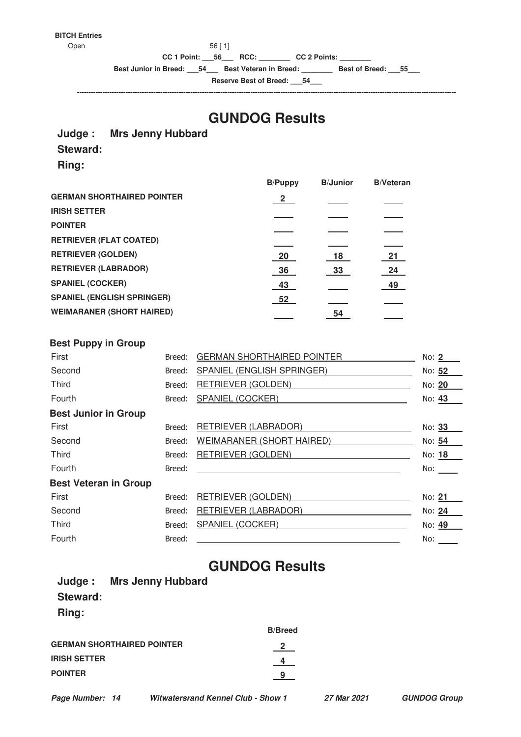**BITCH Entries**

Open 56 [ 1]

**CC 1 Point: \_\_\_56\_\_\_ RCC: \_\_\_\_\_\_\_\_ CC 2 Points: \_\_\_\_\_\_\_\_**

**Best Junior in Breed: \_\_\_54\_\_\_ Best Veteran in Breed: \_\_\_\_\_\_\_\_ Best of Breed: \_\_\_55\_\_\_**

**Reserve Best of Breed: \_\_\_54\_\_\_**

---

# GUNDOG Results

**Judge : Mrs Jenny Hubbard**

**Steward:**

**Ring:**

| | B/Puppy | B/Junior | B/Veteran |
|---|---|---|---|
| **GERMAN SHORTHAIRED POINTER** | 2 | | |
| **IRISH SETTER** | | | |
| **POINTER** | | | |
| **RETRIEVER (FLAT COATED)** | | | |
| **RETRIEVER (GOLDEN)** | 20 | 18 | 21 |
| **RETRIEVER (LABRADOR)** | 36 | 33 | 24 |
| **SPANIEL (COCKER)** | 43 | | 49 |
| **SPANIEL (ENGLISH SPRINGER)** | 52 | | |
| **WEIMARANER (SHORT HAIRED)** | | 54 | |

## Best Puppy in Group

| Place | Breed | No |
|---|---|---|
| First | GERMAN SHORTHAIRED POINTER | 2 |
| Second | SPANIEL (ENGLISH SPRINGER) | 52 |
| Third | RETRIEVER (GOLDEN) | 20 |
| Fourth | SPANIEL (COCKER) | 43 |

## Best Junior in Group

| Place | Breed | No |
|---|---|---|
| First | RETRIEVER (LABRADOR) | 33 |
| Second | WEIMARANER (SHORT HAIRED) | 54 |
| Third | RETRIEVER (GOLDEN) | 18 |
| Fourth | | |

## Best Veteran in Group

| Place | Breed | No |
|---|---|---|
| First | RETRIEVER (GOLDEN) | 21 |
| Second | RETRIEVER (LABRADOR) | 24 |
| Third | SPANIEL (COCKER) | 49 |
| Fourth | | |

# GUNDOG Results

**Judge : Mrs Jenny Hubbard**

**Steward:**

**Ring:**

| | B/Breed |
|---|---|
| **GERMAN SHORTHAIRED POINTER** | 2 |
| **IRISH SETTER** | 4 |
| **POINTER** | 9 |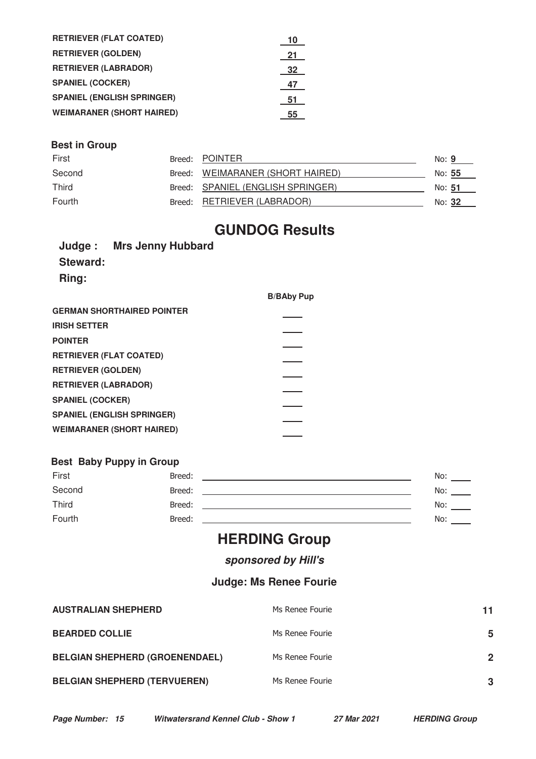| | |
|---|---|
| **RETRIEVER (FLAT COATED)** | 10 |
| **RETRIEVER (GOLDEN)** | 21 |
| **RETRIEVER (LABRADOR)** | 32 |
| **SPANIEL (COCKER)** | 47 |
| **SPANIEL (ENGLISH SPRINGER)** | 51 |
| **WEIMARANER (SHORT HAIRED)** | 55 |

### Best in Group

| | Breed | No |
|---|---|---|
| First | POINTER | 9 |
| Second | WEIMARANER (SHORT HAIRED) | 55 |
| Third | SPANIEL (ENGLISH SPRINGER) | 51 |
| Fourth | RETRIEVER (LABRADOR) | 32 |

# GUNDOG Results

**Judge : Mrs Jenny Hubbard**

**Steward:**

**Ring:**

| | **B/BAby Pup** |
|---|---|
| **GERMAN SHORTHAIRED POINTER** | |
| **IRISH SETTER** | |
| **POINTER** | |
| **RETRIEVER (FLAT COATED)** | |
| **RETRIEVER (GOLDEN)** | |
| **RETRIEVER (LABRADOR)** | |
| **SPANIEL (COCKER)** | |
| **SPANIEL (ENGLISH SPRINGER)** | |
| **WEIMARANER (SHORT HAIRED)** | |

### Best Baby Puppy in Group

| | Breed | No |
|---|---|---|
| First | | |
| Second | | |
| Third | | |
| Fourth | | |

# HERDING Group

***sponsored by Hill's***

**Judge: Ms Renee Fourie**

| | | |
|---|---|---|
| **AUSTRALIAN SHEPHERD** | Ms Renee Fourie | **11** |
| **BEARDED COLLIE** | Ms Renee Fourie | **5** |
| **BELGIAN SHEPHERD (GROENENDAEL)** | Ms Renee Fourie | **2** |
| **BELGIAN SHEPHERD (TERVUEREN)** | Ms Renee Fourie | **3** |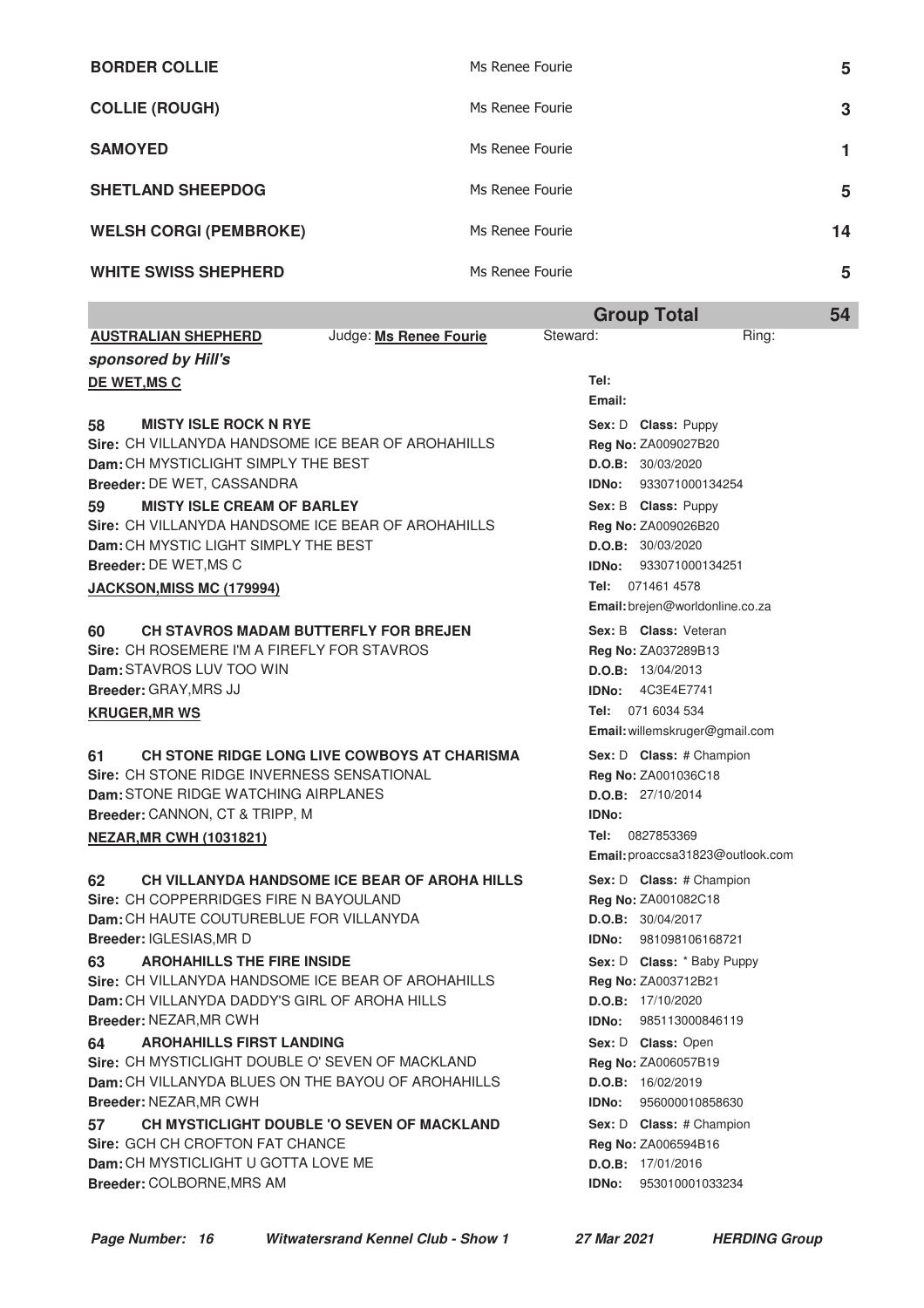| | | |
|---|---|---|
| **BORDER COLLIE** | Ms Renee Fourie | **5** |
| **COLLIE (ROUGH)** | Ms Renee Fourie | **3** |
| **SAMOYED** | Ms Renee Fourie | **1** |
| **SHETLAND SHEEPDOG** | Ms Renee Fourie | **5** |
| **WELSH CORGI (PEMBROKE)** | Ms Renee Fourie | **14** |
| **WHITE SWISS SHEPHERD** | Ms Renee Fourie | **5** |
| | **Group Total** | **54** |

**AUSTRALIAN SHEPHERD** Judge: **Ms Renee Fourie** Steward: Ring:

***sponsored by Hill's***

**DE WET,MS C**
Tel:
Email:

**58 MISTY ISLE ROCK N RYE**
**Sire:** CH VILLANYDA HANDSOME ICE BEAR OF AROHAHILLS
**Dam:** CH MYSTICLIGHT SIMPLY THE BEST
**Breeder:** DE WET, CASSANDRA
**Sex:** D **Class:** Puppy
**Reg No:** ZA009027B20
**D.O.B:** 30/03/2020
**IDNo:** 933071000134254

**59 MISTY ISLE CREAM OF BARLEY**
**Sire:** CH VILLANYDA HANDSOME ICE BEAR OF AROHAHILLS
**Dam:** CH MYSTIC LIGHT SIMPLY THE BEST
**Breeder:** DE WET,MS C
**Sex:** B **Class:** Puppy
**Reg No:** ZA009026B20
**D.O.B:** 30/03/2020
**IDNo:** 933071000134251

**JACKSON,MISS MC (179994)**
**Tel:** 071461 4578
**Email:** brejen@worldonline.co.za

**60 CH STAVROS MADAM BUTTERFLY FOR BREJEN**
**Sire:** CH ROSEMERE I'M A FIREFLY FOR STAVROS
**Dam:** STAVROS LUV TOO WIN
**Breeder:** GRAY,MRS JJ
**Sex:** B **Class:** Veteran
**Reg No:** ZA037289B13
**D.O.B:** 13/04/2013
**IDNo:** 4C3E4E7741

**KRUGER,MR WS**
**Tel:** 071 6034 534
**Email:** willemskruger@gmail.com

**61 CH STONE RIDGE LONG LIVE COWBOYS AT CHARISMA**
**Sire:** CH STONE RIDGE INVERNESS SENSATIONAL
**Dam:** STONE RIDGE WATCHING AIRPLANES
**Breeder:** CANNON, CT & TRIPP, M
**Sex:** D **Class:** # Champion
**Reg No:** ZA001036C18
**D.O.B:** 27/10/2014
**IDNo:**

**NEZAR,MR CWH (1031821)**
**Tel:** 0827853369
**Email:** proaccsa31823@outlook.com

**62 CH VILLANYDA HANDSOME ICE BEAR OF AROHA HILLS**
**Sire:** CH COPPERRIDGES FIRE N BAYOULAND
**Dam:** CH HAUTE COUTUREBLUE FOR VILLANYDA
**Breeder:** IGLESIAS,MR D
**Sex:** D **Class:** # Champion
**Reg No:** ZA001082C18
**D.O.B:** 30/04/2017
**IDNo:** 981098106168721

**63 AROHAHILLS THE FIRE INSIDE**
**Sire:** CH VILLANYDA HANDSOME ICE BEAR OF AROHAHILLS
**Dam:** CH VILLANYDA DADDY'S GIRL OF AROHA HILLS
**Breeder:** NEZAR,MR CWH
**Sex:** D **Class:** * Baby Puppy
**Reg No:** ZA003712B21
**D.O.B:** 17/10/2020
**IDNo:** 985113000846119

**64 AROHAHILLS FIRST LANDING**
**Sire:** CH MYSTICLIGHT DOUBLE O' SEVEN OF MACKLAND
**Dam:** CH VILLANYDA BLUES ON THE BAYOU OF AROHAHILLS
**Breeder:** NEZAR,MR CWH
**Sex:** D **Class:** Open
**Reg No:** ZA006057B19
**D.O.B:** 16/02/2019
**IDNo:** 956000010858630

**57 CH MYSTICLIGHT DOUBLE 'O SEVEN OF MACKLAND**
**Sire:** GCH CH CROFTON FAT CHANCE
**Dam:** CH MYSTICLIGHT U GOTTA LOVE ME
**Breeder:** COLBORNE,MRS AM
**Sex:** D **Class:** # Champion
**Reg No:** ZA006594B16
**D.O.B:** 17/01/2016
**IDNo:** 953010001033234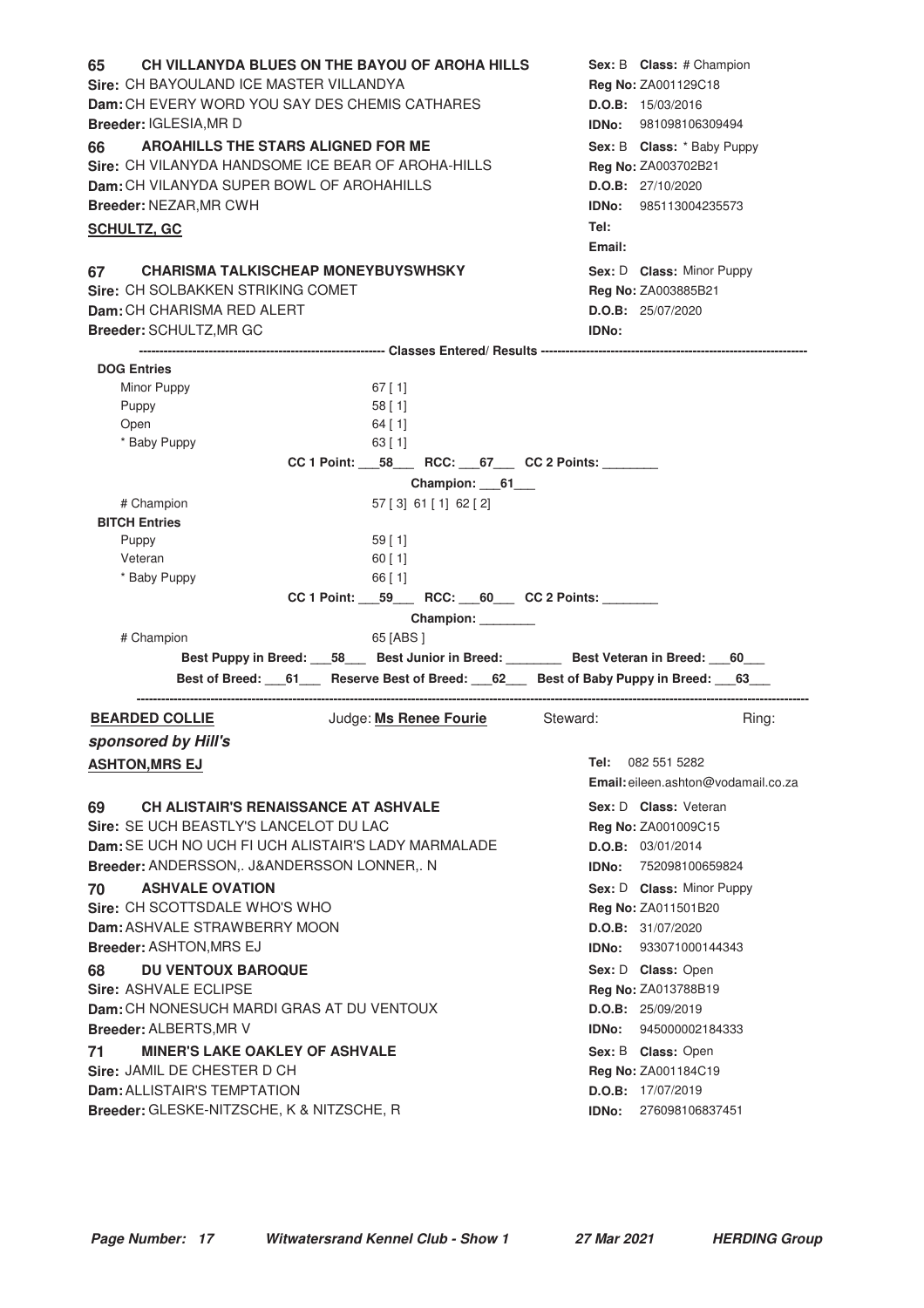**65 CH VILLANYDA BLUES ON THE BAYOU OF AROHA HILLS**
**Sire:** CH BAYOULAND ICE MASTER VILLANDYA
**Dam:** CH EVERY WORD YOU SAY DES CHEMIS CATHARES
**Breeder:** IGLESIA,MR D
**Sex:** B **Class:** # Champion
**Reg No:** ZA001129C18
**D.O.B:** 15/03/2016
**IDNo:** 981098106309494

**66 AROAHILLS THE STARS ALIGNED FOR ME**
**Sire:** CH VILANYDA HANDSOME ICE BEAR OF AROHA-HILLS
**Dam:** CH VILANYDA SUPER BOWL OF AROHAHILLS
**Breeder:** NEZAR,MR CWH
**Sex:** B **Class:** * Baby Puppy
**Reg No:** ZA003702B21
**D.O.B:** 27/10/2020
**IDNo:** 985113004235573

**SCHULTZ, GC**
**Tel:**
**Email:**

**67 CHARISMA TALKISCHEAP MONEYBUYSWHSKY**
**Sire:** CH SOLBAKKEN STRIKING COMET
**Dam:** CH CHARISMA RED ALERT
**Breeder:** SCHULTZ,MR GC
**Sex:** D **Class:** Minor Puppy
**Reg No:** ZA003885B21
**D.O.B:** 25/07/2020
**IDNo:**

**Classes Entered/ Results**

**DOG Entries**

| Class | Entries |
|---|---|
| Minor Puppy | 67 [ 1] |
| Puppy | 58 [ 1] |
| Open | 64 [ 1] |
| * Baby Puppy | 63 [ 1] |

**CC 1 Point:** 58 **RCC:** 67 **CC 2 Points:** ________
**Champion:** 61

| Class | Entries |
|---|---|
| # Champion | 57 [ 3] 61 [ 1] 62 [ 2] |

**BITCH Entries**

| Class | Entries |
|---|---|
| Puppy | 59 [ 1] |
| Veteran | 60 [ 1] |
| * Baby Puppy | 66 [ 1] |

**CC 1 Point:** 59 **RCC:** 60 **CC 2 Points:** ________
**Champion:** ________

| Class | Entries |
|---|---|
| # Champion | 65 [ABS ] |

**Best Puppy in Breed:** 58 **Best Junior in Breed:** ________ **Best Veteran in Breed:** 60
**Best of Breed:** 61 **Reserve Best of Breed:** 62 **Best of Baby Puppy in Breed:** 63

---

**BEARDED COLLIE** Judge: **Ms Renee Fourie** Steward: Ring:

***sponsored by Hill's***

**ASHTON,MRS EJ**
**Tel:** 082 551 5282
**Email:** eileen.ashton@vodamail.co.za

**69 CH ALISTAIR'S RENAISSANCE AT ASHVALE**
**Sire:** SE UCH BEASTLY'S LANCELOT DU LAC
**Dam:** SE UCH NO UCH FI UCH ALISTAIR'S LADY MARMALADE
**Breeder:** ANDERSSON,. J&ANDERSSON LONNER,. N
**Sex:** D **Class:** Veteran
**Reg No:** ZA001009C15
**D.O.B:** 03/01/2014
**IDNo:** 752098100659824

**70 ASHVALE OVATION**
**Sire:** CH SCOTTSDALE WHO'S WHO
**Dam:** ASHVALE STRAWBERRY MOON
**Breeder:** ASHTON,MRS EJ
**Sex:** D **Class:** Minor Puppy
**Reg No:** ZA011501B20
**D.O.B:** 31/07/2020
**IDNo:** 933071000144343

**68 DU VENTOUX BAROQUE**
**Sire:** ASHVALE ECLIPSE
**Dam:** CH NONESUCH MARDI GRAS AT DU VENTOUX
**Breeder:** ALBERTS,MR V
**Sex:** D **Class:** Open
**Reg No:** ZA013788B19
**D.O.B:** 25/09/2019
**IDNo:** 945000002184333

**71 MINER'S LAKE OAKLEY OF ASHVALE**
**Sire:** JAMIL DE CHESTER D CH
**Dam:** ALLISTAIR'S TEMPTATION
**Breeder:** GLESKE-NITZSCHE, K & NITZSCHE, R
**Sex:** B **Class:** Open
**Reg No:** ZA001184C19
**D.O.B:** 17/07/2019
**IDNo:** 276098106837451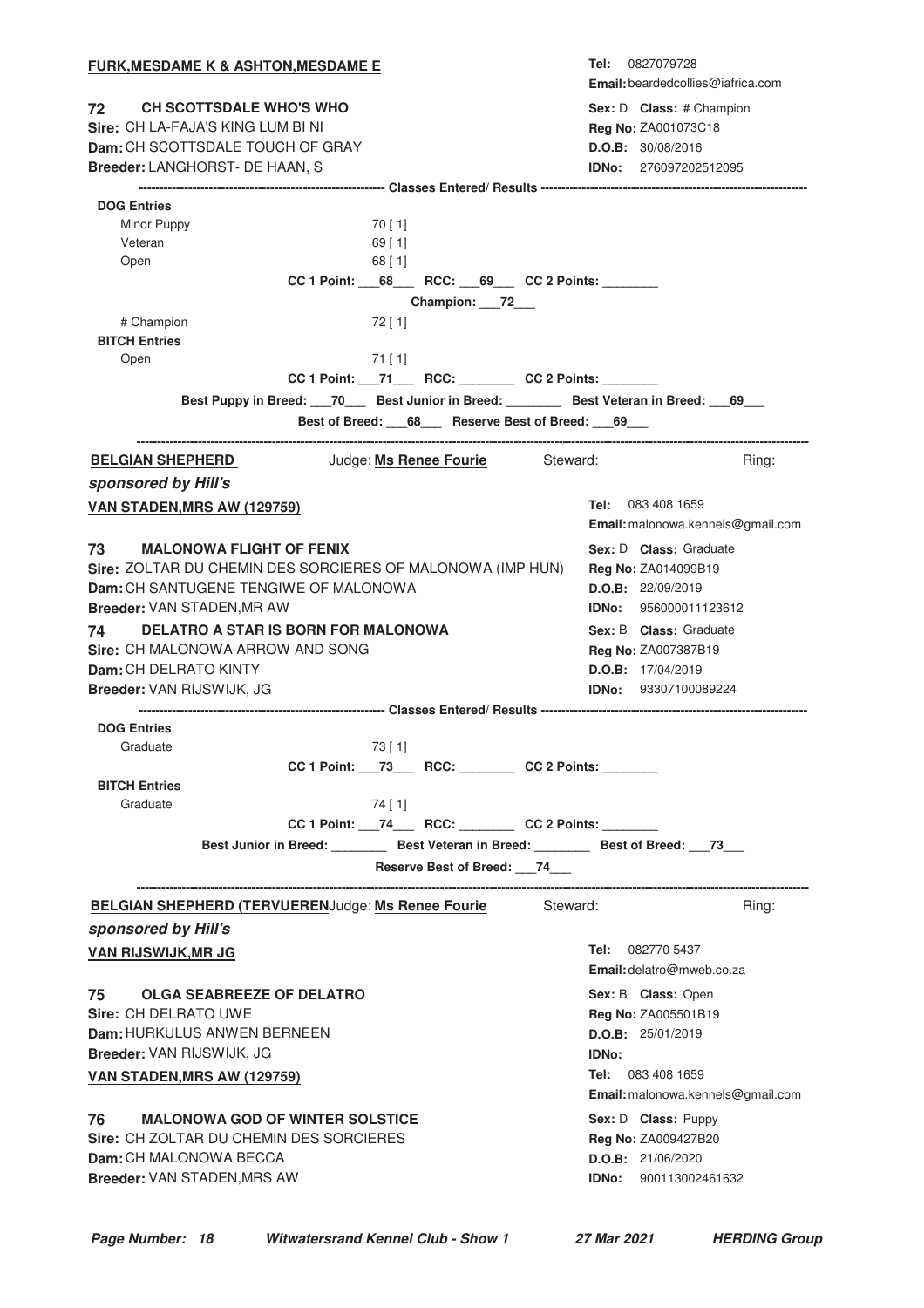**FURK,MESDAME K & ASHTON,MESDAME E**

**Tel:** 0827079728
**Email:** beardedcollies@iafrica.com

**72 CH SCOTTSDALE WHO'S WHO**
**Sire:** CH LA-FAJA'S KING LUM BI NI
**Dam:** CH SCOTTSDALE TOUCH OF GRAY
**Breeder:** LANGHORST- DE HAAN, S

**Sex:** D **Class:** # Champion
**Reg No:** ZA001073C18
**D.O.B:** 30/08/2016
**IDNo:** 276097202512095

---------- **Classes Entered/ Results** ----------

**DOG Entries**

Minor Puppy 70 [ 1]
Veteran 69 [ 1]
Open 68 [ 1]

**CC 1 Point:** \_\_\_68\_\_\_ **RCC:** \_\_\_69\_\_\_ **CC 2 Points:** \_\_\_\_\_\_\_\_

**Champion:** \_\_\_72\_\_\_

\# Champion 72 [ 1]

**BITCH Entries**

Open 71 [ 1]

**CC 1 Point:** \_\_\_71\_\_\_ **RCC:** \_\_\_\_\_\_\_\_ **CC 2 Points:** \_\_\_\_\_\_\_\_

**Best Puppy in Breed:** \_\_\_70\_\_\_ **Best Junior in Breed:** \_\_\_\_\_\_\_\_ **Best Veteran in Breed:** \_\_\_69\_\_\_

**Best of Breed:** \_\_\_68\_\_\_ **Reserve Best of Breed:** \_\_\_69\_\_\_

---

**BELGIAN SHEPHERD** Judge: **Ms Renee Fourie** Steward: Ring:

***sponsored by Hill's***

**VAN STADEN,MRS AW (129759)**

**Tel:** 083 408 1659
**Email:** malonowa.kennels@gmail.com

**73 MALONOWA FLIGHT OF FENIX**
**Sire:** ZOLTAR DU CHEMIN DES SORCIERES OF MALONOWA (IMP HUN)
**Dam:** CH SANTUGENE TENGIWE OF MALONOWA
**Breeder:** VAN STADEN,MR AW

**Sex:** D **Class:** Graduate
**Reg No:** ZA014099B19
**D.O.B:** 22/09/2019
**IDNo:** 956000011123612

**74 DELATRO A STAR IS BORN FOR MALONOWA**
**Sire:** CH MALONOWA ARROW AND SONG
**Dam:** CH DELRATO KINTY
**Breeder:** VAN RIJSWIJK, JG

**Sex:** B **Class:** Graduate
**Reg No:** ZA007387B19
**D.O.B:** 17/04/2019
**IDNo:** 93307100089224

---------- **Classes Entered/ Results** ----------

**DOG Entries**

Graduate 73 [ 1]

**CC 1 Point:** \_\_\_73\_\_\_ **RCC:** \_\_\_\_\_\_\_\_ **CC 2 Points:** \_\_\_\_\_\_\_\_

**BITCH Entries**

Graduate 74 [ 1]

**CC 1 Point:** \_\_\_74\_\_\_ **RCC:** \_\_\_\_\_\_\_\_ **CC 2 Points:** \_\_\_\_\_\_\_\_

**Best Junior in Breed:** \_\_\_\_\_\_\_\_ **Best Veteran in Breed:** \_\_\_\_\_\_\_\_ **Best of Breed:** \_\_\_73\_\_\_

**Reserve Best of Breed:** \_\_\_74\_\_\_

---

**BELGIAN SHEPHERD (TERVUEREN** Judge: **Ms Renee Fourie** Steward: Ring:

***sponsored by Hill's***

**VAN RIJSWIJK,MR JG**

**Tel:** 082770 5437
**Email:** delatro@mweb.co.za

**75 OLGA SEABREEZE OF DELATRO**
**Sire:** CH DELRATO UWE
**Dam:** HURKULUS ANWEN BERNEEN
**Breeder:** VAN RIJSWIJK, JG

**Sex:** B **Class:** Open
**Reg No:** ZA005501B19
**D.O.B:** 25/01/2019
**IDNo:**

**VAN STADEN,MRS AW (129759)**

**Tel:** 083 408 1659
**Email:** malonowa.kennels@gmail.com

**76 MALONOWA GOD OF WINTER SOLSTICE**
**Sire:** CH ZOLTAR DU CHEMIN DES SORCIERES
**Dam:** CH MALONOWA BECCA
**Breeder:** VAN STADEN,MRS AW

**Sex:** D **Class:** Puppy
**Reg No:** ZA009427B20
**D.O.B:** 21/06/2020
**IDNo:** 900113002461632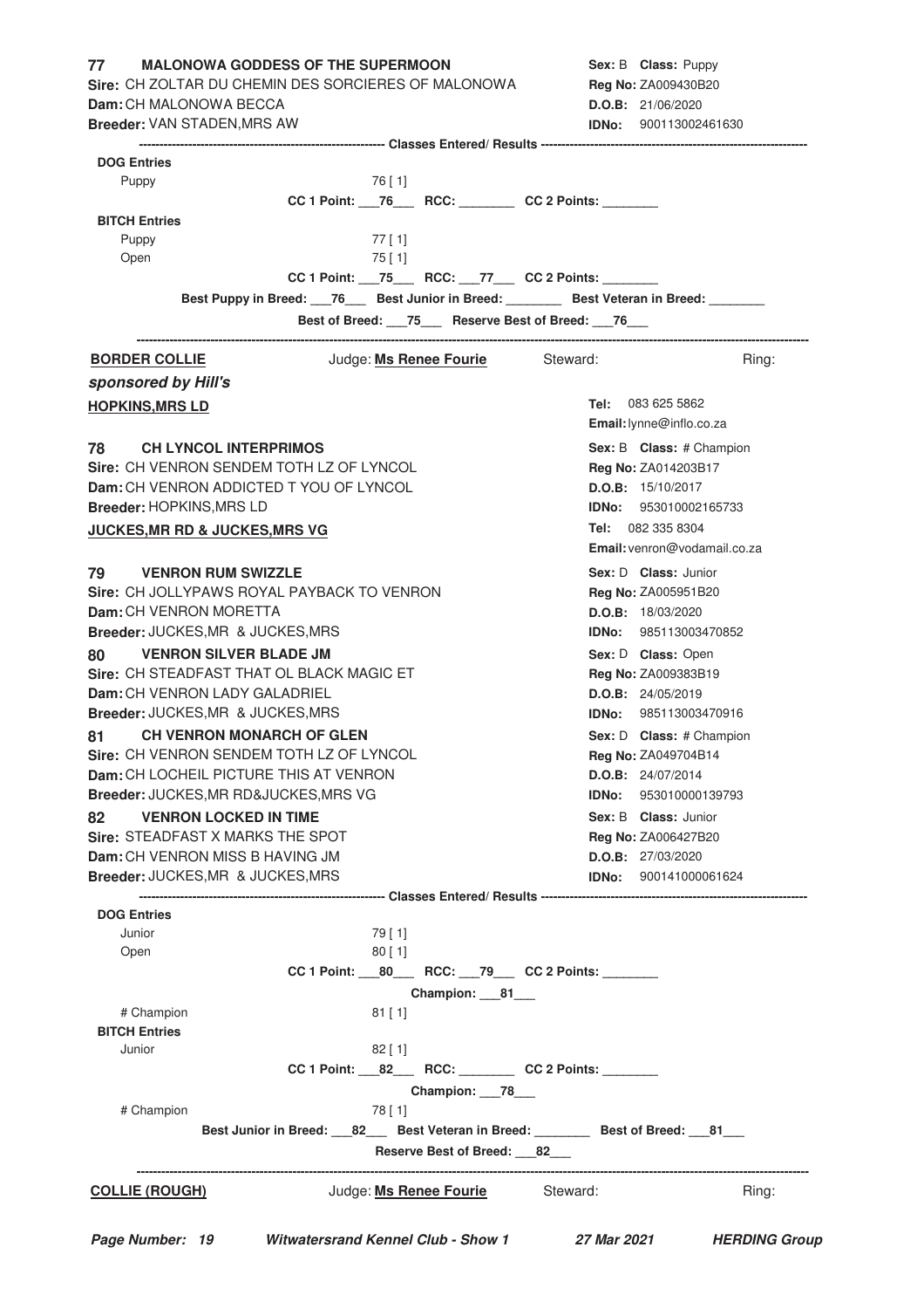**77 MALONOWA GODDESS OF THE SUPERMOON** — **Sex:** B **Class:** Puppy
**Sire:** CH ZOLTAR DU CHEMIN DES SORCIERES OF MALONOWA — **Reg No:** ZA009430B20
**Dam:** CH MALONOWA BECCA — **D.O.B:** 21/06/2020
**Breeder:** VAN STADEN,MRS AW — **IDNo:** 900113002461630

---------- Classes Entered/ Results ----------

**DOG Entries**
Puppy 76 [ 1]
**CC 1 Point:** ___76___ **RCC:** ________ **CC 2 Points:** ________

**BITCH Entries**
Puppy 77 [ 1]
Open 75 [ 1]
**CC 1 Point:** ___75___ **RCC:** ___77___ **CC 2 Points:** ________

**Best Puppy in Breed:** ___76___ **Best Junior in Breed:** ________ **Best Veteran in Breed:** ________
**Best of Breed:** ___75___ **Reserve Best of Breed:** ___76___

---

## BORDER COLLIE

Judge: **Ms Renee Fourie** Steward: Ring:

***sponsored by Hill's***

**HOPKINS,MRS LD** — **Tel:** 083 625 5862 — **Email:** lynne@inflo.co.za

**78 CH LYNCOL INTERPRIMOS** — **Sex:** B **Class:** # Champion
**Sire:** CH VENRON SENDEM TOTH LZ OF LYNCOL — **Reg No:** ZA014203B17
**Dam:** CH VENRON ADDICTED T YOU OF LYNCOL — **D.O.B:** 15/10/2017
**Breeder:** HOPKINS,MRS LD — **IDNo:** 953010002165733

**JUCKES,MR RD & JUCKES,MRS VG** — **Tel:** 082 335 8304 — **Email:** venron@vodamail.co.za

**79 VENRON RUM SWIZZLE** — **Sex:** D **Class:** Junior
**Sire:** CH JOLLYPAWS ROYAL PAYBACK TO VENRON — **Reg No:** ZA005951B20
**Dam:** CH VENRON MORETTA — **D.O.B:** 18/03/2020
**Breeder:** JUCKES,MR & JUCKES,MRS — **IDNo:** 985113003470852

**80 VENRON SILVER BLADE JM** — **Sex:** D **Class:** Open
**Sire:** CH STEADFAST THAT OL BLACK MAGIC ET — **Reg No:** ZA009383B19
**Dam:** CH VENRON LADY GALADRIEL — **D.O.B:** 24/05/2019
**Breeder:** JUCKES,MR & JUCKES,MRS — **IDNo:** 985113003470916

**81 CH VENRON MONARCH OF GLEN** — **Sex:** D **Class:** # Champion
**Sire:** CH VENRON SENDEM TOTH LZ OF LYNCOL — **Reg No:** ZA049704B14
**Dam:** CH LOCHEIL PICTURE THIS AT VENRON — **D.O.B:** 24/07/2014
**Breeder:** JUCKES,MR RD&JUCKES,MRS VG — **IDNo:** 953010000139793

**82 VENRON LOCKED IN TIME** — **Sex:** B **Class:** Junior
**Sire:** STEADFAST X MARKS THE SPOT — **Reg No:** ZA006427B20
**Dam:** CH VENRON MISS B HAVING JM — **D.O.B:** 27/03/2020
**Breeder:** JUCKES,MR & JUCKES,MRS — **IDNo:** 900141000061624

---------- Classes Entered/ Results ----------

**DOG Entries**
Junior 79 [ 1]
Open 80 [ 1]
**CC 1 Point:** ___80___ **RCC:** ___79___ **CC 2 Points:** ________
**Champion:** ___81___
# Champion 81 [ 1]

**BITCH Entries**
Junior 82 [ 1]
**CC 1 Point:** ___82___ **RCC:** ________ **CC 2 Points:** ________
**Champion:** ___78___
# Champion 78 [ 1]

**Best Junior in Breed:** ___82___ **Best Veteran in Breed:** ________ **Best of Breed:** ___81___
**Reserve Best of Breed:** ___82___

---

## COLLIE (ROUGH)

Judge: **Ms Renee Fourie** Steward: Ring: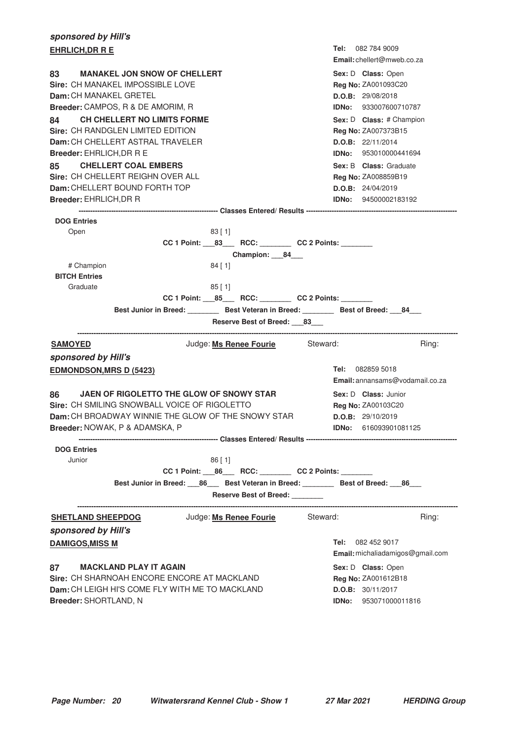***sponsored by Hill's***

**EHRLICH,DR R E**

**Tel:** 082 784 9009
**Email:** chellert@mweb.co.za

**83 MANAKEL JON SNOW OF CHELLERT**
**Sire:** CH MANAKEL IMPOSSIBLE LOVE
**Dam:** CH MANAKEL GRETEL
**Breeder:** CAMPOS, R & DE AMORIM, R

**Sex:** D **Class:** Open
**Reg No:** ZA001093C20
**D.O.B:** 29/08/2018
**IDNo:** 933007600710787

**84 CH CHELLERT NO LIMITS FORME**
**Sire:** CH RANDGLEN LIMITED EDITION
**Dam:** CH CHELLERT ASTRAL TRAVELER
**Breeder:** EHRLICH,DR R E

**Sex:** D **Class:** # Champion
**Reg No:** ZA007373B15
**D.O.B:** 22/11/2014
**IDNo:** 953010000441694

**85 CHELLERT COAL EMBERS**
**Sire:** CH CHELLERT REIGHN OVER ALL
**Dam:** CHELLERT BOUND FORTH TOP
**Breeder:** EHRLICH,DR R

**Sex:** B **Class:** Graduate
**Reg No:** ZA008859B19
**D.O.B:** 24/04/2019
**IDNo:** 94500002183192

------------------------------------------------------------ **Classes Entered/ Results** ------------------------------------------------------------

**DOG Entries**

Open 83 [ 1]

**CC 1 Point:** \_\_\_83\_\_\_ **RCC:** \_\_\_\_\_\_\_\_ **CC 2 Points:** \_\_\_\_\_\_\_\_

**Champion:** \_\_\_84\_\_\_

# Champion 84 [ 1]

**BITCH Entries**

Graduate 85 [ 1]

**CC 1 Point:** \_\_\_85\_\_\_ **RCC:** \_\_\_\_\_\_\_\_ **CC 2 Points:** \_\_\_\_\_\_\_\_

**Best Junior in Breed:** \_\_\_\_\_\_\_\_ **Best Veteran in Breed:** \_\_\_\_\_\_\_\_ **Best of Breed:** \_\_\_84\_\_\_

**Reserve Best of Breed:** \_\_\_83\_\_\_

---

**SAMOYED** Judge: **Ms Renee Fourie** Steward: Ring:

***sponsored by Hill's***

**EDMONDSON,MRS D (5423)**

**Tel:** 082859 5018
**Email:** annansams@vodamail.co.za

**86 JAEN OF RIGOLETTO THE GLOW OF SNOWY STAR**
**Sire:** CH SMILING SNOWBALL VOICE OF RIGOLETTO
**Dam:** CH BROADWAY WINNIE THE GLOW OF THE SNOWY STAR
**Breeder:** NOWAK, P & ADAMSKA, P

**Sex:** D **Class:** Junior
**Reg No:** ZA00103C20
**D.O.B:** 29/10/2019
**IDNo:** 616093901081125

------------------------------------------------------------ **Classes Entered/ Results** ------------------------------------------------------------

**DOG Entries**

Junior 86 [ 1]

**CC 1 Point:** \_\_\_86\_\_\_ **RCC:** \_\_\_\_\_\_\_\_ **CC 2 Points:** \_\_\_\_\_\_\_\_

**Best Junior in Breed:** \_\_\_86\_\_\_ **Best Veteran in Breed:** \_\_\_\_\_\_\_\_ **Best of Breed:** \_\_\_86\_\_\_

**Reserve Best of Breed:** \_\_\_\_\_\_\_\_

---

**SHETLAND SHEEPDOG** Judge: **Ms Renee Fourie** Steward: Ring:

***sponsored by Hill's***

**DAMIGOS,MISS M**

**Tel:** 082 452 9017
**Email:** michaliadamigos@gmail.com

**87 MACKLAND PLAY IT AGAIN**
**Sire:** CH SHARNOAH ENCORE ENCORE AT MACKLAND
**Dam:** CH LEIGH HI'S COME FLY WITH ME TO MACKLAND
**Breeder:** SHORTLAND, N

**Sex:** D **Class:** Open
**Reg No:** ZA001612B18
**D.O.B:** 30/11/2017
**IDNo:** 953071000011816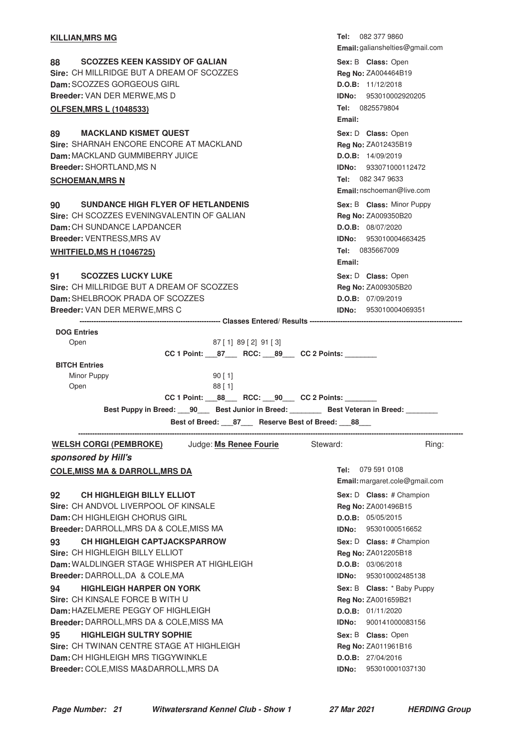**KILLIAN,MRS MG**

Tel: 082 377 9860
Email: galianshelties@gmail.com

**88 SCOZZES KEEN KASSIDY OF GALIAN**
Sire: CH MILLRIDGE BUT A DREAM OF SCOZZES
Dam: SCOZZES GORGEOUS GIRL
Breeder: VAN DER MERWE,MS D

Sex: B Class: Open
Reg No: ZA004464B19
D.O.B: 11/12/2018
IDNo: 953010002920205

**OLFSEN,MRS L (1048533)**

Tel: 0825579804
Email:

**89 MACKLAND KISMET QUEST**
Sire: SHARNAH ENCORE ENCORE AT MACKLAND
Dam: MACKLAND GUMMIBERRY JUICE
Breeder: SHORTLAND,MS N

Sex: D Class: Open
Reg No: ZA012435B19
D.O.B: 14/09/2019
IDNo: 933071000112472

**SCHOEMAN,MRS N**

Tel: 082 347 9633
Email: nschoeman@live.com

**90 SUNDANCE HIGH FLYER OF HETLANDENIS**
Sire: CH SCOZZES EVENINGVALENTIN OF GALIAN
Dam: CH SUNDANCE LAPDANCER
Breeder: VENTRESS,MRS AV

Sex: B Class: Minor Puppy
Reg No: ZA009350B20
D.O.B: 08/07/2020
IDNo: 953010004663425

**WHITFIELD,MS H (1046725)**

Tel: 0835667009
Email:

**91 SCOZZES LUCKY LUKE**
Sire: CH MILLRIDGE BUT A DREAM OF SCOZZES
Dam: SHELBROOK PRADA OF SCOZZES
Breeder: VAN DER MERWE,MRS C

Sex: D Class: Open
Reg No: ZA009305B20
D.O.B: 07/09/2019
IDNo: 953010004069351

---------- Classes Entered/ Results ----------

**DOG Entries**

Open 87 [ 1] 89 [ 2] 91 [ 3]

CC 1 Point: \_\_\_87\_\_\_ RCC: \_\_\_89\_\_\_ CC 2 Points: \_\_\_\_\_\_\_\_

**BITCH Entries**

Minor Puppy 90 [ 1]
Open 88 [ 1]

CC 1 Point: \_\_\_88\_\_\_ RCC: \_\_\_90\_\_\_ CC 2 Points: \_\_\_\_\_\_\_\_

Best Puppy in Breed: \_\_\_90\_\_\_ Best Junior in Breed: \_\_\_\_\_\_\_\_ Best Veteran in Breed: \_\_\_\_\_\_\_\_

Best of Breed: \_\_\_87\_\_\_ Reserve Best of Breed: \_\_\_88\_\_\_

---

**WELSH CORGI (PEMBROKE)** Judge: **Ms Renee Fourie** Steward: Ring:

***sponsored by Hill's***

**COLE,MISS MA & DARROLL,MRS DA**

Tel: 079 591 0108
Email: margaret.cole@gmail.com

**92 CH HIGHLEIGH BILLY ELLIOT**
Sire: CH ANDVOL LIVERPOOL OF KINSALE
Dam: CH HIGHLEIGH CHORUS GIRL
Breeder: DARROLL,MRS DA & COLE,MISS MA

Sex: D Class: # Champion
Reg No: ZA001496B15
D.O.B: 05/05/2015
IDNo: 95301000516652

**93 CH HIGHLEIGH CAPTJACKSPARROW**
Sire: CH HIGHLEIGH BILLY ELLIOT
Dam: WALDLINGER STAGE WHISPER AT HIGHLEIGH
Breeder: DARROLL,DA & COLE,MA

Sex: D Class: # Champion
Reg No: ZA012205B18
D.O.B: 03/06/2018
IDNo: 953010002485138

**94 HIGHLEIGH HARPER ON YORK**
Sire: CH KINSALE FORCE B WITH U
Dam: HAZELMERE PEGGY OF HIGHLEIGH
Breeder: DARROLL,MRS DA & COLE,MISS MA

Sex: B Class: * Baby Puppy
Reg No: ZA001659B21
D.O.B: 01/11/2020
IDNo: 900141000083156

**95 HIGHLEIGH SULTRY SOPHIE**
Sire: CH TWINAN CENTRE STAGE AT HIGHLEIGH
Dam: CH HIGHLEIGH MRS TIGGYWINKLE
Breeder: COLE,MISS MA&DARROLL,MRS DA

Sex: B Class: Open
Reg No: ZA011961B16
D.O.B: 27/04/2016
IDNo: 953010001037130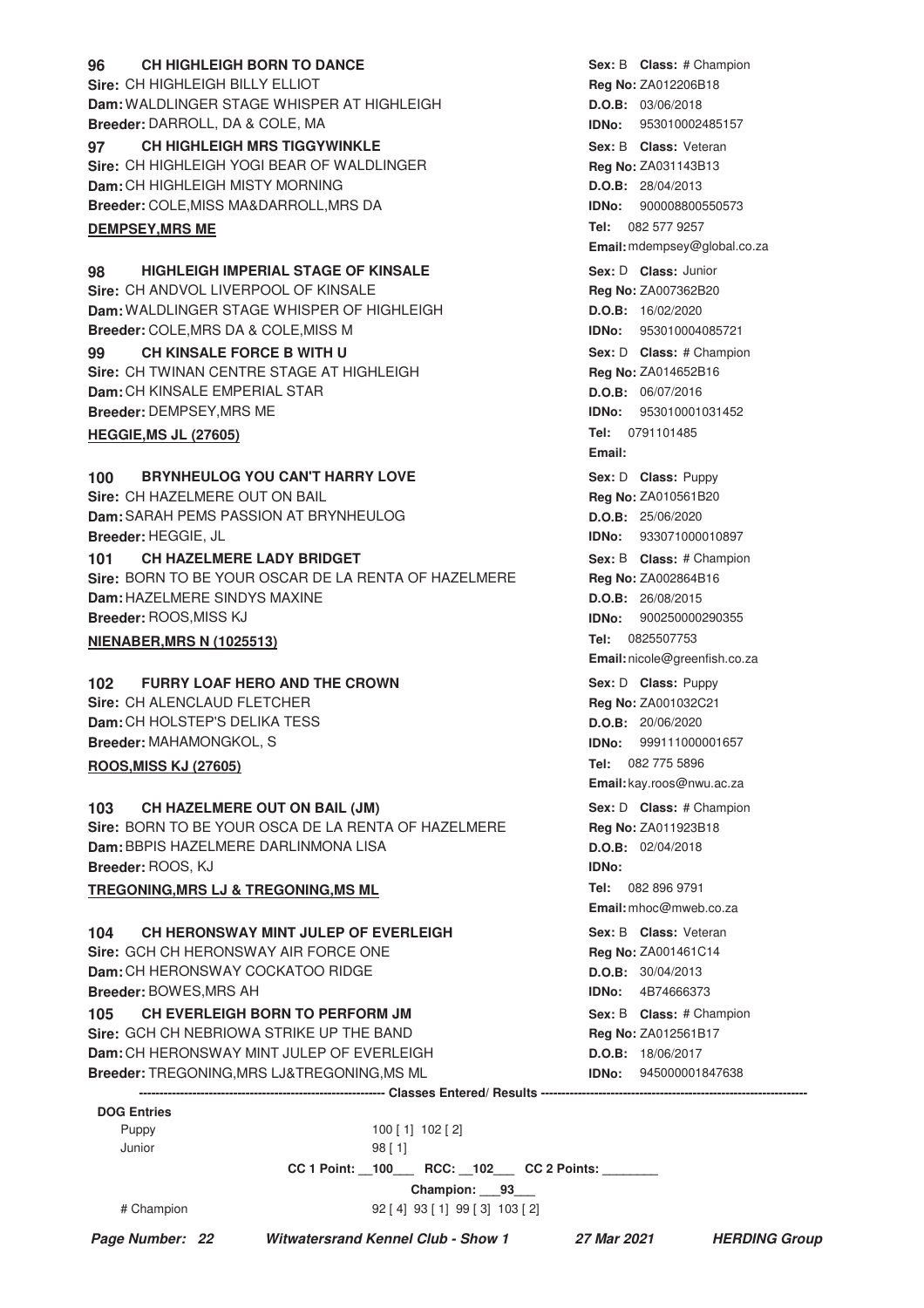**96 CH HIGHLEIGH BORN TO DANCE** — **Sex:** B **Class:** # Champion
**Sire:** CH HIGHLEIGH BILLY ELLIOT — **Reg No:** ZA012206B18
**Dam:** WALDLINGER STAGE WHISPER AT HIGHLEIGH — **D.O.B:** 03/06/2018
**Breeder:** DARROLL, DA & COLE, MA — **IDNo:** 953010002485157

**97 CH HIGHLEIGH MRS TIGGYWINKLE** — **Sex:** B **Class:** Veteran
**Sire:** CH HIGHLEIGH YOGI BEAR OF WALDLINGER — **Reg No:** ZA031143B13
**Dam:** CH HIGHLEIGH MISTY MORNING — **D.O.B:** 28/04/2013
**Breeder:** COLE,MISS MA&DARROLL,MRS DA — **IDNo:** 900008800550573

**DEMPSEY,MRS ME** — **Tel:** 082 577 9257 **Email:** mdempsey@global.co.za

**98 HIGHLEIGH IMPERIAL STAGE OF KINSALE** — **Sex:** D **Class:** Junior
**Sire:** CH ANDVOL LIVERPOOL OF KINSALE — **Reg No:** ZA007362B20
**Dam:** WALDLINGER STAGE WHISPER OF HIGHLEIGH — **D.O.B:** 16/02/2020
**Breeder:** COLE,MRS DA & COLE,MISS M — **IDNo:** 953010004085721

**99 CH KINSALE FORCE B WITH U** — **Sex:** D **Class:** # Champion
**Sire:** CH TWINAN CENTRE STAGE AT HIGHLEIGH — **Reg No:** ZA014652B16
**Dam:** CH KINSALE EMPERIAL STAR — **D.O.B:** 06/07/2016
**Breeder:** DEMPSEY,MRS ME — **IDNo:** 953010001031452

**HEGGIE,MS JL (27605)** — **Tel:** 0791101485 **Email:**

**100 BRYNHEULOG YOU CAN'T HARRY LOVE** — **Sex:** D **Class:** Puppy
**Sire:** CH HAZELMERE OUT ON BAIL — **Reg No:** ZA010561B20
**Dam:** SARAH PEMS PASSION AT BRYNHEULOG — **D.O.B:** 25/06/2020
**Breeder:** HEGGIE, JL — **IDNo:** 933071000010897

**101 CH HAZELMERE LADY BRIDGET** — **Sex:** B **Class:** # Champion
**Sire:** BORN TO BE YOUR OSCAR DE LA RENTA OF HAZELMERE — **Reg No:** ZA002864B16
**Dam:** HAZELMERE SINDYS MAXINE — **D.O.B:** 26/08/2015
**Breeder:** ROOS,MISS KJ — **IDNo:** 900250000290355

**NIENABER,MRS N (1025513)** — **Tel:** 0825507753 **Email:** nicole@greenfish.co.za

**102 FURRY LOAF HERO AND THE CROWN** — **Sex:** D **Class:** Puppy
**Sire:** CH ALENCLAUD FLETCHER — **Reg No:** ZA001032C21
**Dam:** CH HOLSTEP'S DELIKA TESS — **D.O.B:** 20/06/2020
**Breeder:** MAHAMONGKOL, S — **IDNo:** 999111000001657

**ROOS,MISS KJ (27605)** — **Tel:** 082 775 5896 **Email:** kay.roos@nwu.ac.za

**103 CH HAZELMERE OUT ON BAIL (JM)** — **Sex:** D **Class:** # Champion
**Sire:** BORN TO BE YOUR OSCA DE LA RENTA OF HAZELMERE — **Reg No:** ZA011923B18
**Dam:** BBPIS HAZELMERE DARLINMONA LISA — **D.O.B:** 02/04/2018
**Breeder:** ROOS, KJ — **IDNo:**

**TREGONING,MRS LJ & TREGONING,MS ML** — **Tel:** 082 896 9791 **Email:** mhoc@mweb.co.za

**104 CH HERONSWAY MINT JULEP OF EVERLEIGH** — **Sex:** B **Class:** Veteran
**Sire:** GCH CH HERONSWAY AIR FORCE ONE — **Reg No:** ZA001461C14
**Dam:** CH HERONSWAY COCKATOO RIDGE — **D.O.B:** 30/04/2013
**Breeder:** BOWES,MRS AH — **IDNo:** 4B74666373

**105 CH EVERLEIGH BORN TO PERFORM JM** — **Sex:** B **Class:** # Champion
**Sire:** GCH CH NEBRIOWA STRIKE UP THE BAND — **Reg No:** ZA012561B17
**Dam:** CH HERONSWAY MINT JULEP OF EVERLEIGH — **D.O.B:** 18/06/2017
**Breeder:** TREGONING,MRS LJ&TREGONING,MS ML — **IDNo:** 945000001847638

---------- Classes Entered/ Results ----------

**DOG Entries**

| | |
|---|---|
| Puppy | 100 [ 1] 102 [ 2] |
| Junior | 98 [ 1] |
| | **CC 1 Point: __100___ RCC: __102___ CC 2 Points: ________** |
| | **Champion: ___93___** |
| # Champion | 92 [ 4] 93 [ 1] 99 [ 3] 103 [ 2] |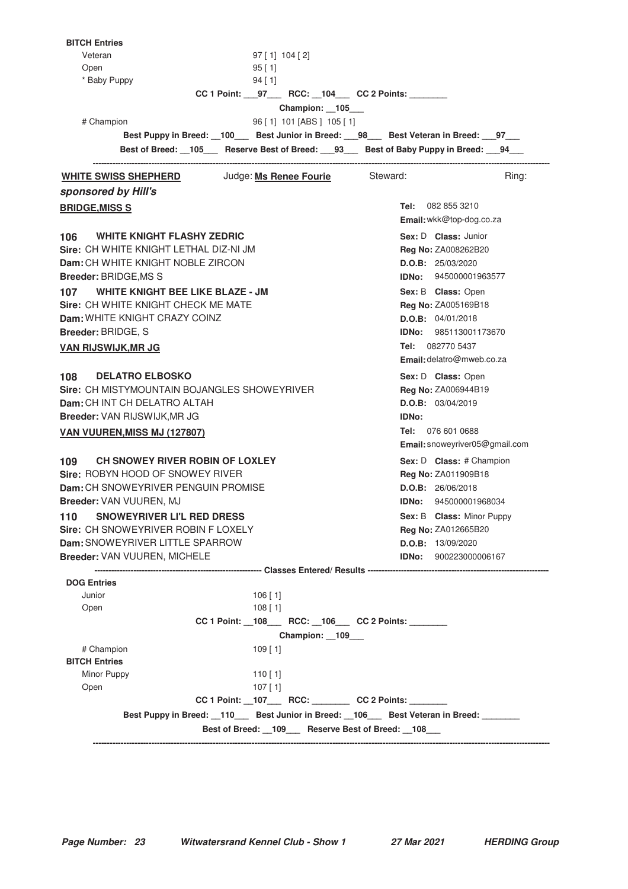**BITCH Entries**

Veteran 97 [ 1] 104 [ 2]

Open 95 [ 1]

* Baby Puppy 94 [ 1]

CC 1 Point: ___97___ RCC: __104___ CC 2 Points: ________

Champion: __105___

# Champion 96 [ 1] 101 [ABS ] 105 [ 1]

Best Puppy in Breed: __100___ Best Junior in Breed: ___98___ Best Veteran in Breed: ___97___

Best of Breed: __105___ Reserve Best of Breed: ___93___ Best of Baby Puppy in Breed: ___94___

---

## WHITE SWISS SHEPHERD

Judge: **Ms Renee Fourie** Steward: Ring:

***sponsored by Hill's***

**BRIDGE,MISS S**

**Tel:** 082 855 3210
**Email:** wkk@top-dog.co.za

**106 WHITE KNIGHT FLASHY ZEDRIC**
**Sire:** CH WHITE KNIGHT LETHAL DIZ-NI JM
**Dam:** CH WHITE KNIGHT NOBLE ZIRCON
**Breeder:** BRIDGE,MS S
**Sex:** D **Class:** Junior
**Reg No:** ZA008262B20
**D.O.B:** 25/03/2020
**IDNo:** 945000001963577

**107 WHITE KNIGHT BEE LIKE BLAZE - JM**
**Sire:** CH WHITE KNIGHT CHECK ME MATE
**Dam:** WHITE KNIGHT CRAZY COINZ
**Breeder:** BRIDGE, S
**Sex:** B **Class:** Open
**Reg No:** ZA005169B18
**D.O.B:** 04/01/2018
**IDNo:** 985113001173670

**VAN RIJSWIJK,MR JG**

**Tel:** 082770 5437
**Email:** delatro@mweb.co.za

**108 DELATRO ELBOSKO**
**Sire:** CH MISTYMOUNTAIN BOJANGLES SHOWEYRIVER
**Dam:** CH INT CH DELATRO ALTAH
**Breeder:** VAN RIJSWIJK,MR JG
**Sex:** D **Class:** Open
**Reg No:** ZA006944B19
**D.O.B:** 03/04/2019
**IDNo:**

**VAN VUUREN,MISS MJ (127807)**

**Tel:** 076 601 0688
**Email:** snoweyriver05@gmail.com

**109 CH SNOWEY RIVER ROBIN OF LOXLEY**
**Sire:** ROBYN HOOD OF SNOWEY RIVER
**Dam:** CH SNOWEYRIVER PENGUIN PROMISE
**Breeder:** VAN VUUREN, MJ
**Sex:** D **Class:** # Champion
**Reg No:** ZA011909B18
**D.O.B:** 26/06/2018
**IDNo:** 945000001968034

**110 SNOWEYRIVER LI'L RED DRESS**
**Sire:** CH SNOWEYRIVER ROBIN F LOXELY
**Dam:** SNOWEYRIVER LITTLE SPARROW
**Breeder:** VAN VUUREN, MICHELE
**Sex:** B **Class:** Minor Puppy
**Reg No:** ZA012665B20
**D.O.B:** 13/09/2020
**IDNo:** 900223000006167

**Classes Entered/ Results**

**DOG Entries**

Junior 106 [ 1]

Open 108 [ 1]

CC 1 Point: __108___ RCC: __106___ CC 2 Points: ________

Champion: __109___

# Champion 109 [ 1]

**BITCH Entries**

Minor Puppy 110 [ 1]

Open 107 [ 1]

CC 1 Point: __107___ RCC: ________ CC 2 Points: ________

Best Puppy in Breed: __110___ Best Junior in Breed: __106___ Best Veteran in Breed: ________

Best of Breed: __109___ Reserve Best of Breed: __108___

---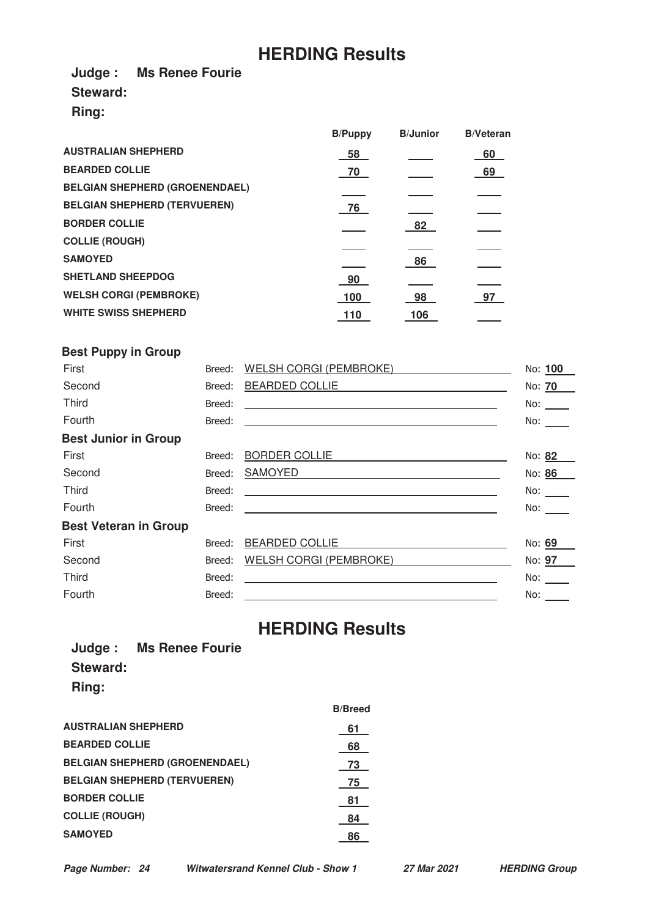# HERDING Results

**Judge : Ms Renee Fourie**

**Steward:**

**Ring:**

| | B/Puppy | B/Junior | B/Veteran |
|---|---|---|---|
| **AUSTRALIAN SHEPHERD** | 58 | | 60 |
| **BEARDED COLLIE** | 70 | | 69 |
| **BELGIAN SHEPHERD (GROENENDAEL)** | | | |
| **BELGIAN SHEPHERD (TERVUEREN)** | 76 | | |
| **BORDER COLLIE** | | 82 | |
| **COLLIE (ROUGH)** | | | |
| **SAMOYED** | | 86 | |
| **SHETLAND SHEEPDOG** | 90 | | |
| **WELSH CORGI (PEMBROKE)** | 100 | 98 | 97 |
| **WHITE SWISS SHEPHERD** | 110 | 106 | |

### Best Puppy in Group

| | | | |
|---|---|---|---|
| First | Breed: | WELSH CORGI (PEMBROKE) | No: **100** |
| Second | Breed: | BEARDED COLLIE | No: **70** |
| Third | Breed: | | No: |
| Fourth | Breed: | | No: |

### Best Junior in Group

| | | | |
|---|---|---|---|
| First | Breed: | BORDER COLLIE | No: **82** |
| Second | Breed: | SAMOYED | No: **86** |
| Third | Breed: | | No: |
| Fourth | Breed: | | No: |

### Best Veteran in Group

| | | | |
|---|---|---|---|
| First | Breed: | BEARDED COLLIE | No: **69** |
| Second | Breed: | WELSH CORGI (PEMBROKE) | No: **97** |
| Third | Breed: | | No: |
| Fourth | Breed: | | No: |

# HERDING Results

**Judge : Ms Renee Fourie**

**Steward:**

**Ring:**

| | B/Breed |
|---|---|
| **AUSTRALIAN SHEPHERD** | 61 |
| **BEARDED COLLIE** | 68 |
| **BELGIAN SHEPHERD (GROENENDAEL)** | 73 |
| **BELGIAN SHEPHERD (TERVUEREN)** | 75 |
| **BORDER COLLIE** | 81 |
| **COLLIE (ROUGH)** | 84 |
| **SAMOYED** | 86 |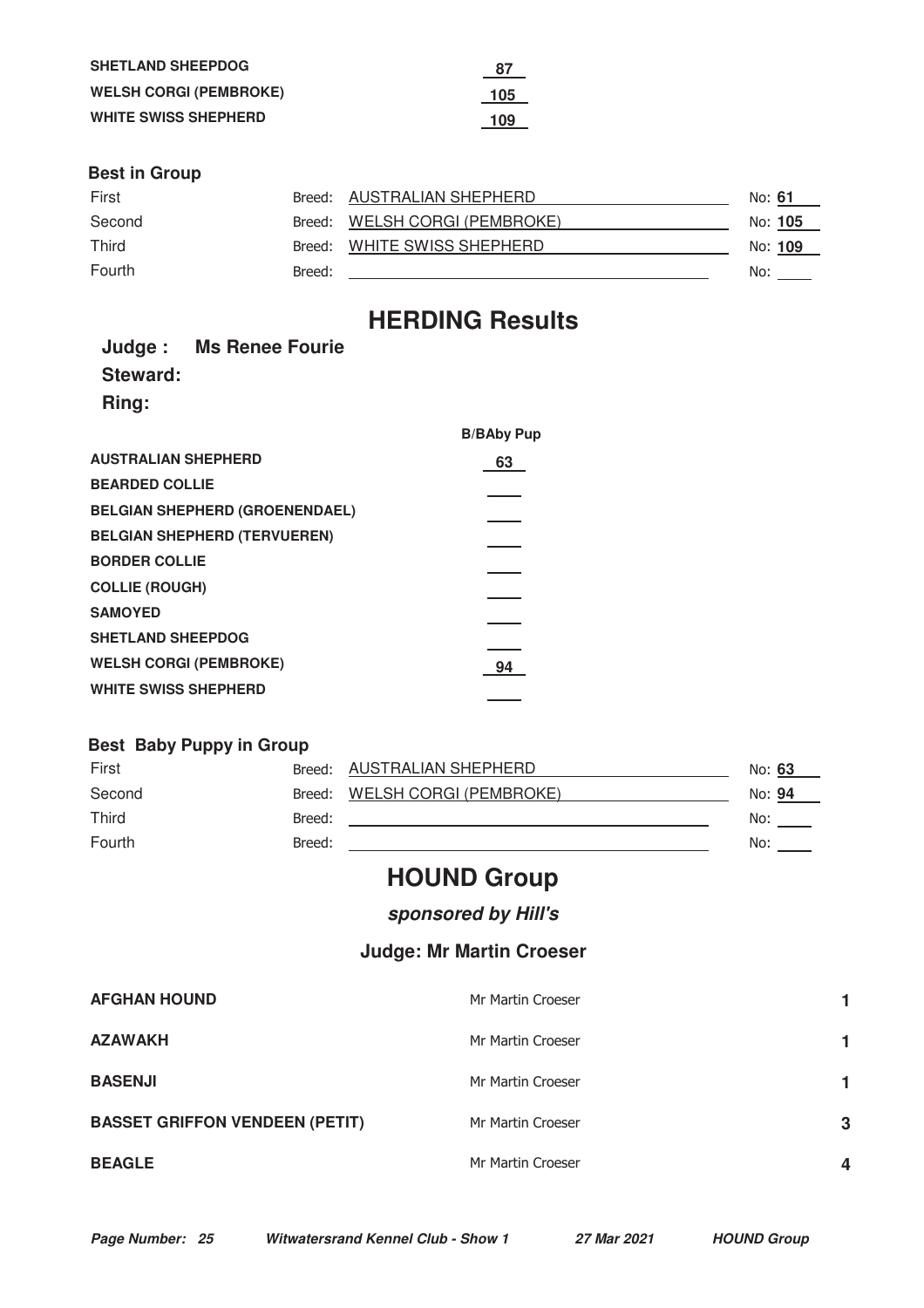| | |
|---|---|
| **SHETLAND SHEEPDOG** | 87 |
| **WELSH CORGI (PEMBROKE)** | 105 |
| **WHITE SWISS SHEPHERD** | 109 |

### Best in Group

| | | | |
|---|---|---|---|
| First | Breed: | AUSTRALIAN SHEPHERD | No: **61** |
| Second | Breed: | WELSH CORGI (PEMBROKE) | No: **105** |
| Third | Breed: | WHITE SWISS SHEPHERD | No: **109** |
| Fourth | Breed: | | No: |

# HERDING Results

**Judge : Ms Renee Fourie**

**Steward:**

**Ring:**

| | **B/BAby Pup** |
|---|---|
| **AUSTRALIAN SHEPHERD** | 63 |
| **BEARDED COLLIE** | |
| **BELGIAN SHEPHERD (GROENENDAEL)** | |
| **BELGIAN SHEPHERD (TERVUEREN)** | |
| **BORDER COLLIE** | |
| **COLLIE (ROUGH)** | |
| **SAMOYED** | |
| **SHETLAND SHEEPDOG** | |
| **WELSH CORGI (PEMBROKE)** | 94 |
| **WHITE SWISS SHEPHERD** | |

### Best Baby Puppy in Group

| | | | |
|---|---|---|---|
| First | Breed: | AUSTRALIAN SHEPHERD | No: **63** |
| Second | Breed: | WELSH CORGI (PEMBROKE) | No: **94** |
| Third | Breed: | | No: |
| Fourth | Breed: | | No: |

# HOUND Group

***sponsored by Hill's***

## Judge: Mr Martin Croeser

| | | |
|---|---|---|
| **AFGHAN HOUND** | Mr Martin Croeser | **1** |
| **AZAWAKH** | Mr Martin Croeser | **1** |
| **BASENJI** | Mr Martin Croeser | **1** |
| **BASSET GRIFFON VENDEEN (PETIT)** | Mr Martin Croeser | **3** |
| **BEAGLE** | Mr Martin Croeser | **4** |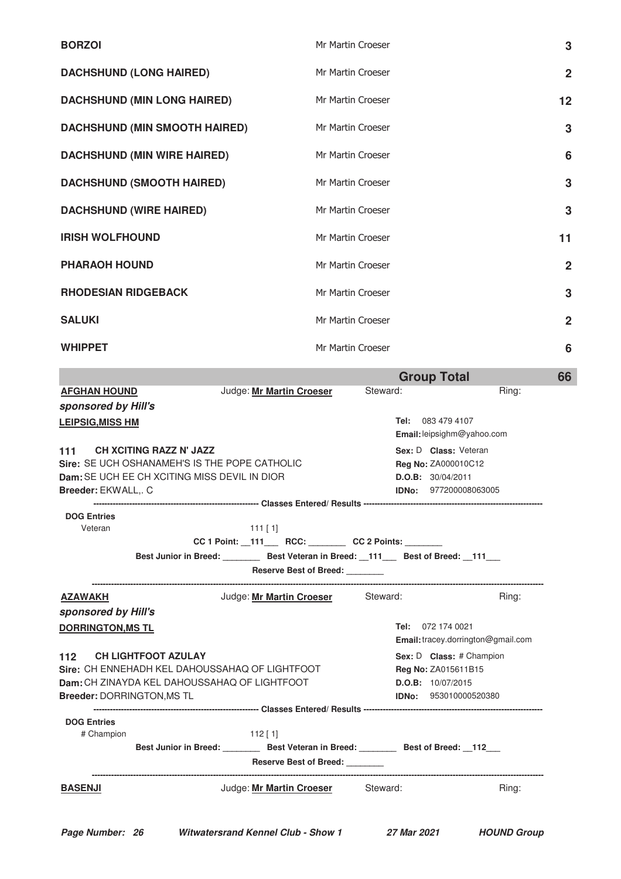| Breed | Judge | Entries |
|---|---|---|
| **BORZOI** | Mr Martin Croeser | **3** |
| **DACHSHUND (LONG HAIRED)** | Mr Martin Croeser | **2** |
| **DACHSHUND (MIN LONG HAIRED)** | Mr Martin Croeser | **12** |
| **DACHSHUND (MIN SMOOTH HAIRED)** | Mr Martin Croeser | **3** |
| **DACHSHUND (MIN WIRE HAIRED)** | Mr Martin Croeser | **6** |
| **DACHSHUND (SMOOTH HAIRED)** | Mr Martin Croeser | **3** |
| **DACHSHUND (WIRE HAIRED)** | Mr Martin Croeser | **3** |
| **IRISH WOLFHOUND** | Mr Martin Croeser | **11** |
| **PHARAOH HOUND** | Mr Martin Croeser | **2** |
| **RHODESIAN RIDGEBACK** | Mr Martin Croeser | **3** |
| **SALUKI** | Mr Martin Croeser | **2** |
| **WHIPPET** | Mr Martin Croeser | **6** |
| | **Group Total** | **66** |

**AFGHAN HOUND** Judge: **Mr Martin Croeser** Steward: Ring:

***sponsored by Hill's***

**LEIPSIG,MISS HM**
**Tel:** 083 479 4107
**Email:** leipsighm@yahoo.com

**111 CH XCITING RAZZ N' JAZZ**
**Sex:** D **Class:** Veteran
**Sire:** SE UCH OSHANAMEH'S IS THE POPE CATHOLIC
**Reg No:** ZA000010C12
**Dam:** SE UCH EE CH XCITING MISS DEVIL IN DIOR
**D.O.B:** 30/04/2011
**Breeder:** EKWALL,. C
**IDNo:** 977200008063005

------------------------------------------ Classes Entered/ Results ------------------------------------------

**DOG Entries**
Veteran 111 [ 1]

**CC 1 Point:** \_\_111\_\_\_ **RCC:** \_\_\_\_\_\_\_\_ **CC 2 Points:** \_\_\_\_\_\_\_\_

**Best Junior in Breed:** \_\_\_\_\_\_\_\_ **Best Veteran in Breed:** \_\_111\_\_\_ **Best of Breed:** \_\_111\_\_\_

**Reserve Best of Breed:** \_\_\_\_\_\_\_\_

---

**AZAWAKH** Judge: **Mr Martin Croeser** Steward: Ring:

***sponsored by Hill's***

**DORRINGTON,MS TL**
**Tel:** 072 174 0021
**Email:** tracey.dorrington@gmail.com

**112 CH LIGHTFOOT AZULAY**
**Sex:** D **Class:** # Champion
**Sire:** CH ENNEHADH KEL DAHOUSSAHAQ OF LIGHTFOOT
**Reg No:** ZA015611B15
**Dam:** CH ZINAYDA KEL DAHOUSSAHAQ OF LIGHTFOOT
**D.O.B:** 10/07/2015
**Breeder:** DORRINGTON,MS TL
**IDNo:** 953010000520380

------------------------------------------ Classes Entered/ Results ------------------------------------------

**DOG Entries**
# Champion 112 [ 1]

**Best Junior in Breed:** \_\_\_\_\_\_\_\_ **Best Veteran in Breed:** \_\_\_\_\_\_\_\_ **Best of Breed:** \_\_112\_\_\_

**Reserve Best of Breed:** \_\_\_\_\_\_\_\_

---

**BASENJI** Judge: **Mr Martin Croeser** Steward: Ring: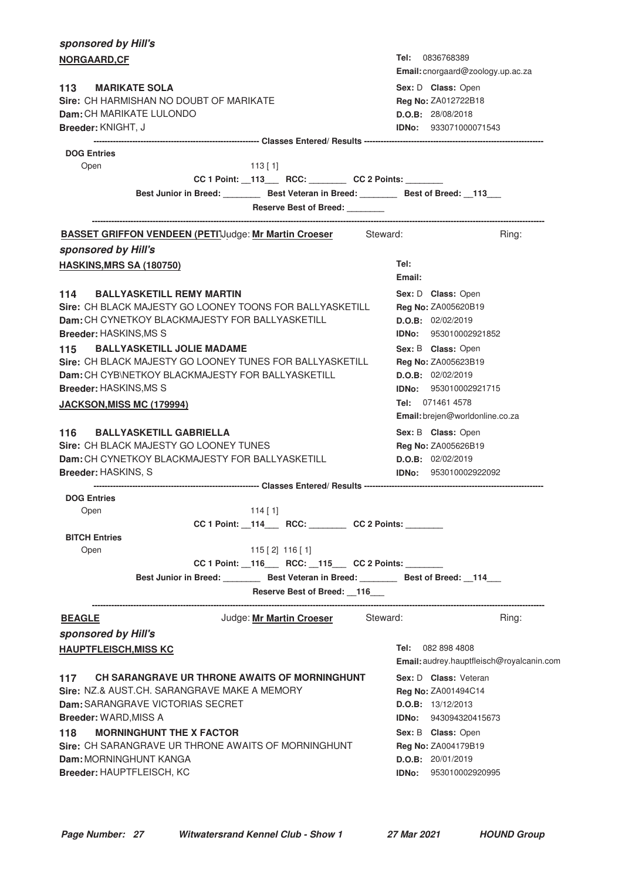***sponsored by Hill's***

**NORGAARD,CF**

**Tel:** 0836768389
**Email:** cnorgaard@zoology.up.ac.za

**113 MARIKATE SOLA**
**Sire:** CH HARMISHAN NO DOUBT OF MARIKATE
**Dam:** CH MARIKATE LULONDO
**Breeder:** KNIGHT, J

**Sex:** D **Class:** Open
**Reg No:** ZA012722B18
**D.O.B:** 28/08/2018
**IDNo:** 933071000071543

---------- **Classes Entered/ Results** ----------

**DOG Entries**
Open 113 [ 1]

**CC 1 Point:** __113___ **RCC:** ________ **CC 2 Points:** ________

**Best Junior in Breed:** ________ **Best Veteran in Breed:** ________ **Best of Breed:** __113___

**Reserve Best of Breed:** ________

---

**BASSET GRIFFON VENDEEN (PETI** Judge: **Mr Martin Croeser** Steward: Ring:

***sponsored by Hill's***

**HASKINS,MRS SA (180750)**

**Tel:**
**Email:**

**114 BALLYASKETILL REMY MARTIN**
**Sire:** CH BLACK MAJESTY GO LOONEY TOONS FOR BALLYASKETILL
**Dam:** CH CYNETKOY BLACKMAJESTY FOR BALLYASKETILL
**Breeder:** HASKINS,MS S

**Sex:** D **Class:** Open
**Reg No:** ZA005620B19
**D.O.B:** 02/02/2019
**IDNo:** 953010002921852

**115 BALLYASKETILL JOLIE MADAME**
**Sire:** CH BLACK MAJESTY GO LOONEY TUNES FOR BALLYASKETILL
**Dam:** CH CYB\NETKOY BLACKMAJESTY FOR BALLYASKETILL
**Breeder:** HASKINS,MS S

**Sex:** B **Class:** Open
**Reg No:** ZA005623B19
**D.O.B:** 02/02/2019
**IDNo:** 953010002921715

**JACKSON,MISS MC (179994)**

**Tel:** 071461 4578
**Email:** brejen@worldonline.co.za

**116 BALLYASKETILL GABRIELLA**
**Sire:** CH BLACK MAJESTY GO LOONEY TUNES
**Dam:** CH CYNETKOY BLACKMAJESTY FOR BALLYASKETILL
**Breeder:** HASKINS, S

**Sex:** B **Class:** Open
**Reg No:** ZA005626B19
**D.O.B:** 02/02/2019
**IDNo:** 953010002922092

---------- **Classes Entered/ Results** ----------

**DOG Entries**
Open 114 [ 1]

**CC 1 Point:** __114___ **RCC:** ________ **CC 2 Points:** ________

**BITCH Entries**
Open 115 [ 2] 116 [ 1]

**CC 1 Point:** __116___ **RCC:** __115___ **CC 2 Points:** ________

**Best Junior in Breed:** ________ **Best Veteran in Breed:** ________ **Best of Breed:** __114___

**Reserve Best of Breed:** __116___

---

**BEAGLE** Judge: **Mr Martin Croeser** Steward: Ring:

***sponsored by Hill's***

**HAUPTFLEISCH,MISS KC**

**Tel:** 082 898 4808
**Email:** audrey.hauptfleisch@royalcanin.com

**117 CH SARANGRAVE UR THRONE AWAITS OF MORNINGHUNT**
**Sire:** NZ.& AUST.CH. SARANGRAVE MAKE A MEMORY
**Dam:** SARANGRAVE VICTORIAS SECRET
**Breeder:** WARD,MISS A

**Sex:** D **Class:** Veteran
**Reg No:** ZA001494C14
**D.O.B:** 13/12/2013
**IDNo:** 943094320415673

**118 MORNINGHUNT THE X FACTOR**
**Sire:** CH SARANGRAVE UR THRONE AWAITS OF MORNINGHUNT
**Dam:** MORNINGHUNT KANGA
**Breeder:** HAUPTFLEISCH, KC

**Sex:** B **Class:** Open
**Reg No:** ZA004179B19
**D.O.B:** 20/01/2019
**IDNo:** 953010002920995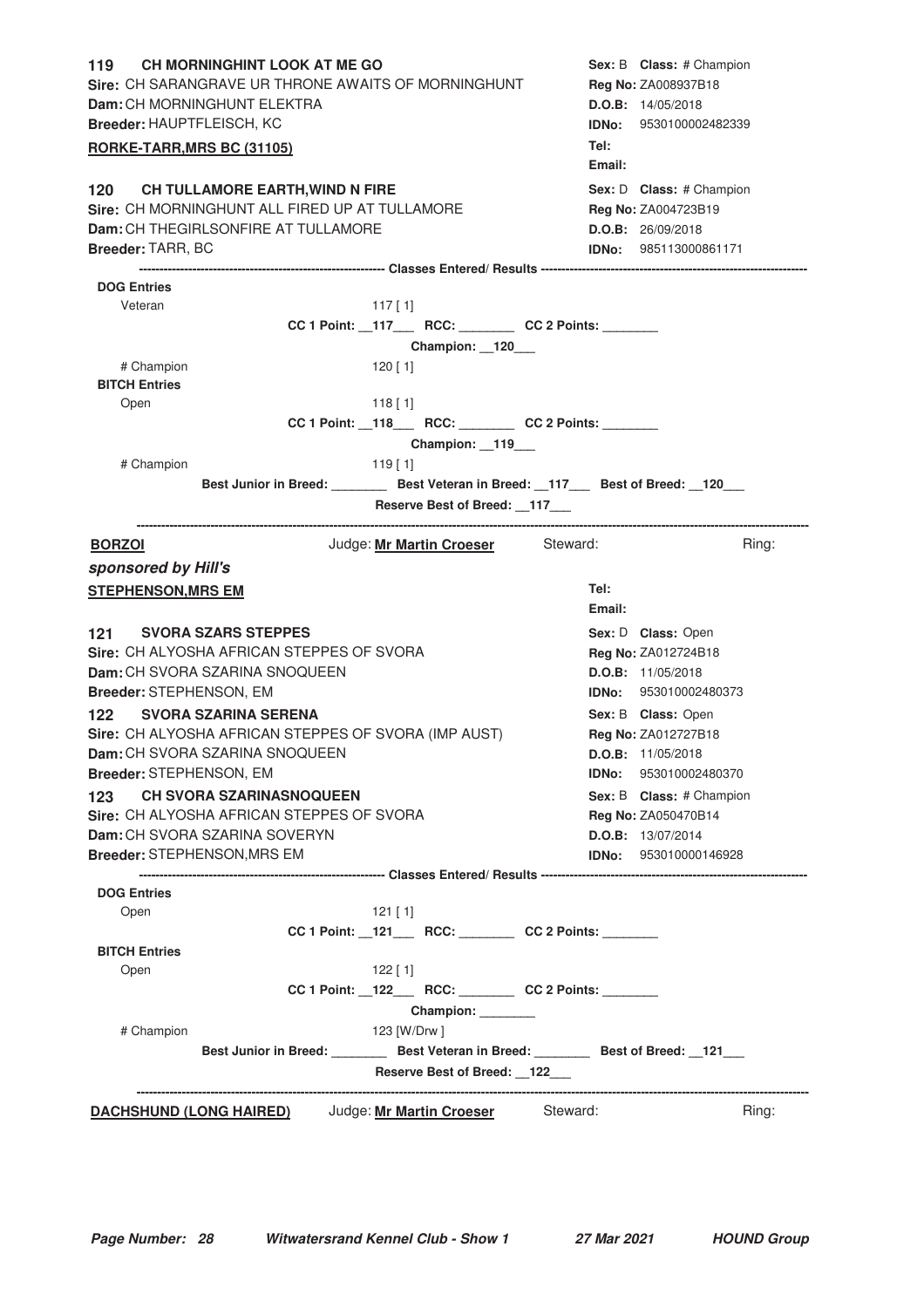**119 CH MORNINGHINT LOOK AT ME GO** — **Sex:** B **Class:** # Champion
**Sire:** CH SARANGRAVE UR THRONE AWAITS OF MORNINGHUNT — **Reg No:** ZA008937B18
**Dam:** CH MORNINGHUNT ELEKTRA — **D.O.B:** 14/05/2018
**Breeder:** HAUPTFLEISCH, KC — **IDNo:** 9530100002482339

**RORKE-TARR,MRS BC (31105)**
**Tel:**
**Email:**

**120 CH TULLAMORE EARTH,WIND N FIRE** — **Sex:** D **Class:** # Champion
**Sire:** CH MORNINGHUNT ALL FIRED UP AT TULLAMORE — **Reg No:** ZA004723B19
**Dam:** CH THEGIRLSONFIRE AT TULLAMORE — **D.O.B:** 26/09/2018
**Breeder:** TARR, BC — **IDNo:** 985113000861171

---------- Classes Entered/ Results ----------

**DOG Entries**
Veteran 117 [ 1]
**CC 1 Point:** __117___ **RCC:** ________ **CC 2 Points:** ________
**Champion:** __120___
# Champion 120 [ 1]
**BITCH Entries**
Open 118 [ 1]
**CC 1 Point:** __118___ **RCC:** ________ **CC 2 Points:** ________
**Champion:** __119___
# Champion 119 [ 1]
**Best Junior in Breed:** ________ **Best Veteran in Breed:** __117___ **Best of Breed:** __120___
**Reserve Best of Breed:** __117___

---

**BORZOI** Judge: **Mr Martin Croeser** Steward: Ring:

***sponsored by Hill's***

**STEPHENSON,MRS EM**
**Tel:**
**Email:**

**121 SVORA SZARS STEPPES** — **Sex:** D **Class:** Open
**Sire:** CH ALYOSHA AFRICAN STEPPES OF SVORA — **Reg No:** ZA012724B18
**Dam:** CH SVORA SZARINA SNOQUEEN — **D.O.B:** 11/05/2018
**Breeder:** STEPHENSON, EM — **IDNo:** 953010002480373

**122 SVORA SZARINA SERENA** — **Sex:** B **Class:** Open
**Sire:** CH ALYOSHA AFRICAN STEPPES OF SVORA (IMP AUST) — **Reg No:** ZA012727B18
**Dam:** CH SVORA SZARINA SNOQUEEN — **D.O.B:** 11/05/2018
**Breeder:** STEPHENSON, EM — **IDNo:** 953010002480370

**123 CH SVORA SZARINASNOQUEEN** — **Sex:** B **Class:** # Champion
**Sire:** CH ALYOSHA AFRICAN STEPPES OF SVORA — **Reg No:** ZA050470B14
**Dam:** CH SVORA SZARINA SOVERYN — **D.O.B:** 13/07/2014
**Breeder:** STEPHENSON,MRS EM — **IDNo:** 953010000146928

---------- Classes Entered/ Results ----------

**DOG Entries**
Open 121 [ 1]
**CC 1 Point:** __121___ **RCC:** ________ **CC 2 Points:** ________
**BITCH Entries**
Open 122 [ 1]
**CC 1 Point:** __122___ **RCC:** ________ **CC 2 Points:** ________
**Champion:** ________
# Champion 123 [W/Drw ]
**Best Junior in Breed:** ________ **Best Veteran in Breed:** ________ **Best of Breed:** __121___
**Reserve Best of Breed:** __122___

---

**DACHSHUND (LONG HAIRED)** Judge: **Mr Martin Croeser** Steward: Ring: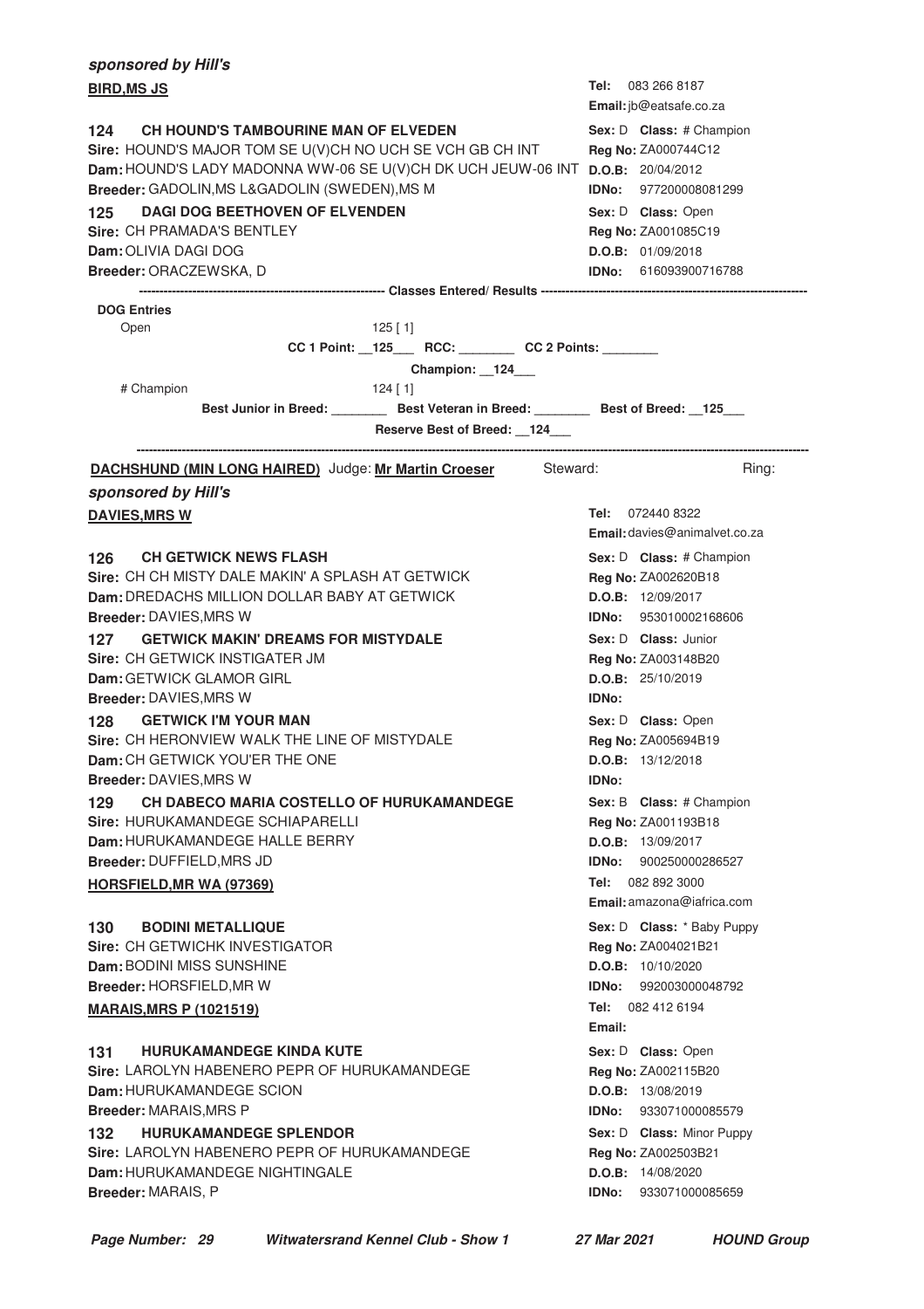***sponsored by Hill's***

**BIRD,MS JS**

**Tel:** 083 266 8187
**Email:** jb@eatsafe.co.za

**124 CH HOUND'S TAMBOURINE MAN OF ELVEDEN**
**Sex:** D **Class:** # Champion
**Sire:** HOUND'S MAJOR TOM SE U(V)CH NO UCH SE VCH GB CH INT
**Reg No:** ZA000744C12
**Dam:** HOUND'S LADY MADONNA WW-06 SE U(V)CH DK UCH JEUW-06 INT
**D.O.B:** 20/04/2012
**Breeder:** GADOLIN,MS L&GADOLIN (SWEDEN),MS M
**IDNo:** 977200008081299

**125 DAGI DOG BEETHOVEN OF ELVENDEN**
**Sex:** D **Class:** Open
**Sire:** CH PRAMADA'S BENTLEY
**Reg No:** ZA001085C19
**Dam:** OLIVIA DAGI DOG
**D.O.B:** 01/09/2018
**Breeder:** ORACZEWSKA, D
**IDNo:** 616093900716788

---------- **Classes Entered/ Results** ----------

**DOG Entries**

Open 125 [ 1]

**CC 1 Point:** __125___ **RCC:** ________ **CC 2 Points:** ________

**Champion:** __124___

# Champion 124 [ 1]

**Best Junior in Breed:** ________ **Best Veteran in Breed:** ________ **Best of Breed:** __125___

**Reserve Best of Breed:** __124___

---

**DACHSHUND (MIN LONG HAIRED)** Judge: **Mr Martin Croeser** Steward: Ring:

***sponsored by Hill's***

**DAVIES,MRS W**

**Tel:** 072440 8322
**Email:** davies@animalvet.co.za

**126 CH GETWICK NEWS FLASH**
**Sex:** D **Class:** # Champion
**Sire:** CH CH MISTY DALE MAKIN' A SPLASH AT GETWICK
**Reg No:** ZA002620B18
**Dam:** DREDACHS MILLION DOLLAR BABY AT GETWICK
**D.O.B:** 12/09/2017
**Breeder:** DAVIES,MRS W
**IDNo:** 953010002168606

**127 GETWICK MAKIN' DREAMS FOR MISTYDALE**
**Sex:** D **Class:** Junior
**Sire:** CH GETWICK INSTIGATER JM
**Reg No:** ZA003148B20
**Dam:** GETWICK GLAMOR GIRL
**D.O.B:** 25/10/2019
**Breeder:** DAVIES,MRS W
**IDNo:**

**128 GETWICK I'M YOUR MAN**
**Sex:** D **Class:** Open
**Sire:** CH HERONVIEW WALK THE LINE OF MISTYDALE
**Reg No:** ZA005694B19
**Dam:** CH GETWICK YOU'ER THE ONE
**D.O.B:** 13/12/2018
**Breeder:** DAVIES,MRS W
**IDNo:**

**129 CH DABECO MARIA COSTELLO OF HURUKAMANDEGE**
**Sex:** B **Class:** # Champion
**Sire:** HURUKAMANDEGE SCHIAPARELLI
**Reg No:** ZA001193B18
**Dam:** HURUKAMANDEGE HALLE BERRY
**D.O.B:** 13/09/2017
**Breeder:** DUFFIELD,MRS JD
**IDNo:** 900250000286527

**HORSFIELD,MR WA (97369)**

**Tel:** 082 892 3000
**Email:** amazona@iafrica.com

**130 BODINI METALLIQUE**
**Sex:** D **Class:** * Baby Puppy
**Sire:** CH GETWICHK INVESTIGATOR
**Reg No:** ZA004021B21
**Dam:** BODINI MISS SUNSHINE
**D.O.B:** 10/10/2020
**Breeder:** HORSFIELD,MR W
**IDNo:** 992003000048792

**MARAIS,MRS P (1021519)**

**Tel:** 082 412 6194
**Email:**

**131 HURUKAMANDEGE KINDA KUTE**
**Sex:** D **Class:** Open
**Sire:** LAROLYN HABENERO PEPR OF HURUKAMANDEGE
**Reg No:** ZA002115B20
**Dam:** HURUKAMANDEGE SCION
**D.O.B:** 13/08/2019
**Breeder:** MARAIS,MRS P
**IDNo:** 933071000085579

**132 HURUKAMANDEGE SPLENDOR**
**Sex:** D **Class:** Minor Puppy
**Sire:** LAROLYN HABENERO PEPR OF HURUKAMANDEGE
**Reg No:** ZA002503B21
**Dam:** HURUKAMANDEGE NIGHTINGALE
**D.O.B:** 14/08/2020
**Breeder:** MARAIS, P
**IDNo:** 933071000085659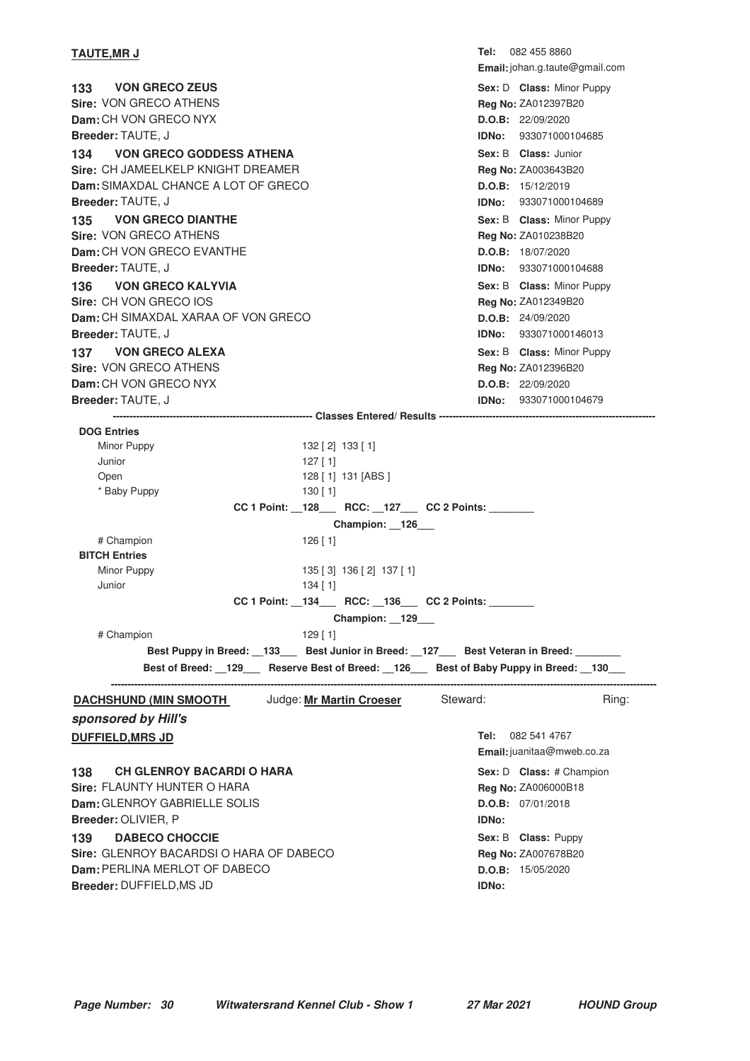**TAUTE,MR J**

**Tel:** 082 455 8860
**Email:** johan.g.taute@gmail.com

**133 VON GRECO ZEUS** — **Sex:** D **Class:** Minor Puppy
**Sire:** VON GRECO ATHENS — **Reg No:** ZA012397B20
**Dam:** CH VON GRECO NYX — **D.O.B:** 22/09/2020
**Breeder:** TAUTE, J — **IDNo:** 933071000104685

**134 VON GRECO GODDESS ATHENA** — **Sex:** B **Class:** Junior
**Sire:** CH JAMEELKELP KNIGHT DREAMER — **Reg No:** ZA003643B20
**Dam:** SIMAXDAL CHANCE A LOT OF GRECO — **D.O.B:** 15/12/2019
**Breeder:** TAUTE, J — **IDNo:** 933071000104689

**135 VON GRECO DIANTHE** — **Sex:** B **Class:** Minor Puppy
**Sire:** VON GRECO ATHENS — **Reg No:** ZA010238B20
**Dam:** CH VON GRECO EVANTHE — **D.O.B:** 18/07/2020
**Breeder:** TAUTE, J — **IDNo:** 933071000104688

**136 VON GRECO KALYVIA** — **Sex:** B **Class:** Minor Puppy
**Sire:** CH VON GRECO IOS — **Reg No:** ZA012349B20
**Dam:** CH SIMAXDAL XARAA OF VON GRECO — **D.O.B:** 24/09/2020
**Breeder:** TAUTE, J — **IDNo:** 933071000146013

**137 VON GRECO ALEXA** — **Sex:** B **Class:** Minor Puppy
**Sire:** VON GRECO ATHENS — **Reg No:** ZA012396B20
**Dam:** CH VON GRECO NYX — **D.O.B:** 22/09/2020
**Breeder:** TAUTE, J — **IDNo:** 933071000104679

**Classes Entered/ Results**

**DOG Entries**

| Class | Results |
|---|---|
| Minor Puppy | 132 [ 2] 133 [ 1] |
| Junior | 127 [ 1] |
| Open | 128 [ 1] 131 [ABS ] |
| * Baby Puppy | 130 [ 1] |

**CC 1 Point: \_\_128\_\_\_ RCC: \_\_127\_\_\_ CC 2 Points: \_\_\_\_\_\_\_\_**

**Champion: \_\_126\_\_\_**

| Class | Results |
|---|---|
| # Champion | 126 [ 1] |

**BITCH Entries**

| Class | Results |
|---|---|
| Minor Puppy | 135 [ 3] 136 [ 2] 137 [ 1] |
| Junior | 134 [ 1] |

**CC 1 Point: \_\_134\_\_\_ RCC: \_\_136\_\_\_ CC 2 Points: \_\_\_\_\_\_\_\_**

**Champion: \_\_129\_\_\_**

| Class | Results |
|---|---|
| # Champion | 129 [ 1] |

**Best Puppy in Breed: \_\_133\_\_\_ Best Junior in Breed: \_\_127\_\_\_ Best Veteran in Breed: \_\_\_\_\_\_\_\_**

**Best of Breed: \_\_129\_\_\_ Reserve Best of Breed: \_\_126\_\_\_ Best of Baby Puppy in Breed: \_\_130\_\_\_**

---

**DACHSHUND (MIN SMOOTH** — Judge: **Mr Martin Croeser** — Steward: — Ring:

***sponsored by Hill's***

**DUFFIELD,MRS JD**

**Tel:** 082 541 4767
**Email:** juanitaa@mweb.co.za

**138 CH GLENROY BACARDI O HARA** — **Sex:** D **Class:** # Champion
**Sire:** FLAUNTY HUNTER O HARA — **Reg No:** ZA006000B18
**Dam:** GLENROY GABRIELLE SOLIS — **D.O.B:** 07/01/2018
**Breeder:** OLIVIER, P — **IDNo:**

**139 DABECO CHOCCIE** — **Sex:** B **Class:** Puppy
**Sire:** GLENROY BACARDSI O HARA OF DABECO — **Reg No:** ZA007678B20
**Dam:** PERLINA MERLOT OF DABECO — **D.O.B:** 15/05/2020
**Breeder:** DUFFIELD,MS JD — **IDNo:**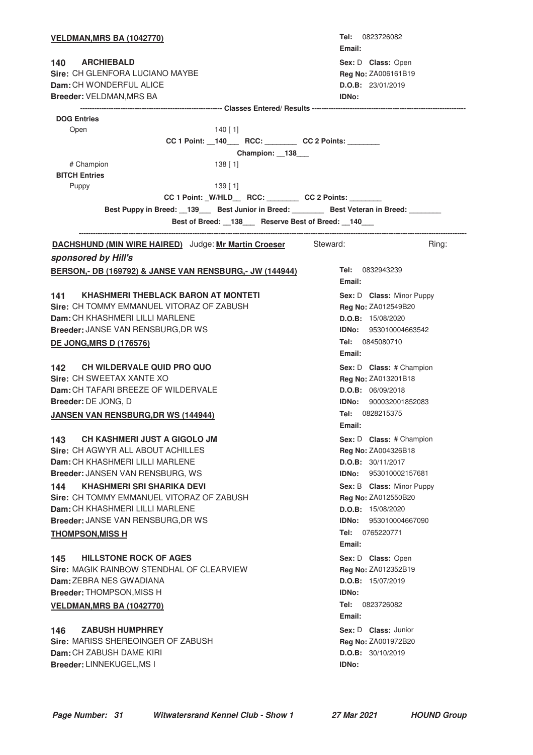**VELDMAN,MRS BA (1042770)**

**Tel:** 0823726082
**Email:**

**140 ARCHIEBALD**
**Sire:** CH GLENFORA LUCIANO MAYBE
**Dam:** CH WONDERFUL ALICE
**Breeder:** VELDMAN,MRS BA

**Sex:** D **Class:** Open
**Reg No:** ZA006161B19
**D.O.B:** 23/01/2019
**IDNo:**

---------------------------------------------------------- Classes Entered/ Results ----------------------------------------------------------

**DOG Entries**

Open 140 [ 1]

**CC 1 Point:** __140___ **RCC:** ________ **CC 2 Points:** ________

**Champion:** __138___

# Champion 138 [ 1]

**BITCH Entries**

Puppy 139 [ 1]

**CC 1 Point:** _W/HLD__ **RCC:** ________ **CC 2 Points:** ________

**Best Puppy in Breed:** __139___ **Best Junior in Breed:** ________ **Best Veteran in Breed:** ________

**Best of Breed:** __138___ **Reserve Best of Breed:** __140___

---

**DACHSHUND (MIN WIRE HAIRED)** Judge: **Mr Martin Croeser** Steward: Ring:

***sponsored by Hill's***

**BERSON,- DB (169792) & JANSE VAN RENSBURG,- JW (144944)**

**Tel:** 0832943239
**Email:**

**141 KHASHMERI THEBLACK BARON AT MONTETI**
**Sire:** CH TOMMY EMMANUEL VITORAZ OF ZABUSH
**Dam:** CH KHASHMERI LILLI MARLENE
**Breeder:** JANSE VAN RENSBURG,DR WS

**Sex:** D **Class:** Minor Puppy
**Reg No:** ZA012549B20
**D.O.B:** 15/08/2020
**IDNo:** 953010004663542

**DE JONG,MRS D (176576)**

**Tel:** 0845080710
**Email:**

**142 CH WILDERVALE QUID PRO QUO**
**Sire:** CH SWEETAX XANTE XO
**Dam:** CH TAFARI BREEZE OF WILDERVALE
**Breeder:** DE JONG, D

**Sex:** D **Class:** # Champion
**Reg No:** ZA013201B18
**D.O.B:** 06/09/2018
**IDNo:** 900032001852083

**JANSEN VAN RENSBURG,DR WS (144944)**

**Tel:** 0828215375
**Email:**

**143 CH KASHMERI JUST A GIGOLO JM**
**Sire:** CH AGWYR ALL ABOUT ACHILLES
**Dam:** CH KHASHMERI LILLI MARLENE
**Breeder:** JANSEN VAN RENSBURG, WS

**Sex:** D **Class:** # Champion
**Reg No:** ZA004326B18
**D.O.B:** 30/11/2017
**IDNo:** 953010002157681

**144 KHASHMERI SRI SHARIKA DEVI**
**Sire:** CH TOMMY EMMANUEL VITORAZ OF ZABUSH
**Dam:** CH KHASHMERI LILLI MARLENE
**Breeder:** JANSE VAN RENSBURG,DR WS

**Sex:** B **Class:** Minor Puppy
**Reg No:** ZA012550B20
**D.O.B:** 15/08/2020
**IDNo:** 953010004667090

**THOMPSON,MISS H**

**Tel:** 0765220771
**Email:**

**145 HILLSTONE ROCK OF AGES**
**Sire:** MAGIK RAINBOW STENDHAL OF CLEARVIEW
**Dam:** ZEBRA NES GWADIANA
**Breeder:** THOMPSON,MISS H

**Sex:** D **Class:** Open
**Reg No:** ZA012352B19
**D.O.B:** 15/07/2019
**IDNo:**

**VELDMAN,MRS BA (1042770)**

**Tel:** 0823726082
**Email:**

**146 ZABUSH HUMPHREY**
**Sire:** MARISS SHEREOINGER OF ZABUSH
**Dam:** CH ZABUSH DAME KIRI
**Breeder:** LINNEKUGEL,MS I

**Sex:** D **Class:** Junior
**Reg No:** ZA001972B20
**D.O.B:** 30/10/2019
**IDNo:**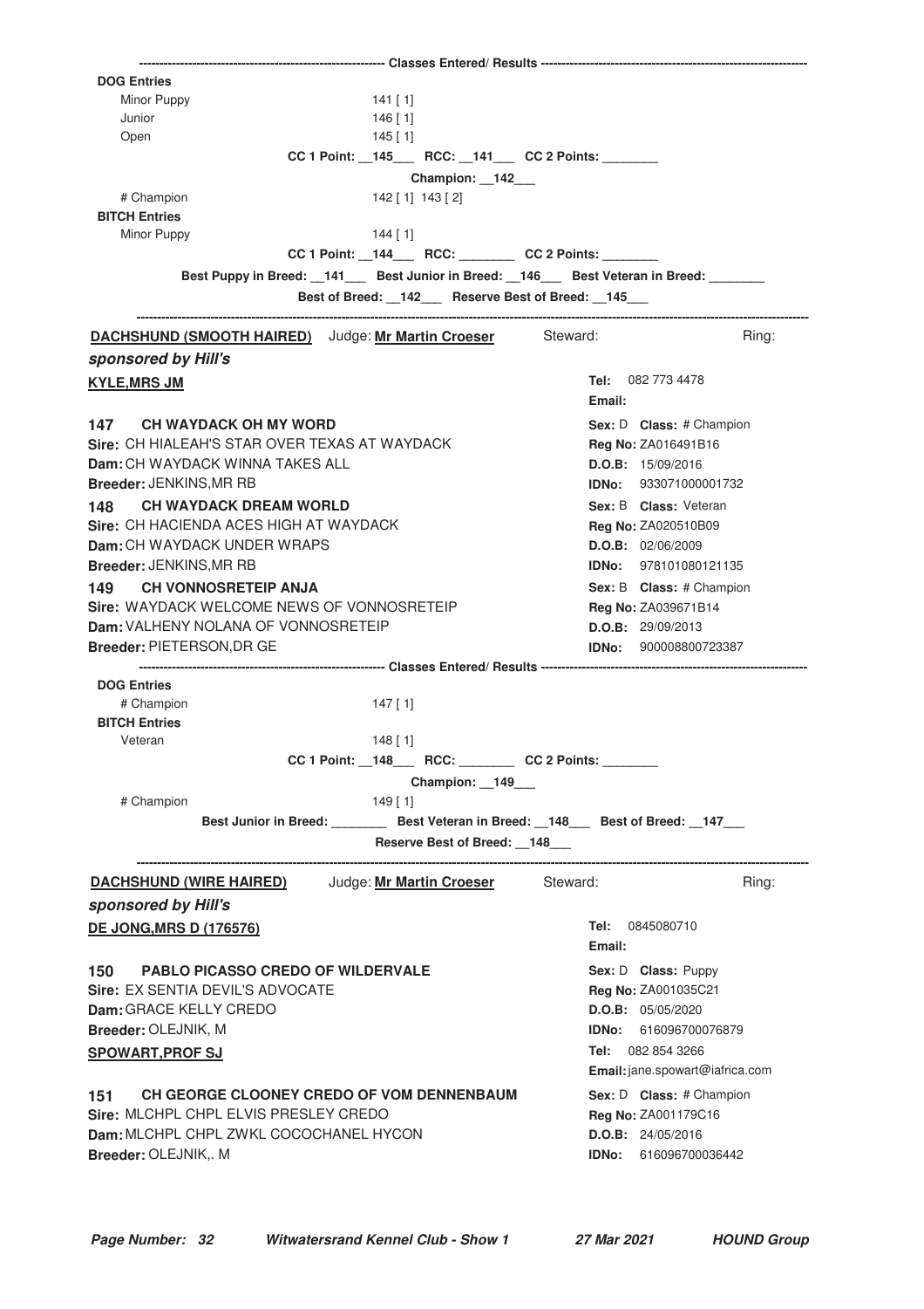---------------------------------------------------------- Classes Entered/ Results ----------------------------------------------------------

**DOG Entries**

Minor Puppy 141 [ 1]

Junior 146 [ 1]

Open 145 [ 1]

CC 1 Point: __145___ RCC: __141___ CC 2 Points: ________

Champion: __142___

# Champion 142 [ 1] 143 [ 2]

**BITCH Entries**

Minor Puppy 144 [ 1]

CC 1 Point: __144___ RCC: ________ CC 2 Points: ________

Best Puppy in Breed: __141___ Best Junior in Breed: __146___ Best Veteran in Breed: ________

Best of Breed: __142___ Reserve Best of Breed: __145___

---

**DACHSHUND (SMOOTH HAIRED)** Judge: **Mr Martin Croeser** Steward: Ring:

***sponsored by Hill's***

**KYLE,MRS JM**

Tel: 082 773 4478
Email:

**147 CH WAYDACK OH MY WORD**
Sex: D Class: # Champion
Sire: CH HIALEAH'S STAR OVER TEXAS AT WAYDACK
Reg No: ZA016491B16
Dam: CH WAYDACK WINNA TAKES ALL
D.O.B: 15/09/2016
Breeder: JENKINS,MR RB
IDNo: 933071000001732

**148 CH WAYDACK DREAM WORLD**
Sex: B Class: Veteran
Sire: CH HACIENDA ACES HIGH AT WAYDACK
Reg No: ZA020510B09
Dam: CH WAYDACK UNDER WRAPS
D.O.B: 02/06/2009
Breeder: JENKINS,MR RB
IDNo: 978101080121135

**149 CH VONNOSRETEIP ANJA**
Sex: B Class: # Champion
Sire: WAYDACK WELCOME NEWS OF VONNOSRETEIP
Reg No: ZA039671B14
Dam: VALHENY NOLANA OF VONNOSRETEIP
D.O.B: 29/09/2013
Breeder: PIETERSON,DR GE
IDNo: 900008800723387

---------------------------------------------------------- Classes Entered/ Results ----------------------------------------------------------

**DOG Entries**

# Champion 147 [ 1]

**BITCH Entries**

Veteran 148 [ 1]

CC 1 Point: __148___ RCC: ________ CC 2 Points: ________

Champion: __149___

# Champion 149 [ 1]

Best Junior in Breed: ________ Best Veteran in Breed: __148___ Best of Breed: __147___

Reserve Best of Breed: __148___

---

**DACHSHUND (WIRE HAIRED)** Judge: **Mr Martin Croeser** Steward: Ring:

***sponsored by Hill's***

**DE JONG,MRS D (176576)**

Tel: 0845080710
Email:

**150 PABLO PICASSO CREDO OF WILDERVALE**
Sex: D Class: Puppy
Sire: EX SENTIA DEVIL'S ADVOCATE
Reg No: ZA001035C21
Dam: GRACE KELLY CREDO
D.O.B: 05/05/2020
Breeder: OLEJNIK, M
IDNo: 616096700076879

**SPOWART,PROF SJ**

Tel: 082 854 3266
Email: jane.spowart@iafrica.com

**151 CH GEORGE CLOONEY CREDO OF VOM DENNENBAUM**
Sex: D Class: # Champion
Sire: MLCHPL CHPL ELVIS PRESLEY CREDO
Reg No: ZA001179C16
Dam: MLCHPL CHPL ZWKL COCOCHANEL HYCON
D.O.B: 24/05/2016
Breeder: OLEJNIK,. M
IDNo: 616096700036442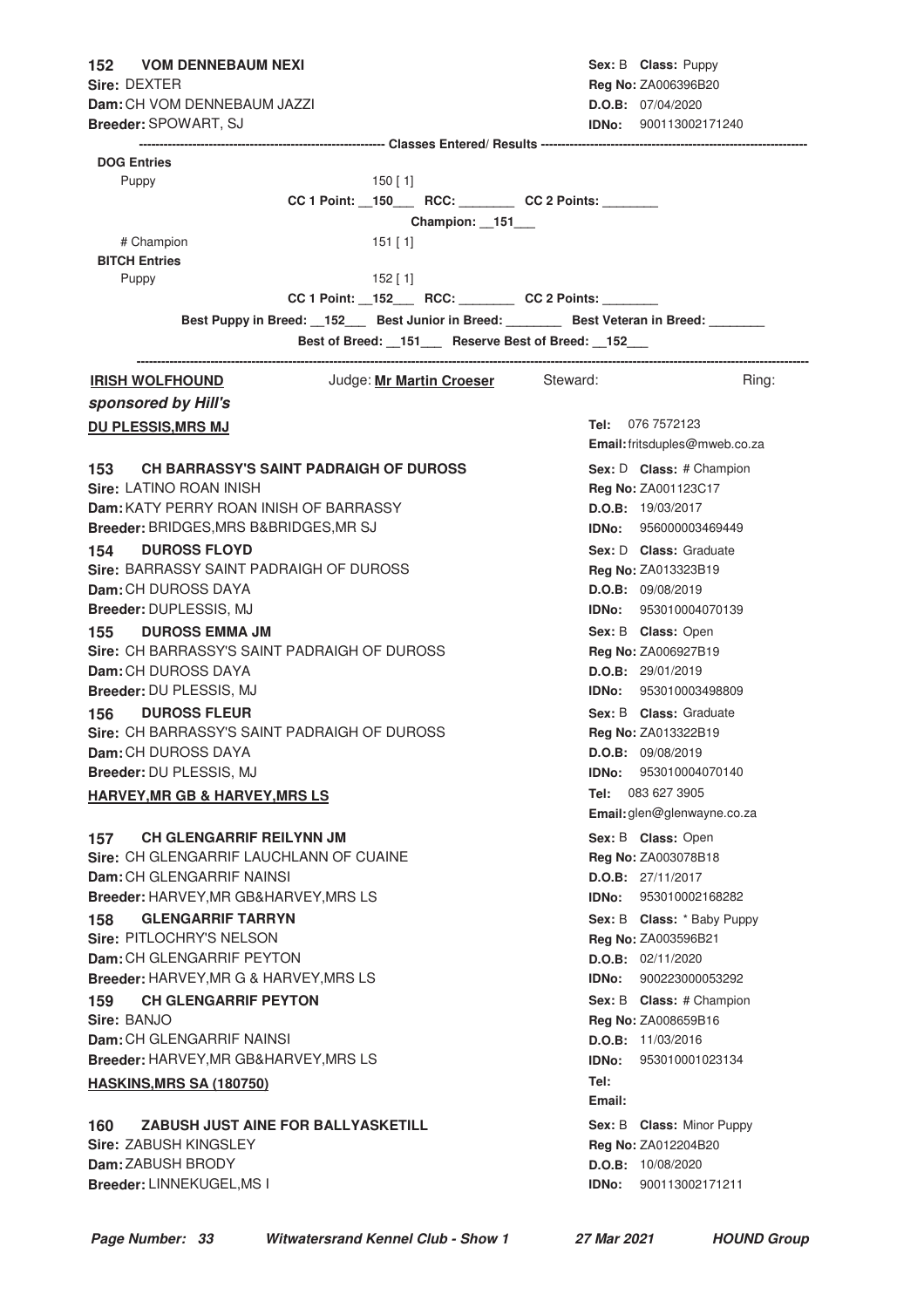**152 VOM DENNEBAUM NEXI** — **Sex:** B **Class:** Puppy
**Sire:** DEXTER — **Reg No:** ZA006396B20
**Dam:** CH VOM DENNEBAUM JAZZI — **D.O.B:** 07/04/2020
**Breeder:** SPOWART, SJ — **IDNo:** 900113002171240

---------- Classes Entered/ Results ----------

**DOG Entries**

Puppy 150 [ 1]

CC 1 Point: __150___ RCC: ________ CC 2 Points: ________

Champion: __151___

Champion 151 [ 1]

**BITCH Entries**

Puppy 152 [ 1]

CC 1 Point: __152___ RCC: ________ CC 2 Points: ________

Best Puppy in Breed: __152___ Best Junior in Breed: ________ Best Veteran in Breed: ________

Best of Breed: __151___ Reserve Best of Breed: __152___

---

**IRISH WOLFHOUND** Judge: **Mr Martin Croeser** Steward: Ring:

***sponsored by Hill's***

**DU PLESSIS,MRS MJ** — **Tel:** 076 7572123 — **Email:** fritsduples@mweb.co.za

**153 CH BARRASSY'S SAINT PADRAIGH OF DUROSS** — **Sex:** D **Class:** # Champion
**Sire:** LATINO ROAN INISH — **Reg No:** ZA001123C17
**Dam:** KATY PERRY ROAN INISH OF BARRASSY — **D.O.B:** 19/03/2017
**Breeder:** BRIDGES,MRS B&BRIDGES,MR SJ — **IDNo:** 956000003469449

**154 DUROSS FLOYD** — **Sex:** D **Class:** Graduate
**Sire:** BARRASSY SAINT PADRAIGH OF DUROSS — **Reg No:** ZA013323B19
**Dam:** CH DUROSS DAYA — **D.O.B:** 09/08/2019
**Breeder:** DUPLESSIS, MJ — **IDNo:** 953010004070139

**155 DUROSS EMMA JM** — **Sex:** B **Class:** Open
**Sire:** CH BARRASSY'S SAINT PADRAIGH OF DUROSS — **Reg No:** ZA006927B19
**Dam:** CH DUROSS DAYA — **D.O.B:** 29/01/2019
**Breeder:** DU PLESSIS, MJ — **IDNo:** 953010003498809

**156 DUROSS FLEUR** — **Sex:** B **Class:** Graduate
**Sire:** CH BARRASSY'S SAINT PADRAIGH OF DUROSS — **Reg No:** ZA013322B19
**Dam:** CH DUROSS DAYA — **D.O.B:** 09/08/2019
**Breeder:** DU PLESSIS, MJ — **IDNo:** 953010004070140

**HARVEY,MR GB & HARVEY,MRS LS** — **Tel:** 083 627 3905 — **Email:** glen@glenwayne.co.za

**157 CH GLENGARRIF REILYNN JM** — **Sex:** B **Class:** Open
**Sire:** CH GLENGARRIF LAUCHLANN OF CUAINE — **Reg No:** ZA003078B18
**Dam:** CH GLENGARRIF NAINSI — **D.O.B:** 27/11/2017
**Breeder:** HARVEY,MR GB&HARVEY,MRS LS — **IDNo:** 953010002168282

**158 GLENGARRIF TARRYN** — **Sex:** B **Class:** * Baby Puppy
**Sire:** PITLOCHRY'S NELSON — **Reg No:** ZA003596B21
**Dam:** CH GLENGARRIF PEYTON — **D.O.B:** 02/11/2020
**Breeder:** HARVEY,MR G & HARVEY,MRS LS — **IDNo:** 900223000053292

**159 CH GLENGARRIF PEYTON** — **Sex:** B **Class:** # Champion
**Sire:** BANJO — **Reg No:** ZA008659B16
**Dam:** CH GLENGARRIF NAINSI — **D.O.B:** 11/03/2016
**Breeder:** HARVEY,MR GB&HARVEY,MRS LS — **IDNo:** 953010001023134

**HASKINS,MRS SA (180750)** — **Tel:** — **Email:**

**160 ZABUSH JUST AINE FOR BALLYASKETILL** — **Sex:** B **Class:** Minor Puppy
**Sire:** ZABUSH KINGSLEY — **Reg No:** ZA012204B20
**Dam:** ZABUSH BRODY — **D.O.B:** 10/08/2020
**Breeder:** LINNEKUGEL,MS I — **IDNo:** 900113002171211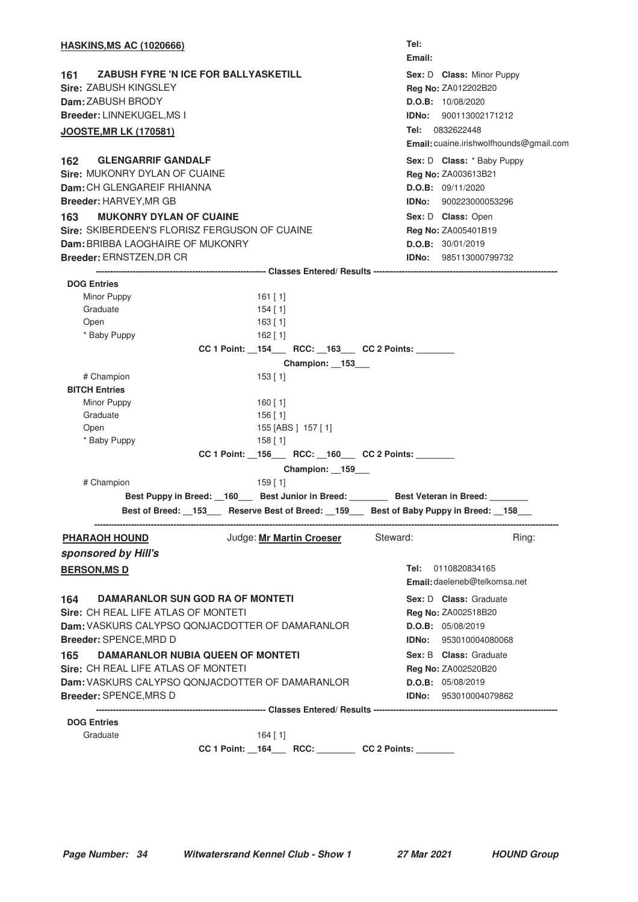**HASKINS,MS AC (1020666)**

Tel:
Email:

**161 ZABUSH FYRE 'N ICE FOR BALLYASKETILL**
**Sire:** ZABUSH KINGSLEY
**Dam:** ZABUSH BRODY
**Breeder:** LINNEKUGEL,MS I

**Sex:** D **Class:** Minor Puppy
**Reg No:** ZA012202B20
**D.O.B:** 10/08/2020
**IDNo:** 900113002171212

**JOOSTE,MR LK (170581)**

**Tel:** 0832622448
**Email:** cuaine.irishwolfhounds@gmail.com

**162 GLENGARRIF GANDALF**
**Sire:** MUKONRY DYLAN OF CUAINE
**Dam:** CH GLENGAREIF RHIANNA
**Breeder:** HARVEY,MR GB

**Sex:** D **Class:** * Baby Puppy
**Reg No:** ZA003613B21
**D.O.B:** 09/11/2020
**IDNo:** 900223000053296

**163 MUKONRY DYLAN OF CUAINE**
**Sire:** SKIBERDEEN'S FLORISZ FERGUSON OF CUAINE
**Dam:** BRIBBA LAOGHAIRE OF MUKONRY
**Breeder:** ERNSTZEN,DR CR

**Sex:** D **Class:** Open
**Reg No:** ZA005401B19
**D.O.B:** 30/01/2019
**IDNo:** 985113000799732

---------- **Classes Entered/ Results** ----------

**DOG Entries**

| | |
|---|---|
| Minor Puppy | 161 [ 1] |
| Graduate | 154 [ 1] |
| Open | 163 [ 1] |
| * Baby Puppy | 162 [ 1] |

**CC 1 Point: __154___ RCC: __163___ CC 2 Points: ________**

**Champion: __153___**

| | |
|---|---|
| # Champion | 153 [ 1] |

**BITCH Entries**

| | |
|---|---|
| Minor Puppy | 160 [ 1] |
| Graduate | 156 [ 1] |
| Open | 155 [ABS ] 157 [ 1] |
| * Baby Puppy | 158 [ 1] |

**CC 1 Point: __156___ RCC: __160___ CC 2 Points: ________**

**Champion: __159___**

| | |
|---|---|
| # Champion | 159 [ 1] |

**Best Puppy in Breed: __160___ Best Junior in Breed: ________ Best Veteran in Breed: ________**

**Best of Breed: __153___ Reserve Best of Breed: __159___ Best of Baby Puppy in Breed: __158___**

---

## PHARAOH HOUND

Judge: **Mr Martin Croeser** Steward: Ring:

***sponsored by Hill's***

**BERSON,MS D**

**Tel:** 0110820834165
**Email:** daeleneb@telkomsa.net

**164 DAMARANLOR SUN GOD RA OF MONTETI**
**Sire:** CH REAL LIFE ATLAS OF MONTETI
**Dam:** VASKURS CALYPSO QONJACDOTTER OF DAMARANLOR
**Breeder:** SPENCE,MRD D

**Sex:** D **Class:** Graduate
**Reg No:** ZA002518B20
**D.O.B:** 05/08/2019
**IDNo:** 953010004080068

**165 DAMARANLOR NUBIA QUEEN OF MONTETI**
**Sire:** CH REAL LIFE ATLAS OF MONTETI
**Dam:** VASKURS CALYPSO QONJACDOTTER OF DAMARANLOR
**Breeder:** SPENCE,MRS D

**Sex:** B **Class:** Graduate
**Reg No:** ZA002520B20
**D.O.B:** 05/08/2019
**IDNo:** 953010004079862

---------- **Classes Entered/ Results** ----------

**DOG Entries**

| | |
|---|---|
| Graduate | 164 [ 1] |

**CC 1 Point: __164___ RCC: ________ CC 2 Points: ________**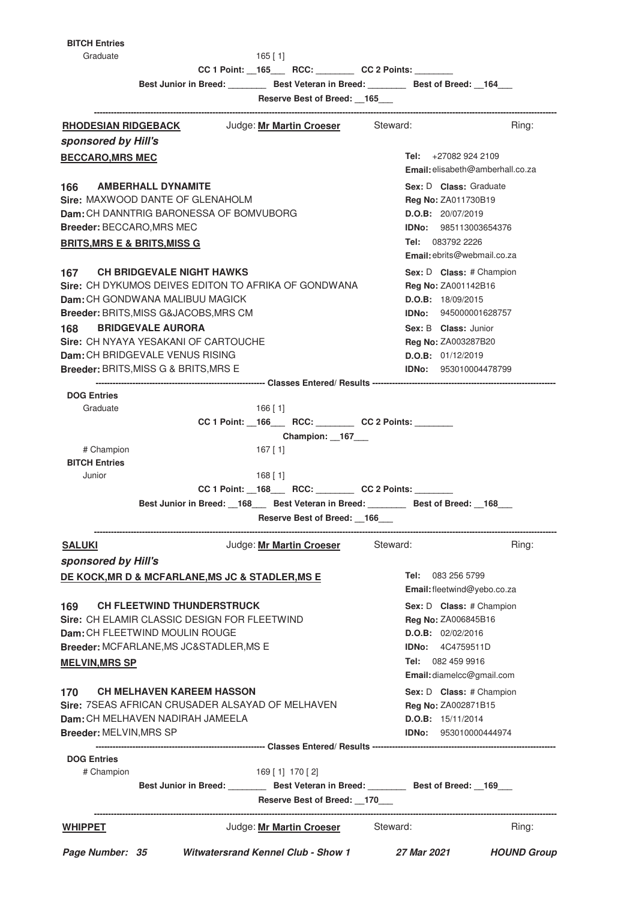**BITCH Entries**

Graduate 165 [ 1]

**CC 1 Point: \_\_165\_\_\_ RCC: \_\_\_\_\_\_\_\_ CC 2 Points: \_\_\_\_\_\_\_\_**

**Best Junior in Breed: \_\_\_\_\_\_\_\_ Best Veteran in Breed: \_\_\_\_\_\_\_\_ Best of Breed: \_\_164\_\_\_**

**Reserve Best of Breed: \_\_165\_\_\_**

---

**RHODESIAN RIDGEBACK** — Judge: **Mr Martin Croeser** — Steward: — Ring:

***sponsored by Hill's***

**BECCARO,MRS MEC**
**Tel:** +27082 924 2109
**Email:** elisabeth@amberhall.co.za

**166 AMBERHALL DYNAMITE**
**Sex:** D **Class:** Graduate
**Sire:** MAXWOOD DANTE OF GLENAHOLM
**Reg No:** ZA011730B19
**Dam:** CH DANNTRIG BARONESSA OF BOMVUBORG
**D.O.B:** 20/07/2019
**Breeder:** BECCARO,MRS MEC
**IDNo:** 985113003654376

**BRITS,MRS E & BRITS,MISS G**
**Tel:** 083792 2226
**Email:** ebrits@webmail.co.za

**167 CH BRIDGEVALE NIGHT HAWKS**
**Sex:** D **Class:** # Champion
**Sire:** CH DYKUMOS DEIVES EDITON TO AFRIKA OF GONDWANA
**Reg No:** ZA001142B16
**Dam:** CH GONDWANA MALIBUU MAGICK
**D.O.B:** 18/09/2015
**Breeder:** BRITS,MISS G&JACOBS,MRS CM
**IDNo:** 945000001628757

**168 BRIDGEVALE AURORA**
**Sex:** B **Class:** Junior
**Sire:** CH NYAYA YESAKANI OF CARTOUCHE
**Reg No:** ZA003287B20
**Dam:** CH BRIDGEVALE VENUS RISING
**D.O.B:** 01/12/2019
**Breeder:** BRITS,MISS G & BRITS,MRS E
**IDNo:** 953010004478799

**Classes Entered/ Results**

**DOG Entries**

Graduate 166 [ 1]

**CC 1 Point: \_\_166\_\_\_ RCC: \_\_\_\_\_\_\_\_ CC 2 Points: \_\_\_\_\_\_\_\_**

**Champion: \_\_167\_\_\_**

# Champion 167 [ 1]

**BITCH Entries**

Junior 168 [ 1]

**CC 1 Point: \_\_168\_\_\_ RCC: \_\_\_\_\_\_\_\_ CC 2 Points: \_\_\_\_\_\_\_\_**

**Best Junior in Breed: \_\_168\_\_\_ Best Veteran in Breed: \_\_\_\_\_\_\_\_ Best of Breed: \_\_168\_\_\_**

**Reserve Best of Breed: \_\_166\_\_\_**

---

**SALUKI** — Judge: **Mr Martin Croeser** — Steward: — Ring:

***sponsored by Hill's***

**DE KOCK,MR D & MCFARLANE,MS JC & STADLER,MS E**
**Tel:** 083 256 5799
**Email:** fleetwind@yebo.co.za

**169 CH FLEETWIND THUNDERSTRUCK**
**Sex:** D **Class:** # Champion
**Sire:** CH ELAMIR CLASSIC DESIGN FOR FLEETWIND
**Reg No:** ZA006845B16
**Dam:** CH FLEETWIND MOULIN ROUGE
**D.O.B:** 02/02/2016
**Breeder:** MCFARLANE,MS JC&STADLER,MS E
**IDNo:** 4C4759511D

**MELVIN,MRS SP**
**Tel:** 082 459 9916
**Email:** diamelcc@gmail.com

**170 CH MELHAVEN KAREEM HASSON**
**Sex:** D **Class:** # Champion
**Sire:** 7SEAS AFRICAN CRUSADER ALSAYAD OF MELHAVEN
**Reg No:** ZA002871B15
**Dam:** CH MELHAVEN NADIRAH JAMEELA
**D.O.B:** 15/11/2014
**Breeder:** MELVIN,MRS SP
**IDNo:** 953010000444974

**Classes Entered/ Results**

**DOG Entries**

# Champion 169 [ 1] 170 [ 2]

**Best Junior in Breed: \_\_\_\_\_\_\_\_ Best Veteran in Breed: \_\_\_\_\_\_\_\_ Best of Breed: \_\_169\_\_\_**

**Reserve Best of Breed: \_\_170\_\_\_**

---

**WHIPPET** — Judge: **Mr Martin Croeser** — Steward: — Ring: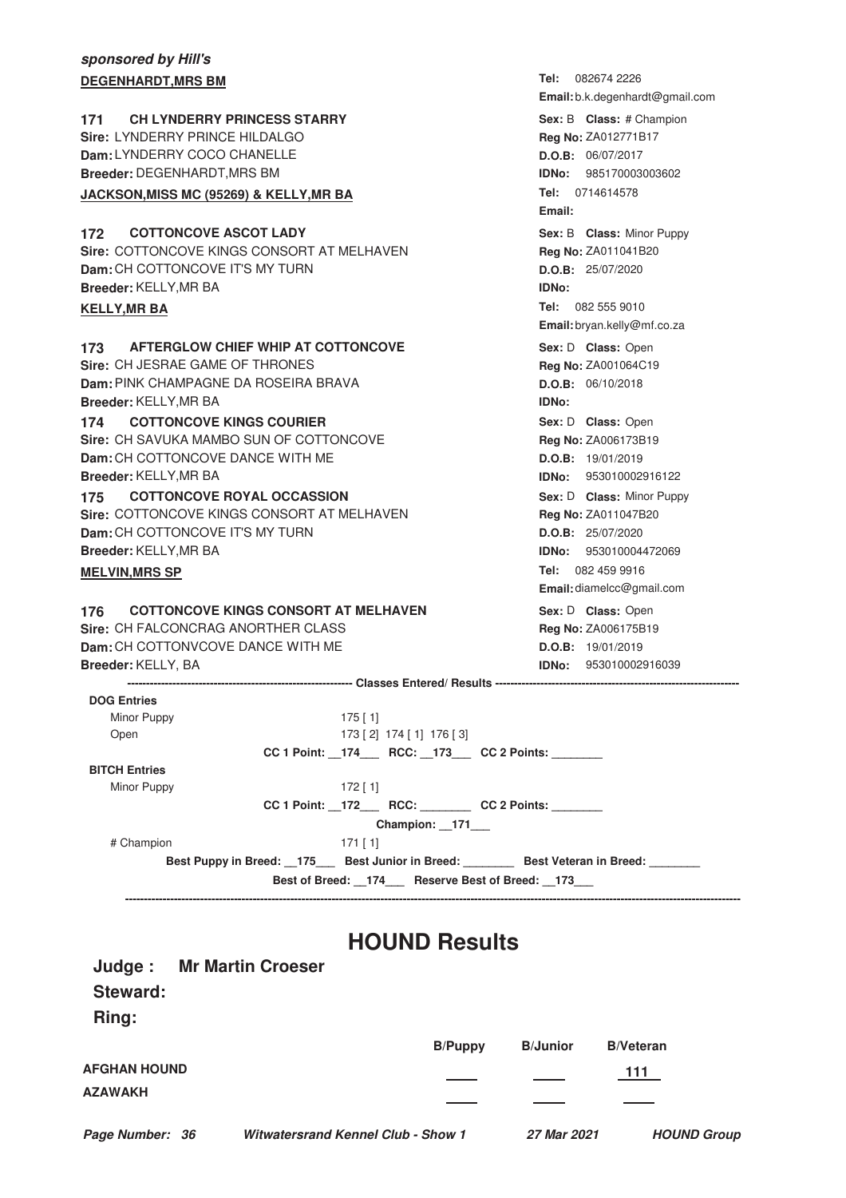***sponsored by Hill's***

**DEGENHARDT,MRS BM**

Tel: 082674 2226
Email: b.k.degenhardt@gmail.com

**171 CH LYNDERRY PRINCESS STARRY**
Sire: LYNDERRY PRINCE HILDALGO
Dam: LYNDERRY COCO CHANELLE
Breeder: DEGENHARDT,MRS BM
Sex: B Class: # Champion
Reg No: ZA012771B17
D.O.B: 06/07/2017
IDNo: 985170003003602

**JACKSON,MISS MC (95269) & KELLY,MR BA**

Tel: 0714614578
Email:

**172 COTTONCOVE ASCOT LADY**
Sire: COTTONCOVE KINGS CONSORT AT MELHAVEN
Dam: CH COTTONCOVE IT'S MY TURN
Breeder: KELLY,MR BA
Sex: B Class: Minor Puppy
Reg No: ZA011041B20
D.O.B: 25/07/2020
IDNo:

**KELLY,MR BA**

Tel: 082 555 9010
Email: bryan.kelly@mf.co.za

**173 AFTERGLOW CHIEF WHIP AT COTTONCOVE**
Sire: CH JESRAE GAME OF THRONES
Dam: PINK CHAMPAGNE DA ROSEIRA BRAVA
Breeder: KELLY,MR BA
Sex: D Class: Open
Reg No: ZA001064C19
D.O.B: 06/10/2018
IDNo:

**174 COTTONCOVE KINGS COURIER**
Sire: CH SAVUKA MAMBO SUN OF COTTONCOVE
Dam: CH COTTONCOVE DANCE WITH ME
Breeder: KELLY,MR BA
Sex: D Class: Open
Reg No: ZA006173B19
D.O.B: 19/01/2019
IDNo: 953010002916122

**175 COTTONCOVE ROYAL OCCASSION**
Sire: COTTONCOVE KINGS CONSORT AT MELHAVEN
Dam: CH COTTONCOVE IT'S MY TURN
Breeder: KELLY,MR BA
Sex: D Class: Minor Puppy
Reg No: ZA011047B20
D.O.B: 25/07/2020
IDNo: 953010004472069

**MELVIN,MRS SP**

Tel: 082 459 9916
Email: diamelcc@gmail.com

**176 COTTONCOVE KINGS CONSORT AT MELHAVEN**
Sire: CH FALCONCRAG ANORTHER CLASS
Dam: CH COTTONVCOVE DANCE WITH ME
Breeder: KELLY, BA
Sex: D Class: Open
Reg No: ZA006175B19
D.O.B: 19/01/2019
IDNo: 953010002916039

**Classes Entered/ Results**

**DOG Entries**

| Class | Results |
|---|---|
| Minor Puppy | 175 [ 1] |
| Open | 173 [ 2] 174 [ 1] 176 [ 3] |

**CC 1 Point: 174 RCC: 173 CC 2 Points: ________**

**BITCH Entries**

| Class | Results |
|---|---|
| Minor Puppy | 172 [ 1] |

**CC 1 Point: 172 RCC: ________ CC 2 Points: ________**

**Champion: 171**

| Class | Results |
|---|---|
| # Champion | 171 [ 1] |

**Best Puppy in Breed: 175 Best Junior in Breed: ________ Best Veteran in Breed: ________**

**Best of Breed: 174 Reserve Best of Breed: 173**

# HOUND Results

**Judge : Mr Martin Croeser**

**Steward:**

**Ring:**

| | B/Puppy | B/Junior | B/Veteran |
|---|---|---|---|
| **AFGHAN HOUND** | ____ | ____ | 111 |
| **AZAWAKH** | ____ | ____ | ____ |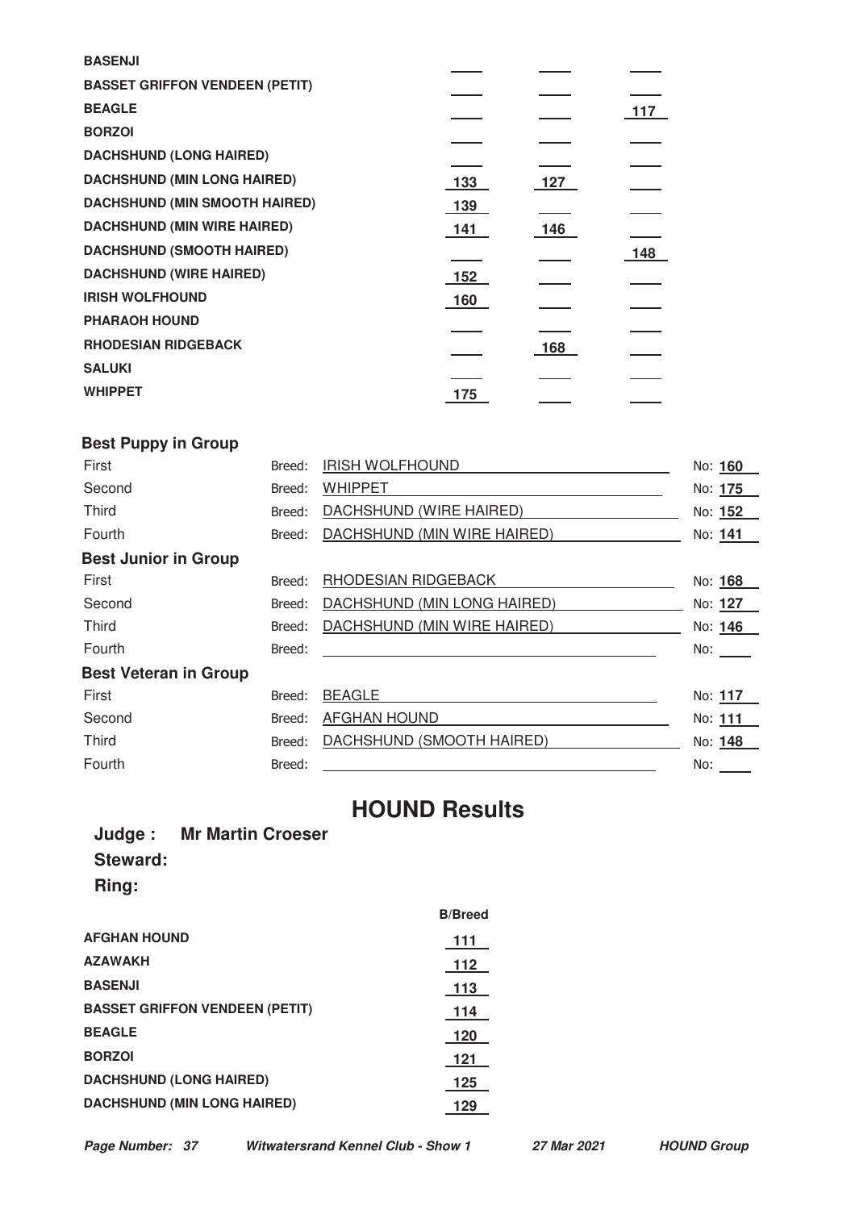| | | | |
|---|---|---|---|
| **BASENJI** | | | |
| **BASSET GRIFFON VENDEEN (PETIT)** | | | |
| **BEAGLE** | | | 117 |
| **BORZOI** | | | |
| **DACHSHUND (LONG HAIRED)** | | | |
| **DACHSHUND (MIN LONG HAIRED)** | 133 | 127 | |
| **DACHSHUND (MIN SMOOTH HAIRED)** | 139 | | |
| **DACHSHUND (MIN WIRE HAIRED)** | 141 | 146 | |
| **DACHSHUND (SMOOTH HAIRED)** | | | 148 |
| **DACHSHUND (WIRE HAIRED)** | 152 | | |
| **IRISH WOLFHOUND** | 160 | | |
| **PHARAOH HOUND** | | | |
| **RHODESIAN RIDGEBACK** | | 168 | |
| **SALUKI** | | | |
| **WHIPPET** | 175 | | |

### Best Puppy in Group

| | | |
|---|---|---|
| First | Breed: IRISH WOLFHOUND | No: **160** |
| Second | Breed: WHIPPET | No: **175** |
| Third | Breed: DACHSHUND (WIRE HAIRED) | No: **152** |
| Fourth | Breed: DACHSHUND (MIN WIRE HAIRED) | No: **141** |

### Best Junior in Group

| | | |
|---|---|---|
| First | Breed: RHODESIAN RIDGEBACK | No: **168** |
| Second | Breed: DACHSHUND (MIN LONG HAIRED) | No: **127** |
| Third | Breed: DACHSHUND (MIN WIRE HAIRED) | No: **146** |
| Fourth | Breed: | No: |

### Best Veteran in Group

| | | |
|---|---|---|
| First | Breed: BEAGLE | No: **117** |
| Second | Breed: AFGHAN HOUND | No: **111** |
| Third | Breed: DACHSHUND (SMOOTH HAIRED) | No: **148** |
| Fourth | Breed: | No: |

# HOUND Results

**Judge : Mr Martin Croeser**

**Steward:**

**Ring:**

| | **B/Breed** |
|---|---|
| **AFGHAN HOUND** | 111 |
| **AZAWAKH** | 112 |
| **BASENJI** | 113 |
| **BASSET GRIFFON VENDEEN (PETIT)** | 114 |
| **BEAGLE** | 120 |
| **BORZOI** | 121 |
| **DACHSHUND (LONG HAIRED)** | 125 |
| **DACHSHUND (MIN LONG HAIRED)** | 129 |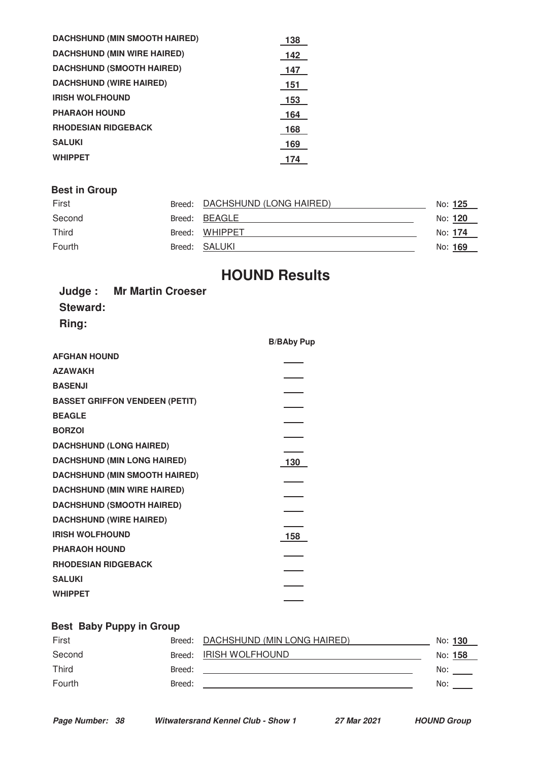| | |
|---|---|
| DACHSHUND (MIN SMOOTH HAIRED) | 138 |
| DACHSHUND (MIN WIRE HAIRED) | 142 |
| DACHSHUND (SMOOTH HAIRED) | 147 |
| DACHSHUND (WIRE HAIRED) | 151 |
| IRISH WOLFHOUND | 153 |
| PHARAOH HOUND | 164 |
| RHODESIAN RIDGEBACK | 168 |
| SALUKI | 169 |
| WHIPPET | 174 |

**Best in Group**

| | Breed | No |
|---|---|---|
| First | DACHSHUND (LONG HAIRED) | 125 |
| Second | BEAGLE | 120 |
| Third | WHIPPET | 174 |
| Fourth | SALUKI | 169 |

# HOUND Results

**Judge : Mr Martin Croeser**

**Steward:**

**Ring:**

| | B/BAby Pup |
|---|---|
| AFGHAN HOUND | |
| AZAWAKH | |
| BASENJI | |
| BASSET GRIFFON VENDEEN (PETIT) | |
| BEAGLE | |
| BORZOI | |
| DACHSHUND (LONG HAIRED) | |
| DACHSHUND (MIN LONG HAIRED) | 130 |
| DACHSHUND (MIN SMOOTH HAIRED) | |
| DACHSHUND (MIN WIRE HAIRED) | |
| DACHSHUND (SMOOTH HAIRED) | |
| DACHSHUND (WIRE HAIRED) | |
| IRISH WOLFHOUND | 158 |
| PHARAOH HOUND | |
| RHODESIAN RIDGEBACK | |
| SALUKI | |
| WHIPPET | |

**Best Baby Puppy in Group**

| | Breed | No |
|---|---|---|
| First | DACHSHUND (MIN LONG HAIRED) | 130 |
| Second | IRISH WOLFHOUND | 158 |
| Third | | |
| Fourth | | |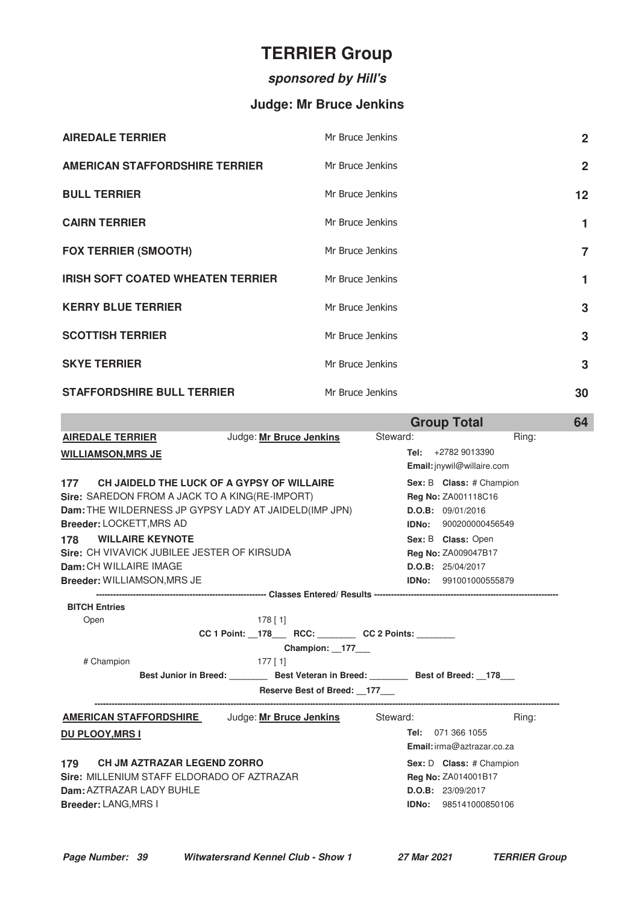# TERRIER Group

### *sponsored by Hill's*

### Judge: Mr Bruce Jenkins

| Breed | Judge | Entries |
|---|---|---|
| **AIREDALE TERRIER** | Mr Bruce Jenkins | **2** |
| **AMERICAN STAFFORDSHIRE TERRIER** | Mr Bruce Jenkins | **2** |
| **BULL TERRIER** | Mr Bruce Jenkins | **12** |
| **CAIRN TERRIER** | Mr Bruce Jenkins | **1** |
| **FOX TERRIER (SMOOTH)** | Mr Bruce Jenkins | **7** |
| **IRISH SOFT COATED WHEATEN TERRIER** | Mr Bruce Jenkins | **1** |
| **KERRY BLUE TERRIER** | Mr Bruce Jenkins | **3** |
| **SCOTTISH TERRIER** | Mr Bruce Jenkins | **3** |
| **SKYE TERRIER** | Mr Bruce Jenkins | **3** |
| **STAFFORDSHIRE BULL TERRIER** | Mr Bruce Jenkins | **30** |
| | **Group Total** | **64** |

**AIREDALE TERRIER** Judge: **Mr Bruce Jenkins** Steward: Ring:

**WILLIAMSON,MRS JE**
**Tel:** +2782 9013390
**Email:** jnywil@willaire.com

**177 CH JAIDELD THE LUCK OF A GYPSY OF WILLAIRE**
**Sex:** B **Class:** # Champion
**Sire:** SAREDON FROM A JACK TO A KING(RE-IMPORT)
**Reg No:** ZA001118C16
**Dam:** THE WILDERNESS JP GYPSY LADY AT JAIDELD(IMP JPN)
**D.O.B:** 09/01/2016
**Breeder:** LOCKETT,MRS AD
**IDNo:** 900200000456549

**178 WILLAIRE KEYNOTE**
**Sex:** B **Class:** Open
**Sire:** CH VIVAVICK JUBILEE JESTER OF KIRSUDA
**Reg No:** ZA009047B17
**Dam:** CH WILLAIRE IMAGE
**D.O.B:** 25/04/2017
**Breeder:** WILLIAMSON,MRS JE
**IDNo:** 991001000555879

---------- **Classes Entered/ Results** ----------

**BITCH Entries**

Open 178 [ 1]

**CC 1 Point:** __178___ **RCC:** ________ **CC 2 Points:** ________

**Champion:** __177___

# Champion 177 [ 1]

**Best Junior in Breed:** ________ **Best Veteran in Breed:** ________ **Best of Breed:** __178___

**Reserve Best of Breed:** __177___

---

**AMERICAN STAFFORDSHIRE** Judge: **Mr Bruce Jenkins** Steward: Ring:

**DU PLOOY,MRS I**
**Tel:** 071 366 1055
**Email:** irma@aztrazar.co.za

**179 CH JM AZTRAZAR LEGEND ZORRO**
**Sex:** D **Class:** # Champion
**Sire:** MILLENIUM STAFF ELDORADO OF AZTRAZAR
**Reg No:** ZA014001B17
**Dam:** AZTRAZAR LADY BUHLE
**D.O.B:** 23/09/2017
**Breeder:** LANG,MRS I
**IDNo:** 985141000850106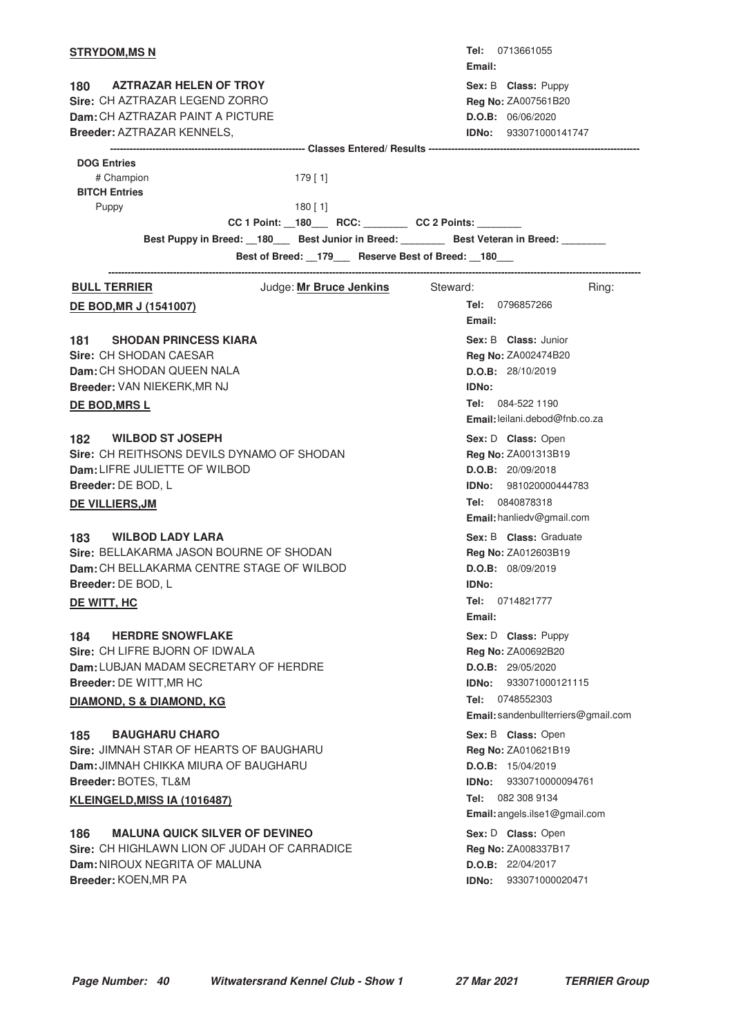**STRYDOM,MS N**

**Tel:** 0713661055
**Email:**

**180 AZTRAZAR HELEN OF TROY**
**Sire:** CH AZTRAZAR LEGEND ZORRO
**Dam:** CH AZTRAZAR PAINT A PICTURE
**Breeder:** AZTRAZAR KENNELS,

**Sex:** B **Class:** Puppy
**Reg No:** ZA007561B20
**D.O.B:** 06/06/2020
**IDNo:** 933071000141747

---------- **Classes Entered/ Results** ----------

**DOG Entries**

| | |
|---|---|
| # Champion | 179 [ 1] |

**BITCH Entries**

| | |
|---|---|
| Puppy | 180 [ 1] |

**CC 1 Point:** __180___ **RCC:** ________ **CC 2 Points:** ________

**Best Puppy in Breed:** __180___ **Best Junior in Breed:** ________ **Best Veteran in Breed:** ________

**Best of Breed:** __179___ **Reserve Best of Breed:** __180___

---

## BULL TERRIER

Judge: **Mr Bruce Jenkins** Steward: Ring:

**DE BOD,MR J (1541007)**

**Tel:** 0796857266
**Email:**

**181 SHODAN PRINCESS KIARA**
**Sire:** CH SHODAN CAESAR
**Dam:** CH SHODAN QUEEN NALA
**Breeder:** VAN NIEKERK,MR NJ

**Sex:** B **Class:** Junior
**Reg No:** ZA002474B20
**D.O.B:** 28/10/2019
**IDNo:**

**DE BOD,MRS L**

**Tel:** 084-522 1190
**Email:** leilani.debod@fnb.co.za

**182 WILBOD ST JOSEPH**
**Sire:** CH REITHSONS DEVILS DYNAMO OF SHODAN
**Dam:** LIFRE JULIETTE OF WILBOD
**Breeder:** DE BOD, L

**Sex:** D **Class:** Open
**Reg No:** ZA001313B19
**D.O.B:** 20/09/2018
**IDNo:** 981020000444783

**DE VILLIERS,JM**

**Tel:** 0840878318
**Email:** hanliedv@gmail.com

**183 WILBOD LADY LARA**
**Sire:** BELLAKARMA JASON BOURNE OF SHODAN
**Dam:** CH BELLAKARMA CENTRE STAGE OF WILBOD
**Breeder:** DE BOD, L

**Sex:** B **Class:** Graduate
**Reg No:** ZA012603B19
**D.O.B:** 08/09/2019
**IDNo:**

**DE WITT, HC**

**Tel:** 0714821777
**Email:**

**184 HERDRE SNOWFLAKE**
**Sire:** CH LIFRE BJORN OF IDWALA
**Dam:** LUBJAN MADAM SECRETARY OF HERDRE
**Breeder:** DE WITT,MR HC

**Sex:** D **Class:** Puppy
**Reg No:** ZA00692B20
**D.O.B:** 29/05/2020
**IDNo:** 933071000121115

**DIAMOND, S & DIAMOND, KG**

**Tel:** 0748552303
**Email:** sandenbullterriers@gmail.com

**185 BAUGHARU CHARO**
**Sire:** JIMNAH STAR OF HEARTS OF BAUGHARU
**Dam:** JIMNAH CHIKKA MIURA OF BAUGHARU
**Breeder:** BOTES, TL&M

**Sex:** B **Class:** Open
**Reg No:** ZA010621B19
**D.O.B:** 15/04/2019
**IDNo:** 9330710000094761

**KLEINGELD,MISS IA (1016487)**

**Tel:** 082 308 9134
**Email:** angels.ilse1@gmail.com

**186 MALUNA QUICK SILVER OF DEVINEO**
**Sire:** CH HIGHLAWN LION OF JUDAH OF CARRADICE
**Dam:** NIROUX NEGRITA OF MALUNA
**Breeder:** KOEN,MR PA

**Sex:** D **Class:** Open
**Reg No:** ZA008337B17
**D.O.B:** 22/04/2017
**IDNo:** 933071000020471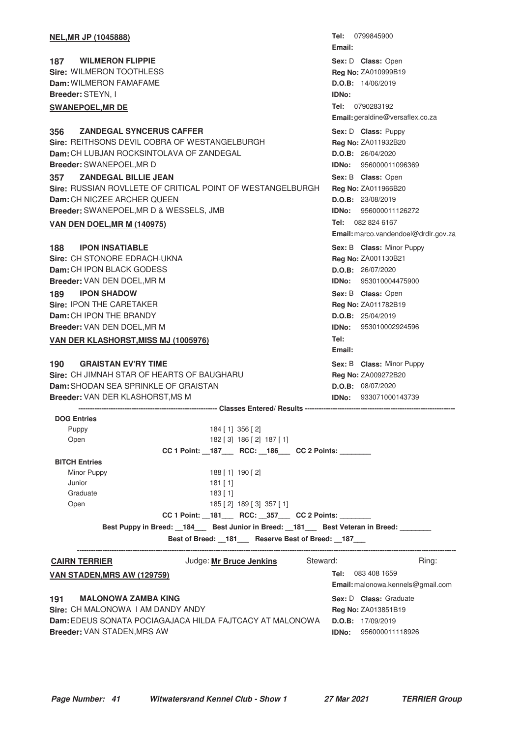**NEL,MR JP (1045888)**

Tel: 0799845900
Email:

**187 WILMERON FLIPPIE**
Sire: WILMERON TOOTHLESS
Dam: WILMERON FAMAFAME
Breeder: STEYN, I

Sex: D Class: Open
Reg No: ZA010999B19
D.O.B: 14/06/2019
IDNo:

**SWANEPOEL,MR DE**

Tel: 0790283192
Email: geraldine@versaflex.co.za

**356 ZANDEGAL SYNCERUS CAFFER**
Sire: REITHSONS DEVIL COBRA OF WESTANGELBURGH
Dam: CH LUBJAN ROCKSINTOLAVA OF ZANDEGAL
Breeder: SWANEPOEL,MR D

Sex: D Class: Puppy
Reg No: ZA011932B20
D.O.B: 26/04/2020
IDNo: 956000011096369

**357 ZANDEGAL BILLIE JEAN**
Sire: RUSSIAN ROVLLETE OF CRITICAL POINT OF WESTANGELBURGH
Dam: CH NICZEE ARCHER QUEEN
Breeder: SWANEPOEL,MR D & WESSELS, JMB

Sex: B Class: Open
Reg No: ZA011966B20
D.O.B: 23/08/2019
IDNo: 956000011126272

**VAN DEN DOEL,MR M (140975)**

Tel: 082 824 6167
Email: marco.vandendoel@drdlr.gov.za

**188 IPON INSATIABLE**
Sire: CH STONORE EDRACH-UKNA
Dam: CH IPON BLACK GODESS
Breeder: VAN DEN DOEL,MR M

Sex: B Class: Minor Puppy
Reg No: ZA001130B21
D.O.B: 26/07/2020
IDNo: 953010004475900

**189 IPON SHADOW**
Sire: IPON THE CARETAKER
Dam: CH IPON THE BRANDY
Breeder: VAN DEN DOEL,MR M

Sex: B Class: Open
Reg No: ZA011782B19
D.O.B: 25/04/2019
IDNo: 953010002924596

**VAN DER KLASHORST,MISS MJ (1005976)**

Tel:
Email:

**190 GRAISTAN EV'RY TIME**
Sire: CH JIMNAH STAR OF HEARTS OF BAUGHARU
Dam: SHODAN SEA SPRINKLE OF GRAISTAN
Breeder: VAN DER KLASHORST,MS M

Sex: B Class: Minor Puppy
Reg No: ZA009272B20
D.O.B: 08/07/2020
IDNo: 933071000143739

---------- Classes Entered/ Results ----------

**DOG Entries**

| Class | Entries |
|---|---|
| Puppy | 184 [ 1] 356 [ 2] |
| Open | 182 [ 3] 186 [ 2] 187 [ 1] |

CC 1 Point: __187___ RCC: __186___ CC 2 Points: ________

**BITCH Entries**

| Class | Entries |
|---|---|
| Minor Puppy | 188 [ 1] 190 [ 2] |
| Junior | 181 [ 1] |
| Graduate | 183 [ 1] |
| Open | 185 [ 2] 189 [ 3] 357 [ 1] |

CC 1 Point: __181___ RCC: __357___ CC 2 Points: ________

Best Puppy in Breed: __184___ Best Junior in Breed: __181___ Best Veteran in Breed: ________

Best of Breed: __181___ Reserve Best of Breed: __187___

---

**CAIRN TERRIER** Judge: **Mr Bruce Jenkins** Steward: Ring:

**VAN STADEN,MRS AW (129759)**

Tel: 083 408 1659
Email: malonowa.kennels@gmail.com

**191 MALONOWA ZAMBA KING**
Sire: CH MALONOWA I AM DANDY ANDY
Dam: EDEUS SONATA POCIAGAJACA HILDA FAJTCACY AT MALONOWA
Breeder: VAN STADEN,MRS AW

Sex: D Class: Graduate
Reg No: ZA013851B19
D.O.B: 17/09/2019
IDNo: 956000011118926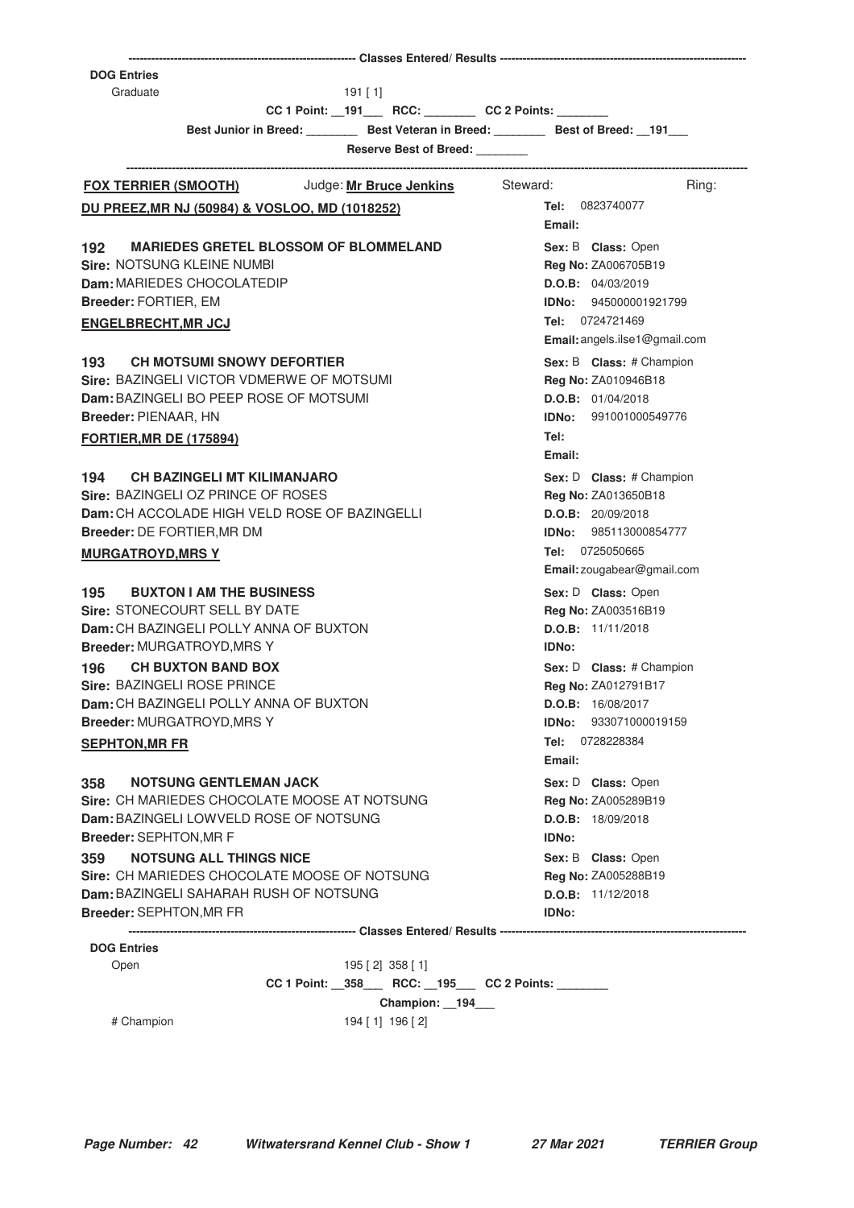---------- Classes Entered/ Results ----------

**DOG Entries**

Graduate 191 [ 1]

CC 1 Point: \_\_191\_\_\_ RCC: \_\_\_\_\_\_\_\_ CC 2 Points: \_\_\_\_\_\_\_\_

Best Junior in Breed: \_\_\_\_\_\_\_\_ Best Veteran in Breed: \_\_\_\_\_\_\_\_ Best of Breed: \_\_191\_\_\_

Reserve Best of Breed: \_\_\_\_\_\_\_\_

---

**FOX TERRIER (SMOOTH)** Judge: **Mr Bruce Jenkins** Steward: Ring:

**DU PREEZ,MR NJ (50984) & VOSLOO, MD (1018252)**
Tel: 0823740077
Email:

**192 MARIEDES GRETEL BLOSSOM OF BLOMMELAND**
Sex: B Class: Open
Sire: NOTSUNG KLEINE NUMBI
Reg No: ZA006705B19
Dam: MARIEDES CHOCOLATEDIP
D.O.B: 04/03/2019
Breeder: FORTIER, EM
IDNo: 945000001921799

**ENGELBRECHT,MR JCJ**
Tel: 0724721469
Email: angels.ilse1@gmail.com

**193 CH MOTSUMI SNOWY DEFORTIER**
Sex: B Class: # Champion
Sire: BAZINGELI VICTOR VDMERWE OF MOTSUMI
Reg No: ZA010946B18
Dam: BAZINGELI BO PEEP ROSE OF MOTSUMI
D.O.B: 01/04/2018
Breeder: PIENAAR, HN
IDNo: 991001000549776

**FORTIER,MR DE (175894)**
Tel:
Email:

**194 CH BAZINGELI MT KILIMANJARO**
Sex: D Class: # Champion
Sire: BAZINGELI OZ PRINCE OF ROSES
Reg No: ZA013650B18
Dam: CH ACCOLADE HIGH VELD ROSE OF BAZINGELLI
D.O.B: 20/09/2018
Breeder: DE FORTIER,MR DM
IDNo: 985113000854777

**MURGATROYD,MRS Y**
Tel: 0725050665
Email: zougabear@gmail.com

**195 BUXTON I AM THE BUSINESS**
Sex: D Class: Open
Sire: STONECOURT SELL BY DATE
Reg No: ZA003516B19
Dam: CH BAZINGELI POLLY ANNA OF BUXTON
D.O.B: 11/11/2018
Breeder: MURGATROYD,MRS Y
IDNo:

**196 CH BUXTON BAND BOX**
Sex: D Class: # Champion
Sire: BAZINGELI ROSE PRINCE
Reg No: ZA012791B17
Dam: CH BAZINGELI POLLY ANNA OF BUXTON
D.O.B: 16/08/2017
Breeder: MURGATROYD,MRS Y
IDNo: 933071000019159

**SEPHTON,MR FR**
Tel: 0728228384
Email:

**358 NOTSUNG GENTLEMAN JACK**
Sex: D Class: Open
Sire: CH MARIEDES CHOCOLATE MOOSE AT NOTSUNG
Reg No: ZA005289B19
Dam: BAZINGELI LOWVELD ROSE OF NOTSUNG
D.O.B: 18/09/2018
Breeder: SEPHTON,MR F
IDNo:

**359 NOTSUNG ALL THINGS NICE**
Sex: B Class: Open
Sire: CH MARIEDES CHOCOLATE MOOSE OF NOTSUNG
Reg No: ZA005288B19
Dam: BAZINGELI SAHARAH RUSH OF NOTSUNG
D.O.B: 11/12/2018
Breeder: SEPHTON,MR FR
IDNo:

---------- Classes Entered/ Results ----------

**DOG Entries**

Open 195 [ 2] 358 [ 1]

CC 1 Point: \_\_358\_\_\_ RCC: \_\_195\_\_\_ CC 2 Points: \_\_\_\_\_\_\_\_

Champion: \_\_194\_\_\_

# Champion 194 [ 1] 196 [ 2]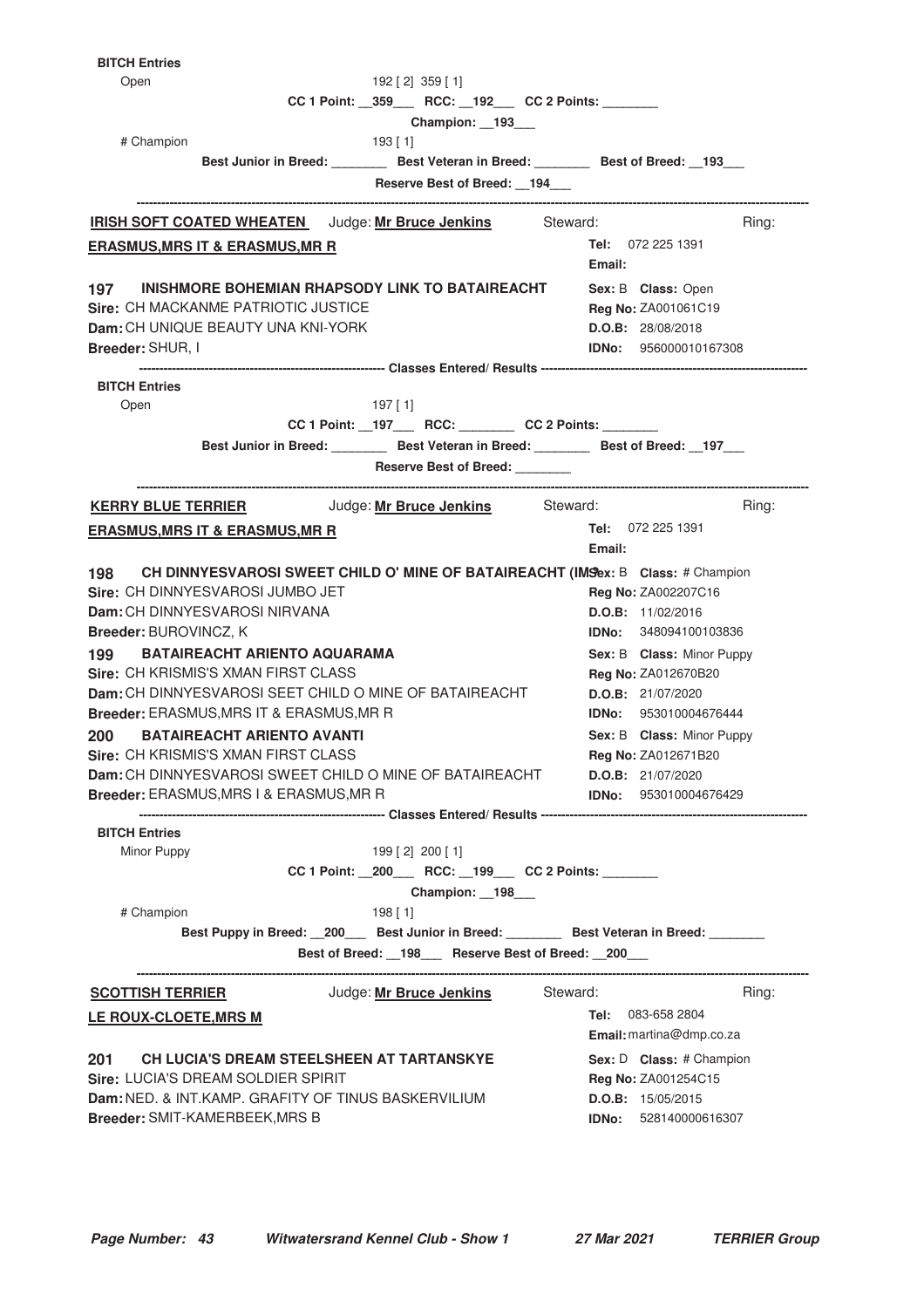**BITCH Entries**

Open 192 [ 2] 359 [ 1]

CC 1 Point: __359___ RCC: __192___ CC 2 Points: ________

Champion: __193___

# Champion 193 [ 1]

Best Junior in Breed: ________ Best Veteran in Breed: ________ Best of Breed: __193___

Reserve Best of Breed: __194___

---

**IRISH SOFT COATED WHEATEN** Judge: **Mr Bruce Jenkins** Steward: Ring:

**ERASMUS,MRS IT & ERASMUS,MR R**

**Tel:** 072 225 1391
**Email:**

**197 INISHMORE BOHEMIAN RHAPSODY LINK TO BATAIREACHT**
**Sex:** B **Class:** Open
**Sire:** CH MACKANME PATRIOTIC JUSTICE
**Reg No:** ZA001061C19
**Dam:** CH UNIQUE BEAUTY UNA KNI-YORK
**D.O.B:** 28/08/2018
**Breeder:** SHUR, I
**IDNo:** 956000010167308

---------- Classes Entered/ Results ----------

**BITCH Entries**

Open 197 [ 1]

CC 1 Point: __197___ RCC: ________ CC 2 Points: ________

Best Junior in Breed: ________ Best Veteran in Breed: ________ Best of Breed: __197___

Reserve Best of Breed: ________

---

**KERRY BLUE TERRIER** Judge: **Mr Bruce Jenkins** Steward: Ring:

**ERASMUS,MRS IT & ERASMUS,MR R**

**Tel:** 072 225 1391
**Email:**

**198 CH DINNYESVAROSI SWEET CHILD O' MINE OF BATAIREACHT (IMS**
**Sex:** B **Class:** # Champion
**Sire:** CH DINNYESVAROSI JUMBO JET
**Reg No:** ZA002207C16
**Dam:** CH DINNYESVAROSI NIRVANA
**D.O.B:** 11/02/2016
**Breeder:** BUROVINCZ, K
**IDNo:** 348094100103836

**199 BATAIREACHT ARIENTO AQUARAMA**
**Sex:** B **Class:** Minor Puppy
**Sire:** CH KRISMIS'S XMAN FIRST CLASS
**Reg No:** ZA012670B20
**Dam:** CH DINNYESVAROSI SEET CHILD O MINE OF BATAIREACHT
**D.O.B:** 21/07/2020
**Breeder:** ERASMUS,MRS IT & ERASMUS,MR R
**IDNo:** 953010004676444

**200 BATAIREACHT ARIENTO AVANTI**
**Sex:** B **Class:** Minor Puppy
**Sire:** CH KRISMIS'S XMAN FIRST CLASS
**Reg No:** ZA012671B20
**Dam:** CH DINNYESVAROSI SWEET CHILD O MINE OF BATAIREACHT
**D.O.B:** 21/07/2020
**Breeder:** ERASMUS,MRS I & ERASMUS,MR R
**IDNo:** 953010004676429

---------- Classes Entered/ Results ----------

**BITCH Entries**

Minor Puppy 199 [ 2] 200 [ 1]

CC 1 Point: __200___ RCC: __199___ CC 2 Points: ________

Champion: __198___

# Champion 198 [ 1]

Best Puppy in Breed: __200___ Best Junior in Breed: ________ Best Veteran in Breed: ________

Best of Breed: __198___ Reserve Best of Breed: __200___

---

**SCOTTISH TERRIER** Judge: **Mr Bruce Jenkins** Steward: Ring:

**LE ROUX-CLOETE,MRS M**

**Tel:** 083-658 2804
**Email:** martina@dmp.co.za

**201 CH LUCIA'S DREAM STEELSHEEN AT TARTANSKYE**
**Sex:** D **Class:** # Champion
**Sire:** LUCIA'S DREAM SOLDIER SPIRIT
**Reg No:** ZA001254C15
**Dam:** NED. & INT.KAMP. GRAFITY OF TINUS BASKERVILIUM
**D.O.B:** 15/05/2015
**Breeder:** SMIT-KAMERBEEK,MRS B
**IDNo:** 528140000616307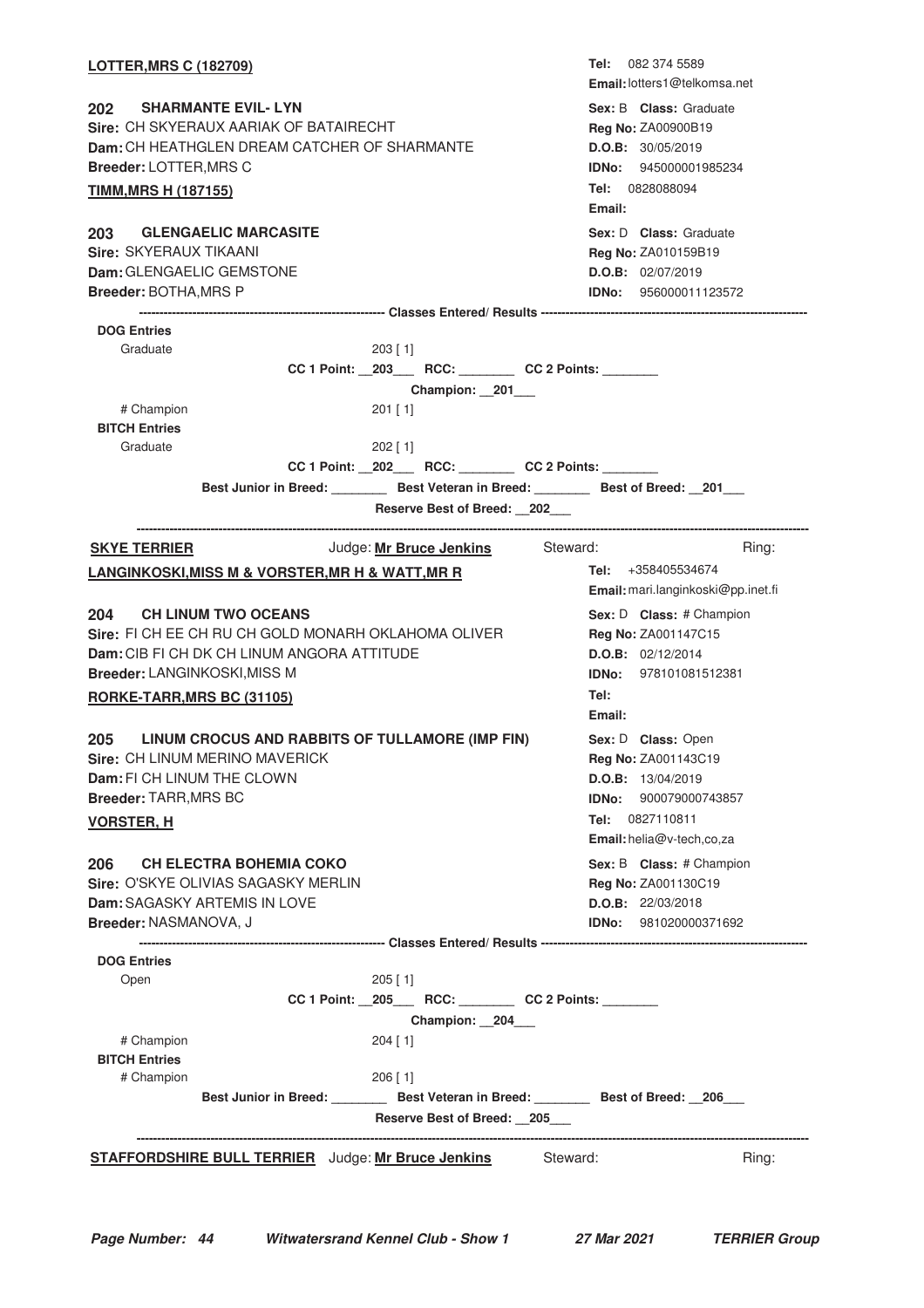**LOTTER,MRS C (182709)**

Tel: 082 374 5589
Email: lotters1@telkomsa.net

**202 SHARMANTE EVIL- LYN**
Sire: CH SKYERAUX AARIAK OF BATAIRECHT
Dam: CH HEATHGLEN DREAM CATCHER OF SHARMANTE
Breeder: LOTTER,MRS C

Sex: B Class: Graduate
Reg No: ZA00900B19
D.O.B: 30/05/2019
IDNo: 945000001985234

**TIMM,MRS H (187155)**

Tel: 0828088094
Email:

**203 GLENGAELIC MARCASITE**
Sire: SKYERAUX TIKAANI
Dam: GLENGAELIC GEMSTONE
Breeder: BOTHA,MRS P

Sex: D Class: Graduate
Reg No: ZA010159B19
D.O.B: 02/07/2019
IDNo: 956000011123572

---------- Classes Entered/ Results ----------

**DOG Entries**

Graduate 203 [ 1]

CC 1 Point: __203___ RCC: ________ CC 2 Points: ________

Champion: __201___

# Champion 201 [ 1]

**BITCH Entries**

Graduate 202 [ 1]

CC 1 Point: __202___ RCC: ________ CC 2 Points: ________

Best Junior in Breed: ________ Best Veteran in Breed: ________ Best of Breed: __201___

Reserve Best of Breed: __202___

---

## SKYE TERRIER

Judge: **Mr Bruce Jenkins** Steward: Ring:

**LANGINKOSKI,MISS M & VORSTER,MR H & WATT,MR R**

Tel: +358405534674
Email: mari.langinkoski@pp.inet.fi

**204 CH LINUM TWO OCEANS**
Sire: FI CH EE CH RU CH GOLD MONARH OKLAHOMA OLIVER
Dam: CIB FI CH DK CH LINUM ANGORA ATTITUDE
Breeder: LANGINKOSKI,MISS M

Sex: D Class: # Champion
Reg No: ZA001147C15
D.O.B: 02/12/2014
IDNo: 978101081512381

**RORKE-TARR,MRS BC (31105)**

Tel:
Email:

**205 LINUM CROCUS AND RABBITS OF TULLAMORE (IMP FIN)**
Sire: CH LINUM MERINO MAVERICK
Dam: FI CH LINUM THE CLOWN
Breeder: TARR,MRS BC

Sex: D Class: Open
Reg No: ZA001143C19
D.O.B: 13/04/2019
IDNo: 900079000743857

**VORSTER, H**

Tel: 0827110811
Email: helia@v-tech,co,za

**206 CH ELECTRA BOHEMIA COKO**
Sire: O'SKYE OLIVIAS SAGASKY MERLIN
Dam: SAGASKY ARTEMIS IN LOVE
Breeder: NASMANOVA, J

Sex: B Class: # Champion
Reg No: ZA001130C19
D.O.B: 22/03/2018
IDNo: 981020000371692

---------- Classes Entered/ Results ----------

**DOG Entries**

Open 205 [ 1]

CC 1 Point: __205___ RCC: ________ CC 2 Points: ________

Champion: __204___

# Champion 204 [ 1]

**BITCH Entries**

# Champion 206 [ 1]

Best Junior in Breed: ________ Best Veteran in Breed: ________ Best of Breed: __206___

Reserve Best of Breed: __205___

---

## STAFFORDSHIRE BULL TERRIER

Judge: **Mr Bruce Jenkins** Steward: Ring: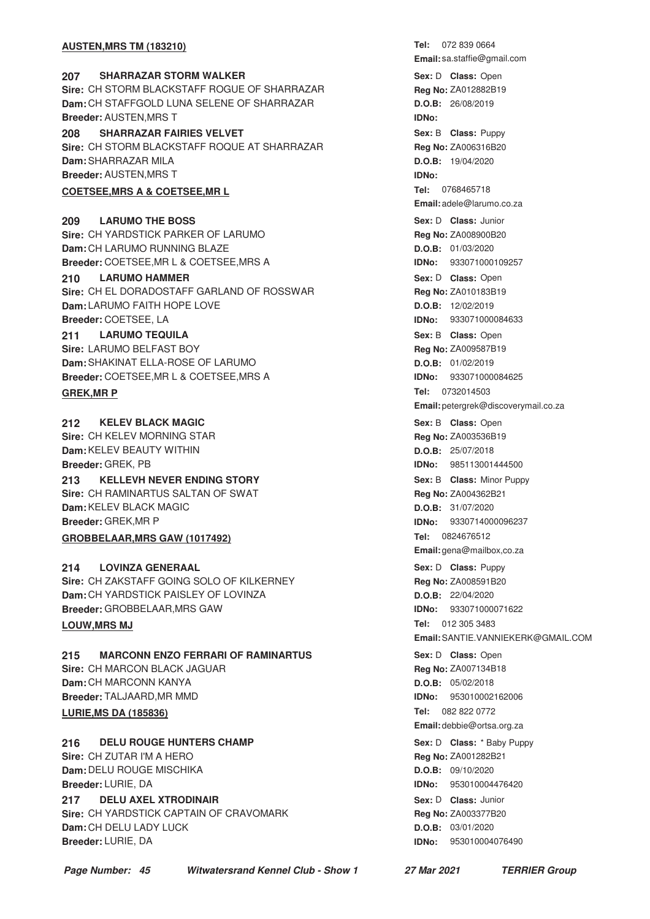**AUSTEN,MRS TM (183210)**

**Tel:** 072 839 0664
**Email:** sa.staffie@gmail.com

**207 SHARRAZAR STORM WALKER**
**Sire:** CH STORM BLACKSTAFF ROGUE OF SHARRAZAR
**Dam:** CH STAFFGOLD LUNA SELENE OF SHARRAZAR
**Breeder:** AUSTEN,MRS T
**Sex:** D **Class:** Open
**Reg No:** ZA012882B19
**D.O.B:** 26/08/2019
**IDNo:**

**208 SHARRAZAR FAIRIES VELVET**
**Sire:** CH STORM BLACKSTAFF ROQUE AT SHARRAZAR
**Dam:** SHARRAZAR MILA
**Breeder:** AUSTEN,MRS T
**Sex:** B **Class:** Puppy
**Reg No:** ZA006316B20
**D.O.B:** 19/04/2020
**IDNo:**

**COETSEE,MRS A & COETSEE,MR L**

**Tel:** 0768465718
**Email:** adele@larumo.co.za

**209 LARUMO THE BOSS**
**Sire:** CH YARDSTICK PARKER OF LARUMO
**Dam:** CH LARUMO RUNNING BLAZE
**Breeder:** COETSEE,MR L & COETSEE,MRS A
**Sex:** D **Class:** Junior
**Reg No:** ZA008900B20
**D.O.B:** 01/03/2020
**IDNo:** 933071000109257

**210 LARUMO HAMMER**
**Sire:** CH EL DORADOSTAFF GARLAND OF ROSSWAR
**Dam:** LARUMO FAITH HOPE LOVE
**Breeder:** COETSEE, LA
**Sex:** D **Class:** Open
**Reg No:** ZA010183B19
**D.O.B:** 12/02/2019
**IDNo:** 933071000084633

**211 LARUMO TEQUILA**
**Sire:** LARUMO BELFAST BOY
**Dam:** SHAKINAT ELLA-ROSE OF LARUMO
**Breeder:** COETSEE,MR L & COETSEE,MRS A
**Sex:** B **Class:** Open
**Reg No:** ZA009587B19
**D.O.B:** 01/02/2019
**IDNo:** 933071000084625

**GREK,MR P**

**Tel:** 0732014503
**Email:** petergrek@discoverymail.co.za

**212 KELEV BLACK MAGIC**
**Sire:** CH KELEV MORNING STAR
**Dam:** KELEV BEAUTY WITHIN
**Breeder:** GREK, PB
**Sex:** B **Class:** Open
**Reg No:** ZA003536B19
**D.O.B:** 25/07/2018
**IDNo:** 985113001444500

**213 KELLEVH NEVER ENDING STORY**
**Sire:** CH RAMINARTUS SALTAN OF SWAT
**Dam:** KELEV BLACK MAGIC
**Breeder:** GREK,MR P
**Sex:** B **Class:** Minor Puppy
**Reg No:** ZA004362B21
**D.O.B:** 31/07/2020
**IDNo:** 9330714000096237

**GROBBELAAR,MRS GAW (1017492)**

**Tel:** 0824676512
**Email:** gena@mailbox,co.za

**214 LOVINZA GENERAAL**
**Sire:** CH ZAKSTAFF GOING SOLO OF KILKERNEY
**Dam:** CH YARDSTICK PAISLEY OF LOVINZA
**Breeder:** GROBBELAAR,MRS GAW
**Sex:** D **Class:** Puppy
**Reg No:** ZA008591B20
**D.O.B:** 22/04/2020
**IDNo:** 933071000071622

**LOUW,MRS MJ**

**Tel:** 012 305 3483
**Email:** SANTIE.VANNIEKERK@GMAIL.COM

**215 MARCONN ENZO FERRARI OF RAMINARTUS**
**Sire:** CH MARCON BLACK JAGUAR
**Dam:** CH MARCONN KANYA
**Breeder:** TALJAARD,MR MMD
**Sex:** D **Class:** Open
**Reg No:** ZA007134B18
**D.O.B:** 05/02/2018
**IDNo:** 953010002162006

**LURIE,MS DA (185836)**

**Tel:** 082 822 0772
**Email:** debbie@ortsa.org.za

**216 DELU ROUGE HUNTERS CHAMP**
**Sire:** CH ZUTAR I'M A HERO
**Dam:** DELU ROUGE MISCHIKA
**Breeder:** LURIE, DA
**Sex:** D **Class:** * Baby Puppy
**Reg No:** ZA001282B21
**D.O.B:** 09/10/2020
**IDNo:** 953010004476420

**217 DELU AXEL XTRODINAIR**
**Sire:** CH YARDSTICK CAPTAIN OF CRAVOMARK
**Dam:** CH DELU LADY LUCK
**Breeder:** LURIE, DA
**Sex:** D **Class:** Junior
**Reg No:** ZA003377B20
**D.O.B:** 03/01/2020
**IDNo:** 953010004076490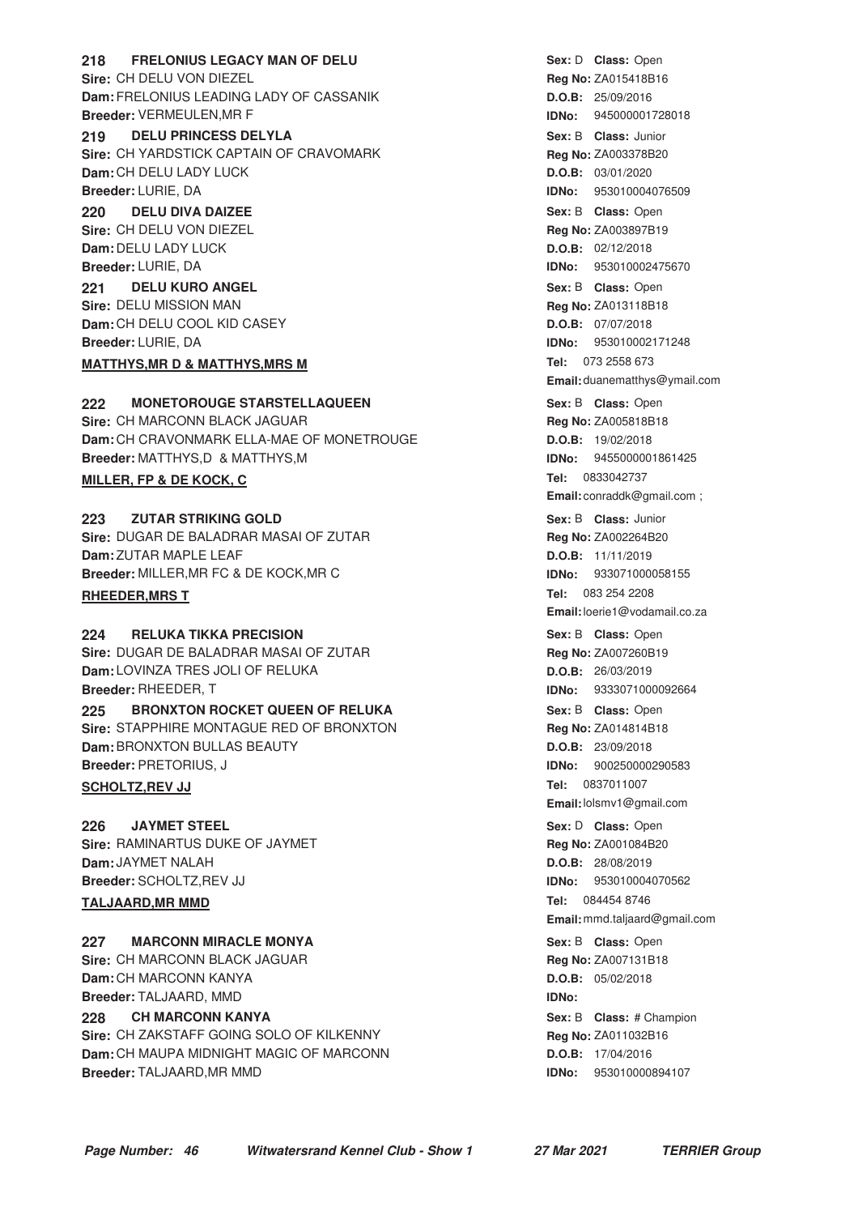**218 FRELONIUS LEGACY MAN OF DELU**
**Sex:** D **Class:** Open
**Sire:** CH DELU VON DIEZEL
**Reg No:** ZA015418B16
**Dam:** FRELONIUS LEADING LADY OF CASSANIK
**D.O.B:** 25/09/2016
**Breeder:** VERMEULEN,MR F
**IDNo:** 945000001728018

**219 DELU PRINCESS DELYLA**
**Sex:** B **Class:** Junior
**Sire:** CH YARDSTICK CAPTAIN OF CRAVOMARK
**Reg No:** ZA003378B20
**Dam:** CH DELU LADY LUCK
**D.O.B:** 03/01/2020
**Breeder:** LURIE, DA
**IDNo:** 953010004076509

**220 DELU DIVA DAIZEE**
**Sex:** B **Class:** Open
**Sire:** CH DELU VON DIEZEL
**Reg No:** ZA003897B19
**Dam:** DELU LADY LUCK
**D.O.B:** 02/12/2018
**Breeder:** LURIE, DA
**IDNo:** 953010002475670

**221 DELU KURO ANGEL**
**Sex:** B **Class:** Open
**Sire:** DELU MISSION MAN
**Reg No:** ZA013118B18
**Dam:** CH DELU COOL KID CASEY
**D.O.B:** 07/07/2018
**Breeder:** LURIE, DA
**IDNo:** 953010002171248

**MATTHYS,MR D & MATTHYS,MRS M**
**Tel:** 073 2558 673
**Email:** duanematthys@ymail.com

**222 MONETOROUGE STARSTELLAQUEEN**
**Sex:** B **Class:** Open
**Sire:** CH MARCONN BLACK JAGUAR
**Reg No:** ZA005818B18
**Dam:** CH CRAVONMARK ELLA-MAE OF MONETROUGE
**D.O.B:** 19/02/2018
**Breeder:** MATTHYS,D & MATTHYS,M
**IDNo:** 9455000001861425

**MILLER, FP & DE KOCK, C**
**Tel:** 0833042737
**Email:** conraddk@gmail.com ;

**223 ZUTAR STRIKING GOLD**
**Sex:** B **Class:** Junior
**Sire:** DUGAR DE BALADRAR MASAI OF ZUTAR
**Reg No:** ZA002264B20
**Dam:** ZUTAR MAPLE LEAF
**D.O.B:** 11/11/2019
**Breeder:** MILLER,MR FC & DE KOCK,MR C
**IDNo:** 933071000058155

**RHEEDER,MRS T**
**Tel:** 083 254 2208
**Email:** loerie1@vodamail.co.za

**224 RELUKA TIKKA PRECISION**
**Sex:** B **Class:** Open
**Sire:** DUGAR DE BALADRAR MASAI OF ZUTAR
**Reg No:** ZA007260B19
**Dam:** LOVINZA TRES JOLI OF RELUKA
**D.O.B:** 26/03/2019
**Breeder:** RHEEDER, T
**IDNo:** 9333071000092664

**225 BRONXTON ROCKET QUEEN OF RELUKA**
**Sex:** B **Class:** Open
**Sire:** STAPPHIRE MONTAGUE RED OF BRONXTON
**Reg No:** ZA014814B18
**Dam:** BRONXTON BULLAS BEAUTY
**D.O.B:** 23/09/2018
**Breeder:** PRETORIUS, J
**IDNo:** 900250000290583

**SCHOLTZ,REV JJ**
**Tel:** 0837011007
**Email:** lolsmv1@gmail.com

**226 JAYMET STEEL**
**Sex:** D **Class:** Open
**Sire:** RAMINARTUS DUKE OF JAYMET
**Reg No:** ZA001084B20
**Dam:** JAYMET NALAH
**D.O.B:** 28/08/2019
**Breeder:** SCHOLTZ,REV JJ
**IDNo:** 953010004070562

**TALJAARD,MR MMD**
**Tel:** 084454 8746
**Email:** mmd.taljaard@gmail.com

**227 MARCONN MIRACLE MONYA**
**Sex:** B **Class:** Open
**Sire:** CH MARCONN BLACK JAGUAR
**Reg No:** ZA007131B18
**Dam:** CH MARCONN KANYA
**D.O.B:** 05/02/2018
**Breeder:** TALJAARD, MMD
**IDNo:**

**228 CH MARCONN KANYA**
**Sex:** B **Class:** # Champion
**Sire:** CH ZAKSTAFF GOING SOLO OF KILKENNY
**Reg No:** ZA011032B16
**Dam:** CH MAUPA MIDNIGHT MAGIC OF MARCONN
**D.O.B:** 17/04/2016
**Breeder:** TALJAARD,MR MMD
**IDNo:** 953010000894107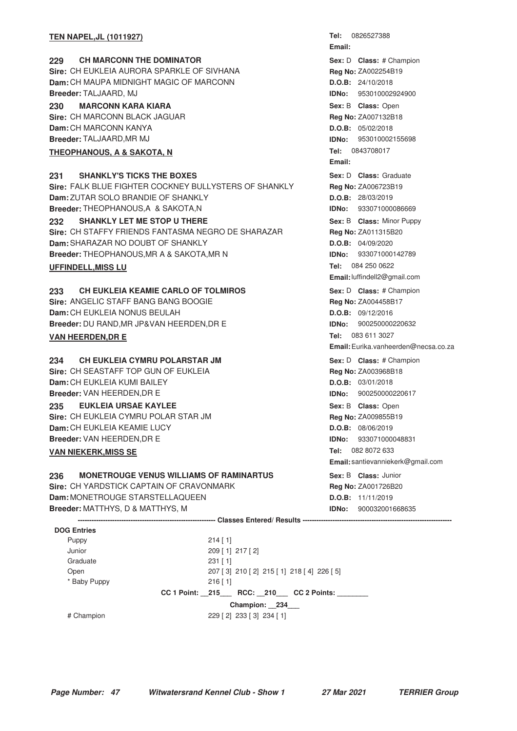**TEN NAPEL,JL (1011927)**

Tel: 0826527388
Email:

**229 CH MARCONN THE DOMINATOR**
Sex: D Class: # Champion
Sire: CH EUKLEIA AURORA SPARKLE OF SIVHANA
Reg No: ZA002254B19
Dam: CH MAUPA MIDNIGHT MAGIC OF MARCONN
D.O.B: 24/10/2018
Breeder: TALJAARD, MJ
IDNo: 953010002924900

**230 MARCONN KARA KIARA**
Sex: B Class: Open
Sire: CH MARCONN BLACK JAGUAR
Reg No: ZA007132B18
Dam: CH MARCONN KANYA
D.O.B: 05/02/2018
Breeder: TALJAARD,MR MJ
IDNo: 953010002155698

**THEOPHANOUS, A & SAKOTA, N**

Tel: 0843708017
Email:

**231 SHANKLY'S TICKS THE BOXES**
Sex: D Class: Graduate
Sire: FALK BLUE FIGHTER COCKNEY BULLYSTERS OF SHANKLY
Reg No: ZA006723B19
Dam: ZUTAR SOLO BRANDIE OF SHANKLY
D.O.B: 28/03/2019
Breeder: THEOPHANOUS,A & SAKOTA,N
IDNo: 933071000086669

**232 SHANKLY LET ME STOP U THERE**
Sex: B Class: Minor Puppy
Sire: CH STAFFY FRIENDS FANTASMA NEGRO DE SHARAZAR
Reg No: ZA011315B20
Dam: SHARAZAR NO DOUBT OF SHANKLY
D.O.B: 04/09/2020
Breeder: THEOPHANOUS,MR A & SAKOTA,MR N
IDNo: 933071000142789

**UFFINDELL,MISS LU**

Tel: 084 250 0622
Email: luffindell2@gmail.com

**233 CH EUKLEIA KEAMIE CARLO OF TOLMIROS**
Sex: D Class: # Champion
Sire: ANGELIC STAFF BANG BANG BOOGIE
Reg No: ZA004458B17
Dam: CH EUKLEIA NONUS BEULAH
D.O.B: 09/12/2016
Breeder: DU RAND,MR JP&VAN HEERDEN,DR E
IDNo: 900250000220632

**VAN HEERDEN,DR E**

Tel: 083 611 3027
Email: Eurika.vanheerden@necsa.co.za

**234 CH EUKLEIA CYMRU POLARSTAR JM**
Sex: D Class: # Champion
Sire: CH SEASTAFF TOP GUN OF EUKLEIA
Reg No: ZA003968B18
Dam: CH EUKLEIA KUMI BAILEY
D.O.B: 03/01/2018
Breeder: VAN HEERDEN,DR E
IDNo: 900250000220617

**235 EUKLEIA URSAE KAYLEE**
Sex: B Class: Open
Sire: CH EUKLEIA CYMRU POLAR STAR JM
Reg No: ZA009855B19
Dam: CH EUKLEIA KEAMIE LUCY
D.O.B: 08/06/2019
Breeder: VAN HEERDEN,DR E
IDNo: 933071000048831

**VAN NIEKERK,MISS SE**

Tel: 082 8072 633
Email: santievanniekerk@gmail.com

**236 MONETROUGE VENUS WILLIAMS OF RAMINARTUS**
Sex: B Class: Junior
Sire: CH YARDSTICK CAPTAIN OF CRAVONMARK
Reg No: ZA001726B20
Dam: MONETROUGE STARSTELLAQUEEN
D.O.B: 11/11/2019
Breeder: MATTHYS, D & MATTHYS, M
IDNo: 900032001668635

**Classes Entered/ Results**

**DOG Entries**

| Class | Results |
|---|---|
| Puppy | 214 [ 1] |
| Junior | 209 [ 1] 217 [ 2] |
| Graduate | 231 [ 1] |
| Open | 207 [ 3] 210 [ 2] 215 [ 1] 218 [ 4] 226 [ 5] |
| * Baby Puppy | 216 [ 1] |

**CC 1 Point: __215___ RCC: __210___ CC 2 Points: ________**

**Champion: __234___**

| Class | Results |
|---|---|
| # Champion | 229 [ 2] 233 [ 3] 234 [ 1] |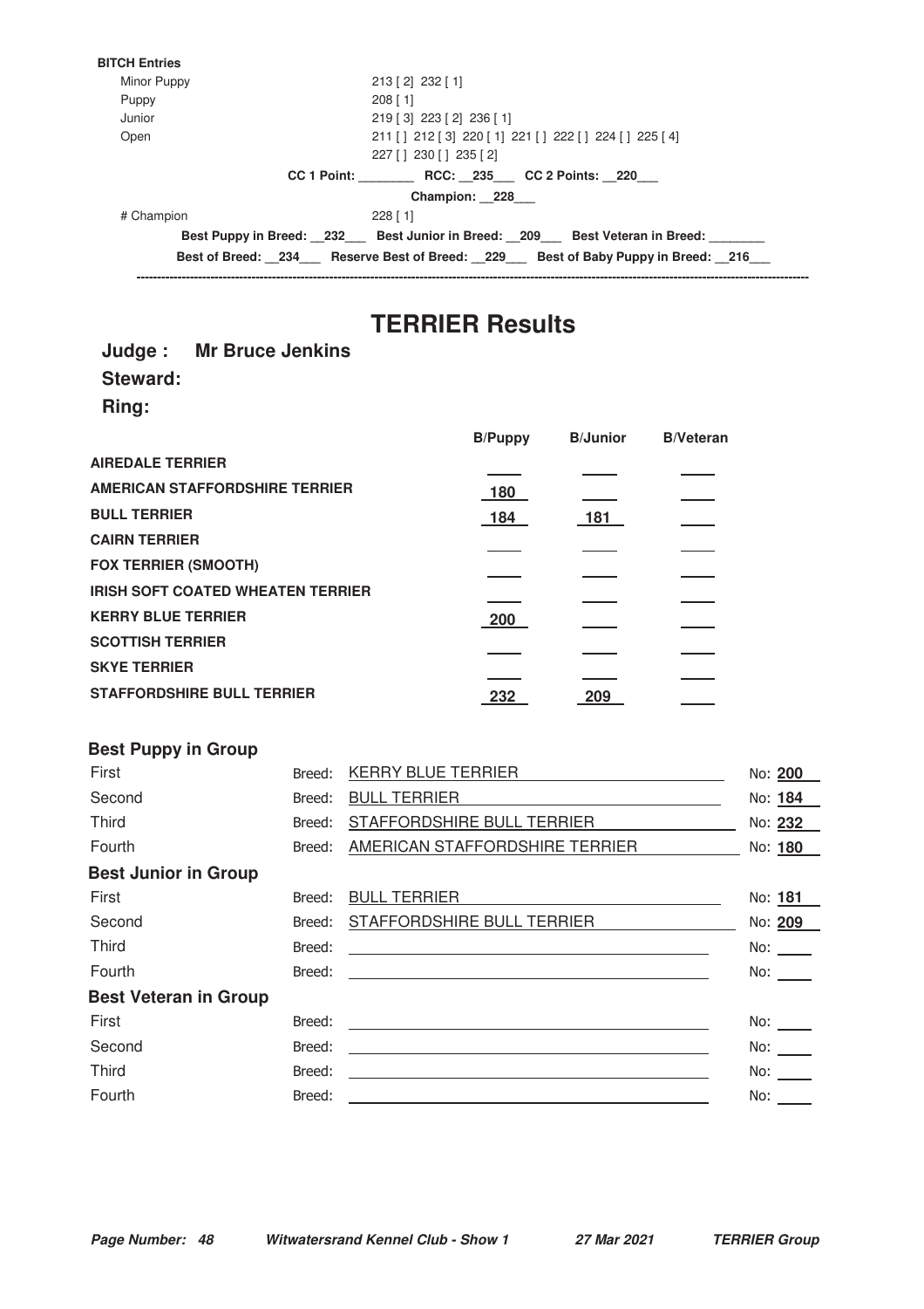**BITCH Entries**

| | |
|---|---|
| Minor Puppy | 213 [ 2] 232 [ 1] |
| Puppy | 208 [ 1] |
| Junior | 219 [ 3] 223 [ 2] 236 [ 1] |
| Open | 211 [ ] 212 [ 3] 220 [ 1] 221 [ ] 222 [ ] 224 [ ] 225 [ 4] 227 [ ] 230 [ ] 235 [ 2] |

**CC 1 Point: ________ RCC: __235___ CC 2 Points: __220___**

**Champion: __228___**

| | |
|---|---|
| # Champion | 228 [ 1] |

**Best Puppy in Breed: __232___ Best Junior in Breed: __209___ Best Veteran in Breed: ________**

**Best of Breed: __234___ Reserve Best of Breed: __229___ Best of Baby Puppy in Breed: __216___**

---

# TERRIER Results

**Judge : Mr Bruce Jenkins**

**Steward:**

**Ring:**

| | B/Puppy | B/Junior | B/Veteran |
|---|---|---|---|
| **AIREDALE TERRIER** | | | |
| **AMERICAN STAFFORDSHIRE TERRIER** | 180 | | |
| **BULL TERRIER** | 184 | 181 | |
| **CAIRN TERRIER** | | | |
| **FOX TERRIER (SMOOTH)** | | | |
| **IRISH SOFT COATED WHEATEN TERRIER** | | | |
| **KERRY BLUE TERRIER** | 200 | | |
| **SCOTTISH TERRIER** | | | |
| **SKYE TERRIER** | | | |
| **STAFFORDSHIRE BULL TERRIER** | 232 | 209 | |

## Best Puppy in Group

| | Breed | No |
|---|---|---|
| First | KERRY BLUE TERRIER | **200** |
| Second | BULL TERRIER | **184** |
| Third | STAFFORDSHIRE BULL TERRIER | **232** |
| Fourth | AMERICAN STAFFORDSHIRE TERRIER | **180** |

## Best Junior in Group

| | Breed | No |
|---|---|---|
| First | BULL TERRIER | **181** |
| Second | STAFFORDSHIRE BULL TERRIER | **209** |
| Third | | |
| Fourth | | |

## Best Veteran in Group

| | Breed | No |
|---|---|---|
| First | | |
| Second | | |
| Third | | |
| Fourth | | |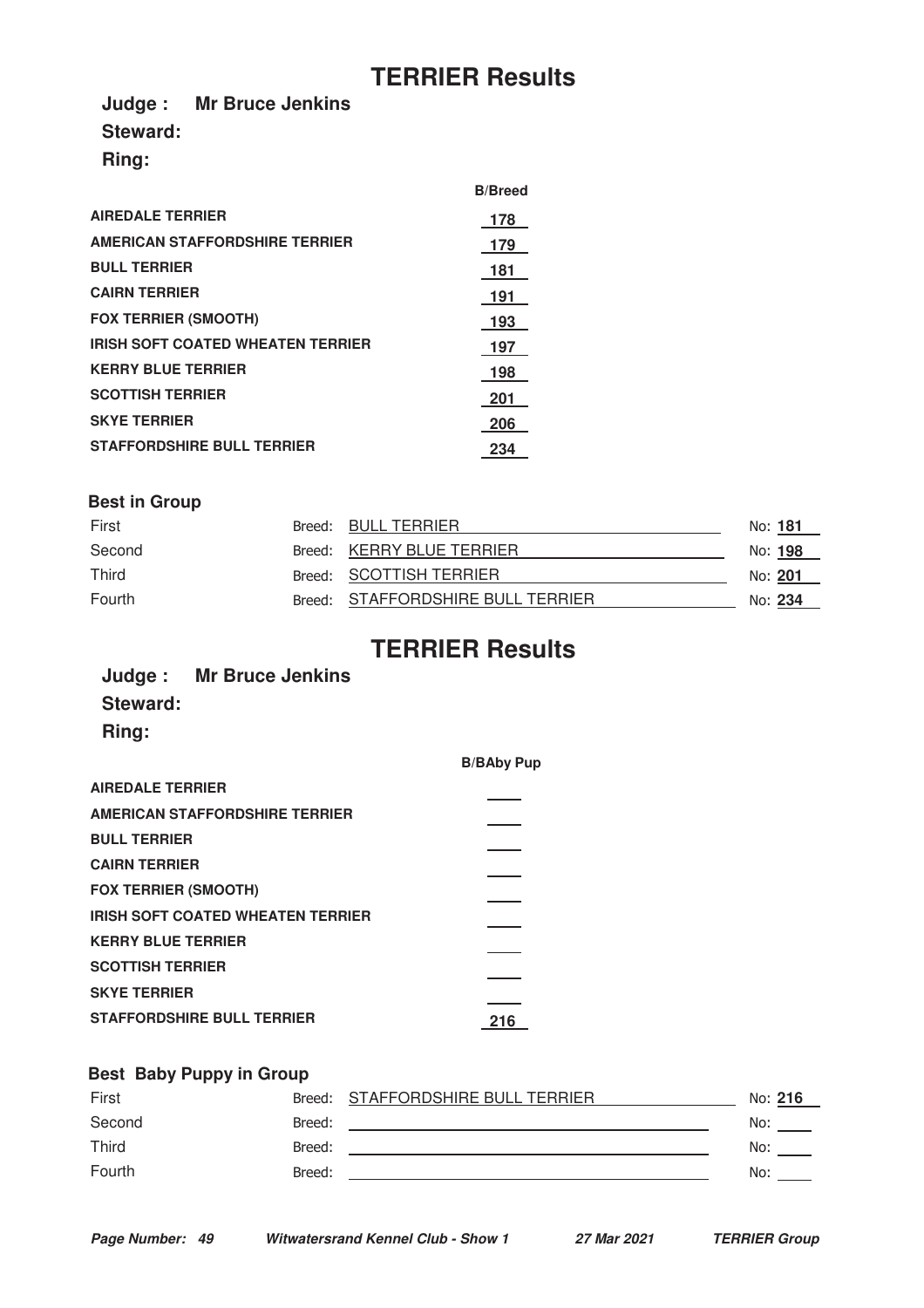# TERRIER Results

**Judge : Mr Bruce Jenkins**

**Steward:**

**Ring:**

| | B/Breed |
|---|---|
| AIREDALE TERRIER | 178 |
| AMERICAN STAFFORDSHIRE TERRIER | 179 |
| BULL TERRIER | 181 |
| CAIRN TERRIER | 191 |
| FOX TERRIER (SMOOTH) | 193 |
| IRISH SOFT COATED WHEATEN TERRIER | 197 |
| KERRY BLUE TERRIER | 198 |
| SCOTTISH TERRIER | 201 |
| SKYE TERRIER | 206 |
| STAFFORDSHIRE BULL TERRIER | 234 |

### Best in Group

| | Breed | No |
|---|---|---|
| First | BULL TERRIER | 181 |
| Second | KERRY BLUE TERRIER | 198 |
| Third | SCOTTISH TERRIER | 201 |
| Fourth | STAFFORDSHIRE BULL TERRIER | 234 |

# TERRIER Results

**Judge : Mr Bruce Jenkins**

**Steward:**

**Ring:**

| | B/BAby Pup |
|---|---|
| AIREDALE TERRIER | |
| AMERICAN STAFFORDSHIRE TERRIER | |
| BULL TERRIER | |
| CAIRN TERRIER | |
| FOX TERRIER (SMOOTH) | |
| IRISH SOFT COATED WHEATEN TERRIER | |
| KERRY BLUE TERRIER | |
| SCOTTISH TERRIER | |
| SKYE TERRIER | |
| STAFFORDSHIRE BULL TERRIER | 216 |

### Best Baby Puppy in Group

| | Breed | No |
|---|---|---|
| First | STAFFORDSHIRE BULL TERRIER | 216 |
| Second | | |
| Third | | |
| Fourth | | |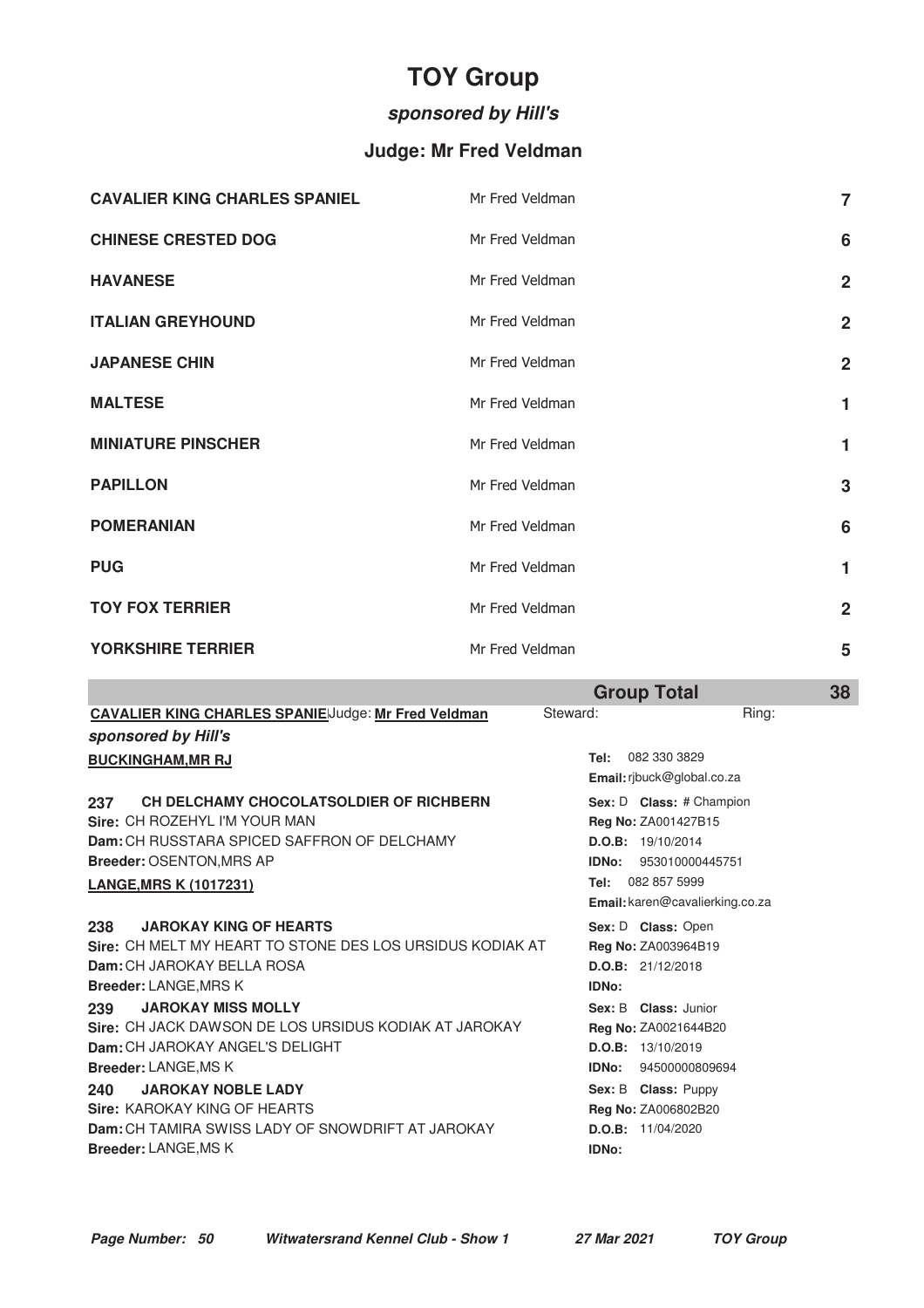# TOY Group

***sponsored by Hill's***

### Judge: Mr Fred Veldman

| Breed | Judge | Entries |
|---|---|---|
| **CAVALIER KING CHARLES SPANIEL** | Mr Fred Veldman | **7** |
| **CHINESE CRESTED DOG** | Mr Fred Veldman | **6** |
| **HAVANESE** | Mr Fred Veldman | **2** |
| **ITALIAN GREYHOUND** | Mr Fred Veldman | **2** |
| **JAPANESE CHIN** | Mr Fred Veldman | **2** |
| **MALTESE** | Mr Fred Veldman | **1** |
| **MINIATURE PINSCHER** | Mr Fred Veldman | **1** |
| **PAPILLON** | Mr Fred Veldman | **3** |
| **POMERANIAN** | Mr Fred Veldman | **6** |
| **PUG** | Mr Fred Veldman | **1** |
| **TOY FOX TERRIER** | Mr Fred Veldman | **2** |
| **YORKSHIRE TERRIER** | Mr Fred Veldman | **5** |
| | **Group Total** | **38** |

**CAVALIER KING CHARLES SPANIE** Judge: **Mr Fred Veldman** Steward: Ring:

***sponsored by Hill's***

**BUCKINGHAM,MR RJ**
Tel: 082 330 3829
Email: rjbuck@global.co.za

**237 CH DELCHAMY CHOCOLATSOLDIER OF RICHBERN**
Sex: D Class: # Champion
Sire: CH ROZEHYL I'M YOUR MAN
Reg No: ZA001427B15
Dam: CH RUSSTARA SPICED SAFFRON OF DELCHAMY
D.O.B: 19/10/2014
Breeder: OSENTON,MRS AP
IDNo: 953010000445751

**LANGE,MRS K (1017231)**
Tel: 082 857 5999
Email: karen@cavalierking.co.za

**238 JAROKAY KING OF HEARTS**
Sex: D Class: Open
Sire: CH MELT MY HEART TO STONE DES LOS URSIDUS KODIAK AT
Reg No: ZA003964B19
Dam: CH JAROKAY BELLA ROSA
D.O.B: 21/12/2018
Breeder: LANGE,MRS K
IDNo:

**239 JAROKAY MISS MOLLY**
Sex: B Class: Junior
Sire: CH JACK DAWSON DE LOS URSIDUS KODIAK AT JAROKAY
Reg No: ZA0021644B20
Dam: CH JAROKAY ANGEL'S DELIGHT
D.O.B: 13/10/2019
Breeder: LANGE,MS K
IDNo: 94500000809694

**240 JAROKAY NOBLE LADY**
Sex: B Class: Puppy
Sire: KAROKAY KING OF HEARTS
Reg No: ZA006802B20
Dam: CH TAMIRA SWISS LADY OF SNOWDRIFT AT JAROKAY
D.O.B: 11/04/2020
Breeder: LANGE,MS K
IDNo: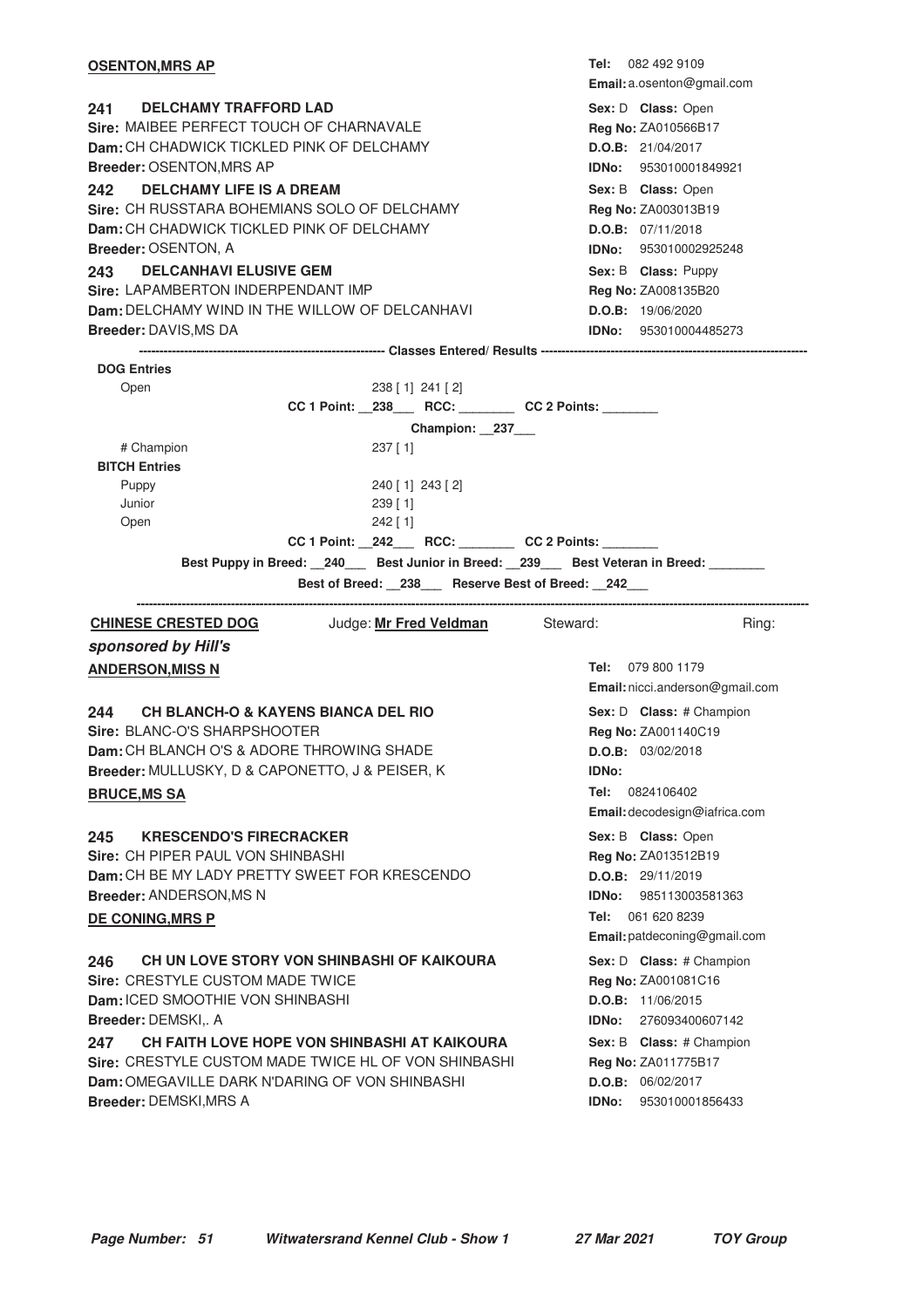**OSENTON,MRS AP**

**Tel:** 082 492 9109
**Email:** a.osenton@gmail.com

**241 DELCHAMY TRAFFORD LAD**
**Sire:** MAIBEE PERFECT TOUCH OF CHARNAVALE
**Dam:** CH CHADWICK TICKLED PINK OF DELCHAMY
**Breeder:** OSENTON,MRS AP
**Sex:** D **Class:** Open
**Reg No:** ZA010566B17
**D.O.B:** 21/04/2017
**IDNo:** 953010001849921

**242 DELCHAMY LIFE IS A DREAM**
**Sire:** CH RUSSTARA BOHEMIANS SOLO OF DELCHAMY
**Dam:** CH CHADWICK TICKLED PINK OF DELCHAMY
**Breeder:** OSENTON, A
**Sex:** B **Class:** Open
**Reg No:** ZA003013B19
**D.O.B:** 07/11/2018
**IDNo:** 953010002925248

**243 DELCANHAVI ELUSIVE GEM**
**Sire:** LAPAMBERTON INDERPENDANT IMP
**Dam:** DELCHAMY WIND IN THE WILLOW OF DELCANHAVI
**Breeder:** DAVIS,MS DA
**Sex:** B **Class:** Puppy
**Reg No:** ZA008135B20
**D.O.B:** 19/06/2020
**IDNo:** 953010004485273

---------- **Classes Entered/ Results** ----------

**DOG Entries**

Open — 238 [ 1] 241 [ 2]

**CC 1 Point:** __238__ **RCC:** ________ **CC 2 Points:** ________

**Champion:** __237__

# Champion — 237 [ 1]

**BITCH Entries**

Puppy — 240 [ 1] 243 [ 2]
Junior — 239 [ 1]
Open — 242 [ 1]

**CC 1 Point:** __242__ **RCC:** ________ **CC 2 Points:** ________

**Best Puppy in Breed:** __240__ **Best Junior in Breed:** __239__ **Best Veteran in Breed:** ________

**Best of Breed:** __238__ **Reserve Best of Breed:** __242__

---

**CHINESE CRESTED DOG** Judge: **Mr Fred Veldman** Steward: Ring:

***sponsored by Hill's***

**ANDERSON,MISS N**

**Tel:** 079 800 1179
**Email:** nicci.anderson@gmail.com

**244 CH BLANCH-O & KAYENS BIANCA DEL RIO**
**Sire:** BLANC-O'S SHARPSHOOTER
**Dam:** CH BLANCH O'S & ADORE THROWING SHADE
**Breeder:** MULLUSKY, D & CAPONETTO, J & PEISER, K
**Sex:** D **Class:** # Champion
**Reg No:** ZA001140C19
**D.O.B:** 03/02/2018
**IDNo:**

**BRUCE,MS SA**

**Tel:** 0824106402
**Email:** decodesign@iafrica.com

**245 KRESCENDO'S FIRECRACKER**
**Sire:** CH PIPER PAUL VON SHINBASHI
**Dam:** CH BE MY LADY PRETTY SWEET FOR KRESCENDO
**Breeder:** ANDERSON,MS N
**Sex:** B **Class:** Open
**Reg No:** ZA013512B19
**D.O.B:** 29/11/2019
**IDNo:** 985113003581363

**DE CONING,MRS P**

**Tel:** 061 620 8239
**Email:** patdeconing@gmail.com

**246 CH UN LOVE STORY VON SHINBASHI OF KAIKOURA**
**Sire:** CRESTYLE CUSTOM MADE TWICE
**Dam:** ICED SMOOTHIE VON SHINBASHI
**Breeder:** DEMSKI,. A
**Sex:** D **Class:** # Champion
**Reg No:** ZA001081C16
**D.O.B:** 11/06/2015
**IDNo:** 276093400607142

**247 CH FAITH LOVE HOPE VON SHINBASHI AT KAIKOURA**
**Sire:** CRESTYLE CUSTOM MADE TWICE HL OF VON SHINBASHI
**Dam:** OMEGAVILLE DARK N'DARING OF VON SHINBASHI
**Breeder:** DEMSKI,MRS A
**Sex:** B **Class:** # Champion
**Reg No:** ZA011775B17
**D.O.B:** 06/02/2017
**IDNo:** 953010001856433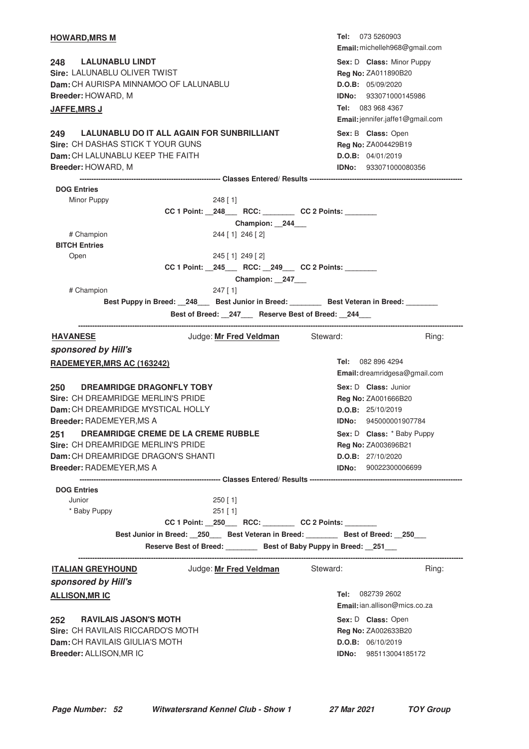**HOWARD,MRS M**

**Tel:** 073 5260903
**Email:** michelleh968@gmail.com

**248 LALUNABLU LINDT**
**Sire:** LALUNABLU OLIVER TWIST
**Dam:** CH AURISPA MINNAMOO OF LALUNABLU
**Breeder:** HOWARD, M

**Sex:** D **Class:** Minor Puppy
**Reg No:** ZA011890B20
**D.O.B:** 05/09/2020
**IDNo:** 933071000145986

**JAFFE,MRS J**

**Tel:** 083 968 4367
**Email:** jennifer.jaffe1@gmail.com

**249 LALUNABLU DO IT ALL AGAIN FOR SUNBRILLIANT**
**Sire:** CH DASHAS STICK T YOUR GUNS
**Dam:** CH LALUNABLU KEEP THE FAITH
**Breeder:** HOWARD, M

**Sex:** B **Class:** Open
**Reg No:** ZA004429B19
**D.O.B:** 04/01/2019
**IDNo:** 933071000080356

---------- **Classes Entered/ Results** ----------

**DOG Entries**

Minor Puppy — 248 [ 1]

**CC 1 Point:** __248___ **RCC:** ________ **CC 2 Points:** ________

**Champion:** __244___

# Champion — 244 [ 1] 246 [ 2]

**BITCH Entries**

Open — 245 [ 1] 249 [ 2]

**CC 1 Point:** __245___ **RCC:** __249___ **CC 2 Points:** ________

**Champion:** __247___

# Champion — 247 [ 1]

**Best Puppy in Breed:** __248___ **Best Junior in Breed:** ________ **Best Veteran in Breed:** ________

**Best of Breed:** __247___ **Reserve Best of Breed:** __244___

---

**HAVANESE** Judge: **Mr Fred Veldman** Steward: Ring:

***sponsored by Hill's***

**RADEMEYER,MRS AC (163242)**

**Tel:** 082 896 4294
**Email:** dreamridgesa@gmail.com

**250 DREAMRIDGE DRAGONFLY TOBY**
**Sire:** CH DREAMRIDGE MERLIN'S PRIDE
**Dam:** CH DREAMRIDGE MYSTICAL HOLLY
**Breeder:** RADEMEYER,MS A

**Sex:** D **Class:** Junior
**Reg No:** ZA001666B20
**D.O.B:** 25/10/2019
**IDNo:** 945000001907784

**251 DREAMRIDGE CREME DE LA CREME RUBBLE**
**Sire:** CH DREAMRIDGE MERLIN'S PRIDE
**Dam:** CH DREAMRIDGE DRAGON'S SHANTI
**Breeder:** RADEMEYER,MS A

**Sex:** D **Class:** * Baby Puppy
**Reg No:** ZA003696B21
**D.O.B:** 27/10/2020
**IDNo:** 90022300006699

---------- **Classes Entered/ Results** ----------

**DOG Entries**

Junior — 250 [ 1]

* Baby Puppy — 251 [ 1]

**CC 1 Point:** __250___ **RCC:** ________ **CC 2 Points:** ________

**Best Junior in Breed:** __250___ **Best Veteran in Breed:** ________ **Best of Breed:** __250___

**Reserve Best of Breed:** ________ **Best of Baby Puppy in Breed:** __251___

---

**ITALIAN GREYHOUND** Judge: **Mr Fred Veldman** Steward: Ring:

***sponsored by Hill's***

**ALLISON,MR IC**

**Tel:** 082739 2602
**Email:** ian.allison@mics.co.za

**252 RAVILAIS JASON'S MOTH**
**Sire:** CH RAVILAIS RICCARDO'S MOTH
**Dam:** CH RAVILAIS GIULIA'S MOTH
**Breeder:** ALLISON,MR IC

**Sex:** D **Class:** Open
**Reg No:** ZA002633B20
**D.O.B:** 06/10/2019
**IDNo:** 985113004185172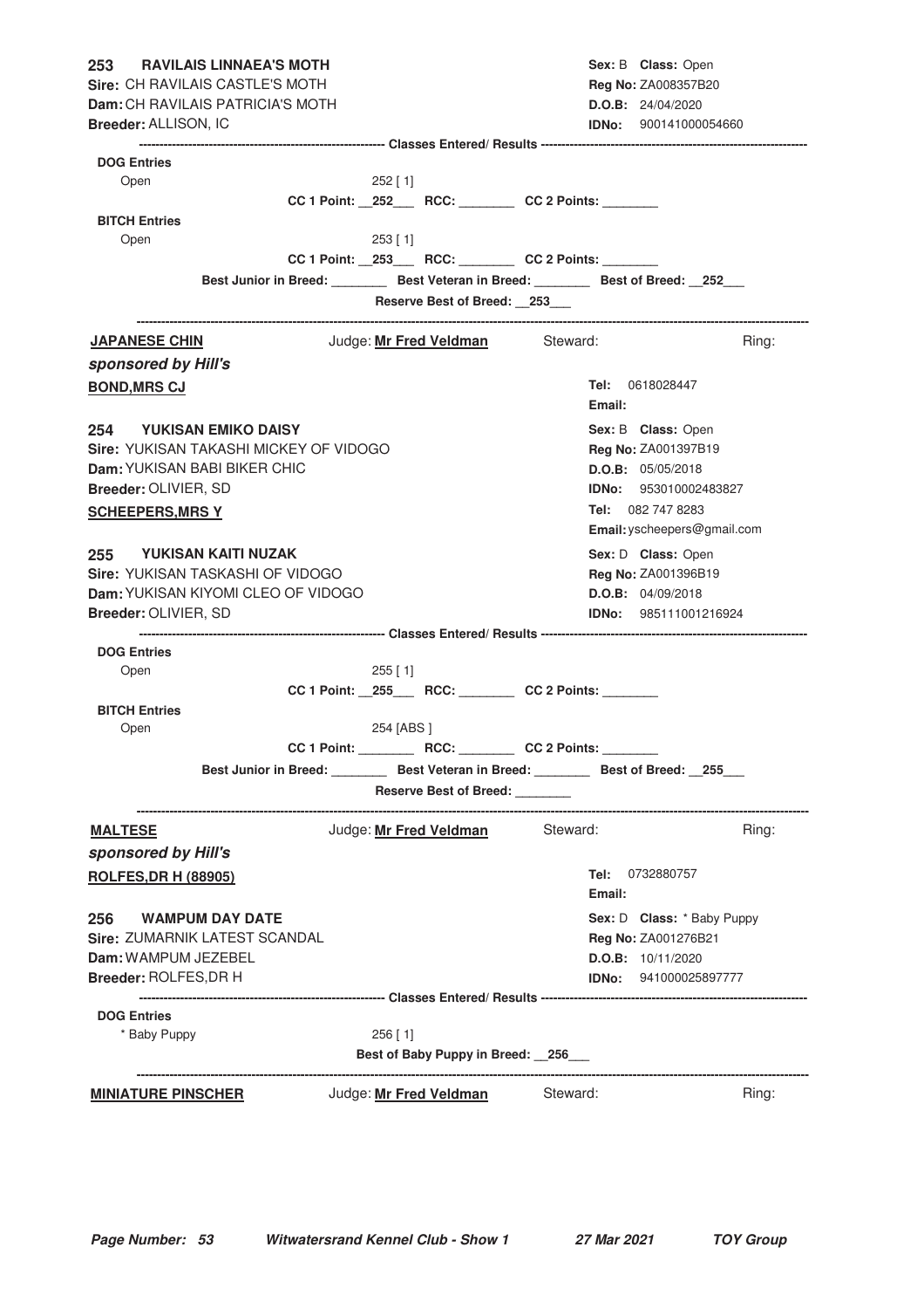**253 RAVILAIS LINNAEA'S MOTH**
**Sire:** CH RAVILAIS CASTLE'S MOTH
**Dam:** CH RAVILAIS PATRICIA'S MOTH
**Breeder:** ALLISON, IC

**Sex:** B **Class:** Open
**Reg No:** ZA008357B20
**D.O.B:** 24/04/2020
**IDNo:** 900141000054660

---------- **Classes Entered/ Results** ----------

**DOG Entries**

Open 252 [ 1]

**CC 1 Point:** __252___ **RCC:** ________ **CC 2 Points:** ________

**BITCH Entries**

Open 253 [ 1]

**CC 1 Point:** __253___ **RCC:** ________ **CC 2 Points:** ________

**Best Junior in Breed:** ________ **Best Veteran in Breed:** ________ **Best of Breed:** __252___

**Reserve Best of Breed:** __253___

---

**JAPANESE CHIN** Judge: **Mr Fred Veldman** Steward: Ring:

***sponsored by Hill's***

**BOND,MRS CJ**

**Tel:** 0618028447
**Email:**

**254 YUKISAN EMIKO DAISY**
**Sire:** YUKISAN TAKASHI MICKEY OF VIDOGO
**Dam:** YUKISAN BABI BIKER CHIC
**Breeder:** OLIVIER, SD

**Sex:** B **Class:** Open
**Reg No:** ZA001397B19
**D.O.B:** 05/05/2018
**IDNo:** 953010002483827

**SCHEEPERS,MRS Y**

**Tel:** 082 747 8283
**Email:** yscheepers@gmail.com

**255 YUKISAN KAITI NUZAK**
**Sire:** YUKISAN TASKASHI OF VIDOGO
**Dam:** YUKISAN KIYOMI CLEO OF VIDOGO
**Breeder:** OLIVIER, SD

**Sex:** D **Class:** Open
**Reg No:** ZA001396B19
**D.O.B:** 04/09/2018
**IDNo:** 985111001216924

---------- **Classes Entered/ Results** ----------

**DOG Entries**

Open 255 [ 1]

**CC 1 Point:** __255___ **RCC:** ________ **CC 2 Points:** ________

**BITCH Entries**

Open 254 [ABS ]

**CC 1 Point:** ________ **RCC:** ________ **CC 2 Points:** ________

**Best Junior in Breed:** ________ **Best Veteran in Breed:** ________ **Best of Breed:** __255___

**Reserve Best of Breed:** ________

---

**MALTESE** Judge: **Mr Fred Veldman** Steward: Ring:

***sponsored by Hill's***

**ROLFES,DR H (88905)**

**Tel:** 0732880757
**Email:**

**256 WAMPUM DAY DATE**
**Sire:** ZUMARNIK LATEST SCANDAL
**Dam:** WAMPUM JEZEBEL
**Breeder:** ROLFES,DR H

**Sex:** D **Class:** * Baby Puppy
**Reg No:** ZA001276B21
**D.O.B:** 10/11/2020
**IDNo:** 941000025897777

---------- **Classes Entered/ Results** ----------

**DOG Entries**

* Baby Puppy 256 [ 1]

**Best of Baby Puppy in Breed:** __256___

---

**MINIATURE PINSCHER** Judge: **Mr Fred Veldman** Steward: Ring: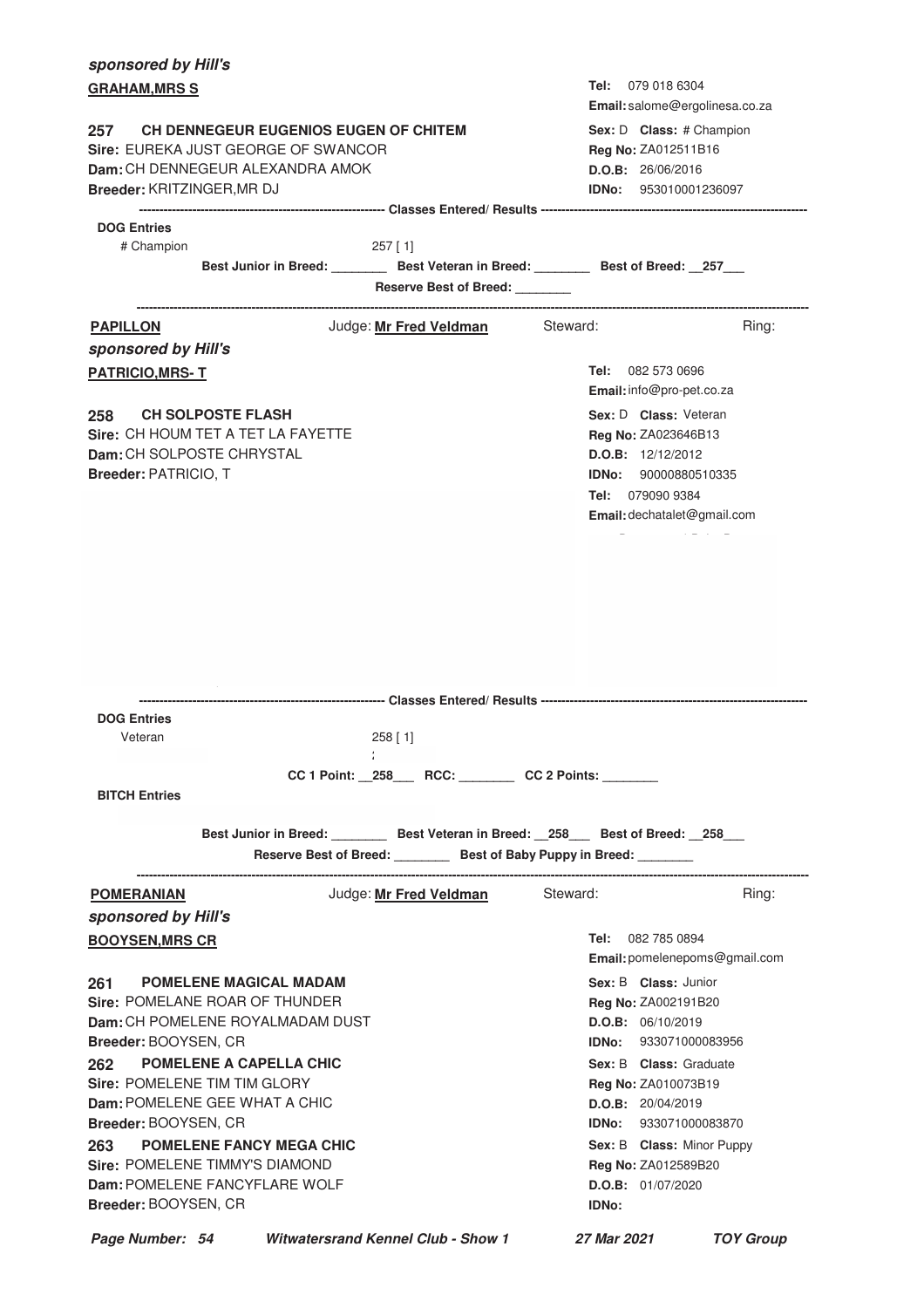***sponsored by Hill's***

**GRAHAM,MRS S**

**Tel:** 079 018 6304
**Email:** salome@ergolinesa.co.za

**257 CH DENNEGEUR EUGENIOS EUGEN OF CHITEM**
**Sire:** EUREKA JUST GEORGE OF SWANCOR
**Dam:** CH DENNEGEUR ALEXANDRA AMOK
**Breeder:** KRITZINGER,MR DJ

**Sex:** D **Class:** # Champion
**Reg No:** ZA012511B16
**D.O.B:** 26/06/2016
**IDNo:** 953010001236097

---------- **Classes Entered/ Results** ----------

**DOG Entries**

# Champion 257 [ 1]

**Best Junior in Breed:** ________ **Best Veteran in Breed:** ________ **Best of Breed:** __257___

**Reserve Best of Breed:** ________

---

**PAPILLON** Judge: **Mr Fred Veldman** Steward: Ring:

***sponsored by Hill's***

**PATRICIO,MRS- T**

**Tel:** 082 573 0696
**Email:** info@pro-pet.co.za

**258 CH SOLPOSTE FLASH**
**Sire:** CH HOUM TET A TET LA FAYETTE
**Dam:** CH SOLPOSTE CHRYSTAL
**Breeder:** PATRICIO, T

**Sex:** D **Class:** Veteran
**Reg No:** ZA023646B13
**D.O.B:** 12/12/2012
**IDNo:** 90000880510335
**Tel:** 079090 9384
**Email:** dechatalet@gmail.com

---------- **Classes Entered/ Results** ----------

**DOG Entries**

Veteran 258 [ 1]

**CC 1 Point:** __258___ **RCC:** ________ **CC 2 Points:** ________

**BITCH Entries**

**Best Junior in Breed:** ________ **Best Veteran in Breed:** __258___ **Best of Breed:** __258___

**Reserve Best of Breed:** ________ **Best of Baby Puppy in Breed:** ________

---

**POMERANIAN** Judge: **Mr Fred Veldman** Steward: Ring:

***sponsored by Hill's***

**BOOYSEN,MRS CR**

**Tel:** 082 785 0894
**Email:** pomelenepoms@gmail.com

**261 POMELENE MAGICAL MADAM**
**Sire:** POMELANE ROAR OF THUNDER
**Dam:** CH POMELENE ROYALMADAM DUST
**Breeder:** BOOYSEN, CR

**Sex:** B **Class:** Junior
**Reg No:** ZA002191B20
**D.O.B:** 06/10/2019
**IDNo:** 933071000083956

**262 POMELENE A CAPELLA CHIC**
**Sire:** POMELENE TIM TIM GLORY
**Dam:** POMELENE GEE WHAT A CHIC
**Breeder:** BOOYSEN, CR

**Sex:** B **Class:** Graduate
**Reg No:** ZA010073B19
**D.O.B:** 20/04/2019
**IDNo:** 933071000083870

**263 POMELENE FANCY MEGA CHIC**
**Sire:** POMELENE TIMMY'S DIAMOND
**Dam:** POMELENE FANCYFLARE WOLF
**Breeder:** BOOYSEN, CR

**Sex:** B **Class:** Minor Puppy
**Reg No:** ZA012589B20
**D.O.B:** 01/07/2020
**IDNo:**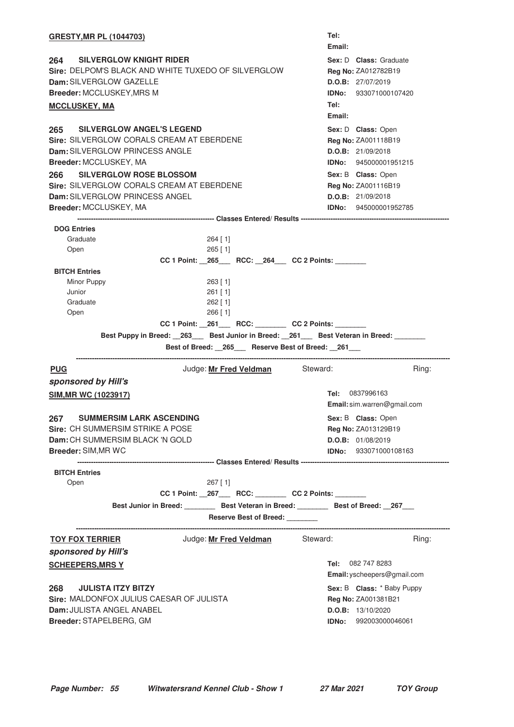**GRESTY,MR PL (1044703)**

Tel:
Email:

**264 SILVERGLOW KNIGHT RIDER**
**Sire:** DELPOM'S BLACK AND WHITE TUXEDO OF SILVERGLOW
**Dam:** SILVERGLOW GAZELLE
**Breeder:** MCCLUSKEY,MRS M

**Sex:** D **Class:** Graduate
**Reg No:** ZA012782B19
**D.O.B:** 27/07/2019
**IDNo:** 933071000107420

**MCCLUSKEY, MA**

Tel:
Email:

**265 SILVERGLOW ANGEL'S LEGEND**
**Sire:** SILVERGLOW CORALS CREAM AT EBERDENE
**Dam:** SILVERGLOW PRINCESS ANGLE
**Breeder:** MCCLUSKEY, MA

**Sex:** D **Class:** Open
**Reg No:** ZA001118B19
**D.O.B:** 21/09/2018
**IDNo:** 945000001951215

**266 SILVERGLOW ROSE BLOSSOM**
**Sire:** SILVERGLOW CORALS CREAM AT EBERDENE
**Dam:** SILVERGLOW PRINCESS ANGEL
**Breeder:** MCCLUSKEY, MA

**Sex:** B **Class:** Open
**Reg No:** ZA001116B19
**D.O.B:** 21/09/2018
**IDNo:** 945000001952785

---------- **Classes Entered/ Results** ----------

**DOG Entries**

| Class | Entries |
|---|---|
| Graduate | 264 [ 1] |
| Open | 265 [ 1] |

**CC 1 Point:** __265___ **RCC:** __264___ **CC 2 Points:** ________

**BITCH Entries**

| Class | Entries |
|---|---|
| Minor Puppy | 263 [ 1] |
| Junior | 261 [ 1] |
| Graduate | 262 [ 1] |
| Open | 266 [ 1] |

**CC 1 Point:** __261___ **RCC:** ________ **CC 2 Points:** ________

**Best Puppy in Breed:** __263___ **Best Junior in Breed:** __261___ **Best Veteran in Breed:** ________

**Best of Breed:** __265___ **Reserve Best of Breed:** __261___

---

## PUG

Judge: **Mr Fred Veldman** Steward: Ring:

***sponsored by Hill's***

**SIM,MR WC (1023917)**

**Tel:** 0837996163
**Email:** sim.warren@gmail.com

**267 SUMMERSIM LARK ASCENDING**
**Sire:** CH SUMMERSIM STRIKE A POSE
**Dam:** CH SUMMERSIM BLACK 'N GOLD
**Breeder:** SIM,MR WC

**Sex:** B **Class:** Open
**Reg No:** ZA013129B19
**D.O.B:** 01/08/2019
**IDNo:** 933071000108163

---------- **Classes Entered/ Results** ----------

**BITCH Entries**

| Class | Entries |
|---|---|
| Open | 267 [ 1] |

**CC 1 Point:** __267___ **RCC:** ________ **CC 2 Points:** ________

**Best Junior in Breed:** ________ **Best Veteran in Breed:** ________ **Best of Breed:** __267___

**Reserve Best of Breed:** ________

---

## TOY FOX TERRIER

Judge: **Mr Fred Veldman** Steward: Ring:

***sponsored by Hill's***

**SCHEEPERS,MRS Y**

**Tel:** 082 747 8283
**Email:** yscheepers@gmail.com

**268 JULISTA ITZY BITZY**
**Sire:** MALDONFOX JULIUS CAESAR OF JULISTA
**Dam:** JULISTA ANGEL ANABEL
**Breeder:** STAPELBERG, GM

**Sex:** B **Class:** * Baby Puppy
**Reg No:** ZA001381B21
**D.O.B:** 13/10/2020
**IDNo:** 992003000046061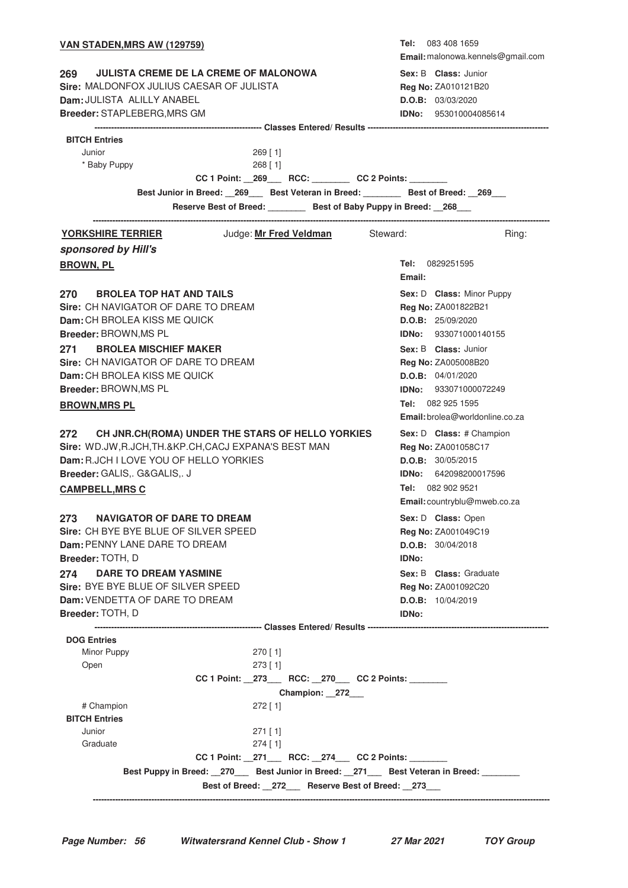**VAN STADEN,MRS AW (129759)**

**Tel:** 083 408 1659
**Email:** malonowa.kennels@gmail.com

**269 JULISTA CREME DE LA CREME OF MALONOWA**
**Sire:** MALDONFOX JULIUS CAESAR OF JULISTA
**Dam:** JULISTA ALILLY ANABEL
**Breeder:** STAPLEBERG,MRS GM

**Sex:** B **Class:** Junior
**Reg No:** ZA010121B20
**D.O.B:** 03/03/2020
**IDNo:** 953010004085614

------------------------------------------------------------ **Classes Entered/ Results** ------------------------------------------------------------

**BITCH Entries**

| | |
|---|---|
| Junior | 269 [ 1] |
| * Baby Puppy | 268 [ 1] |

**CC 1 Point: __269___ RCC: ________ CC 2 Points: ________**

**Best Junior in Breed: __269___ Best Veteran in Breed: ________ Best of Breed: __269___**

**Reserve Best of Breed: ________ Best of Baby Puppy in Breed: __268___**

---

**YORKSHIRE TERRIER** Judge: **Mr Fred Veldman** Steward: Ring:

***sponsored by Hill's***

**BROWN, PL**

**Tel:** 0829251595
**Email:**

**270 BROLEA TOP HAT AND TAILS**
**Sire:** CH NAVIGATOR OF DARE TO DREAM
**Dam:** CH BROLEA KISS ME QUICK
**Breeder:** BROWN,MS PL

**Sex:** D **Class:** Minor Puppy
**Reg No:** ZA001822B21
**D.O.B:** 25/09/2020
**IDNo:** 933071000140155

**271 BROLEA MISCHIEF MAKER**
**Sire:** CH NAVIGATOR OF DARE TO DREAM
**Dam:** CH BROLEA KISS ME QUICK
**Breeder:** BROWN,MS PL

**Sex:** B **Class:** Junior
**Reg No:** ZA005008B20
**D.O.B:** 04/01/2020
**IDNo:** 933071000072249

**BROWN,MRS PL**

**Tel:** 082 925 1595
**Email:** brolea@worldonline.co.za

**272 CH JNR.CH(ROMA) UNDER THE STARS OF HELLO YORKIES**
**Sire:** WD.JW,R.JCH,TH.&KP.CH,CACJ EXPANA'S BEST MAN
**Dam:** R.JCH I LOVE YOU OF HELLO YORKIES
**Breeder:** GALIS,. G&GALIS,. J

**Sex:** D **Class:** # Champion
**Reg No:** ZA001058C17
**D.O.B:** 30/05/2015
**IDNo:** 642098200017596

**CAMPBELL,MRS C**

**Tel:** 082 902 9521
**Email:** countryblu@mweb.co.za

**273 NAVIGATOR OF DARE TO DREAM**
**Sire:** CH BYE BYE BLUE OF SILVER SPEED
**Dam:** PENNY LANE DARE TO DREAM
**Breeder:** TOTH, D

**Sex:** D **Class:** Open
**Reg No:** ZA001049C19
**D.O.B:** 30/04/2018
**IDNo:**

**274 DARE TO DREAM YASMINE**
**Sire:** BYE BYE BLUE OF SILVER SPEED
**Dam:** VENDETTA OF DARE TO DREAM
**Breeder:** TOTH, D

**Sex:** B **Class:** Graduate
**Reg No:** ZA001092C20
**D.O.B:** 10/04/2019
**IDNo:**

------------------------------------------------------------ **Classes Entered/ Results** ------------------------------------------------------------

**DOG Entries**

| | |
|---|---|
| Minor Puppy | 270 [ 1] |
| Open | 273 [ 1] |

**CC 1 Point: __273___ RCC: __270___ CC 2 Points: ________**

**Champion: __272___**

| | |
|---|---|
| # Champion | 272 [ 1] |

**BITCH Entries**

| | |
|---|---|
| Junior | 271 [ 1] |
| Graduate | 274 [ 1] |

**CC 1 Point: __271___ RCC: __274___ CC 2 Points: ________**

**Best Puppy in Breed: __270___ Best Junior in Breed: __271___ Best Veteran in Breed: ________**

**Best of Breed: __272___ Reserve Best of Breed: __273___**

---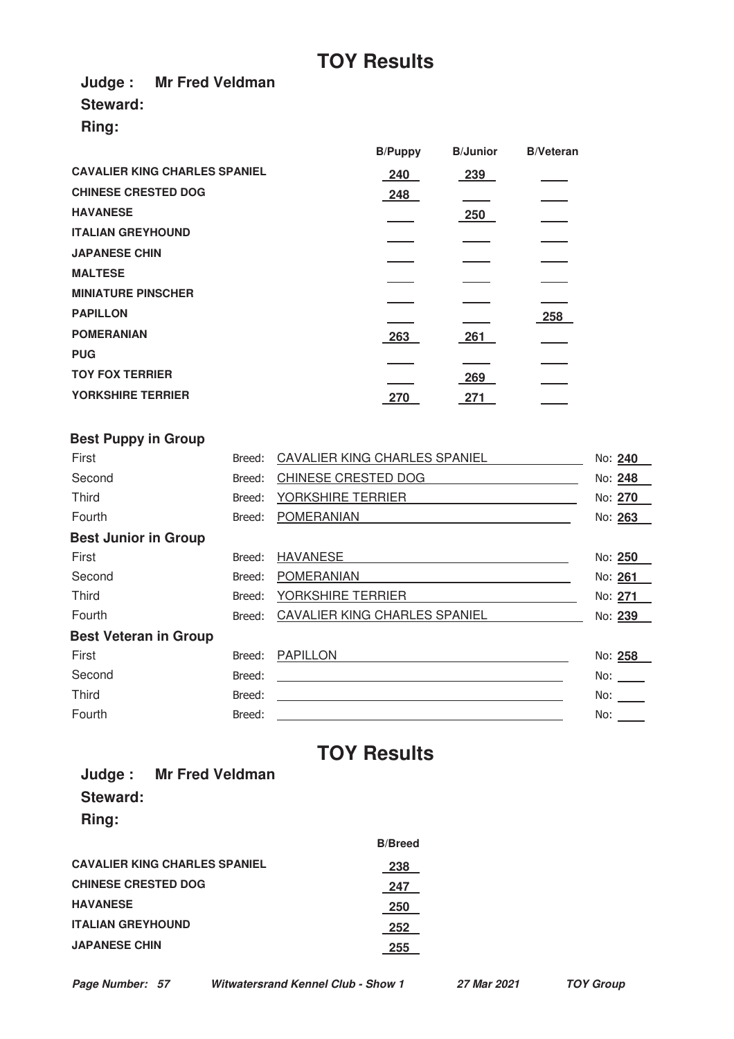# TOY Results

**Judge :** **Mr Fred Veldman**

**Steward:**

**Ring:**

| | B/Puppy | B/Junior | B/Veteran |
|---|---|---|---|
| **CAVALIER KING CHARLES SPANIEL** | 240 | 239 | |
| **CHINESE CRESTED DOG** | 248 | | |
| **HAVANESE** | | 250 | |
| **ITALIAN GREYHOUND** | | | |
| **JAPANESE CHIN** | | | |
| **MALTESE** | | | |
| **MINIATURE PINSCHER** | | | |
| **PAPILLON** | | | 258 |
| **POMERANIAN** | 263 | 261 | |
| **PUG** | | | |
| **TOY FOX TERRIER** | | 269 | |
| **YORKSHIRE TERRIER** | 270 | 271 | |

### Best Puppy in Group

| Place | Breed | No |
|---|---|---|
| First | CAVALIER KING CHARLES SPANIEL | 240 |
| Second | CHINESE CRESTED DOG | 248 |
| Third | YORKSHIRE TERRIER | 270 |
| Fourth | POMERANIAN | 263 |

### Best Junior in Group

| Place | Breed | No |
|---|---|---|
| First | HAVANESE | 250 |
| Second | POMERANIAN | 261 |
| Third | YORKSHIRE TERRIER | 271 |
| Fourth | CAVALIER KING CHARLES SPANIEL | 239 |

### Best Veteran in Group

| Place | Breed | No |
|---|---|---|
| First | PAPILLON | 258 |
| Second | | |
| Third | | |
| Fourth | | |

# TOY Results

**Judge :** **Mr Fred Veldman**

**Steward:**

**Ring:**

| | B/Breed |
|---|---|
| **CAVALIER KING CHARLES SPANIEL** | 238 |
| **CHINESE CRESTED DOG** | 247 |
| **HAVANESE** | 250 |
| **ITALIAN GREYHOUND** | 252 |
| **JAPANESE CHIN** | 255 |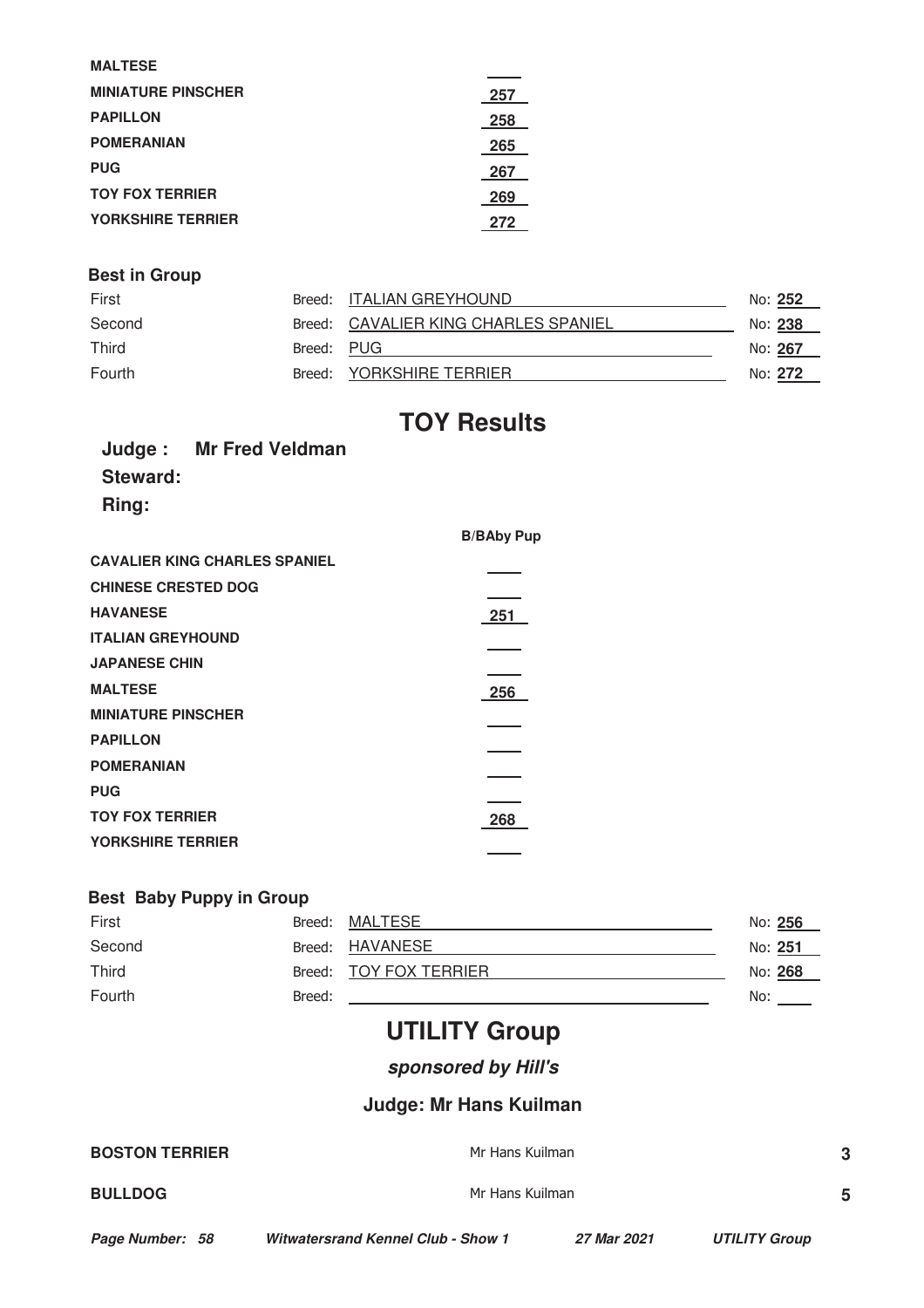| | |
|---|---|
| **MALTESE** | |
| **MINIATURE PINSCHER** | 257 |
| **PAPILLON** | 258 |
| **POMERANIAN** | 265 |
| **PUG** | 267 |
| **TOY FOX TERRIER** | 269 |
| **YORKSHIRE TERRIER** | 272 |

**Best in Group**

| | | |
|---|---|---|
| First | Breed: ITALIAN GREYHOUND | No: **252** |
| Second | Breed: CAVALIER KING CHARLES SPANIEL | No: **238** |
| Third | Breed: PUG | No: **267** |
| Fourth | Breed: YORKSHIRE TERRIER | No: **272** |

# TOY Results

**Judge : Mr Fred Veldman**

**Steward:**

**Ring:**

| | **B/BAby Pup** |
|---|---|
| **CAVALIER KING CHARLES SPANIEL** | |
| **CHINESE CRESTED DOG** | |
| **HAVANESE** | 251 |
| **ITALIAN GREYHOUND** | |
| **JAPANESE CHIN** | |
| **MALTESE** | 256 |
| **MINIATURE PINSCHER** | |
| **PAPILLON** | |
| **POMERANIAN** | |
| **PUG** | |
| **TOY FOX TERRIER** | 268 |
| **YORKSHIRE TERRIER** | |

**Best Baby Puppy in Group**

| | | |
|---|---|---|
| First | Breed: MALTESE | No: **256** |
| Second | Breed: HAVANESE | No: **251** |
| Third | Breed: TOY FOX TERRIER | No: **268** |
| Fourth | Breed: | No: |

# UTILITY Group

***sponsored by Hill's***

## Judge: Mr Hans Kuilman

| | | |
|---|---|---|
| **BOSTON TERRIER** | Mr Hans Kuilman | **3** |
| **BULLDOG** | Mr Hans Kuilman | **5** |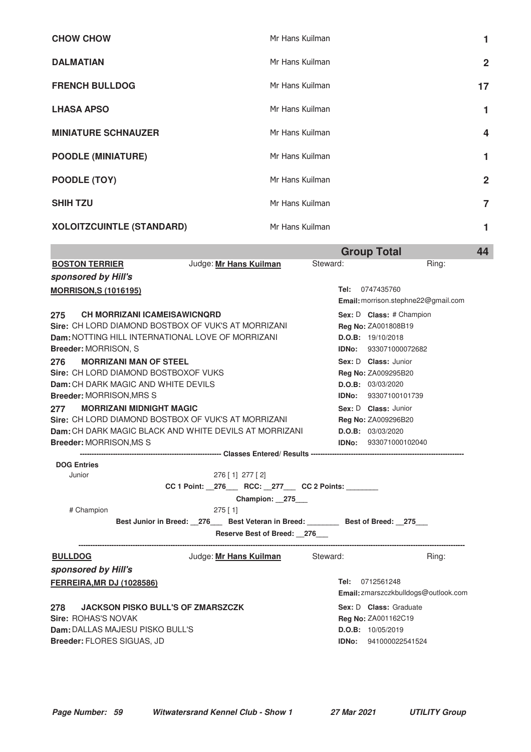| | | |
|---|---|---|
| **CHOW CHOW** | Mr Hans Kuilman | **1** |
| **DALMATIAN** | Mr Hans Kuilman | **2** |
| **FRENCH BULLDOG** | Mr Hans Kuilman | **17** |
| **LHASA APSO** | Mr Hans Kuilman | **1** |
| **MINIATURE SCHNAUZER** | Mr Hans Kuilman | **4** |
| **POODLE (MINIATURE)** | Mr Hans Kuilman | **1** |
| **POODLE (TOY)** | Mr Hans Kuilman | **2** |
| **SHIH TZU** | Mr Hans Kuilman | **7** |
| **XOLOITZCUINTLE (STANDARD)** | Mr Hans Kuilman | **1** |
| | **Group Total** | **44** |

**BOSTON TERRIER** Judge: **Mr Hans Kuilman** Steward: Ring:

***sponsored by Hill's***

**MORRISON,S (1016195)**
**Tel:** 0747435760
**Email:** morrison.stephne22@gmail.com

**275 CH MORRIZANI ICAMEISAWICNQRD**
**Sire:** CH LORD DIAMOND BOSTBOX OF VUK'S AT MORRIZANI
**Dam:** NOTTING HILL INTERNATIONAL LOVE OF MORRIZANI
**Breeder:** MORRISON, S
**Sex:** D **Class:** # Champion
**Reg No:** ZA001808B19
**D.O.B:** 19/10/2018
**IDNo:** 933071000072682

**276 MORRIZANI MAN OF STEEL**
**Sire:** CH LORD DIAMOND BOSTBOXOF VUKS
**Dam:** CH DARK MAGIC AND WHITE DEVILS
**Breeder:** MORRISON,MRS S
**Sex:** D **Class:** Junior
**Reg No:** ZA009295B20
**D.O.B:** 03/03/2020
**IDNo:** 93307100101739

**277 MORRIZANI MIDNIGHT MAGIC**
**Sire:** CH LORD DIAMOND BOSTBOX OF VUK'S AT MORRIZANI
**Dam:** CH DARK MAGIC BLACK AND WHITE DEVILS AT MORRIZANI
**Breeder:** MORRISON,MS S
**Sex:** D **Class:** Junior
**Reg No:** ZA009296B20
**D.O.B:** 03/03/2020
**IDNo:** 933071000102040

---------- **Classes Entered/ Results** ----------

**DOG Entries**

Junior 276 [ 1] 277 [ 2]

**CC 1 Point: \_\_276\_\_\_ RCC: \_\_277\_\_\_ CC 2 Points: \_\_\_\_\_\_\_\_**

**Champion: \_\_275\_\_\_**

# Champion 275 [ 1]

**Best Junior in Breed: \_\_276\_\_\_ Best Veteran in Breed: \_\_\_\_\_\_\_\_ Best of Breed: \_\_275\_\_\_**

**Reserve Best of Breed: \_\_276\_\_\_**

---

**BULLDOG** Judge: **Mr Hans Kuilman** Steward: Ring:

***sponsored by Hill's***

**FERREIRA,MR DJ (1028586)**
**Tel:** 0712561248
**Email:** zmarszczkbulldogs@outlook.com

**278 JACKSON PISKO BULL'S OF ZMARSZCZK**
**Sire:** ROHAS'S NOVAK
**Dam:** DALLAS MAJESU PISKO BULL'S
**Breeder:** FLORES SIGUAS, JD
**Sex:** D **Class:** Graduate
**Reg No:** ZA001162C19
**D.O.B:** 10/05/2019
**IDNo:** 941000022541524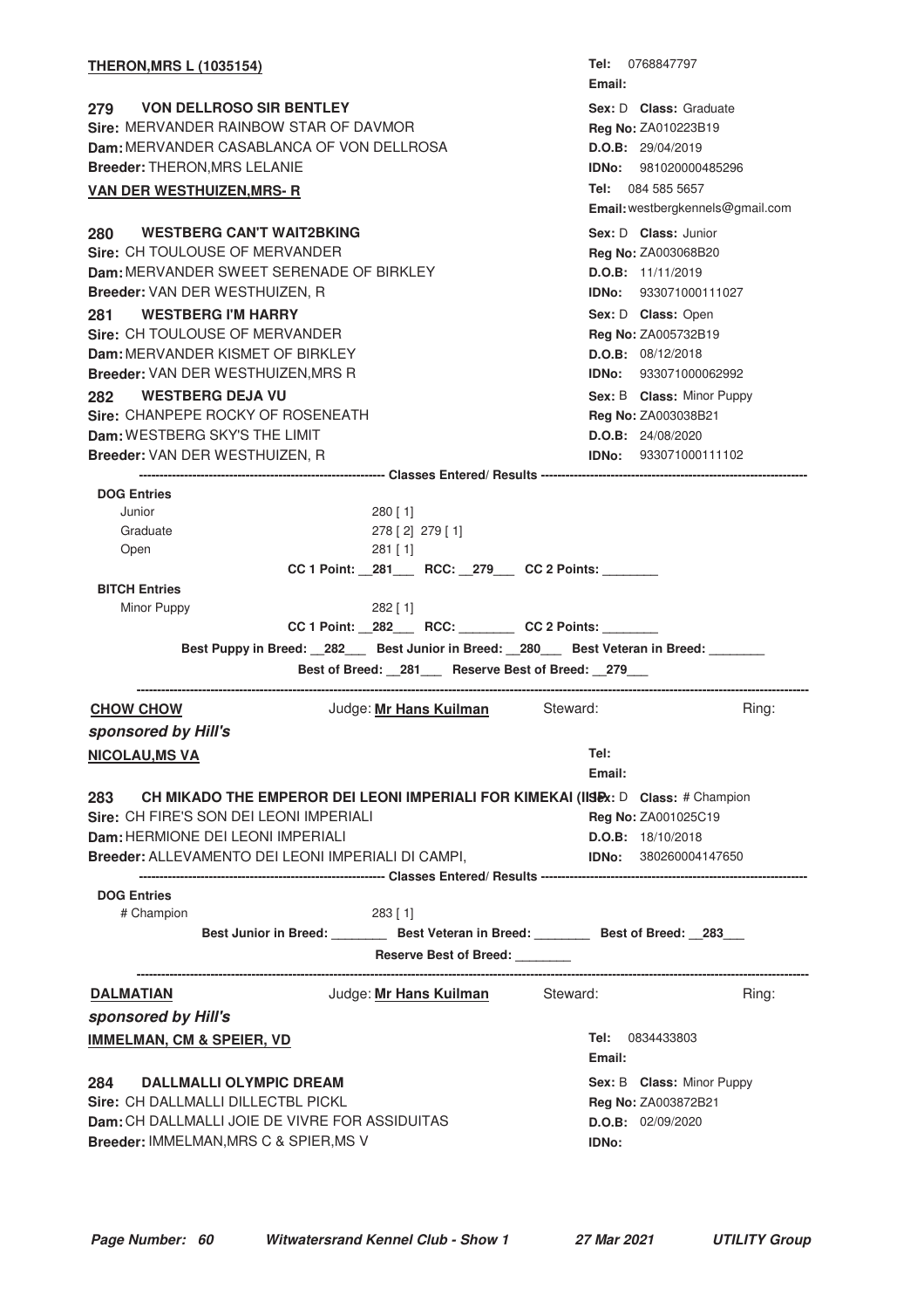**THERON,MRS L (1035154)**

Tel: 0768847797
Email:

**279 VON DELLROSO SIR BENTLEY**
**Sire:** MERVANDER RAINBOW STAR OF DAVMOR
**Dam:** MERVANDER CASABLANCA OF VON DELLROSA
**Breeder:** THERON,MRS LELANIE

**Sex:** D **Class:** Graduate
**Reg No:** ZA010223B19
**D.O.B:** 29/04/2019
**IDNo:** 981020000485296

**VAN DER WESTHUIZEN,MRS- R**

Tel: 084 585 5657
Email: westbergkennels@gmail.com

**280 WESTBERG CAN'T WAIT2BKING**
**Sire:** CH TOULOUSE OF MERVANDER
**Dam:** MERVANDER SWEET SERENADE OF BIRKLEY
**Breeder:** VAN DER WESTHUIZEN, R

**Sex:** D **Class:** Junior
**Reg No:** ZA003068B20
**D.O.B:** 11/11/2019
**IDNo:** 933071000111027

**281 WESTBERG I'M HARRY**
**Sire:** CH TOULOUSE OF MERVANDER
**Dam:** MERVANDER KISMET OF BIRKLEY
**Breeder:** VAN DER WESTHUIZEN,MRS R

**Sex:** D **Class:** Open
**Reg No:** ZA005732B19
**D.O.B:** 08/12/2018
**IDNo:** 933071000062992

**282 WESTBERG DEJA VU**
**Sire:** CHANPEPE ROCKY OF ROSENEATH
**Dam:** WESTBERG SKY'S THE LIMIT
**Breeder:** VAN DER WESTHUIZEN, R

**Sex:** B **Class:** Minor Puppy
**Reg No:** ZA003038B21
**D.O.B:** 24/08/2020
**IDNo:** 933071000111102

---------- Classes Entered/ Results ----------

**DOG Entries**
Junior 280 [ 1]
Graduate 278 [ 2] 279 [ 1]
Open 281 [ 1]

**CC 1 Point: __281___ RCC: __279___ CC 2 Points: ________**

**BITCH Entries**
Minor Puppy 282 [ 1]

**CC 1 Point: __282___ RCC: ________ CC 2 Points: ________**

**Best Puppy in Breed: __282___ Best Junior in Breed: __280___ Best Veteran in Breed: ________**

**Best of Breed: __281___ Reserve Best of Breed: __279___**

---

## CHOW CHOW

Judge: **Mr Hans Kuilman** Steward: Ring:

*sponsored by Hill's*

**NICOLAU,MS VA**

Tel:
Email:

**283 CH MIKADO THE EMPEROR DEI LEONI IMPERIALI FOR KIMEKAI (IISEx:** D **Class:** # Champion
**Sire:** CH FIRE'S SON DEI LEONI IMPERIALI
**Dam:** HERMIONE DEI LEONI IMPERIALI
**Breeder:** ALLEVAMENTO DEI LEONI IMPERIALI DI CAMPI,

**Reg No:** ZA001025C19
**D.O.B:** 18/10/2018
**IDNo:** 380260004147650

---------- Classes Entered/ Results ----------

**DOG Entries**
# Champion 283 [ 1]

**Best Junior in Breed: ________ Best Veteran in Breed: ________ Best of Breed: __283___**

**Reserve Best of Breed: ________**

---

## DALMATIAN

Judge: **Mr Hans Kuilman** Steward: Ring:

*sponsored by Hill's*

**IMMELMAN, CM & SPEIER, VD**

Tel: 0834433803
Email:

**284 DALLMALLI OLYMPIC DREAM**
**Sire:** CH DALLMALLI DILLECTBL PICKL
**Dam:** CH DALLMALLI JOIE DE VIVRE FOR ASSIDUITAS
**Breeder:** IMMELMAN,MRS C & SPIER,MS V

**Sex:** B **Class:** Minor Puppy
**Reg No:** ZA003872B21
**D.O.B:** 02/09/2020
**IDNo:**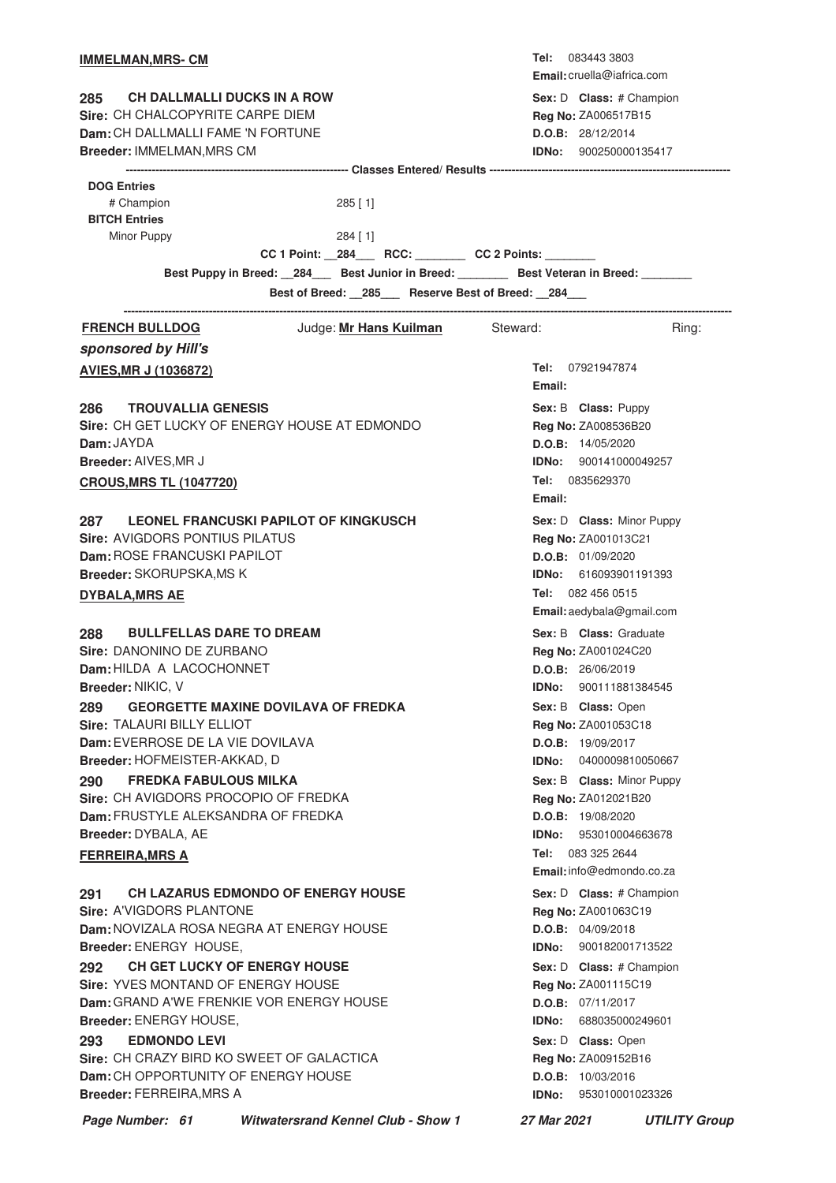**IMMELMAN,MRS- CM**

Tel: 083443 3803
Email: cruella@iafrica.com

**285 CH DALLMALLI DUCKS IN A ROW**
Sire: CH CHALCOPYRITE CARPE DIEM
Dam: CH DALLMALLI FAME 'N FORTUNE
Breeder: IMMELMAN,MRS CM

Sex: D Class: # Champion
Reg No: ZA006517B15
D.O.B: 28/12/2014
IDNo: 900250000135417

---------- Classes Entered/ Results ----------

**DOG Entries**
# Champion 285 [ 1]

**BITCH Entries**
Minor Puppy 284 [ 1]

CC 1 Point: __284___ RCC: ________ CC 2 Points: ________

Best Puppy in Breed: __284___ Best Junior in Breed: ________ Best Veteran in Breed: ________

Best of Breed: __285___ Reserve Best of Breed: __284___

---

**FRENCH BULLDOG** Judge: **Mr Hans Kuilman** Steward: Ring:

***sponsored by Hill's***

**AVIES,MR J (1036872)**

Tel: 07921947874
Email:

**286 TROUVALLIA GENESIS**
Sire: CH GET LUCKY OF ENERGY HOUSE AT EDMONDO
Dam: JAYDA
Breeder: AIVES,MR J

Sex: B Class: Puppy
Reg No: ZA008536B20
D.O.B: 14/05/2020
IDNo: 900141000049257

**CROUS,MRS TL (1047720)**

Tel: 0835629370
Email:

**287 LEONEL FRANCUSKI PAPILOT OF KINGKUSCH**
Sire: AVIGDORS PONTIUS PILATUS
Dam: ROSE FRANCUSKI PAPILOT
Breeder: SKORUPSKA,MS K

Sex: D Class: Minor Puppy
Reg No: ZA001013C21
D.O.B: 01/09/2020
IDNo: 616093901191393

**DYBALA,MRS AE**

Tel: 082 456 0515
Email: aedybala@gmail.com

**288 BULLFELLAS DARE TO DREAM**
Sire: DANONINO DE ZURBANO
Dam: HILDA A LACOCHONNET
Breeder: NIKIC, V

Sex: B Class: Graduate
Reg No: ZA001024C20
D.O.B: 26/06/2019
IDNo: 900111881384545

**289 GEORGETTE MAXINE DOVILAVA OF FREDKA**
Sire: TALAURI BILLY ELLIOT
Dam: EVERROSE DE LA VIE DOVILAVA
Breeder: HOFMEISTER-AKKAD, D

Sex: B Class: Open
Reg No: ZA001053C18
D.O.B: 19/09/2017
IDNo: 0400009810050667

**290 FREDKA FABULOUS MILKA**
Sire: CH AVIGDORS PROCOPIO OF FREDKA
Dam: FRUSTYLE ALEKSANDRA OF FREDKA
Breeder: DYBALA, AE

Sex: B Class: Minor Puppy
Reg No: ZA012021B20
D.O.B: 19/08/2020
IDNo: 953010004663678

**FERREIRA,MRS A**

Tel: 083 325 2644
Email: info@edmondo.co.za

**291 CH LAZARUS EDMONDO OF ENERGY HOUSE**
Sire: A'VIGDORS PLANTONE
Dam: NOVIZALA ROSA NEGRA AT ENERGY HOUSE
Breeder: ENERGY HOUSE,

Sex: D Class: # Champion
Reg No: ZA001063C19
D.O.B: 04/09/2018
IDNo: 900182001713522

**292 CH GET LUCKY OF ENERGY HOUSE**
Sire: YVES MONTAND OF ENERGY HOUSE
Dam: GRAND A'WE FRENKIE VOR ENERGY HOUSE
Breeder: ENERGY HOUSE,

Sex: D Class: # Champion
Reg No: ZA001115C19
D.O.B: 07/11/2017
IDNo: 688035000249601

**293 EDMONDO LEVI**
Sire: CH CRAZY BIRD KO SWEET OF GALACTICA
Dam: CH OPPORTUNITY OF ENERGY HOUSE
Breeder: FERREIRA,MRS A

Sex: D Class: Open
Reg No: ZA009152B16
D.O.B: 10/03/2016
IDNo: 953010001023326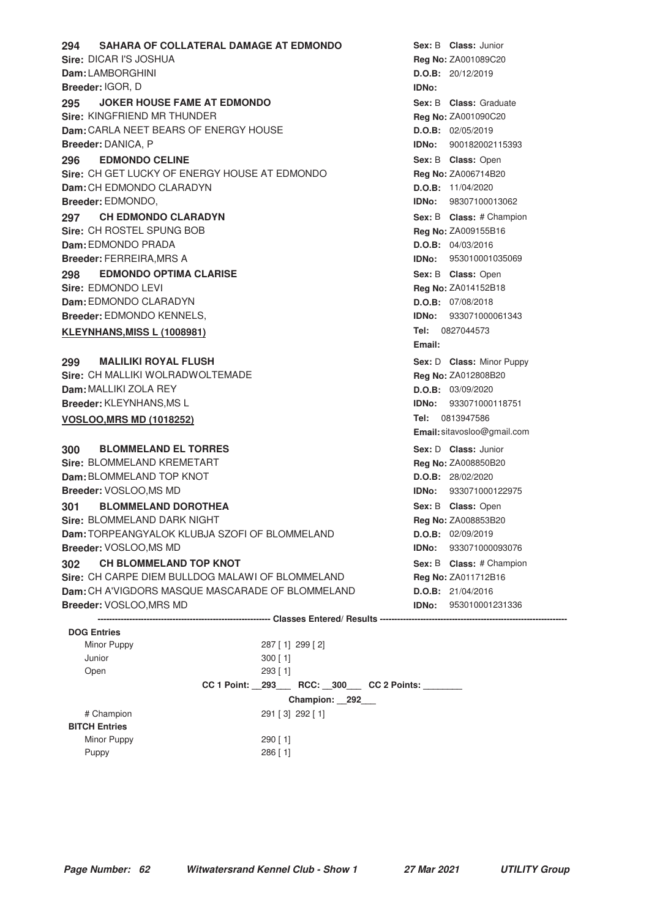**294 SAHARA OF COLLATERAL DAMAGE AT EDMONDO** — **Sex:** B **Class:** Junior
**Sire:** DICAR I'S JOSHUA — **Reg No:** ZA001089C20
**Dam:** LAMBORGHINI — **D.O.B:** 20/12/2019
**Breeder:** IGOR, D — **IDNo:**

**295 JOKER HOUSE FAME AT EDMONDO** — **Sex:** B **Class:** Graduate
**Sire:** KINGFRIEND MR THUNDER — **Reg No:** ZA001090C20
**Dam:** CARLA NEET BEARS OF ENERGY HOUSE — **D.O.B:** 02/05/2019
**Breeder:** DANICA, P — **IDNo:** 900182002115393

**296 EDMONDO CELINE** — **Sex:** B **Class:** Open
**Sire:** CH GET LUCKY OF ENERGY HOUSE AT EDMONDO — **Reg No:** ZA006714B20
**Dam:** CH EDMONDO CLARADYN — **D.O.B:** 11/04/2020
**Breeder:** EDMONDO, — **IDNo:** 98307100013062

**297 CH EDMONDO CLARADYN** — **Sex:** B **Class:** # Champion
**Sire:** CH ROSTEL SPUNG BOB — **Reg No:** ZA009155B16
**Dam:** EDMONDO PRADA — **D.O.B:** 04/03/2016
**Breeder:** FERREIRA,MRS A — **IDNo:** 953010001035069

**298 EDMONDO OPTIMA CLARISE** — **Sex:** B **Class:** Open
**Sire:** EDMONDO LEVI — **Reg No:** ZA014152B18
**Dam:** EDMONDO CLARADYN — **D.O.B:** 07/08/2018
**Breeder:** EDMONDO KENNELS, — **IDNo:** 933071000061343

**KLEYNHANS,MISS L (1008981)** — **Tel:** 0827044573
**Email:**

**299 MALILIKI ROYAL FLUSH** — **Sex:** D **Class:** Minor Puppy
**Sire:** CH MALLIKI WOLRADWOLTEMADE — **Reg No:** ZA012808B20
**Dam:** MALLIKI ZOLA REY — **D.O.B:** 03/09/2020
**Breeder:** KLEYNHANS,MS L — **IDNo:** 933071000118751

**VOSLOO,MRS MD (1018252)** — **Tel:** 0813947586
**Email:** sitavosloo@gmail.com

**300 BLOMMELAND EL TORRES** — **Sex:** D **Class:** Junior
**Sire:** BLOMMELAND KREMETART — **Reg No:** ZA008850B20
**Dam:** BLOMMELAND TOP KNOT — **D.O.B:** 28/02/2020
**Breeder:** VOSLOO,MS MD — **IDNo:** 933071000122975

**301 BLOMMELAND DOROTHEA** — **Sex:** B **Class:** Open
**Sire:** BLOMMELAND DARK NIGHT — **Reg No:** ZA008853B20
**Dam:** TORPEANGYALOK KLUBJA SZOFI OF BLOMMELAND — **D.O.B:** 02/09/2019
**Breeder:** VOSLOO,MS MD — **IDNo:** 933071000093076

**302 CH BLOMMELAND TOP KNOT** — **Sex:** B **Class:** # Champion
**Sire:** CH CARPE DIEM BULLDOG MALAWI OF BLOMMELAND — **Reg No:** ZA011712B16
**Dam:** CH A'VIGDORS MASQUE MASCARADE OF BLOMMELAND — **D.O.B:** 21/04/2016
**Breeder:** VOSLOO,MRS MD — **IDNo:** 953010001231336

**Classes Entered/ Results**

**DOG Entries**

| Class | Results |
|---|---|
| Minor Puppy | 287 [ 1] 299 [ 2] |
| Junior | 300 [ 1] |
| Open | 293 [ 1] |

**CC 1 Point:** 293 **RCC:** 300 **CC 2 Points:** ________

**Champion:** 292

| Class | Results |
|---|---|
| # Champion | 291 [ 3] 292 [ 1] |

**BITCH Entries**

| Class | Results |
|---|---|
| Minor Puppy | 290 [ 1] |
| Puppy | 286 [ 1] |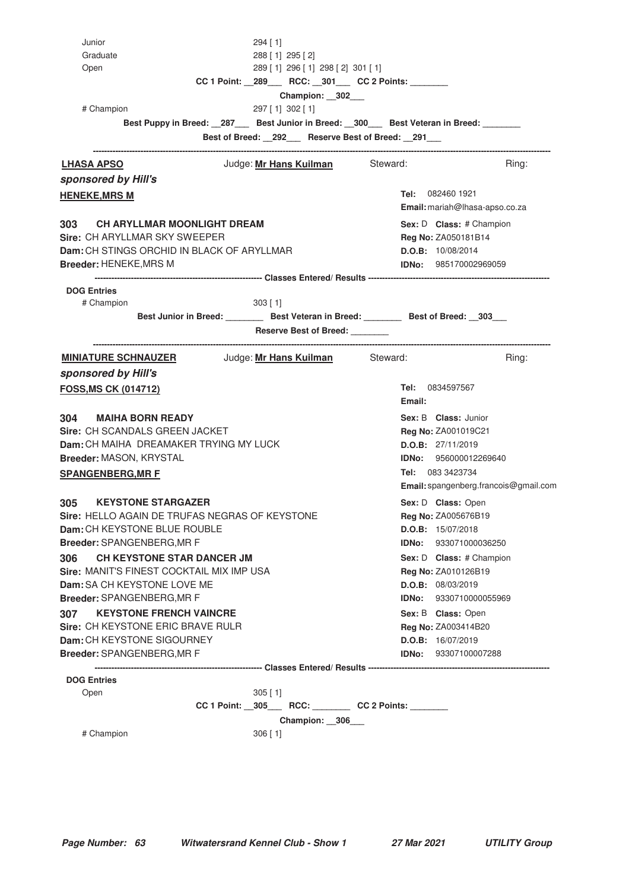Junior 294 [ 1]
Graduate 288 [ 1] 295 [ 2]
Open 289 [ 1] 296 [ 1] 298 [ 2] 301 [ 1]

**CC 1 Point: __289___ RCC: __301___ CC 2 Points: _______**

**Champion: __302___**

\# Champion 297 [ 1] 302 [ 1]

**Best Puppy in Breed: __287___ Best Junior in Breed: __300___ Best Veteran in Breed: _______**

**Best of Breed: __292___ Reserve Best of Breed: __291___**

---

## LHASA APSO

Judge: **Mr Hans Kuilman** Steward: Ring:

***sponsored by Hill's***

**HENEKE,MRS M**

**Tel:** 082460 1921
**Email:** mariah@lhasa-apso.co.za

**303 CH ARYLLMAR MOONLIGHT DREAM**
**Sire:** CH ARYLLMAR SKY SWEEPER
**Dam:** CH STINGS ORCHID IN BLACK OF ARYLLMAR
**Breeder:** HENEKE,MRS M

**Sex:** D **Class:** # Champion
**Reg No:** ZA050181B14
**D.O.B:** 10/08/2014
**IDNo:** 985170002969059

------------------- Classes Entered/ Results -------------------

**DOG Entries**
\# Champion 303 [ 1]

**Best Junior in Breed: _______ Best Veteran in Breed: _______ Best of Breed: __303___**

**Reserve Best of Breed: _______**

---

## MINIATURE SCHNAUZER

Judge: **Mr Hans Kuilman** Steward: Ring:

***sponsored by Hill's***

**FOSS,MS CK (014712)**

**Tel:** 0834597567
**Email:**

**304 MAIHA BORN READY**
**Sire:** CH SCANDALS GREEN JACKET
**Dam:** CH MAIHA DREAMAKER TRYING MY LUCK
**Breeder:** MASON, KRYSTAL

**Sex:** B **Class:** Junior
**Reg No:** ZA001019C21
**D.O.B:** 27/11/2019
**IDNo:** 956000012269640

**SPANGENBERG,MR F**

**Tel:** 083 3423734
**Email:** spangenberg.francois@gmail.com

**305 KEYSTONE STARGAZER**
**Sire:** HELLO AGAIN DE TRUFAS NEGRAS OF KEYSTONE
**Dam:** CH KEYSTONE BLUE ROUBLE
**Breeder:** SPANGENBERG,MR F

**Sex:** D **Class:** Open
**Reg No:** ZA005676B19
**D.O.B:** 15/07/2018
**IDNo:** 933071000036250

**306 CH KEYSTONE STAR DANCER JM**
**Sire:** MANIT'S FINEST COCKTAIL MIX IMP USA
**Dam:** SA CH KEYSTONE LOVE ME
**Breeder:** SPANGENBERG,MR F

**Sex:** D **Class:** # Champion
**Reg No:** ZA010126B19
**D.O.B:** 08/03/2019
**IDNo:** 9330710000055969

**307 KEYSTONE FRENCH VAINCRE**
**Sire:** CH KEYSTONE ERIC BRAVE RULR
**Dam:** CH KEYSTONE SIGOURNEY
**Breeder:** SPANGENBERG,MR F

**Sex:** B **Class:** Open
**Reg No:** ZA003414B20
**D.O.B:** 16/07/2019
**IDNo:** 93307100007288

------------------- Classes Entered/ Results -------------------

**DOG Entries**
Open 305 [ 1]

**CC 1 Point: __305___ RCC: _______ CC 2 Points: _______**

**Champion: __306___**

\# Champion 306 [ 1]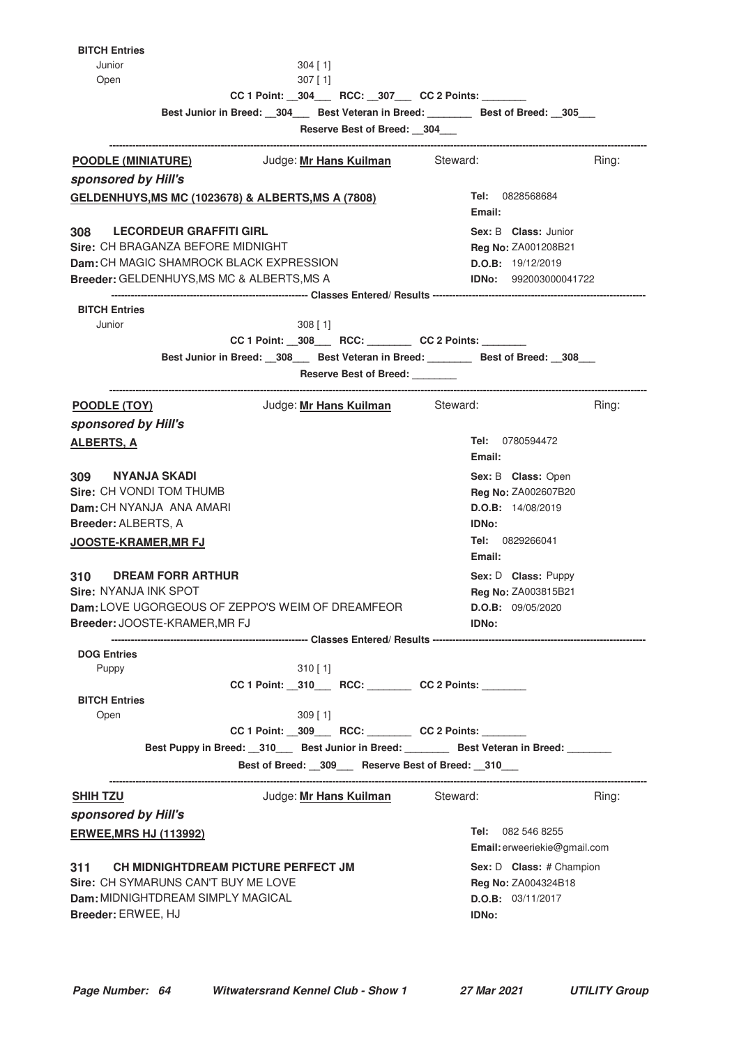**BITCH Entries**

Junior 304 [ 1]

Open 307 [ 1]

**CC 1 Point: \_\_304\_\_\_ RCC: \_\_307\_\_\_ CC 2 Points: \_\_\_\_\_\_\_\_**

**Best Junior in Breed: \_\_304\_\_\_ Best Veteran in Breed: \_\_\_\_\_\_\_\_ Best of Breed: \_\_305\_\_\_**

**Reserve Best of Breed: \_\_304\_\_\_**

---

**POODLE (MINIATURE)** Judge: **Mr Hans Kuilman** Steward: Ring:

***sponsored by Hill's***

**GELDENHUYS,MS MC (1023678) & ALBERTS,MS A (7808)**

**Tel:** 0828568684
**Email:**

**308 LECORDEUR GRAFFITI GIRL**

**Sire:** CH BRAGANZA BEFORE MIDNIGHT
**Dam:** CH MAGIC SHAMROCK BLACK EXPRESSION
**Breeder:** GELDENHUYS,MS MC & ALBERTS,MS A

**Sex:** B **Class:** Junior
**Reg No:** ZA001208B21
**D.O.B:** 19/12/2019
**IDNo:** 992003000041722

**Classes Entered/ Results**

**BITCH Entries**

Junior 308 [ 1]

**CC 1 Point: \_\_308\_\_\_ RCC: \_\_\_\_\_\_\_\_ CC 2 Points: \_\_\_\_\_\_\_\_**

**Best Junior in Breed: \_\_308\_\_\_ Best Veteran in Breed: \_\_\_\_\_\_\_\_ Best of Breed: \_\_308\_\_\_**

**Reserve Best of Breed: \_\_\_\_\_\_\_\_**

---

**POODLE (TOY)** Judge: **Mr Hans Kuilman** Steward: Ring:

***sponsored by Hill's***

**ALBERTS, A**

**Tel:** 0780594472
**Email:**

**309 NYANJA SKADI**

**Sire:** CH VONDI TOM THUMB
**Dam:** CH NYANJA ANA AMARI
**Breeder:** ALBERTS, A

**Sex:** B **Class:** Open
**Reg No:** ZA002607B20
**D.O.B:** 14/08/2019
**IDNo:**

**JOOSTE-KRAMER,MR FJ**

**Tel:** 0829266041
**Email:**

**310 DREAM FORR ARTHUR**

**Sire:** NYANJA INK SPOT
**Dam:** LOVE UGORGEOUS OF ZEPPO'S WEIM OF DREAMFEOR
**Breeder:** JOOSTE-KRAMER,MR FJ

**Sex:** D **Class:** Puppy
**Reg No:** ZA003815B21
**D.O.B:** 09/05/2020
**IDNo:**

**Classes Entered/ Results**

**DOG Entries**

Puppy 310 [ 1]

**CC 1 Point: \_\_310\_\_\_ RCC: \_\_\_\_\_\_\_\_ CC 2 Points: \_\_\_\_\_\_\_\_**

**BITCH Entries**

Open 309 [ 1]

**CC 1 Point: \_\_309\_\_\_ RCC: \_\_\_\_\_\_\_\_ CC 2 Points: \_\_\_\_\_\_\_\_**

**Best Puppy in Breed: \_\_310\_\_\_ Best Junior in Breed: \_\_\_\_\_\_\_\_ Best Veteran in Breed: \_\_\_\_\_\_\_\_**

**Best of Breed: \_\_309\_\_\_ Reserve Best of Breed: \_\_310\_\_\_**

---

**SHIH TZU** Judge: **Mr Hans Kuilman** Steward: Ring:

***sponsored by Hill's***

**ERWEE,MRS HJ (113992)**

**Tel:** 082 546 8255
**Email:** erweeriekie@gmail.com

**311 CH MIDNIGHTDREAM PICTURE PERFECT JM**

**Sire:** CH SYMARUNS CAN'T BUY ME LOVE
**Dam:** MIDNIGHTDREAM SIMPLY MAGICAL
**Breeder:** ERWEE, HJ

**Sex:** D **Class:** # Champion
**Reg No:** ZA004324B18
**D.O.B:** 03/11/2017
**IDNo:**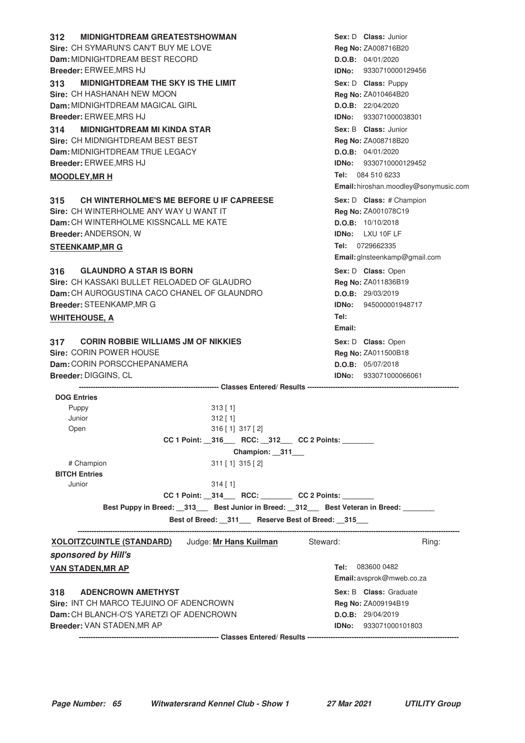**312 MIDNIGHTDREAM GREATESTSHOWMAN**
**Sire:** CH SYMARUN'S CAN'T BUY ME LOVE
**Dam:** MIDNIGHTDREAM BEST RECORD
**Breeder:** ERWEE,MRS HJ
**Sex:** D **Class:** Junior
**Reg No:** ZA008716B20
**D.O.B:** 04/01/2020
**IDNo:** 9330710000129456

**313 MIDNIGHTDREAM THE SKY IS THE LIMIT**
**Sire:** CH HASHANAH NEW MOON
**Dam:** MIDNIGHTDREAM MAGICAL GIRL
**Breeder:** ERWEE,MRS HJ
**Sex:** D **Class:** Puppy
**Reg No:** ZA010464B20
**D.O.B:** 22/04/2020
**IDNo:** 933071000038301

**314 MIDNIGHTDREAM MI KINDA STAR**
**Sire:** CH MIDNIGHTDREAM BEST BEST
**Dam:** MIDNIGHTDREAM TRUE LEGACY
**Breeder:** ERWEE,MRS HJ
**Sex:** B **Class:** Junior
**Reg No:** ZA008718B20
**D.O.B:** 04/01/2020
**IDNo:** 9330710000129452

**MOODLEY,MR H**
**Tel:** 084 510 6233
**Email:** hiroshan.moodley@sonymusic.com

**315 CH WINTERHOLME'S ME BEFORE U IF CAPREESE**
**Sire:** CH WINTERHOLME ANY WAY U WANT IT
**Dam:** CH WINTERHOLME KISSNCALL ME KATE
**Breeder:** ANDERSON, W
**Sex:** D **Class:** # Champion
**Reg No:** ZA001078C19
**D.O.B:** 10/10/2018
**IDNo:** LXU 10F LF

**STEENKAMP,MR G**
**Tel:** 0729662335
**Email:** glnsteenkamp@gmail.com

**316 GLAUNDRO A STAR IS BORN**
**Sire:** CH KASSAKI BULLET RELOADED OF GLAUDRO
**Dam:** CH AUROGUSTINA CACO CHANEL OF GLAUNDRO
**Breeder:** STEENKAMP,MR G
**Sex:** D **Class:** Open
**Reg No:** ZA011836B19
**D.O.B:** 29/03/2019
**IDNo:** 945000001948717

**WHITEHOUSE, A**
**Tel:**
**Email:**

**317 CORIN ROBBIE WILLIAMS JM OF NIKKIES**
**Sire:** CORIN POWER HOUSE
**Dam:** CORIN PORSCCHEPANAMERA
**Breeder:** DIGGINS, CL
**Sex:** D **Class:** Open
**Reg No:** ZA011500B18
**D.O.B:** 05/07/2018
**IDNo:** 933071000066061

---------- **Classes Entered/ Results** ----------

**DOG Entries**

| | |
|---|---|
| Puppy | 313 [ 1] |
| Junior | 312 [ 1] |
| Open | 316 [ 1] 317 [ 2] |

**CC 1 Point: __316___ RCC: __312___ CC 2 Points: ________**

**Champion: __311___**

| | |
|---|---|
| # Champion | 311 [ 1] 315 [ 2] |

**BITCH Entries**

| | |
|---|---|
| Junior | 314 [ 1] |

**CC 1 Point: __314___ RCC: ________ CC 2 Points: ________**

**Best Puppy in Breed: __313___ Best Junior in Breed: __312___ Best Veteran in Breed: ________**

**Best of Breed: __311___ Reserve Best of Breed: __315___**

---

**XOLOITZCUINTLE (STANDARD)** Judge: **Mr Hans Kuilman** Steward: Ring:

***sponsored by Hill's***

**VAN STADEN,MR AP**
**Tel:** 083600 0482
**Email:** avsprok@mweb.co.za

**318 ADENCROWN AMETHYST**
**Sire:** INT CH MARCO TEJUINO OF ADENCROWN
**Dam:** CH BLANCH-O'S YARETZI OF ADENCROWN
**Breeder:** VAN STADEN,MR AP
**Sex:** B **Class:** Graduate
**Reg No:** ZA009194B19
**D.O.B:** 29/04/2019
**IDNo:** 933071000101803

---------- **Classes Entered/ Results** ----------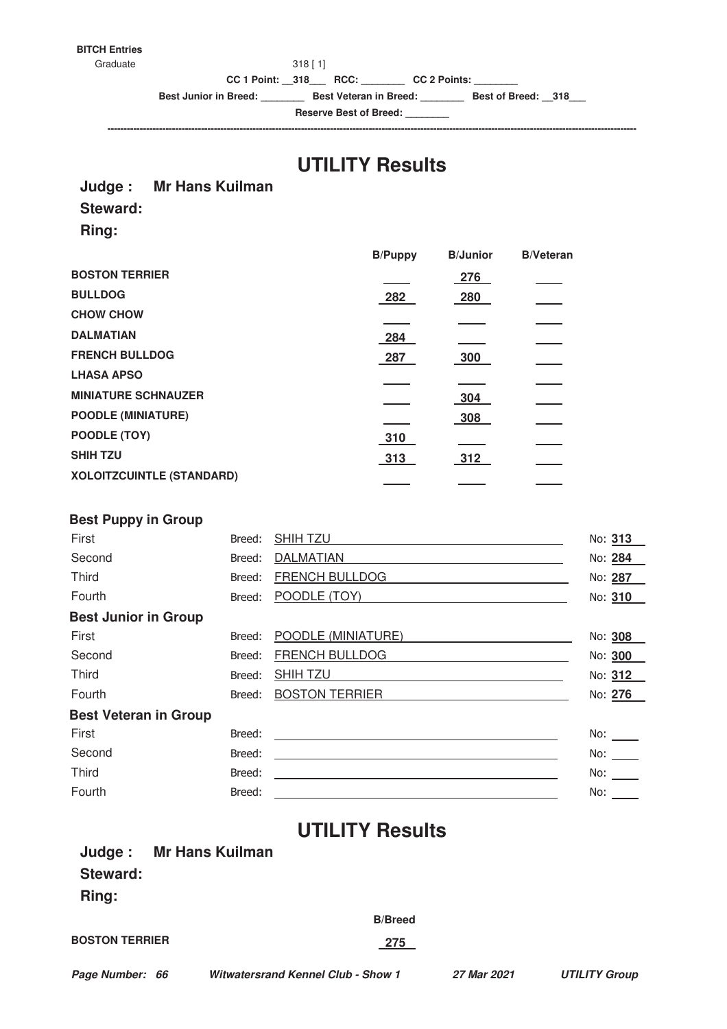**BITCH Entries**

Graduate 318 [ 1]

**CC 1 Point: \_\_318\_\_\_ RCC: \_\_\_\_\_\_\_\_ CC 2 Points: \_\_\_\_\_\_\_\_**

**Best Junior in Breed: \_\_\_\_\_\_\_\_ Best Veteran in Breed: \_\_\_\_\_\_\_\_ Best of Breed: \_\_318\_\_\_**

**Reserve Best of Breed: \_\_\_\_\_\_\_\_**

---

# UTILITY Results

**Judge : Mr Hans Kuilman**

**Steward:**

**Ring:**

| | B/Puppy | B/Junior | B/Veteran |
|---|---|---|---|
| **BOSTON TERRIER** | | 276 | |
| **BULLDOG** | 282 | 280 | |
| **CHOW CHOW** | | | |
| **DALMATIAN** | 284 | | |
| **FRENCH BULLDOG** | 287 | 300 | |
| **LHASA APSO** | | | |
| **MINIATURE SCHNAUZER** | | 304 | |
| **POODLE (MINIATURE)** | | 308 | |
| **POODLE (TOY)** | 310 | | |
| **SHIH TZU** | 313 | 312 | |
| **XOLOITZCUINTLE (STANDARD)** | | | |

## Best Puppy in Group

| Place | Breed | No |
|---|---|---|
| First | SHIH TZU | 313 |
| Second | DALMATIAN | 284 |
| Third | FRENCH BULLDOG | 287 |
| Fourth | POODLE (TOY) | 310 |

## Best Junior in Group

| Place | Breed | No |
|---|---|---|
| First | POODLE (MINIATURE) | 308 |
| Second | FRENCH BULLDOG | 300 |
| Third | SHIH TZU | 312 |
| Fourth | BOSTON TERRIER | 276 |

## Best Veteran in Group

| Place | Breed | No |
|---|---|---|
| First | | |
| Second | | |
| Third | | |
| Fourth | | |

# UTILITY Results

**Judge : Mr Hans Kuilman**

**Steward:**

**Ring:**

| | B/Breed |
|---|---|
| **BOSTON TERRIER** | 275 |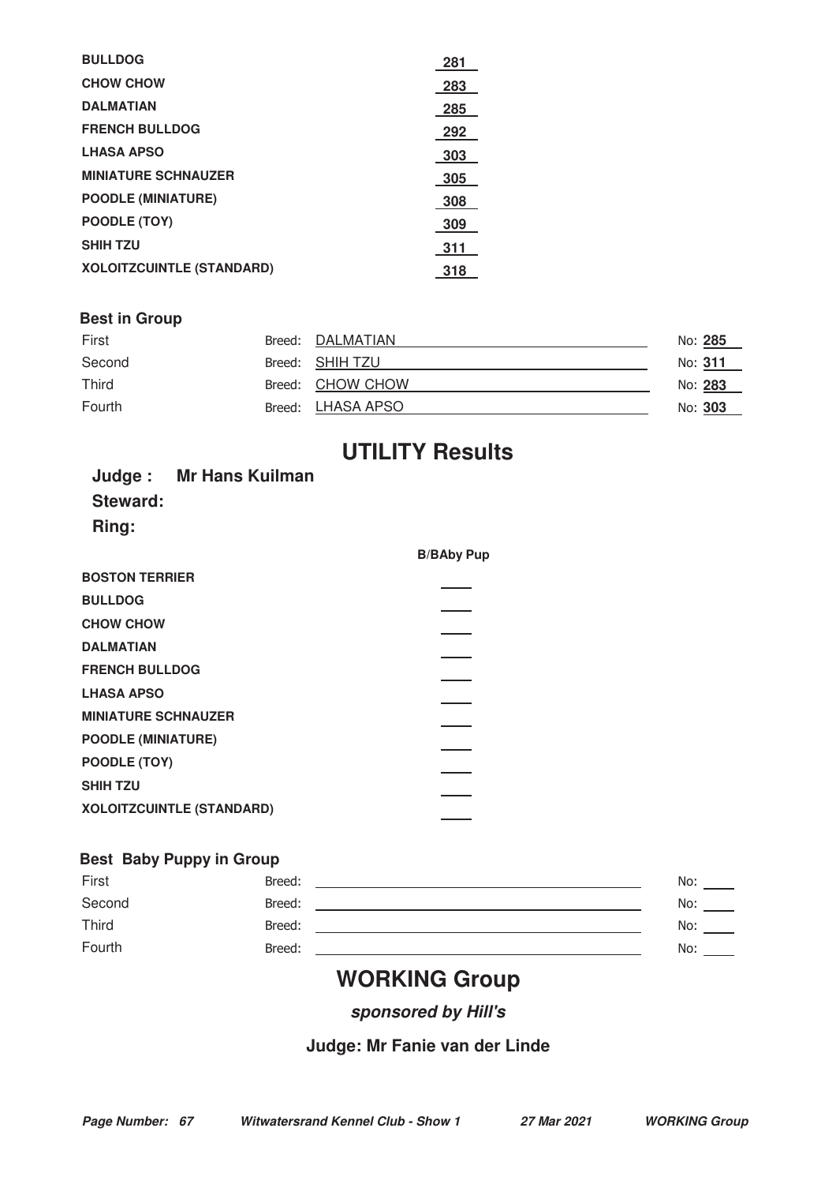| | |
|---|---|
| **BULLDOG** | 281 |
| **CHOW CHOW** | 283 |
| **DALMATIAN** | 285 |
| **FRENCH BULLDOG** | 292 |
| **LHASA APSO** | 303 |
| **MINIATURE SCHNAUZER** | 305 |
| **POODLE (MINIATURE)** | 308 |
| **POODLE (TOY)** | 309 |
| **SHIH TZU** | 311 |
| **XOLOITZCUINTLE (STANDARD)** | 318 |

### Best in Group

| Place | Breed | No |
|---|---|---|
| First | DALMATIAN | 285 |
| Second | SHIH TZU | 311 |
| Third | CHOW CHOW | 283 |
| Fourth | LHASA APSO | 303 |

## UTILITY Results

**Judge : Mr Hans Kuilman**

**Steward:**

**Ring:**

| | B/BAby Pup |
|---|---|
| **BOSTON TERRIER** | |
| **BULLDOG** | |
| **CHOW CHOW** | |
| **DALMATIAN** | |
| **FRENCH BULLDOG** | |
| **LHASA APSO** | |
| **MINIATURE SCHNAUZER** | |
| **POODLE (MINIATURE)** | |
| **POODLE (TOY)** | |
| **SHIH TZU** | |
| **XOLOITZCUINTLE (STANDARD)** | |

### Best Baby Puppy in Group

| Place | Breed | No |
|---|---|---|
| First | | |
| Second | | |
| Third | | |
| Fourth | | |

## WORKING Group

***sponsored by Hill's***

**Judge: Mr Fanie van der Linde**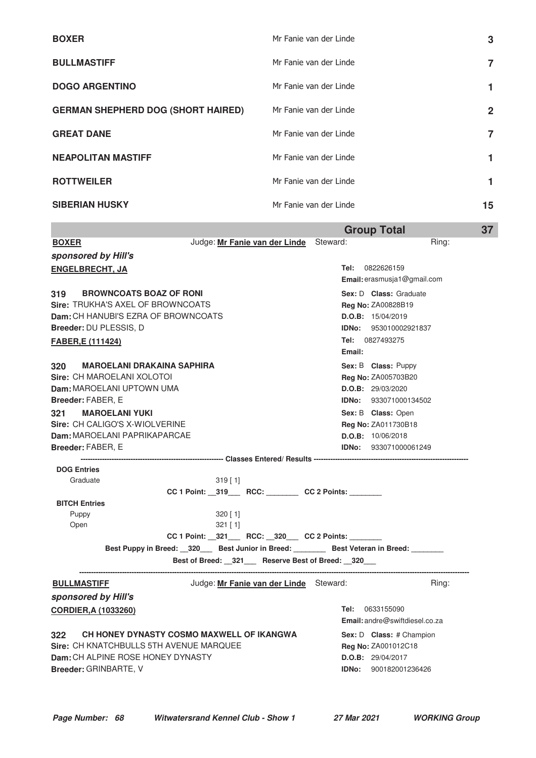| Breed | Judge | Entries |
|---|---|---|
| **BOXER** | Mr Fanie van der Linde | **3** |
| **BULLMASTIFF** | Mr Fanie van der Linde | **7** |
| **DOGO ARGENTINO** | Mr Fanie van der Linde | **1** |
| **GERMAN SHEPHERD DOG (SHORT HAIRED)** | Mr Fanie van der Linde | **2** |
| **GREAT DANE** | Mr Fanie van der Linde | **7** |
| **NEAPOLITAN MASTIFF** | Mr Fanie van der Linde | **1** |
| **ROTTWEILER** | Mr Fanie van der Linde | **1** |
| **SIBERIAN HUSKY** | Mr Fanie van der Linde | **15** |
| | **Group Total** | **37** |

**BOXER** Judge: **Mr Fanie van der Linde** Steward: Ring:

***sponsored by Hill's***

**ENGELBRECHT, JA**
Tel: 0822626159
Email: erasmusja1@gmail.com

**319 BROWNCOATS BOAZ OF RONI**
Sex: D Class: Graduate
Sire: TRUKHA'S AXEL OF BROWNCOATS
Reg No: ZA00828B19
Dam: CH HANUBI'S EZRA OF BROWNCOATS
D.O.B: 15/04/2019
Breeder: DU PLESSIS, D
IDNo: 953010002921837

**FABER,E (111424)**
Tel: 0827493275
Email:

**320 MAROELANI DRAKAINA SAPHIRA**
Sex: B Class: Puppy
Sire: CH MAROELANI XOLOTOI
Reg No: ZA005703B20
Dam: MAROELANI UPTOWN UMA
D.O.B: 29/03/2020
Breeder: FABER, E
IDNo: 933071000134502

**321 MAROELANI YUKI**
Sex: B Class: Open
Sire: CH CALIGO'S X-WIOLVERINE
Reg No: ZA011730B18
Dam: MAROELANI PAPRIKAPARCAE
D.O.B: 10/06/2018
Breeder: FABER, E
IDNo: 933071000061249

---------- Classes Entered/ Results ----------

**DOG Entries**
Graduate 319 [ 1]
CC 1 Point: __319___ RCC: ________ CC 2 Points: ________

**BITCH Entries**
Puppy 320 [ 1]
Open 321 [ 1]
CC 1 Point: __321___ RCC: __320___ CC 2 Points: ________

Best Puppy in Breed: __320___ Best Junior in Breed: ________ Best Veteran in Breed: ________

Best of Breed: __321___ Reserve Best of Breed: __320___

---

**BULLMASTIFF** Judge: **Mr Fanie van der Linde** Steward: Ring:

***sponsored by Hill's***

**CORDIER,A (1033260)**
Tel: 0633155090
Email: andre@swiftdiesel.co.za

**322 CH HONEY DYNASTY COSMO MAXWELL OF IKANGWA**
Sex: D Class: # Champion
Sire: CH KNATCHBULLS 5TH AVENUE MARQUEE
Reg No: ZA001012C18
Dam: CH ALPINE ROSE HONEY DYNASTY
D.O.B: 29/04/2017
Breeder: GRINBARTE, V
IDNo: 900182001236426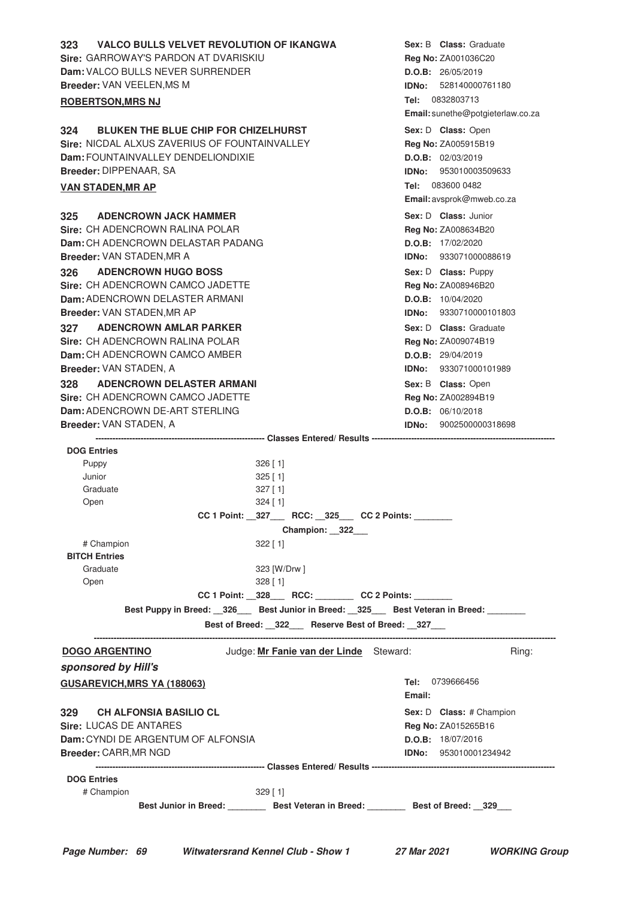**323 VALCO BULLS VELVET REVOLUTION OF IKANGWA**
**Sire:** GARROWAY'S PARDON AT DVARISKIU
**Dam:** VALCO BULLS NEVER SURRENDER
**Breeder:** VAN VEELEN,MS M
**Sex:** B **Class:** Graduate
**Reg No:** ZA001036C20
**D.O.B:** 26/05/2019
**IDNo:** 528140000761180

**ROBERTSON,MRS NJ**
**Tel:** 0832803713
**Email:** sunethe@potgieterlaw.co.za

**324 BLUKEN THE BLUE CHIP FOR CHIZELHURST**
**Sire:** NICDAL ALXUS ZAVERIUS OF FOUNTAINVALLEY
**Dam:** FOUNTAINVALLEY DENDELIONDIXIE
**Breeder:** DIPPENAAR, SA
**Sex:** D **Class:** Open
**Reg No:** ZA005915B19
**D.O.B:** 02/03/2019
**IDNo:** 953010003509633

**VAN STADEN,MR AP**
**Tel:** 083600 0482
**Email:** avsprok@mweb.co.za

**325 ADENCROWN JACK HAMMER**
**Sire:** CH ADENCROWN RALINA POLAR
**Dam:** CH ADENCROWN DELASTAR PADANG
**Breeder:** VAN STADEN,MR A
**Sex:** D **Class:** Junior
**Reg No:** ZA008634B20
**D.O.B:** 17/02/2020
**IDNo:** 933071000088619

**326 ADENCROWN HUGO BOSS**
**Sire:** CH ADENCROWN CAMCO JADETTE
**Dam:** ADENCROWN DELASTER ARMANI
**Breeder:** VAN STADEN,MR AP
**Sex:** D **Class:** Puppy
**Reg No:** ZA008946B20
**D.O.B:** 10/04/2020
**IDNo:** 9330710000101803

**327 ADENCROWN AMLAR PARKER**
**Sire:** CH ADENCROWN RALINA POLAR
**Dam:** CH ADENCROWN CAMCO AMBER
**Breeder:** VAN STADEN, A
**Sex:** D **Class:** Graduate
**Reg No:** ZA009074B19
**D.O.B:** 29/04/2019
**IDNo:** 933071000101989

**328 ADENCROWN DELASTER ARMANI**
**Sire:** CH ADENCROWN CAMCO JADETTE
**Dam:** ADENCROWN DE-ART STERLING
**Breeder:** VAN STADEN, A
**Sex:** B **Class:** Open
**Reg No:** ZA002894B19
**D.O.B:** 06/10/2018
**IDNo:** 9002500000318698

**Classes Entered/ Results**

**DOG Entries**

| | |
|---|---|
| Puppy | 326 [ 1] |
| Junior | 325 [ 1] |
| Graduate | 327 [ 1] |
| Open | 324 [ 1] |

**CC 1 Point:** 327 **RCC:** 325 **CC 2 Points:** ________

**Champion:** 322

| | |
|---|---|
| # Champion | 322 [ 1] |

**BITCH Entries**

| | |
|---|---|
| Graduate | 323 [W/Drw ] |
| Open | 328 [ 1] |

**CC 1 Point:** 328 **RCC:** ________ **CC 2 Points:** ________

**Best Puppy in Breed:** 326 **Best Junior in Breed:** 325 **Best Veteran in Breed:** ________

**Best of Breed:** 322 **Reserve Best of Breed:** 327

---

## DOGO ARGENTINO

Judge: **Mr Fanie van der Linde** Steward: Ring:

***sponsored by Hill's***

**GUSAREVICH,MRS YA (188063)**
**Tel:** 0739666456
**Email:**

**329 CH ALFONSIA BASILIO CL**
**Sire:** LUCAS DE ANTARES
**Dam:** CYNDI DE ARGENTUM OF ALFONSIA
**Breeder:** CARR,MR NGD
**Sex:** D **Class:** # Champion
**Reg No:** ZA015265B16
**D.O.B:** 18/07/2016
**IDNo:** 953010001234942

**Classes Entered/ Results**

**DOG Entries**

| | |
|---|---|
| # Champion | 329 [ 1] |

**Best Junior in Breed:** ________ **Best Veteran in Breed:** ________ **Best of Breed:** 329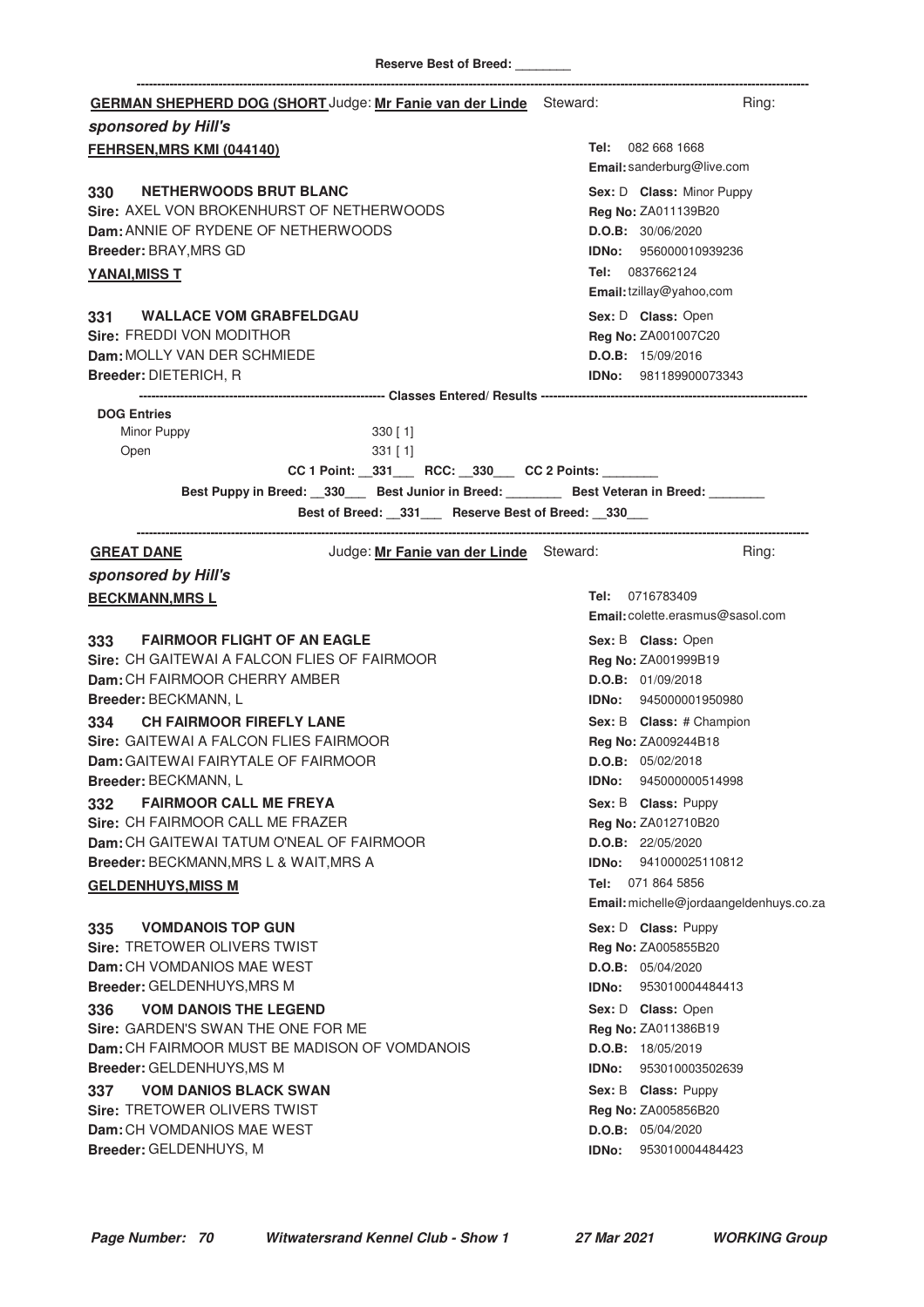Reserve Best of Breed: ________

---

**GERMAN SHEPHERD DOG (SHORT** Judge: **Mr Fanie van der Linde** Steward: Ring:

***sponsored by Hill's***

**FEHRSEN,MRS KMI (044140)**
Tel: 082 668 1668
Email: sanderburg@live.com

**330 NETHERWOODS BRUT BLANC**
Sex: D Class: Minor Puppy
Sire: AXEL VON BROKENHURST OF NETHERWOODS
Reg No: ZA011139B20
Dam: ANNIE OF RYDENE OF NETHERWOODS
D.O.B: 30/06/2020
Breeder: BRAY,MRS GD
IDNo: 956000010939236

**YANAI,MISS T**
Tel: 0837662124
Email: tzillay@yahoo,com

**331 WALLACE VOM GRABFELDGAU**
Sex: D Class: Open
Sire: FREDDI VON MODITHOR
Reg No: ZA001007C20
Dam: MOLLY VAN DER SCHMIEDE
D.O.B: 15/09/2016
Breeder: DIETERICH, R
IDNo: 981189900073343

**Classes Entered/ Results**

**DOG Entries**

| Class | Entries |
|---|---|
| Minor Puppy | 330 [ 1] |
| Open | 331 [ 1] |

CC 1 Point: \_\_331\_\_\_ RCC: \_\_330\_\_\_ CC 2 Points: ________

Best Puppy in Breed: \_\_330\_\_\_ Best Junior in Breed: ________ Best Veteran in Breed: ________

Best of Breed: \_\_331\_\_\_ Reserve Best of Breed: \_\_330\_\_\_

---

**GREAT DANE** Judge: **Mr Fanie van der Linde** Steward: Ring:

***sponsored by Hill's***

**BECKMANN,MRS L**
Tel: 0716783409
Email: colette.erasmus@sasol.com

**333 FAIRMOOR FLIGHT OF AN EAGLE**
Sex: B Class: Open
Sire: CH GAITEWAI A FALCON FLIES OF FAIRMOOR
Reg No: ZA001999B19
Dam: CH FAIRMOOR CHERRY AMBER
D.O.B: 01/09/2018
Breeder: BECKMANN, L
IDNo: 945000001950980

**334 CH FAIRMOOR FIREFLY LANE**
Sex: B Class: # Champion
Sire: GAITEWAI A FALCON FLIES FAIRMOOR
Reg No: ZA009244B18
Dam: GAITEWAI FAIRYTALE OF FAIRMOOR
D.O.B: 05/02/2018
Breeder: BECKMANN, L
IDNo: 945000000514998

**332 FAIRMOOR CALL ME FREYA**
Sex: B Class: Puppy
Sire: CH FAIRMOOR CALL ME FRAZER
Reg No: ZA012710B20
Dam: CH GAITEWAI TATUM O'NEAL OF FAIRMOOR
D.O.B: 22/05/2020
Breeder: BECKMANN,MRS L & WAIT,MRS A
IDNo: 941000025110812

**GELDENHUYS,MISS M**
Tel: 071 864 5856
Email: michelle@jordaangeldenhuys.co.za

**335 VOMDANOIS TOP GUN**
Sex: D Class: Puppy
Sire: TRETOWER OLIVERS TWIST
Reg No: ZA005855B20
Dam: CH VOMDANIOS MAE WEST
D.O.B: 05/04/2020
Breeder: GELDENHUYS,MRS M
IDNo: 953010004484413

**336 VOM DANOIS THE LEGEND**
Sex: D Class: Open
Sire: GARDEN'S SWAN THE ONE FOR ME
Reg No: ZA011386B19
Dam: CH FAIRMOOR MUST BE MADISON OF VOMDANOIS
D.O.B: 18/05/2019
Breeder: GELDENHUYS,MS M
IDNo: 953010003502639

**337 VOM DANIOS BLACK SWAN**
Sex: B Class: Puppy
Sire: TRETOWER OLIVERS TWIST
Reg No: ZA005856B20
Dam: CH VOMDANIOS MAE WEST
D.O.B: 05/04/2020
Breeder: GELDENHUYS, M
IDNo: 953010004484423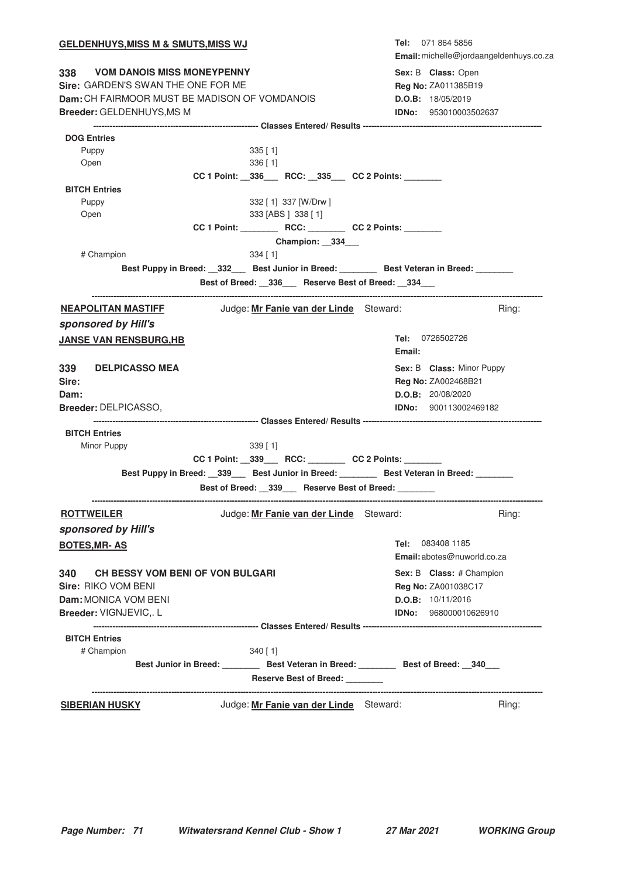**GELDENHUYS,MISS M & SMUTS,MISS WJ**

**Tel:** 071 864 5856
**Email:** michelle@jordaangeldenhuys.co.za

**338 VOM DANOIS MISS MONEYPENNY**
**Sire:** GARDEN'S SWAN THE ONE FOR ME
**Dam:** CH FAIRMOOR MUST BE MADISON OF VOMDANOIS
**Breeder:** GELDENHUYS,MS M

**Sex:** B **Class:** Open
**Reg No:** ZA011385B19
**D.O.B:** 18/05/2019
**IDNo:** 953010003502637

---------- **Classes Entered/ Results** ----------

**DOG Entries**

Puppy 335 [ 1]
Open 336 [ 1]

**CC 1 Point:** __336___ **RCC:** __335___ **CC 2 Points:** ________

**BITCH Entries**

Puppy 332 [ 1] 337 [W/Drw ]
Open 333 [ABS ] 338 [ 1]

**CC 1 Point:** ________ **RCC:** ________ **CC 2 Points:** ________

**Champion:** __334___

# Champion 334 [ 1]

**Best Puppy in Breed:** __332___ **Best Junior in Breed:** ________ **Best Veteran in Breed:** ________

**Best of Breed:** __336___ **Reserve Best of Breed:** __334___

---

**NEAPOLITAN MASTIFF** Judge: **Mr Fanie van der Linde** Steward: Ring:

***sponsored by Hill's***

**JANSE VAN RENSBURG,HB**

**Tel:** 0726502726
**Email:**

**339 DELPICASSO MEA**
**Sire:**
**Dam:**
**Breeder:** DELPICASSO,

**Sex:** B **Class:** Minor Puppy
**Reg No:** ZA002468B21
**D.O.B:** 20/08/2020
**IDNo:** 900113002469182

---------- **Classes Entered/ Results** ----------

**BITCH Entries**

Minor Puppy 339 [ 1]

**CC 1 Point:** __339___ **RCC:** ________ **CC 2 Points:** ________

**Best Puppy in Breed:** __339___ **Best Junior in Breed:** ________ **Best Veteran in Breed:** ________

**Best of Breed:** __339___ **Reserve Best of Breed:** ________

---

**ROTTWEILER** Judge: **Mr Fanie van der Linde** Steward: Ring:

***sponsored by Hill's***

**BOTES,MR- AS**

**Tel:** 083408 1185
**Email:** abotes@nuworld.co.za

**340 CH BESSY VOM BENI OF VON BULGARI**
**Sire:** RIKO VOM BENI
**Dam:** MONICA VOM BENI
**Breeder:** VIGNJEVIC,. L

**Sex:** B **Class:** # Champion
**Reg No:** ZA001038C17
**D.O.B:** 10/11/2016
**IDNo:** 968000010626910

---------- **Classes Entered/ Results** ----------

**BITCH Entries**

# Champion 340 [ 1]

**Best Junior in Breed:** ________ **Best Veteran in Breed:** ________ **Best of Breed:** __340___

**Reserve Best of Breed:** ________

---

**SIBERIAN HUSKY** Judge: **Mr Fanie van der Linde** Steward: Ring: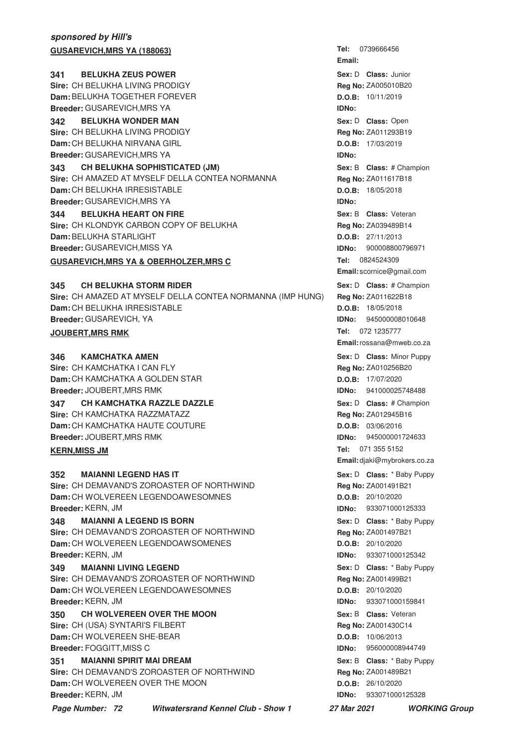***sponsored by Hill's***

**GUSAREVICH,MRS YA (188063)**

**Tel:** 0739666456
**Email:**

**341 BELUKHA ZEUS POWER**
**Sex:** D **Class:** Junior
**Sire:** CH BELUKHA LIVING PRODIGY
**Reg No:** ZA005010B20
**Dam:** BELUKHA TOGETHER FOREVER
**D.O.B:** 10/11/2019
**Breeder:** GUSAREVICH,MRS YA
**IDNo:**

**342 BELUKHA WONDER MAN**
**Sex:** D **Class:** Open
**Sire:** CH BELUKHA LIVING PRODIGY
**Reg No:** ZA011293B19
**Dam:** CH BELUKHA NIRVANA GIRL
**D.O.B:** 17/03/2019
**Breeder:** GUSAREVICH,MRS YA
**IDNo:**

**343 CH BELUKHA SOPHISTICATED (JM)**
**Sex:** B **Class:** # Champion
**Sire:** CH AMAZED AT MYSELF DELLA CONTEA NORMANNA
**Reg No:** ZA011617B18
**Dam:** CH BELUKHA IRRESISTABLE
**D.O.B:** 18/05/2018
**Breeder:** GUSAREVICH,MRS YA
**IDNo:**

**344 BELUKHA HEART ON FIRE**
**Sex:** B **Class:** Veteran
**Sire:** CH KLONDYK CARBON COPY OF BELUKHA
**Reg No:** ZA039489B14
**Dam:** BELUKHA STARLIGHT
**D.O.B:** 27/11/2013
**Breeder:** GUSAREVICH,MISS YA
**IDNo:** 900008800796971

**GUSAREVICH,MRS YA & OBERHOLZER,MRS C**

**Tel:** 0824524309
**Email:** scornice@gmail.com

**345 CH BELUKHA STORM RIDER**
**Sex:** D **Class:** # Champion
**Sire:** CH AMAZED AT MYSELF DELLA CONTEA NORMANNA (IMP HUNG)
**Reg No:** ZA011622B18
**Dam:** CH BELUKHA IRRESISTABLE
**D.O.B:** 18/05/2018
**Breeder:** GUSAREVICH, YA
**IDNo:** 945000008010648

**JOUBERT,MRS RMK**

**Tel:** 072 1235777
**Email:** rossana@mweb.co.za

**346 KAMCHATKA AMEN**
**Sex:** D **Class:** Minor Puppy
**Sire:** CH KAMCHATKA I CAN FLY
**Reg No:** ZA010256B20
**Dam:** CH KAMCHATKA A GOLDEN STAR
**D.O.B:** 17/07/2020
**Breeder:** JOUBERT,MRS RMK
**IDNo:** 941000025748488

**347 CH KAMCHATKA RAZZLE DAZZLE**
**Sex:** D **Class:** # Champion
**Sire:** CH KAMCHATKA RAZZMATAZZ
**Reg No:** ZA012945B16
**Dam:** CH KAMCHATKA HAUTE COUTURE
**D.O.B:** 03/06/2016
**Breeder:** JOUBERT,MRS RMK
**IDNo:** 945000001724633

**KERN,MISS JM**

**Tel:** 071 355 5152
**Email:** djaki@mybrokers.co.za

**352 MAIANNI LEGEND HAS IT**
**Sex:** D **Class:** * Baby Puppy
**Sire:** CH DEMAVAND'S ZOROASTER OF NORTHWIND
**Reg No:** ZA001491B21
**Dam:** CH WOLVEREEN LEGENDOAWESOMNES
**D.O.B:** 20/10/2020
**Breeder:** KERN, JM
**IDNo:** 933071000125333

**348 MAIANNI A LEGEND IS BORN**
**Sex:** D **Class:** * Baby Puppy
**Sire:** CH DEMAVAND'S ZOROASTER OF NORTHWIND
**Reg No:** ZA001497B21
**Dam:** CH WOLVEREEN LEGENDOAWSOMENES
**D.O.B:** 20/10/2020
**Breeder:** KERN, JM
**IDNo:** 933071000125342

**349 MAIANNI LIVING LEGEND**
**Sex:** D **Class:** * Baby Puppy
**Sire:** CH DEMAVAND'S ZOROASTER OF NORTHWIND
**Reg No:** ZA001499B21
**Dam:** CH WOLVEREEN LEGENDOAWESOMNES
**D.O.B:** 20/10/2020
**Breeder:** KERN, JM
**IDNo:** 933071000159841

**350 CH WOLVEREEN OVER THE MOON**
**Sex:** B **Class:** Veteran
**Sire:** CH (USA) SYNTARI'S FILBERT
**Reg No:** ZA001430C14
**Dam:** CH WOLVEREEN SHE-BEAR
**D.O.B:** 10/06/2013
**Breeder:** FOGGITT,MISS C
**IDNo:** 956000008944749

**351 MAIANNI SPIRIT MAI DREAM**
**Sex:** B **Class:** * Baby Puppy
**Sire:** CH DEMAVAND'S ZOROASTER OF NORTHWIND
**Reg No:** ZA001489B21
**Dam:** CH WOLVEREEN OVER THE MOON
**D.O.B:** 26/10/2020
**Breeder:** KERN, JM
**IDNo:** 933071000125328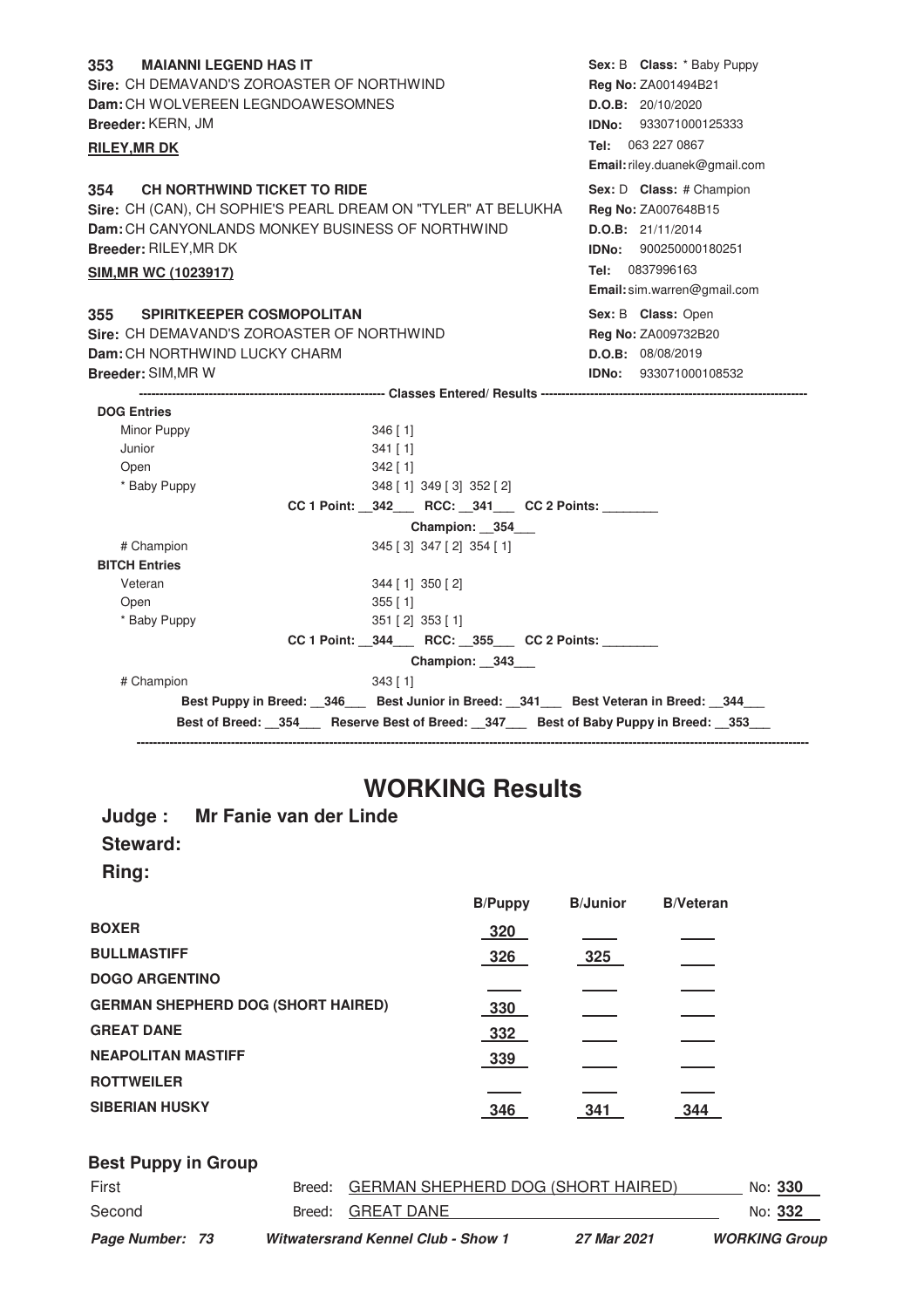**353 MAIANNI LEGEND HAS IT**
**Sire:** CH DEMAVAND'S ZOROASTER OF NORTHWIND
**Dam:** CH WOLVEREEN LEGNDOAWESOMNES
**Breeder:** KERN, JM
**RILEY,MR DK**

**Sex:** B **Class:** * Baby Puppy
**Reg No:** ZA001494B21
**D.O.B:** 20/10/2020
**IDNo:** 933071000125333
**Tel:** 063 227 0867
**Email:** riley.duanek@gmail.com

**354 CH NORTHWIND TICKET TO RIDE**
**Sire:** CH (CAN), CH SOPHIE'S PEARL DREAM ON "TYLER" AT BELUKHA
**Dam:** CH CANYONLANDS MONKEY BUSINESS OF NORTHWIND
**Breeder:** RILEY,MR DK
**SIM,MR WC (1023917)**

**Sex:** D **Class:** # Champion
**Reg No:** ZA007648B15
**D.O.B:** 21/11/2014
**IDNo:** 900250000180251
**Tel:** 0837996163
**Email:** sim.warren@gmail.com

**355 SPIRITKEEPER COSMOPOLITAN**
**Sire:** CH DEMAVAND'S ZOROASTER OF NORTHWIND
**Dam:** CH NORTHWIND LUCKY CHARM
**Breeder:** SIM,MR W

**Sex:** B **Class:** Open
**Reg No:** ZA009732B20
**D.O.B:** 08/08/2019
**IDNo:** 933071000108532

**Classes Entered/ Results**

**DOG Entries**

| Class | Results |
|---|---|
| Minor Puppy | 346 [ 1] |
| Junior | 341 [ 1] |
| Open | 342 [ 1] |
| * Baby Puppy | 348 [ 1] 349 [ 3] 352 [ 2] |

**CC 1 Point:** 342 **RCC:** 341 **CC 2 Points:** ____

**Champion:** 354

| Class | Results |
|---|---|
| # Champion | 345 [ 3] 347 [ 2] 354 [ 1] |

**BITCH Entries**

| Class | Results |
|---|---|
| Veteran | 344 [ 1] 350 [ 2] |
| Open | 355 [ 1] |
| * Baby Puppy | 351 [ 2] 353 [ 1] |

**CC 1 Point:** 344 **RCC:** 355 **CC 2 Points:** ____

**Champion:** 343

| Class | Results |
|---|---|
| # Champion | 343 [ 1] |

**Best Puppy in Breed:** 346 **Best Junior in Breed:** 341 **Best Veteran in Breed:** 344

**Best of Breed:** 354 **Reserve Best of Breed:** 347 **Best of Baby Puppy in Breed:** 353

# WORKING Results

## Judge : Mr Fanie van der Linde

## Steward:

## Ring:

| | B/Puppy | B/Junior | B/Veteran |
|---|---|---|---|
| **BOXER** | 320 | | |
| **BULLMASTIFF** | 326 | 325 | |
| **DOGO ARGENTINO** | | | |
| **GERMAN SHEPHERD DOG (SHORT HAIRED)** | 330 | | |
| **GREAT DANE** | 332 | | |
| **NEAPOLITAN MASTIFF** | 339 | | |
| **ROTTWEILER** | | | |
| **SIBERIAN HUSKY** | 346 | 341 | 344 |

### Best Puppy in Group

| Place | Breed | No |
|---|---|---|
| First | GERMAN SHEPHERD DOG (SHORT HAIRED) | 330 |
| Second | GREAT DANE | 332 |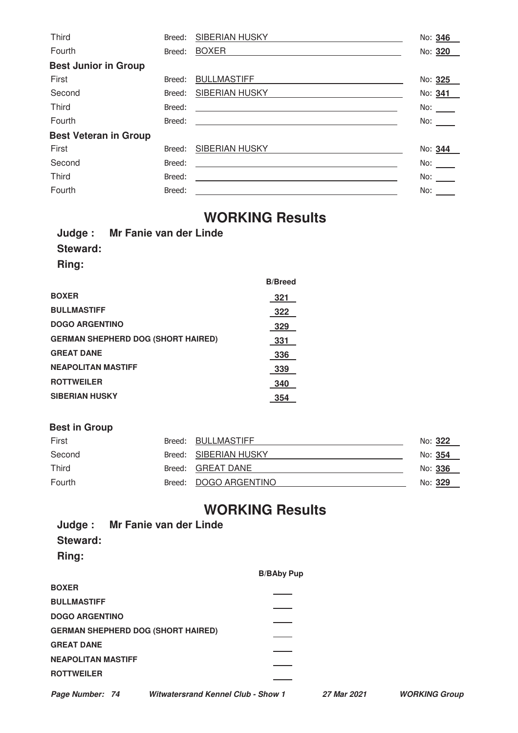| | | | |
|---|---|---|---|
| Third | Breed: | SIBERIAN HUSKY | No: **346** |
| Fourth | Breed: | BOXER | No: **320** |

**Best Junior in Group**

| | | | |
|---|---|---|---|
| First | Breed: | BULLMASTIFF | No: **325** |
| Second | Breed: | SIBERIAN HUSKY | No: **341** |
| Third | Breed: | | No: |
| Fourth | Breed: | | No: |

**Best Veteran in Group**

| | | | |
|---|---|---|---|
| First | Breed: | SIBERIAN HUSKY | No: **344** |
| Second | Breed: | | No: |
| Third | Breed: | | No: |
| Fourth | Breed: | | No: |

## WORKING Results

**Judge : Mr Fanie van der Linde**

**Steward:**

**Ring:**

| | B/Breed |
|---|---|
| **BOXER** | **321** |
| **BULLMASTIFF** | **322** |
| **DOGO ARGENTINO** | **329** |
| **GERMAN SHEPHERD DOG (SHORT HAIRED)** | **331** |
| **GREAT DANE** | **336** |
| **NEAPOLITAN MASTIFF** | **339** |
| **ROTTWEILER** | **340** |
| **SIBERIAN HUSKY** | **354** |

**Best in Group**

| | | | |
|---|---|---|---|
| First | Breed: | BULLMASTIFF | No: **322** |
| Second | Breed: | SIBERIAN HUSKY | No: **354** |
| Third | Breed: | GREAT DANE | No: **336** |
| Fourth | Breed: | DOGO ARGENTINO | No: **329** |

## WORKING Results

**Judge : Mr Fanie van der Linde**

**Steward:**

**Ring:**

| | B/BAby Pup |
|---|---|
| **BOXER** | |
| **BULLMASTIFF** | |
| **DOGO ARGENTINO** | |
| **GERMAN SHEPHERD DOG (SHORT HAIRED)** | |
| **GREAT DANE** | |
| **NEAPOLITAN MASTIFF** | |
| **ROTTWEILER** | |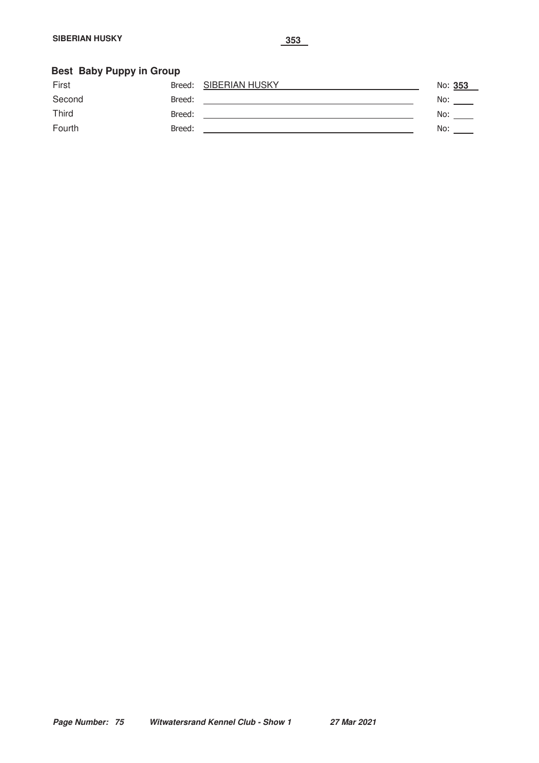**SIBERIAN HUSKY** **353**

### Best Baby Puppy in Group

| | | |
|---|---|---|
| First | Breed: SIBERIAN HUSKY | No: **353** |
| Second | Breed: | No: |
| Third | Breed: | No: |
| Fourth | Breed: | No: |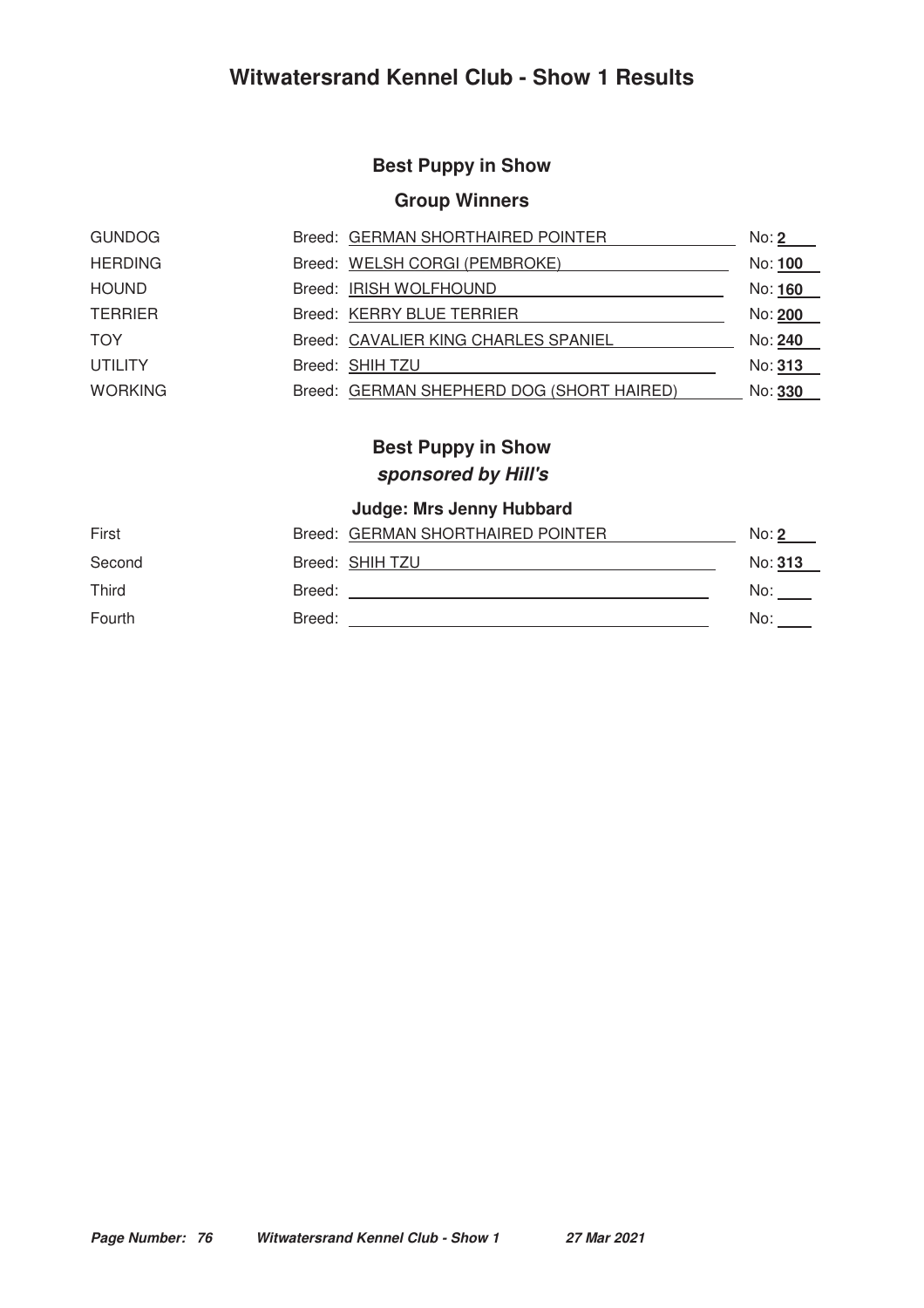# Witwatersrand Kennel Club - Show 1 Results

## Best Puppy in Show

### Group Winners

| Group | Breed | No |
|---|---|---|
| GUNDOG | GERMAN SHORTHAIRED POINTER | **2** |
| HERDING | WELSH CORGI (PEMBROKE) | **100** |
| HOUND | IRISH WOLFHOUND | **160** |
| TERRIER | KERRY BLUE TERRIER | **200** |
| TOY | CAVALIER KING CHARLES SPANIEL | **240** |
| UTILITY | SHIH TZU | **313** |
| WORKING | GERMAN SHEPHERD DOG (SHORT HAIRED) | **330** |

## Best Puppy in Show
***sponsored by Hill's***

### Judge: Mrs Jenny Hubbard

| Place | Breed | No |
|---|---|---|
| First | GERMAN SHORTHAIRED POINTER | **2** |
| Second | SHIH TZU | **313** |
| Third | | |
| Fourth | | |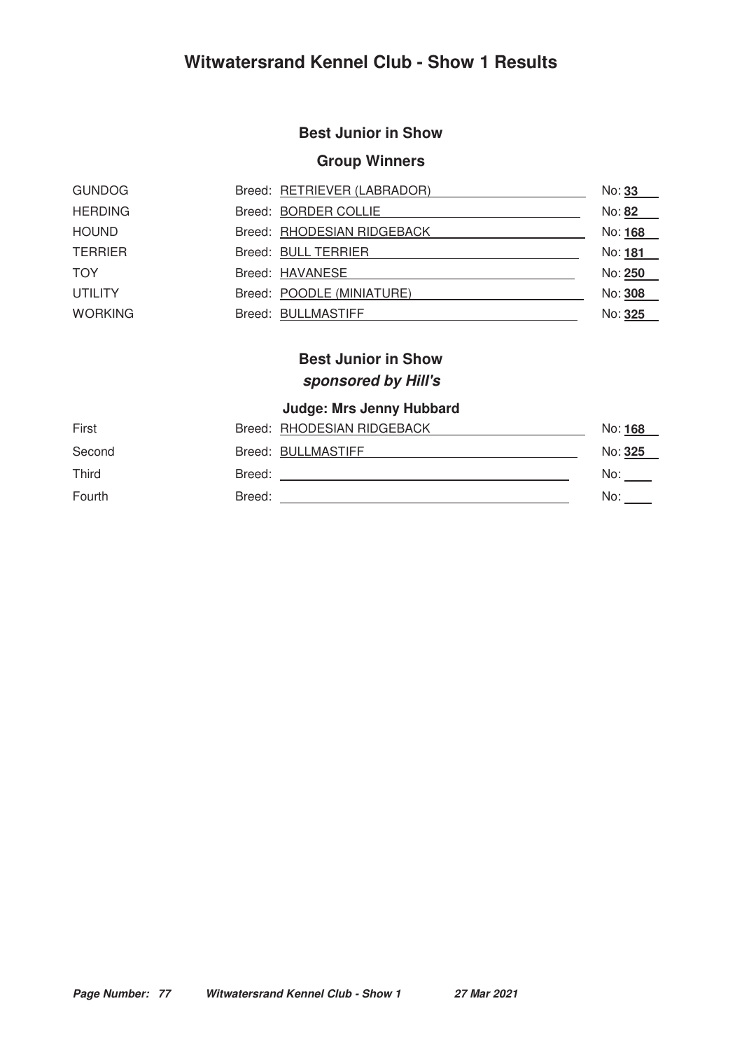# Witwatersrand Kennel Club - Show 1 Results

## Best Junior in Show

### Group Winners

| Group | Breed | No |
| --- | --- | --- |
| GUNDOG | RETRIEVER (LABRADOR) | **33** |
| HERDING | BORDER COLLIE | **82** |
| HOUND | RHODESIAN RIDGEBACK | **168** |
| TERRIER | BULL TERRIER | **181** |
| TOY | HAVANESE | **250** |
| UTILITY | POODLE (MINIATURE) | **308** |
| WORKING | BULLMASTIFF | **325** |

## Best Junior in Show

***sponsored by Hill's***

### Judge: Mrs Jenny Hubbard

| Place | Breed | No |
| --- | --- | --- |
| First | RHODESIAN RIDGEBACK | **168** |
| Second | BULLMASTIFF | **325** |
| Third | | |
| Fourth | | |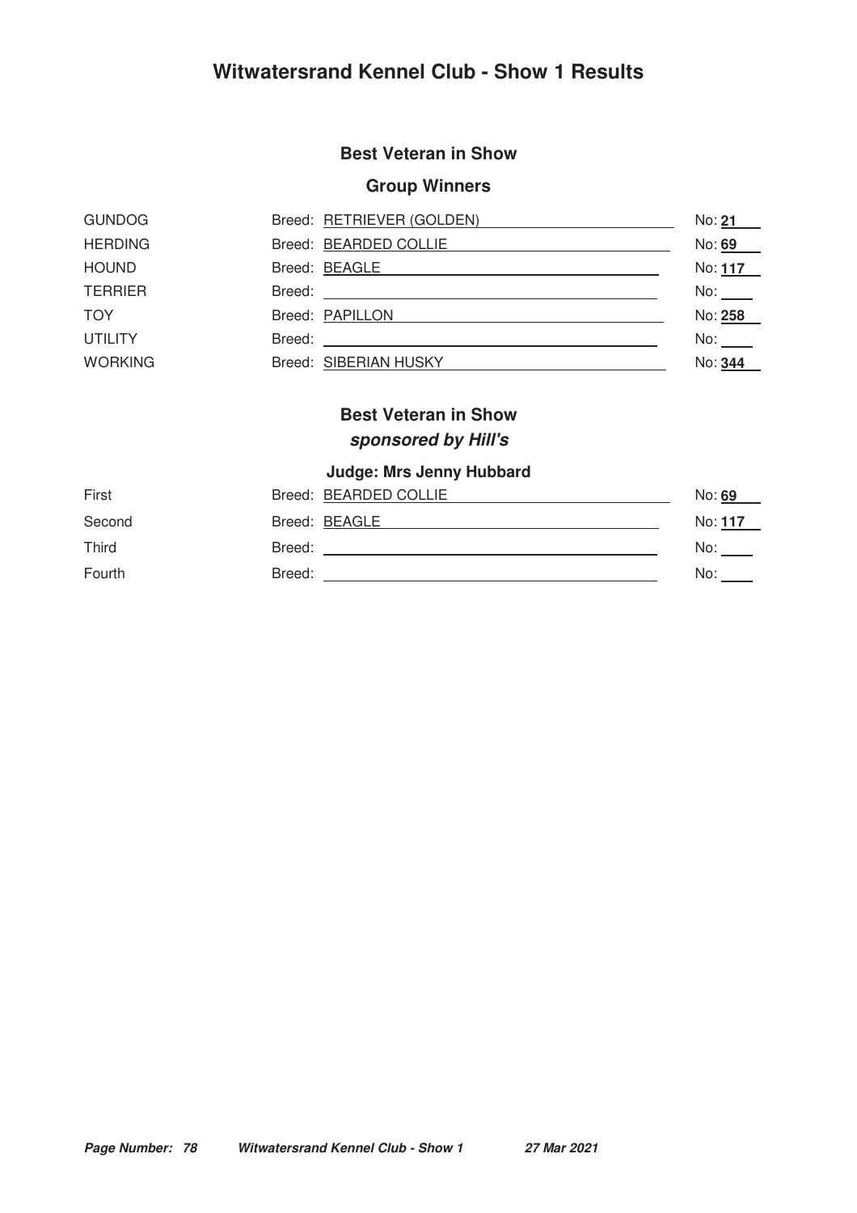# Witwatersrand Kennel Club - Show 1 Results

## Best Veteran in Show

### Group Winners

| Group | Breed | No |
|---|---|---|
| GUNDOG | RETRIEVER (GOLDEN) | 21 |
| HERDING | BEARDED COLLIE | 69 |
| HOUND | BEAGLE | 117 |
| TERRIER | | |
| TOY | PAPILLON | 258 |
| UTILITY | | |
| WORKING | SIBERIAN HUSKY | 344 |

## Best Veteran in Show

***sponsored by Hill's***

### Judge: Mrs Jenny Hubbard

| Place | Breed | No |
|---|---|---|
| First | BEARDED COLLIE | 69 |
| Second | BEAGLE | 117 |
| Third | | |
| Fourth | | |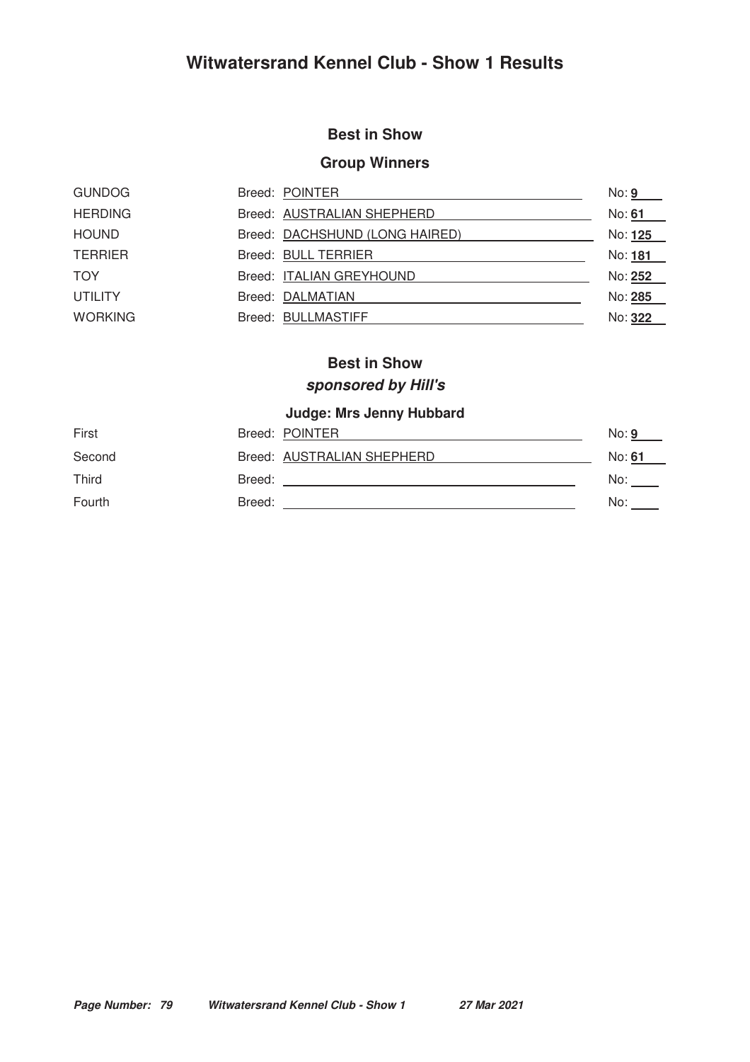# Witwatersrand Kennel Club - Show 1 Results

## Best in Show

### Group Winners

| Group | Breed | No |
| --- | --- | --- |
| GUNDOG | Breed: POINTER | No: **9** |
| HERDING | Breed: AUSTRALIAN SHEPHERD | No: **61** |
| HOUND | Breed: DACHSHUND (LONG HAIRED) | No: **125** |
| TERRIER | Breed: BULL TERRIER | No: **181** |
| TOY | Breed: ITALIAN GREYHOUND | No: **252** |
| UTILITY | Breed: DALMATIAN | No: **285** |
| WORKING | Breed: BULLMASTIFF | No: **322** |

## Best in Show

***sponsored by Hill's***

### Judge: Mrs Jenny Hubbard

| Place | Breed | No |
| --- | --- | --- |
| First | Breed: POINTER | No: **9** |
| Second | Breed: AUSTRALIAN SHEPHERD | No: **61** |
| Third | Breed: | No: |
| Fourth | Breed: | No: |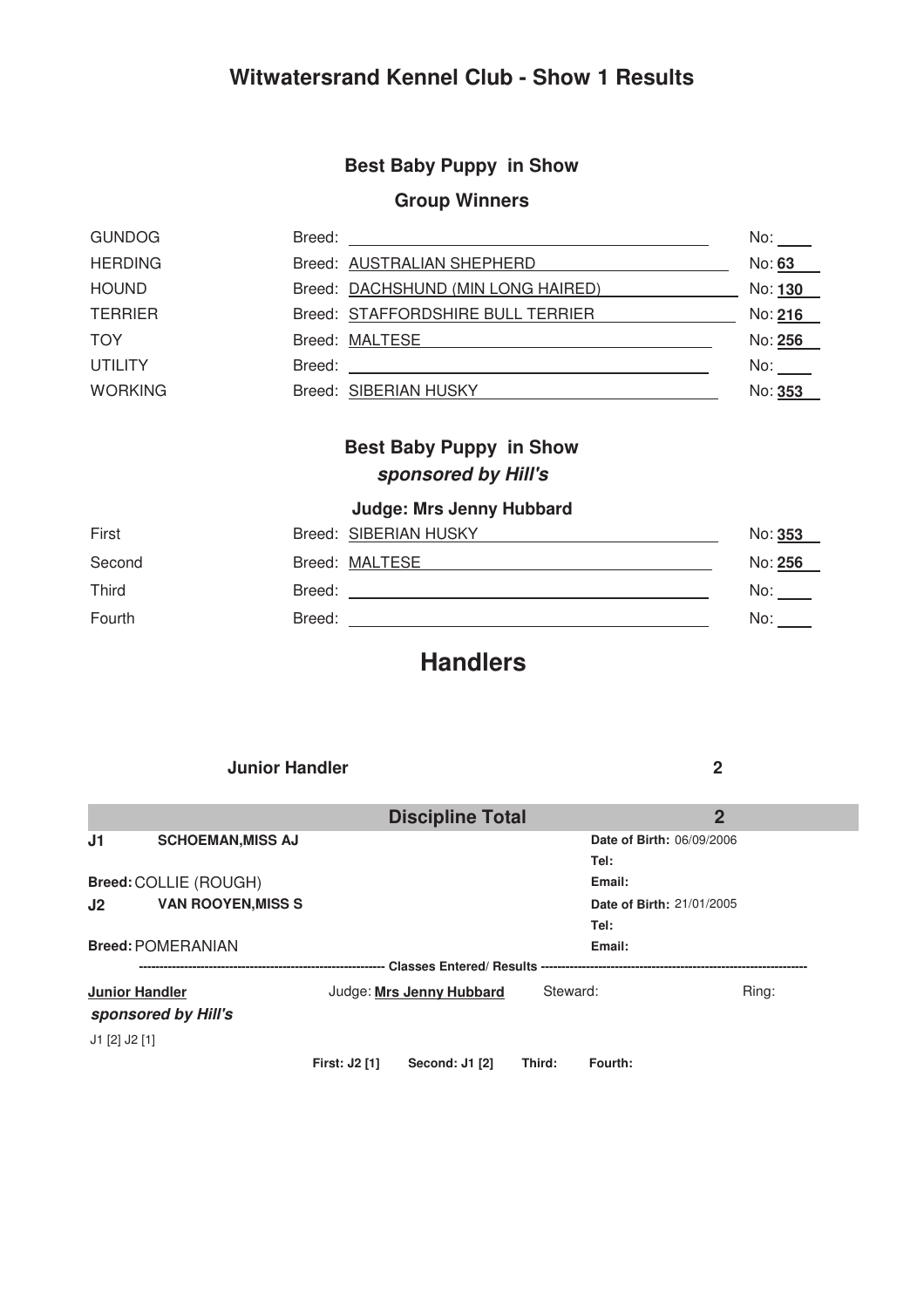# Witwatersrand Kennel Club - Show 1 Results

## Best Baby Puppy in Show

### Group Winners

| | | |
|---|---|---|
| GUNDOG | Breed: | No: |
| HERDING | Breed: AUSTRALIAN SHEPHERD | No: **63** |
| HOUND | Breed: DACHSHUND (MIN LONG HAIRED) | No: **130** |
| TERRIER | Breed: STAFFORDSHIRE BULL TERRIER | No: **216** |
| TOY | Breed: MALTESE | No: **256** |
| UTILITY | Breed: | No: |
| WORKING | Breed: SIBERIAN HUSKY | No: **353** |

## Best Baby Puppy in Show

***sponsored by Hill's***

**Judge: Mrs Jenny Hubbard**

| | | |
|---|---|---|
| First | Breed: SIBERIAN HUSKY | No: **353** |
| Second | Breed: MALTESE | No: **256** |
| Third | Breed: | No: |
| Fourth | Breed: | No: |

# Handlers

**Junior Handler** **2**

**Discipline Total** **2**

**J1** **SCHOEMAN,MISS AJ**
**Date of Birth:** 06/09/2006
**Tel:**
**Breed:** COLLIE (ROUGH)
**Email:**

**J2** **VAN ROOYEN,MISS S**
**Date of Birth:** 21/01/2005
**Tel:**
**Breed:** POMERANIAN
**Email:**

---------- **Classes Entered/ Results** ----------

**Junior Handler** Judge: **Mrs Jenny Hubbard** Steward: Ring:

***sponsored by Hill's***

J1 [2] J2 [1]

**First: J2 [1]** **Second: J1 [2]** **Third:** **Fourth:**